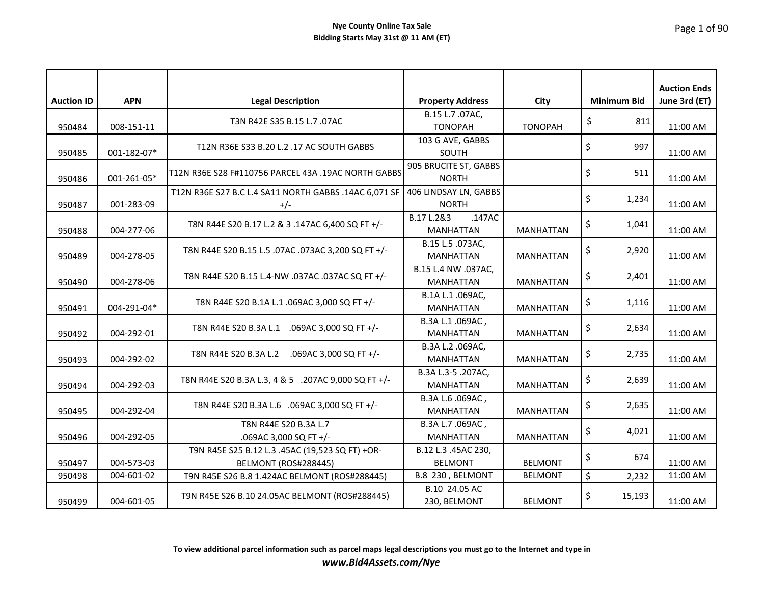**Nye County Online Tax Sale**
**Bidding Starts May 31st @ 11 AM (ET)**

| Auction ID | APN | Legal Description | Property Address | City | Minimum Bid | Auction Ends June 3rd (ET) |
|---|---|---|---|---|---|---|
| 950484 | 008-151-11 | T3N R42E S35 B.15 L.7 .07AC | B.15 L.7 .07AC, TONOPAH | TONOPAH | $ 811 | 11:00 AM |
| 950485 | 001-182-07* | T12N R36E S33 B.20 L.2 .17 AC SOUTH GABBS | 103 G AVE, GABBS SOUTH | | $ 997 | 11:00 AM |
| 950486 | 001-261-05* | T12N R36E S28 F#110756 PARCEL 43A .19AC NORTH GABBS | 905 BRUCITE ST, GABBS NORTH | | $ 511 | 11:00 AM |
| 950487 | 001-283-09 | T12N R36E S27 B.C L.4 SA11 NORTH GABBS .14AC 6,071 SF +/- | 406 LINDSAY LN, GABBS NORTH | | $ 1,234 | 11:00 AM |
| 950488 | 004-277-06 | T8N R44E S20 B.17 L.2 & 3 .147AC 6,400 SQ FT +/- | B.17 L.2&3 .147AC MANHATTAN | MANHATTAN | $ 1,041 | 11:00 AM |
| 950489 | 004-278-05 | T8N R44E S20 B.15 L.5 .07AC .073AC 3,200 SQ FT +/- | B.15 L.5 .073AC, MANHATTAN | MANHATTAN | $ 2,920 | 11:00 AM |
| 950490 | 004-278-06 | T8N R44E S20 B.15 L.4-NW .037AC .037AC SQ FT +/- | B.15 L.4 NW .037AC, MANHATTAN | MANHATTAN | $ 2,401 | 11:00 AM |
| 950491 | 004-291-04* | T8N R44E S20 B.1A L.1 .069AC 3,000 SQ FT +/- | B.1A L.1 .069AC, MANHATTAN | MANHATTAN | $ 1,116 | 11:00 AM |
| 950492 | 004-292-01 | T8N R44E S20 B.3A L.1 .069AC 3,000 SQ FT +/- | B.3A L.1 .069AC , MANHATTAN | MANHATTAN | $ 2,634 | 11:00 AM |
| 950493 | 004-292-02 | T8N R44E S20 B.3A L.2 .069AC 3,000 SQ FT +/- | B.3A L.2 .069AC, MANHATTAN | MANHATTAN | $ 2,735 | 11:00 AM |
| 950494 | 004-292-03 | T8N R44E S20 B.3A L.3, 4 & 5 .207AC 9,000 SQ FT +/- | B.3A L.3-5 .207AC, MANHATTAN | MANHATTAN | $ 2,639 | 11:00 AM |
| 950495 | 004-292-04 | T8N R44E S20 B.3A L.6 .069AC 3,000 SQ FT +/- | B.3A L.6 .069AC , MANHATTAN | MANHATTAN | $ 2,635 | 11:00 AM |
| 950496 | 004-292-05 | T8N R44E S20 B.3A L.7 .069AC 3,000 SQ FT +/- | B.3A L.7 .069AC , MANHATTAN | MANHATTAN | $ 4,021 | 11:00 AM |
| 950497 | 004-573-03 | T9N R45E S25 B.12 L.3 .45AC (19,523 SQ FT) +OR- BELMONT (ROS#288445) | B.12 L.3 .45AC 230, BELMONT | BELMONT | $ 674 | 11:00 AM |
| 950498 | 004-601-02 | T9N R45E S26 B.8 1.424AC BELMONT (ROS#288445) | B.8 230 , BELMONT | BELMONT | $ 2,232 | 11:00 AM |
| 950499 | 004-601-05 | T9N R45E S26 B.10 24.05AC BELMONT (ROS#288445) | B.10 24.05 AC 230, BELMONT | BELMONT | $ 15,193 | 11:00 AM |

**To view additional parcel information such as parcel maps legal descriptions you must go to the Internet and type in**

***www.Bid4Assets.com/Nye***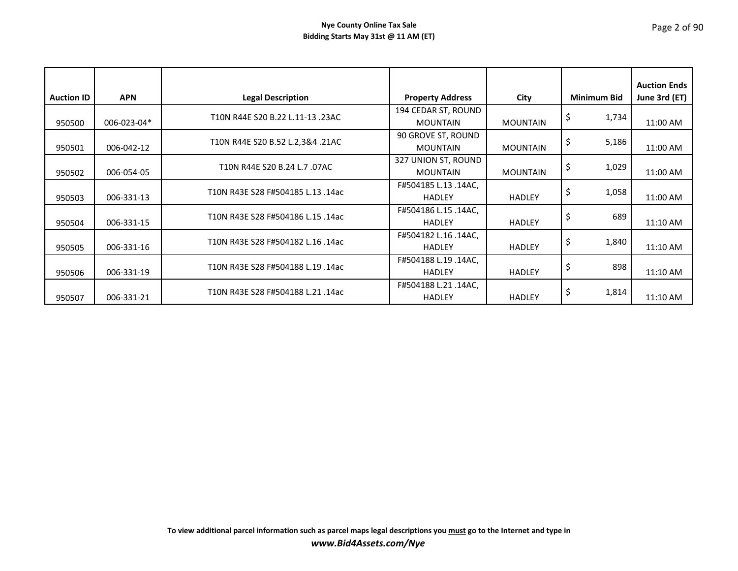**Nye County Online Tax Sale**
**Bidding Starts May 31st @ 11 AM (ET)**

| Auction ID | APN | Legal Description | Property Address | City | Minimum Bid | Auction Ends June 3rd (ET) |
|---|---|---|---|---|---|---|
| 950500 | 006-023-04* | T10N R44E S20 B.22 L.11-13 .23AC | 194 CEDAR ST, ROUND MOUNTAIN | MOUNTAIN | $ 1,734 | 11:00 AM |
| 950501 | 006-042-12 | T10N R44E S20 B.52 L.2,3&4 .21AC | 90 GROVE ST, ROUND MOUNTAIN | MOUNTAIN | $ 5,186 | 11:00 AM |
| 950502 | 006-054-05 | T10N R44E S20 B.24 L.7 .07AC | 327 UNION ST, ROUND MOUNTAIN | MOUNTAIN | $ 1,029 | 11:00 AM |
| 950503 | 006-331-13 | T10N R43E S28 F#504185 L.13 .14ac | F#504185 L.13 .14AC, HADLEY | HADLEY | $ 1,058 | 11:00 AM |
| 950504 | 006-331-15 | T10N R43E S28 F#504186 L.15 .14ac | F#504186 L.15 .14AC, HADLEY | HADLEY | $ 689 | 11:10 AM |
| 950505 | 006-331-16 | T10N R43E S28 F#504182 L.16 .14ac | F#504182 L.16 .14AC, HADLEY | HADLEY | $ 1,840 | 11:10 AM |
| 950506 | 006-331-19 | T10N R43E S28 F#504188 L.19 .14ac | F#504188 L.19 .14AC, HADLEY | HADLEY | $ 898 | 11:10 AM |
| 950507 | 006-331-21 | T10N R43E S28 F#504188 L.21 .14ac | F#504188 L.21 .14AC, HADLEY | HADLEY | $ 1,814 | 11:10 AM |

**To view additional parcel information such as parcel maps legal descriptions you must go to the Internet and type in**
***www.Bid4Assets.com/Nye***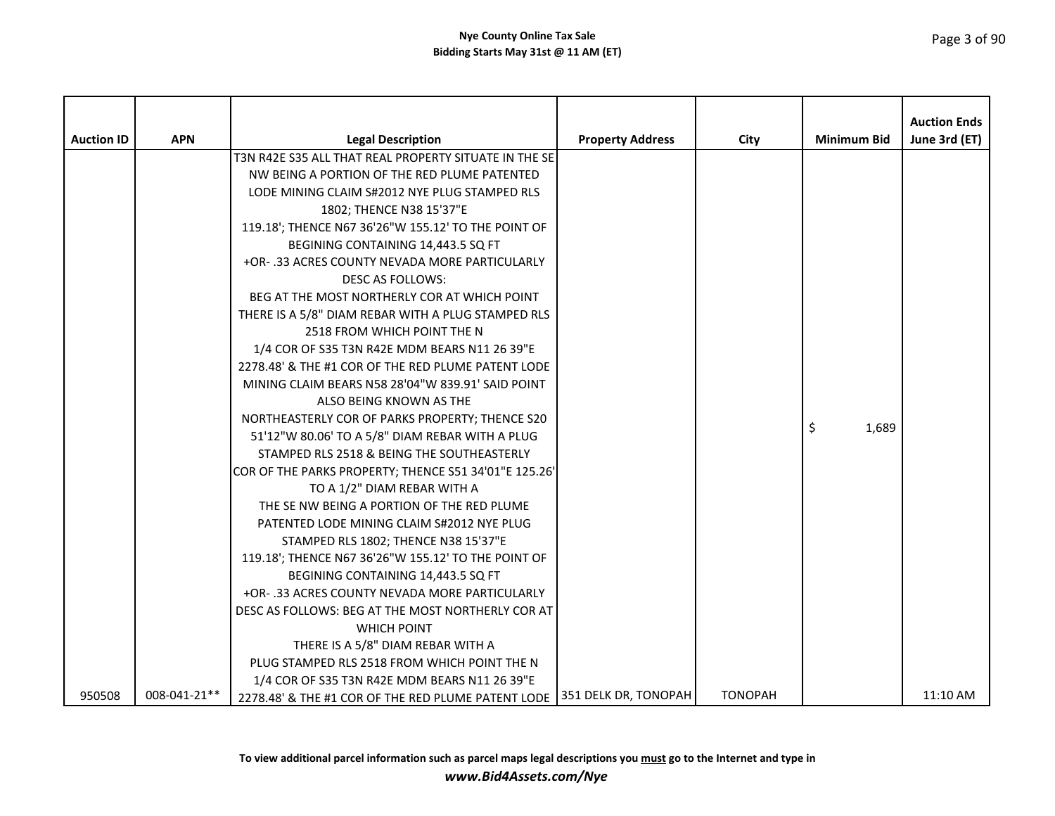| Auction ID | APN | Legal Description | Property Address | City | Minimum Bid | Auction Ends June 3rd (ET) |
|---|---|---|---|---|---|---|
| 950508 | 008-041-21** | T3N R42E S35 ALL THAT REAL PROPERTY SITUATE IN THE SE NW BEING A PORTION OF THE RED PLUME PATENTED LODE MINING CLAIM S#2012 NYE PLUG STAMPED RLS 1802; THENCE N38 15'37"E 119.18'; THENCE N67 36'26"W 155.12' TO THE POINT OF BEGINING CONTAINING 14,443.5 SQ FT +OR- .33 ACRES COUNTY NEVADA MORE PARTICULARLY DESC AS FOLLOWS: BEG AT THE MOST NORTHERLY COR AT WHICH POINT THERE IS A 5/8" DIAM REBAR WITH A PLUG STAMPED RLS 2518 FROM WHICH POINT THE N 1/4 COR OF S35 T3N R42E MDM BEARS N11 26 39"E 2278.48' & THE #1 COR OF THE RED PLUME PATENT LODE MINING CLAIM BEARS N58 28'04"W 839.91' SAID POINT ALSO BEING KNOWN AS THE NORTHEASTERLY COR OF PARKS PROPERTY; THENCE S20 51'12"W 80.06' TO A 5/8" DIAM REBAR WITH A PLUG STAMPED RLS 2518 & BEING THE SOUTHEASTERLY COR OF THE PARKS PROPERTY; THENCE S51 34'01"E 125.26' TO A 1/2" DIAM REBAR WITH A THE SE NW BEING A PORTION OF THE RED PLUME PATENTED LODE MINING CLAIM S#2012 NYE PLUG STAMPED RLS 1802; THENCE N38 15'37"E 119.18'; THENCE N67 36'26"W 155.12' TO THE POINT OF BEGINING CONTAINING 14,443.5 SQ FT +OR- .33 ACRES COUNTY NEVADA MORE PARTICULARLY DESC AS FOLLOWS: BEG AT THE MOST NORTHERLY COR AT WHICH POINT THERE IS A 5/8" DIAM REBAR WITH A PLUG STAMPED RLS 2518 FROM WHICH POINT THE N 1/4 COR OF S35 T3N R42E MDM BEARS N11 26 39"E 2278.48' & THE #1 COR OF THE RED PLUME PATENT LODE | 351 DELK DR, TONOPAH | TONOPAH | $ 1,689 | 11:10 AM |

**To view additional parcel information such as parcel maps legal descriptions you must go to the Internet and type in**
***www.Bid4Assets.com/Nye***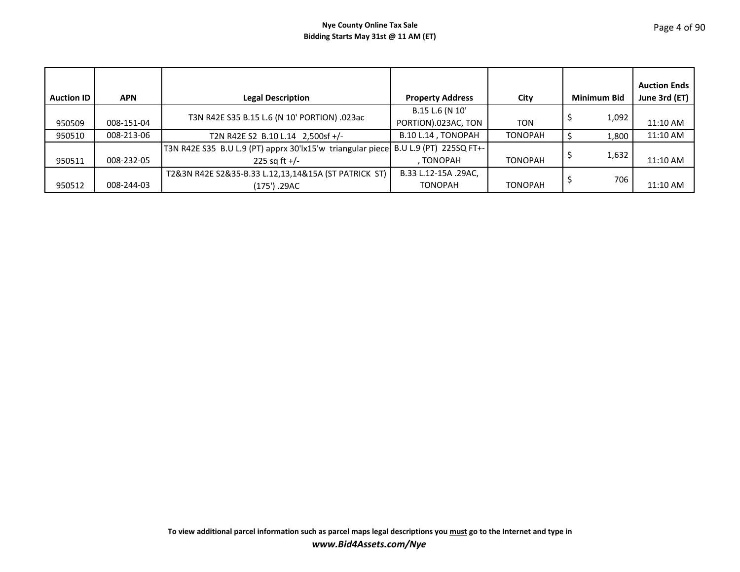**Nye County Online Tax Sale**
**Bidding Starts May 31st @ 11 AM (ET)**

| Auction ID | APN | Legal Description | Property Address | City | Minimum Bid | Auction Ends June 3rd (ET) |
|---|---|---|---|---|---|---|
| 950509 | 008-151-04 | T3N R42E S35 B.15 L.6 (N 10' PORTION) .023ac | B.15 L.6 (N 10' PORTION).023AC, TON | TON | $ 1,092 | 11:10 AM |
| 950510 | 008-213-06 | T2N R42E S2 B.10 L.14 2,500sf +/- | B.10 L.14 , TONOPAH | TONOPAH | $ 1,800 | 11:10 AM |
| 950511 | 008-232-05 | T3N R42E S35 B.U L.9 (PT) apprx 30'lx15'w triangular piece 225 sq ft +/- | B.U L.9 (PT) 225SQ FT+- , TONOPAH | TONOPAH | $ 1,632 | 11:10 AM |
| 950512 | 008-244-03 | T2&3N R42E S2&35-B.33 L.12,13,14&15A (ST PATRICK ST) (175') .29AC | B.33 L.12-15A .29AC, TONOPAH | TONOPAH | $ 706 | 11:10 AM |

**To view additional parcel information such as parcel maps legal descriptions you must go to the Internet and type in**
***www.Bid4Assets.com/Nye***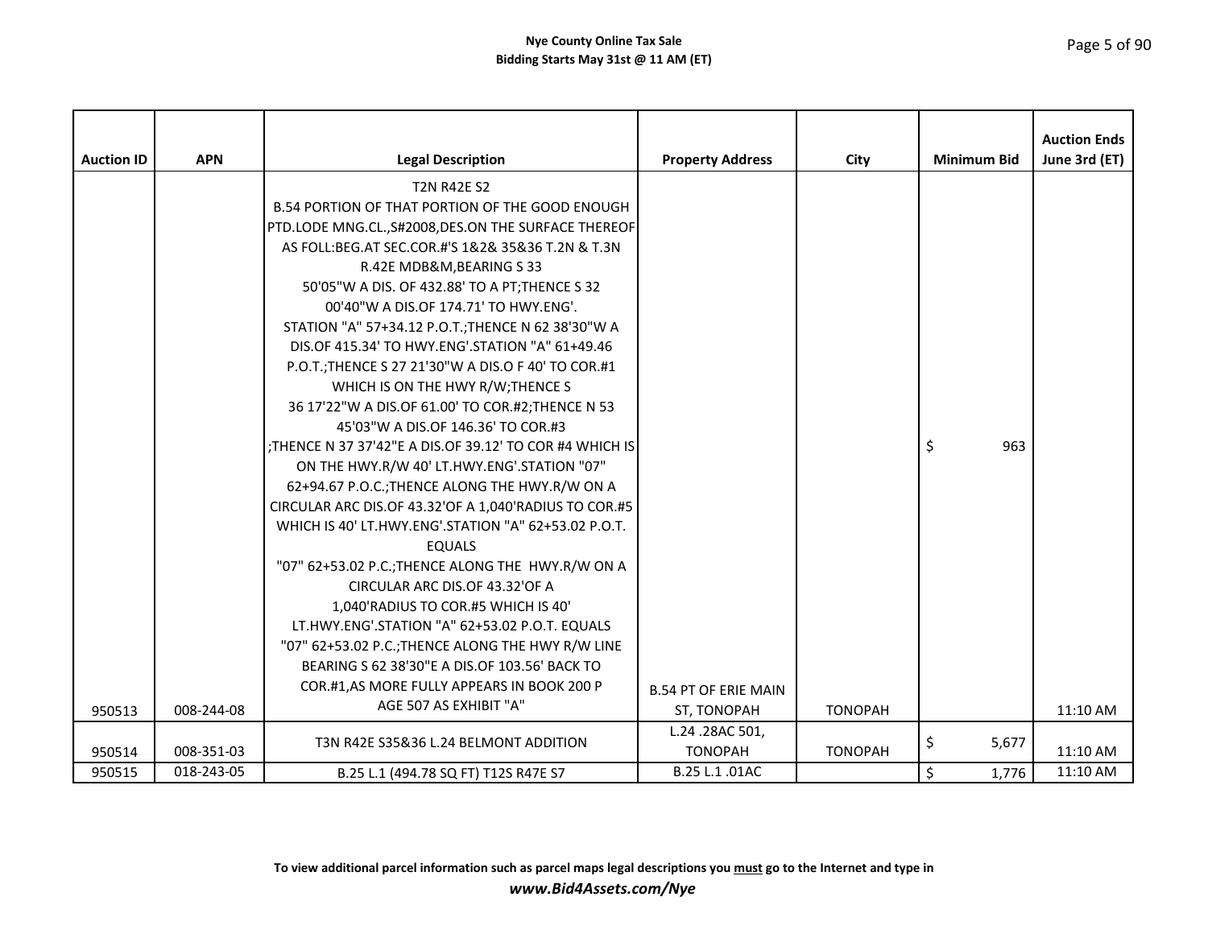| Auction ID | APN | Legal Description | Property Address | City | Minimum Bid | Auction Ends June 3rd (ET) |
|---|---|---|---|---|---|---|
| 950513 | 008-244-08 | T2N R42E S2 B.54 PORTION OF THAT PORTION OF THE GOOD ENOUGH PTD.LODE MNG.CL.,S#2008,DES.ON THE SURFACE THEREOF AS FOLL:BEG.AT SEC.COR.#'S 1&2& 35&36 T.2N & T.3N R.42E MDB&M,BEARING S 33 50'05"W A DIS. OF 432.88' TO A PT;THENCE S 32 00'40"W A DIS.OF 174.71' TO HWY.ENG'. STATION "A" 57+34.12 P.O.T.;THENCE N 62 38'30"W A DIS.OF 415.34' TO HWY.ENG'.STATION "A" 61+49.46 P.O.T.;THENCE S 27 21'30"W A DIS.O F 40' TO COR.#1 WHICH IS ON THE HWY R/W;THENCE S 36 17'22"W A DIS.OF 61.00' TO COR.#2;THENCE N 53 45'03"W A DIS.OF 146.36' TO COR.#3 ;THENCE N 37 37'42"E A DIS.OF 39.12' TO COR #4 WHICH IS ON THE HWY.R/W 40' LT.HWY.ENG'.STATION "07" 62+94.67 P.O.C.;THENCE ALONG THE HWY.R/W ON A CIRCULAR ARC DIS.OF 43.32'OF A 1,040'RADIUS TO COR.#5 WHICH IS 40' LT.HWY.ENG'.STATION "A" 62+53.02 P.O.T. EQUALS "07" 62+53.02 P.C.;THENCE ALONG THE HWY.R/W ON A CIRCULAR ARC DIS.OF 43.32'OF A 1,040'RADIUS TO COR.#5 WHICH IS 40' LT.HWY.ENG'.STATION "A" 62+53.02 P.O.T. EQUALS "07" 62+53.02 P.C.;THENCE ALONG THE HWY R/W LINE BEARING S 62 38'30"E A DIS.OF 103.56' BACK TO COR.#1,AS MORE FULLY APPEARS IN BOOK 200 P AGE 507 AS EXHIBIT "A" | B.54 PT OF ERIE MAIN ST, TONOPAH | TONOPAH | $ 963 | 11:10 AM |
| 950514 | 008-351-03 | T3N R42E S35&36 L.24 BELMONT ADDITION | L.24 .28AC 501, TONOPAH | TONOPAH | $ 5,677 | 11:10 AM |
| 950515 | 018-243-05 | B.25 L.1 (494.78 SQ FT) T12S R47E S7 | B.25 L.1 .01AC | | $ 1,776 | 11:10 AM |

**To view additional parcel information such as parcel maps legal descriptions you must go to the Internet and type in**
***www.Bid4Assets.com/Nye***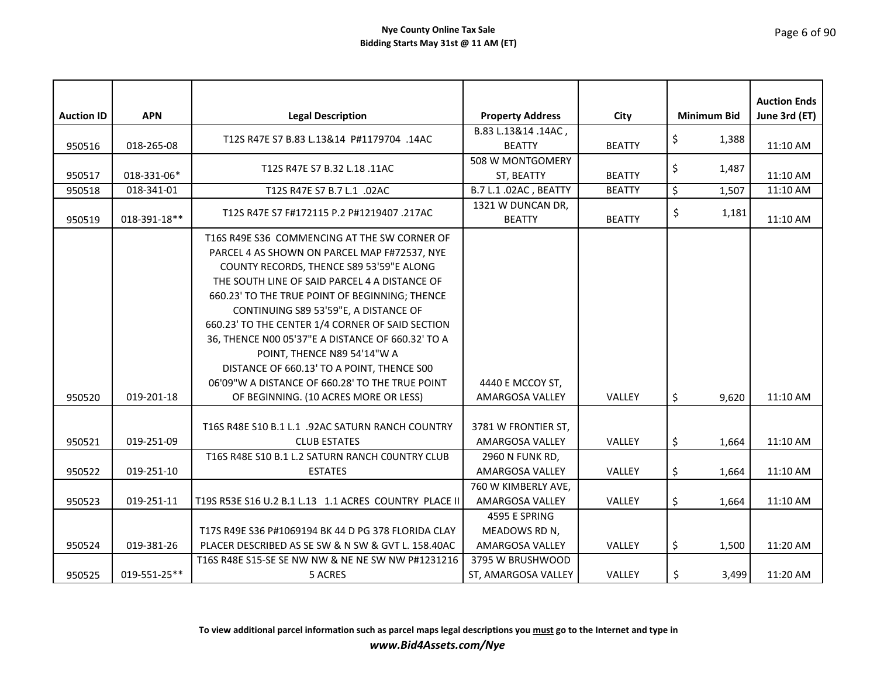**Nye County Online Tax Sale**
**Bidding Starts May 31st @ 11 AM (ET)**

| Auction ID | APN | Legal Description | Property Address | City | Minimum Bid | Auction Ends June 3rd (ET) |
|---|---|---|---|---|---|---|
| 950516 | 018-265-08 | T12S R47E S7 B.83 L.13&14 P#1179704 .14AC | B.83 L.13&14 .14AC , BEATTY | BEATTY | $ 1,388 | 11:10 AM |
| 950517 | 018-331-06* | T12S R47E S7 B.32 L.18 .11AC | 508 W MONTGOMERY ST, BEATTY | BEATTY | $ 1,487 | 11:10 AM |
| 950518 | 018-341-01 | T12S R47E S7 B.7 L.1 .02AC | B.7 L.1 .02AC , BEATTY | BEATTY | $ 1,507 | 11:10 AM |
| 950519 | 018-391-18** | T12S R47E S7 F#172115 P.2 P#1219407 .217AC | 1321 W DUNCAN DR, BEATTY | BEATTY | $ 1,181 | 11:10 AM |
| 950520 | 019-201-18 | T16S R49E S36 COMMENCING AT THE SW CORNER OF PARCEL 4 AS SHOWN ON PARCEL MAP F#72537, NYE COUNTY RECORDS, THENCE S89 53'59"E ALONG THE SOUTH LINE OF SAID PARCEL 4 A DISTANCE OF 660.23' TO THE TRUE POINT OF BEGINNING; THENCE CONTINUING S89 53'59"E, A DISTANCE OF 660.23' TO THE CENTER 1/4 CORNER OF SAID SECTION 36, THENCE N00 05'37"E A DISTANCE OF 660.32' TO A POINT, THENCE N89 54'14"W A DISTANCE OF 660.13' TO A POINT, THENCE S00 06'09"W A DISTANCE OF 660.28' TO THE TRUE POINT OF BEGINNING. (10 ACRES MORE OR LESS) | 4440 E MCCOY ST, AMARGOSA VALLEY | VALLEY | $ 9,620 | 11:10 AM |
| 950521 | 019-251-09 | T16S R48E S10 B.1 L.1 .92AC SATURN RANCH COUNTRY CLUB ESTATES | 3781 W FRONTIER ST, AMARGOSA VALLEY | VALLEY | $ 1,664 | 11:10 AM |
| 950522 | 019-251-10 | T16S R48E S10 B.1 L.2 SATURN RANCH C0UNTRY CLUB ESTATES | 2960 N FUNK RD, AMARGOSA VALLEY | VALLEY | $ 1,664 | 11:10 AM |
| 950523 | 019-251-11 | T19S R53E S16 U.2 B.1 L.13 1.1 ACRES COUNTRY PLACE II | 760 W KIMBERLY AVE, AMARGOSA VALLEY | VALLEY | $ 1,664 | 11:10 AM |
| 950524 | 019-381-26 | T17S R49E S36 P#1069194 BK 44 D PG 378 FLORIDA CLAY PLACER DESCRIBED AS SE SW & N SW & GVT L. 158.40AC | 4595 E SPRING MEADOWS RD N, AMARGOSA VALLEY | VALLEY | $ 1,500 | 11:20 AM |
| 950525 | 019-551-25** | T16S R48E S15-SE SE NW NW & NE NE SW NW P#1231216 5 ACRES | 3795 W BRUSHWOOD ST, AMARGOSA VALLEY | VALLEY | $ 3,499 | 11:20 AM |

**To view additional parcel information such as parcel maps legal descriptions you <u>must</u> go to the Internet and type in**
***www.Bid4Assets.com/Nye***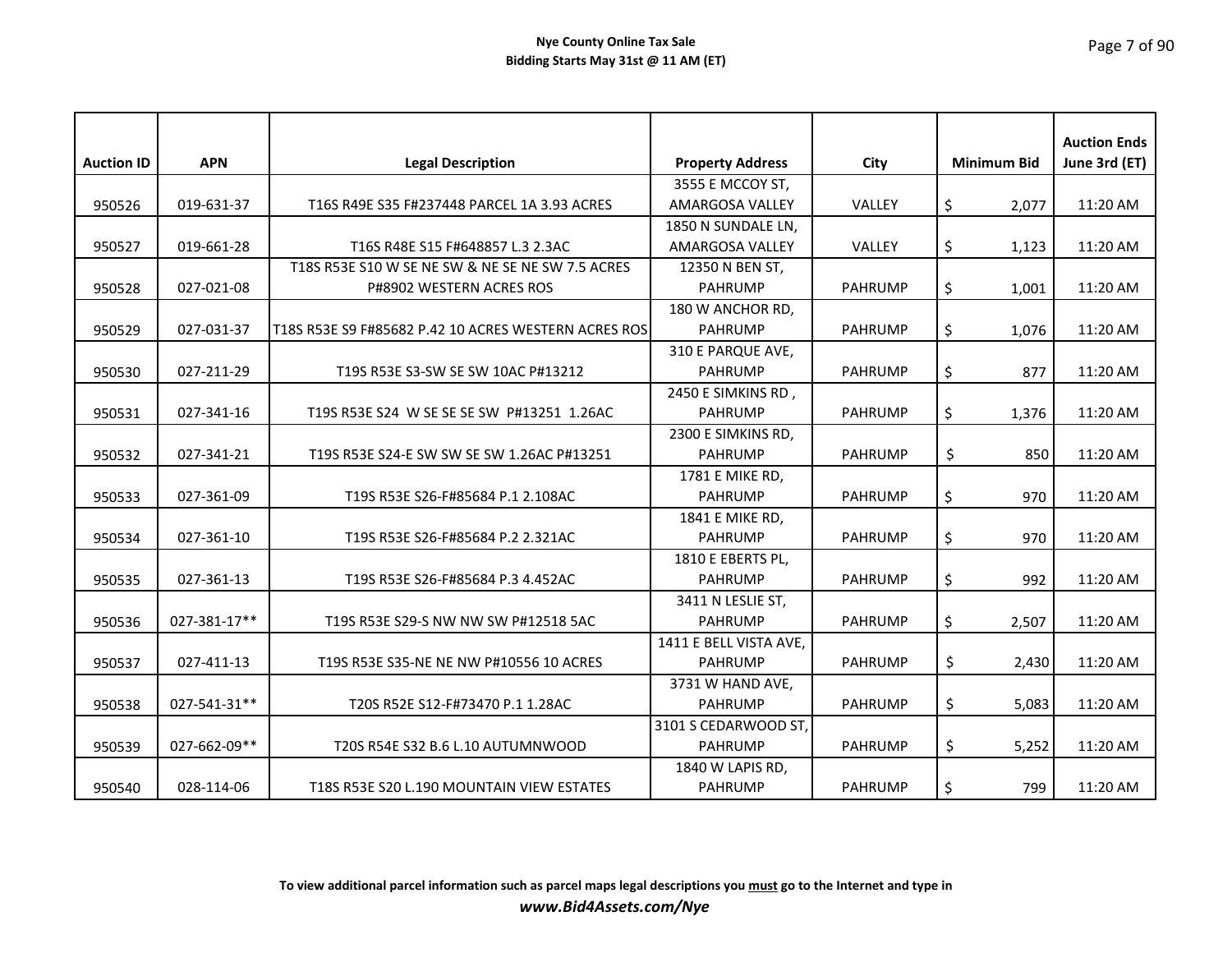**Nye County Online Tax Sale**
**Bidding Starts May 31st @ 11 AM (ET)**

| Auction ID | APN | Legal Description | Property Address | City | Minimum Bid | Auction Ends June 3rd (ET) |
|---|---|---|---|---|---|---|
| 950526 | 019-631-37 | T16S R49E S35 F#237448 PARCEL 1A 3.93 ACRES | 3555 E MCCOY ST, AMARGOSA VALLEY | VALLEY | $ 2,077 | 11:20 AM |
| 950527 | 019-661-28 | T16S R48E S15 F#648857 L.3 2.3AC | 1850 N SUNDALE LN, AMARGOSA VALLEY | VALLEY | $ 1,123 | 11:20 AM |
| 950528 | 027-021-08 | T18S R53E S10 W SE NE SW & NE SE NE SW 7.5 ACRES P#8902 WESTERN ACRES ROS | 12350 N BEN ST, PAHRUMP | PAHRUMP | $ 1,001 | 11:20 AM |
| 950529 | 027-031-37 | T18S R53E S9 F#85682 P.42 10 ACRES WESTERN ACRES ROS | 180 W ANCHOR RD, PAHRUMP | PAHRUMP | $ 1,076 | 11:20 AM |
| 950530 | 027-211-29 | T19S R53E S3-SW SE SW 10AC P#13212 | 310 E PARQUE AVE, PAHRUMP | PAHRUMP | $ 877 | 11:20 AM |
| 950531 | 027-341-16 | T19S R53E S24 W SE SE SE SW P#13251 1.26AC | 2450 E SIMKINS RD , PAHRUMP | PAHRUMP | $ 1,376 | 11:20 AM |
| 950532 | 027-341-21 | T19S R53E S24-E SW SW SE SW 1.26AC P#13251 | 2300 E SIMKINS RD, PAHRUMP | PAHRUMP | $ 850 | 11:20 AM |
| 950533 | 027-361-09 | T19S R53E S26-F#85684 P.1 2.108AC | 1781 E MIKE RD, PAHRUMP | PAHRUMP | $ 970 | 11:20 AM |
| 950534 | 027-361-10 | T19S R53E S26-F#85684 P.2 2.321AC | 1841 E MIKE RD, PAHRUMP | PAHRUMP | $ 970 | 11:20 AM |
| 950535 | 027-361-13 | T19S R53E S26-F#85684 P.3 4.452AC | 1810 E EBERTS PL, PAHRUMP | PAHRUMP | $ 992 | 11:20 AM |
| 950536 | 027-381-17** | T19S R53E S29-S NW NW SW P#12518 5AC | 3411 N LESLIE ST, PAHRUMP | PAHRUMP | $ 2,507 | 11:20 AM |
| 950537 | 027-411-13 | T19S R53E S35-NE NE NW P#10556 10 ACRES | 1411 E BELL VISTA AVE, PAHRUMP | PAHRUMP | $ 2,430 | 11:20 AM |
| 950538 | 027-541-31** | T20S R52E S12-F#73470 P.1 1.28AC | 3731 W HAND AVE, PAHRUMP | PAHRUMP | $ 5,083 | 11:20 AM |
| 950539 | 027-662-09** | T20S R54E S32 B.6 L.10 AUTUMNWOOD | 3101 S CEDARWOOD ST, PAHRUMP | PAHRUMP | $ 5,252 | 11:20 AM |
| 950540 | 028-114-06 | T18S R53E S20 L.190 MOUNTAIN VIEW ESTATES | 1840 W LAPIS RD, PAHRUMP | PAHRUMP | $ 799 | 11:20 AM |

**To view additional parcel information such as parcel maps legal descriptions you must go to the Internet and type in**
***www.Bid4Assets.com/Nye***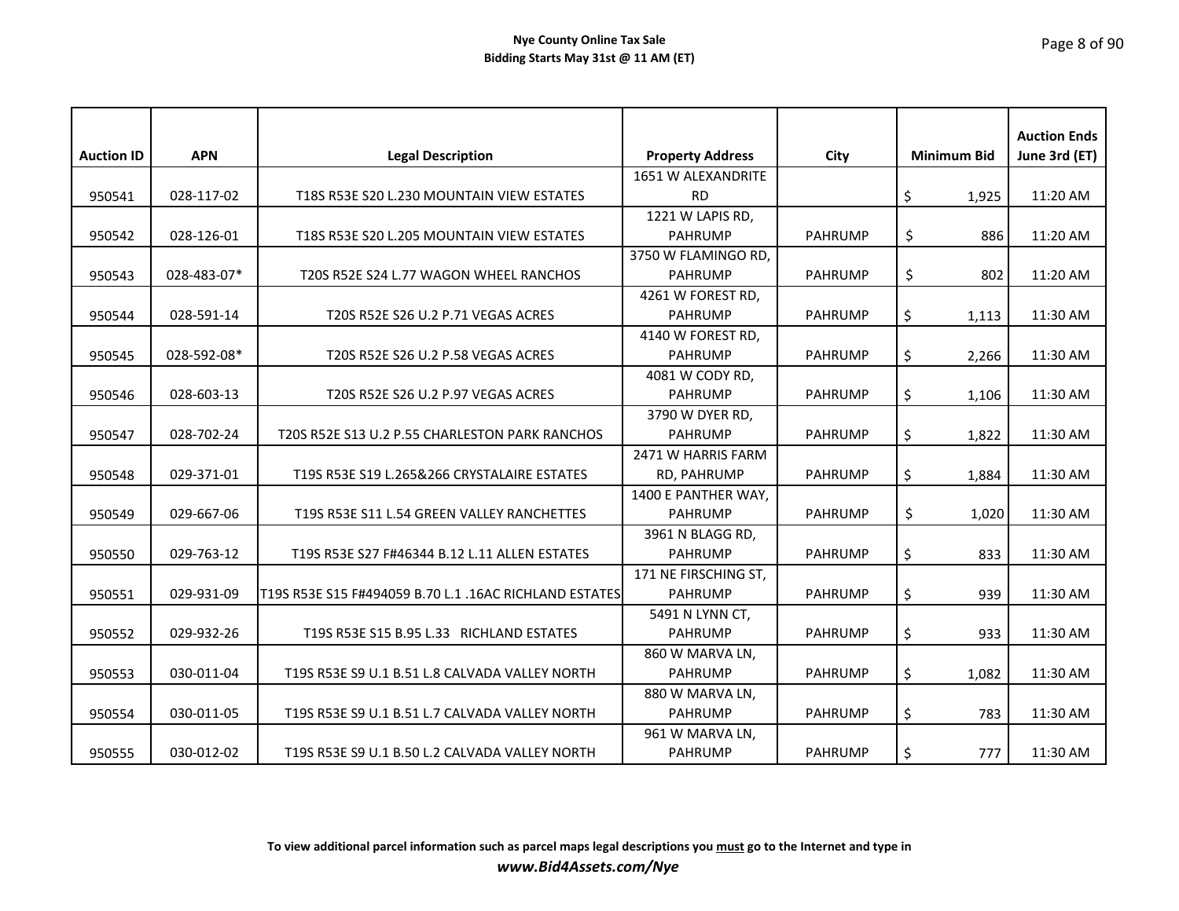**Nye County Online Tax Sale**
**Bidding Starts May 31st @ 11 AM (ET)**

| Auction ID | APN | Legal Description | Property Address | City | Minimum Bid | Auction Ends June 3rd (ET) |
|---|---|---|---|---|---|---|
| 950541 | 028-117-02 | T18S R53E S20 L.230 MOUNTAIN VIEW ESTATES | 1651 W ALEXANDRITE RD | | $ 1,925 | 11:20 AM |
| 950542 | 028-126-01 | T18S R53E S20 L.205 MOUNTAIN VIEW ESTATES | 1221 W LAPIS RD, PAHRUMP | PAHRUMP | $ 886 | 11:20 AM |
| 950543 | 028-483-07* | T20S R52E S24 L.77 WAGON WHEEL RANCHOS | 3750 W FLAMINGO RD, PAHRUMP | PAHRUMP | $ 802 | 11:20 AM |
| 950544 | 028-591-14 | T20S R52E S26 U.2 P.71 VEGAS ACRES | 4261 W FOREST RD, PAHRUMP | PAHRUMP | $ 1,113 | 11:30 AM |
| 950545 | 028-592-08* | T20S R52E S26 U.2 P.58 VEGAS ACRES | 4140 W FOREST RD, PAHRUMP | PAHRUMP | $ 2,266 | 11:30 AM |
| 950546 | 028-603-13 | T20S R52E S26 U.2 P.97 VEGAS ACRES | 4081 W CODY RD, PAHRUMP | PAHRUMP | $ 1,106 | 11:30 AM |
| 950547 | 028-702-24 | T20S R52E S13 U.2 P.55 CHARLESTON PARK RANCHOS | 3790 W DYER RD, PAHRUMP | PAHRUMP | $ 1,822 | 11:30 AM |
| 950548 | 029-371-01 | T19S R53E S19 L.265&266 CRYSTALAIRE ESTATES | 2471 W HARRIS FARM RD, PAHRUMP | PAHRUMP | $ 1,884 | 11:30 AM |
| 950549 | 029-667-06 | T19S R53E S11 L.54 GREEN VALLEY RANCHETTES | 1400 E PANTHER WAY, PAHRUMP | PAHRUMP | $ 1,020 | 11:30 AM |
| 950550 | 029-763-12 | T19S R53E S27 F#46344 B.12 L.11 ALLEN ESTATES | 3961 N BLAGG RD, PAHRUMP | PAHRUMP | $ 833 | 11:30 AM |
| 950551 | 029-931-09 | T19S R53E S15 F#494059 B.70 L.1 .16AC RICHLAND ESTATES | 171 NE FIRSCHING ST, PAHRUMP | PAHRUMP | $ 939 | 11:30 AM |
| 950552 | 029-932-26 | T19S R53E S15 B.95 L.33 RICHLAND ESTATES | 5491 N LYNN CT, PAHRUMP | PAHRUMP | $ 933 | 11:30 AM |
| 950553 | 030-011-04 | T19S R53E S9 U.1 B.51 L.8 CALVADA VALLEY NORTH | 860 W MARVA LN, PAHRUMP | PAHRUMP | $ 1,082 | 11:30 AM |
| 950554 | 030-011-05 | T19S R53E S9 U.1 B.51 L.7 CALVADA VALLEY NORTH | 880 W MARVA LN, PAHRUMP | PAHRUMP | $ 783 | 11:30 AM |
| 950555 | 030-012-02 | T19S R53E S9 U.1 B.50 L.2 CALVADA VALLEY NORTH | 961 W MARVA LN, PAHRUMP | PAHRUMP | $ 777 | 11:30 AM |

**To view additional parcel information such as parcel maps legal descriptions you <u>must</u> go to the Internet and type in**
***www.Bid4Assets.com/Nye***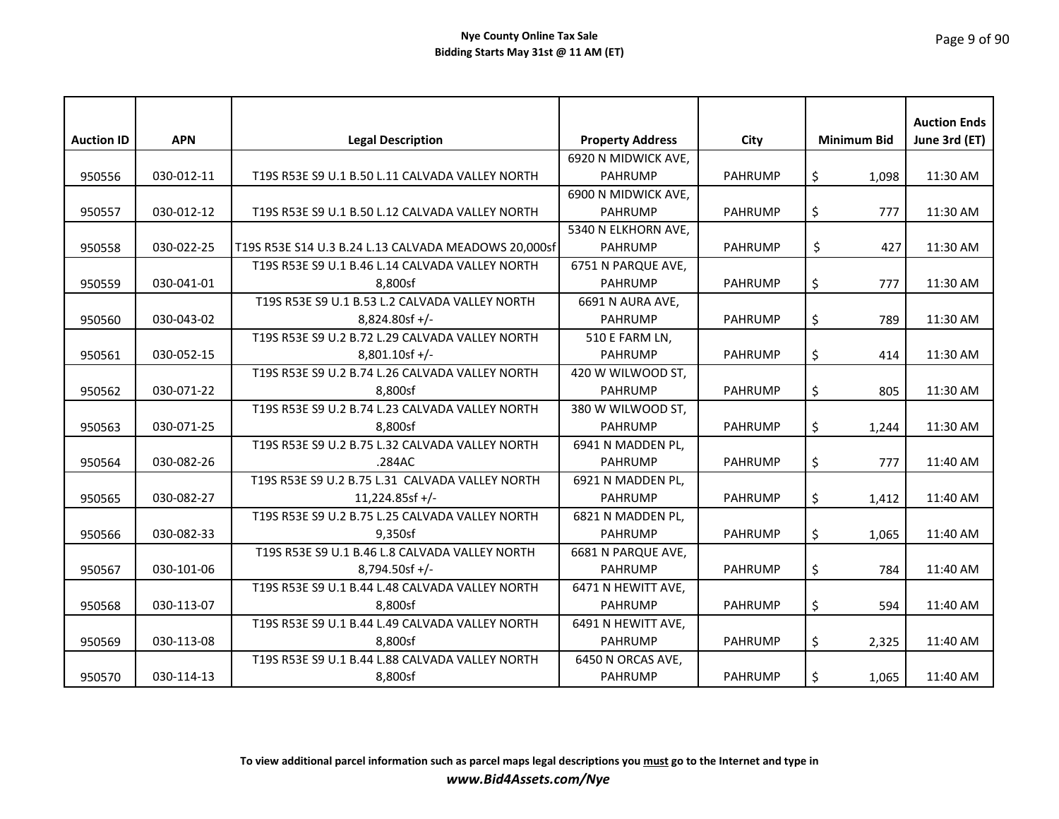**Nye County Online Tax Sale**
**Bidding Starts May 31st @ 11 AM (ET)**

| Auction ID | APN | Legal Description | Property Address | City | Minimum Bid | Auction Ends June 3rd (ET) |
|---|---|---|---|---|---|---|
| 950556 | 030-012-11 | T19S R53E S9 U.1 B.50 L.11 CALVADA VALLEY NORTH | 6920 N MIDWICK AVE, PAHRUMP | PAHRUMP | $ 1,098 | 11:30 AM |
| 950557 | 030-012-12 | T19S R53E S9 U.1 B.50 L.12 CALVADA VALLEY NORTH | 6900 N MIDWICK AVE, PAHRUMP | PAHRUMP | $ 777 | 11:30 AM |
| 950558 | 030-022-25 | T19S R53E S14 U.3 B.24 L.13 CALVADA MEADOWS 20,000sf | 5340 N ELKHORN AVE, PAHRUMP | PAHRUMP | $ 427 | 11:30 AM |
| 950559 | 030-041-01 | T19S R53E S9 U.1 B.46 L.14 CALVADA VALLEY NORTH 8,800sf | 6751 N PARQUE AVE, PAHRUMP | PAHRUMP | $ 777 | 11:30 AM |
| 950560 | 030-043-02 | T19S R53E S9 U.1 B.53 L.2 CALVADA VALLEY NORTH 8,824.80sf +/- | 6691 N AURA AVE, PAHRUMP | PAHRUMP | $ 789 | 11:30 AM |
| 950561 | 030-052-15 | T19S R53E S9 U.2 B.72 L.29 CALVADA VALLEY NORTH 8,801.10sf +/- | 510 E FARM LN, PAHRUMP | PAHRUMP | $ 414 | 11:30 AM |
| 950562 | 030-071-22 | T19S R53E S9 U.2 B.74 L.26 CALVADA VALLEY NORTH 8,800sf | 420 W WILWOOD ST, PAHRUMP | PAHRUMP | $ 805 | 11:30 AM |
| 950563 | 030-071-25 | T19S R53E S9 U.2 B.74 L.23 CALVADA VALLEY NORTH 8,800sf | 380 W WILWOOD ST, PAHRUMP | PAHRUMP | $ 1,244 | 11:30 AM |
| 950564 | 030-082-26 | T19S R53E S9 U.2 B.75 L.32 CALVADA VALLEY NORTH .284AC | 6941 N MADDEN PL, PAHRUMP | PAHRUMP | $ 777 | 11:40 AM |
| 950565 | 030-082-27 | T19S R53E S9 U.2 B.75 L.31 CALVADA VALLEY NORTH 11,224.85sf +/- | 6921 N MADDEN PL, PAHRUMP | PAHRUMP | $ 1,412 | 11:40 AM |
| 950566 | 030-082-33 | T19S R53E S9 U.2 B.75 L.25 CALVADA VALLEY NORTH 9,350sf | 6821 N MADDEN PL, PAHRUMP | PAHRUMP | $ 1,065 | 11:40 AM |
| 950567 | 030-101-06 | T19S R53E S9 U.1 B.46 L.8 CALVADA VALLEY NORTH 8,794.50sf +/- | 6681 N PARQUE AVE, PAHRUMP | PAHRUMP | $ 784 | 11:40 AM |
| 950568 | 030-113-07 | T19S R53E S9 U.1 B.44 L.48 CALVADA VALLEY NORTH 8,800sf | 6471 N HEWITT AVE, PAHRUMP | PAHRUMP | $ 594 | 11:40 AM |
| 950569 | 030-113-08 | T19S R53E S9 U.1 B.44 L.49 CALVADA VALLEY NORTH 8,800sf | 6491 N HEWITT AVE, PAHRUMP | PAHRUMP | $ 2,325 | 11:40 AM |
| 950570 | 030-114-13 | T19S R53E S9 U.1 B.44 L.88 CALVADA VALLEY NORTH 8,800sf | 6450 N ORCAS AVE, PAHRUMP | PAHRUMP | $ 1,065 | 11:40 AM |

**To view additional parcel information such as parcel maps legal descriptions you must go to the Internet and type in**
***www.Bid4Assets.com/Nye***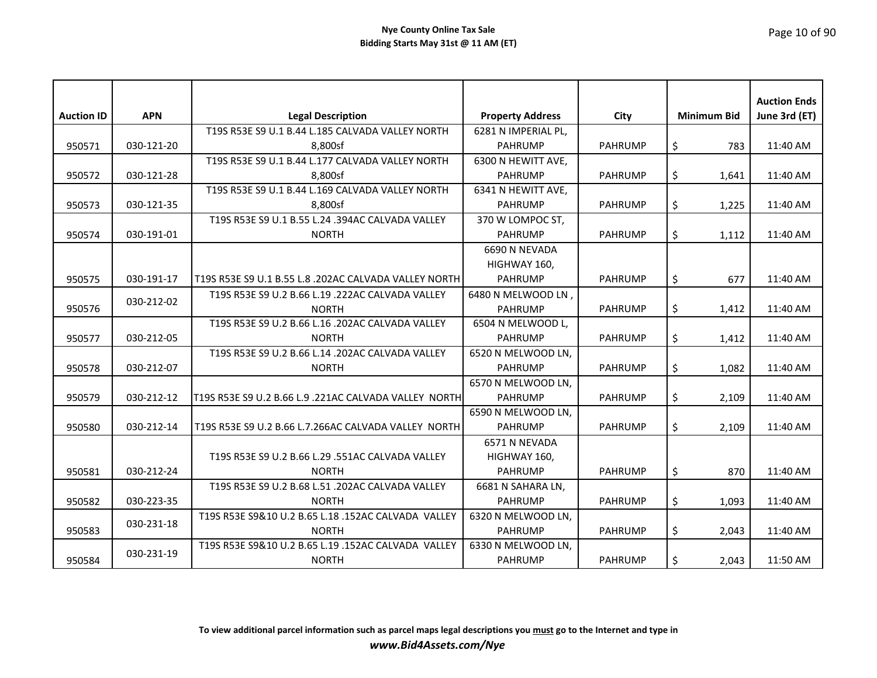**Nye County Online Tax Sale**
**Bidding Starts May 31st @ 11 AM (ET)**

| Auction ID | APN | Legal Description | Property Address | City | Minimum Bid | Auction Ends June 3rd (ET) |
|---|---|---|---|---|---|---|
| 950571 | 030-121-20 | T19S R53E S9 U.1 B.44 L.185 CALVADA VALLEY NORTH 8,800sf | 6281 N IMPERIAL PL, PAHRUMP | PAHRUMP | $ 783 | 11:40 AM |
| 950572 | 030-121-28 | T19S R53E S9 U.1 B.44 L.177 CALVADA VALLEY NORTH 8,800sf | 6300 N HEWITT AVE, PAHRUMP | PAHRUMP | $ 1,641 | 11:40 AM |
| 950573 | 030-121-35 | T19S R53E S9 U.1 B.44 L.169 CALVADA VALLEY NORTH 8,800sf | 6341 N HEWITT AVE, PAHRUMP | PAHRUMP | $ 1,225 | 11:40 AM |
| 950574 | 030-191-01 | T19S R53E S9 U.1 B.55 L.24 .394AC CALVADA VALLEY NORTH | 370 W LOMPOC ST, PAHRUMP | PAHRUMP | $ 1,112 | 11:40 AM |
| 950575 | 030-191-17 | T19S R53E S9 U.1 B.55 L.8 .202AC CALVADA VALLEY NORTH | 6690 N NEVADA HIGHWAY 160, PAHRUMP | PAHRUMP | $ 677 | 11:40 AM |
| 950576 | 030-212-02 | T19S R53E S9 U.2 B.66 L.19 .222AC CALVADA VALLEY NORTH | 6480 N MELWOOD LN , PAHRUMP | PAHRUMP | $ 1,412 | 11:40 AM |
| 950577 | 030-212-05 | T19S R53E S9 U.2 B.66 L.16 .202AC CALVADA VALLEY NORTH | 6504 N MELWOOD L, PAHRUMP | PAHRUMP | $ 1,412 | 11:40 AM |
| 950578 | 030-212-07 | T19S R53E S9 U.2 B.66 L.14 .202AC CALVADA VALLEY NORTH | 6520 N MELWOOD LN, PAHRUMP | PAHRUMP | $ 1,082 | 11:40 AM |
| 950579 | 030-212-12 | T19S R53E S9 U.2 B.66 L.9 .221AC CALVADA VALLEY NORTH | 6570 N MELWOOD LN, PAHRUMP | PAHRUMP | $ 2,109 | 11:40 AM |
| 950580 | 030-212-14 | T19S R53E S9 U.2 B.66 L.7.266AC CALVADA VALLEY NORTH | 6590 N MELWOOD LN, PAHRUMP | PAHRUMP | $ 2,109 | 11:40 AM |
| 950581 | 030-212-24 | T19S R53E S9 U.2 B.66 L.29 .551AC CALVADA VALLEY NORTH | 6571 N NEVADA HIGHWAY 160, PAHRUMP | PAHRUMP | $ 870 | 11:40 AM |
| 950582 | 030-223-35 | T19S R53E S9 U.2 B.68 L.51 .202AC CALVADA VALLEY NORTH | 6681 N SAHARA LN, PAHRUMP | PAHRUMP | $ 1,093 | 11:40 AM |
| 950583 | 030-231-18 | T19S R53E S9&10 U.2 B.65 L.18 .152AC CALVADA VALLEY NORTH | 6320 N MELWOOD LN, PAHRUMP | PAHRUMP | $ 2,043 | 11:40 AM |
| 950584 | 030-231-19 | T19S R53E S9&10 U.2 B.65 L.19 .152AC CALVADA VALLEY NORTH | 6330 N MELWOOD LN, PAHRUMP | PAHRUMP | $ 2,043 | 11:50 AM |

**To view additional parcel information such as parcel maps legal descriptions you must go to the Internet and type in**
***www.Bid4Assets.com/Nye***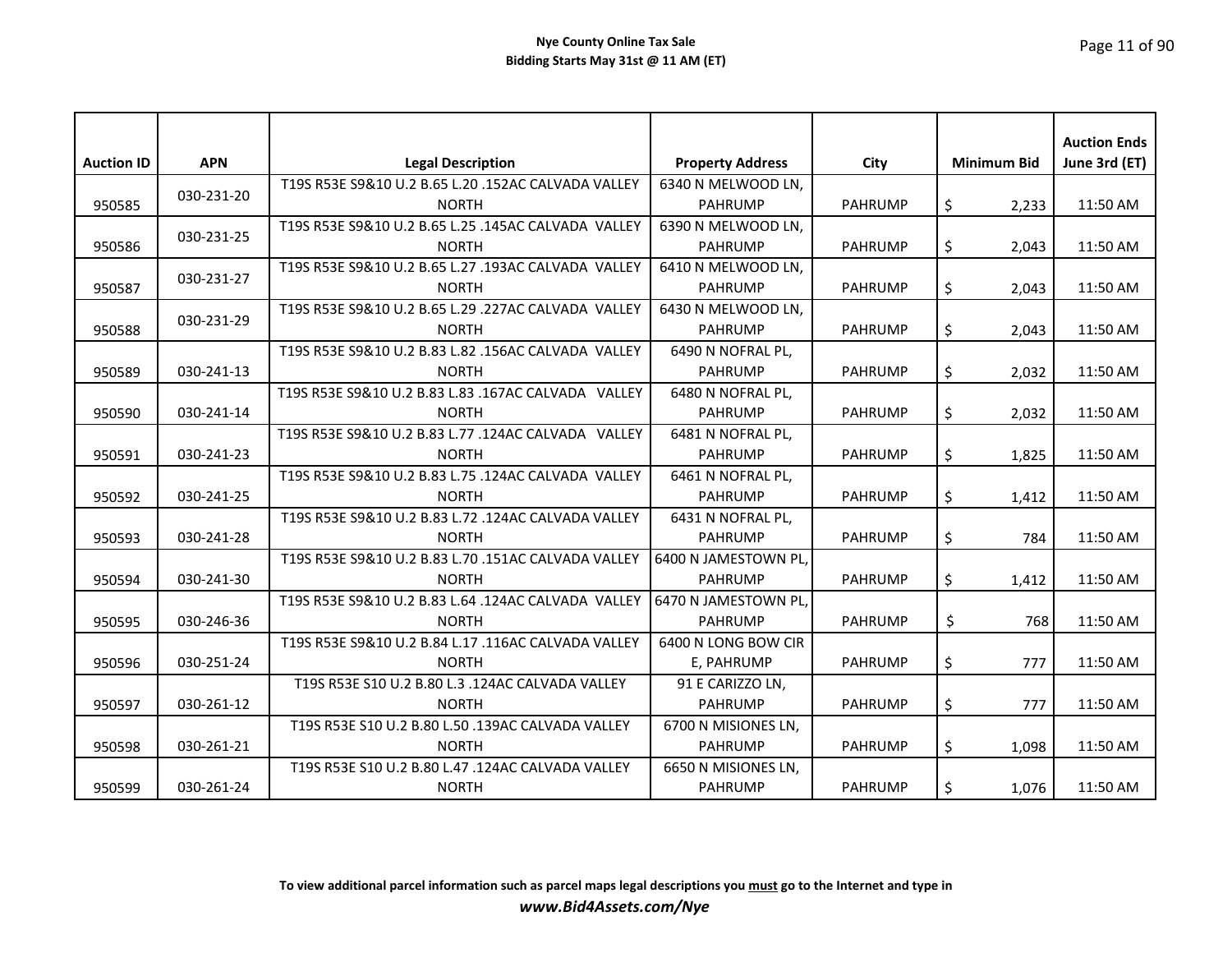**Nye County Online Tax Sale**
**Bidding Starts May 31st @ 11 AM (ET)**

| Auction ID | APN | Legal Description | Property Address | City | Minimum Bid | Auction Ends June 3rd (ET) |
|---|---|---|---|---|---|---|
| 950585 | 030-231-20 | T19S R53E S9&10 U.2 B.65 L.20 .152AC CALVADA VALLEY NORTH | 6340 N MELWOOD LN, PAHRUMP | PAHRUMP | $ 2,233 | 11:50 AM |
| 950586 | 030-231-25 | T19S R53E S9&10 U.2 B.65 L.25 .145AC CALVADA VALLEY NORTH | 6390 N MELWOOD LN, PAHRUMP | PAHRUMP | $ 2,043 | 11:50 AM |
| 950587 | 030-231-27 | T19S R53E S9&10 U.2 B.65 L.27 .193AC CALVADA VALLEY NORTH | 6410 N MELWOOD LN, PAHRUMP | PAHRUMP | $ 2,043 | 11:50 AM |
| 950588 | 030-231-29 | T19S R53E S9&10 U.2 B.65 L.29 .227AC CALVADA VALLEY NORTH | 6430 N MELWOOD LN, PAHRUMP | PAHRUMP | $ 2,043 | 11:50 AM |
| 950589 | 030-241-13 | T19S R53E S9&10 U.2 B.83 L.82 .156AC CALVADA VALLEY NORTH | 6490 N NOFRAL PL, PAHRUMP | PAHRUMP | $ 2,032 | 11:50 AM |
| 950590 | 030-241-14 | T19S R53E S9&10 U.2 B.83 L.83 .167AC CALVADA VALLEY NORTH | 6480 N NOFRAL PL, PAHRUMP | PAHRUMP | $ 2,032 | 11:50 AM |
| 950591 | 030-241-23 | T19S R53E S9&10 U.2 B.83 L.77 .124AC CALVADA VALLEY NORTH | 6481 N NOFRAL PL, PAHRUMP | PAHRUMP | $ 1,825 | 11:50 AM |
| 950592 | 030-241-25 | T19S R53E S9&10 U.2 B.83 L.75 .124AC CALVADA VALLEY NORTH | 6461 N NOFRAL PL, PAHRUMP | PAHRUMP | $ 1,412 | 11:50 AM |
| 950593 | 030-241-28 | T19S R53E S9&10 U.2 B.83 L.72 .124AC CALVADA VALLEY NORTH | 6431 N NOFRAL PL, PAHRUMP | PAHRUMP | $ 784 | 11:50 AM |
| 950594 | 030-241-30 | T19S R53E S9&10 U.2 B.83 L.70 .151AC CALVADA VALLEY NORTH | 6400 N JAMESTOWN PL, PAHRUMP | PAHRUMP | $ 1,412 | 11:50 AM |
| 950595 | 030-246-36 | T19S R53E S9&10 U.2 B.83 L.64 .124AC CALVADA VALLEY NORTH | 6470 N JAMESTOWN PL, PAHRUMP | PAHRUMP | $ 768 | 11:50 AM |
| 950596 | 030-251-24 | T19S R53E S9&10 U.2 B.84 L.17 .116AC CALVADA VALLEY NORTH | 6400 N LONG BOW CIR E, PAHRUMP | PAHRUMP | $ 777 | 11:50 AM |
| 950597 | 030-261-12 | T19S R53E S10 U.2 B.80 L.3 .124AC CALVADA VALLEY NORTH | 91 E CARIZZO LN, PAHRUMP | PAHRUMP | $ 777 | 11:50 AM |
| 950598 | 030-261-21 | T19S R53E S10 U.2 B.80 L.50 .139AC CALVADA VALLEY NORTH | 6700 N MISIONES LN, PAHRUMP | PAHRUMP | $ 1,098 | 11:50 AM |
| 950599 | 030-261-24 | T19S R53E S10 U.2 B.80 L.47 .124AC CALVADA VALLEY NORTH | 6650 N MISIONES LN, PAHRUMP | PAHRUMP | $ 1,076 | 11:50 AM |

**To view additional parcel information such as parcel maps legal descriptions you must go to the Internet and type in**
***www.Bid4Assets.com/Nye***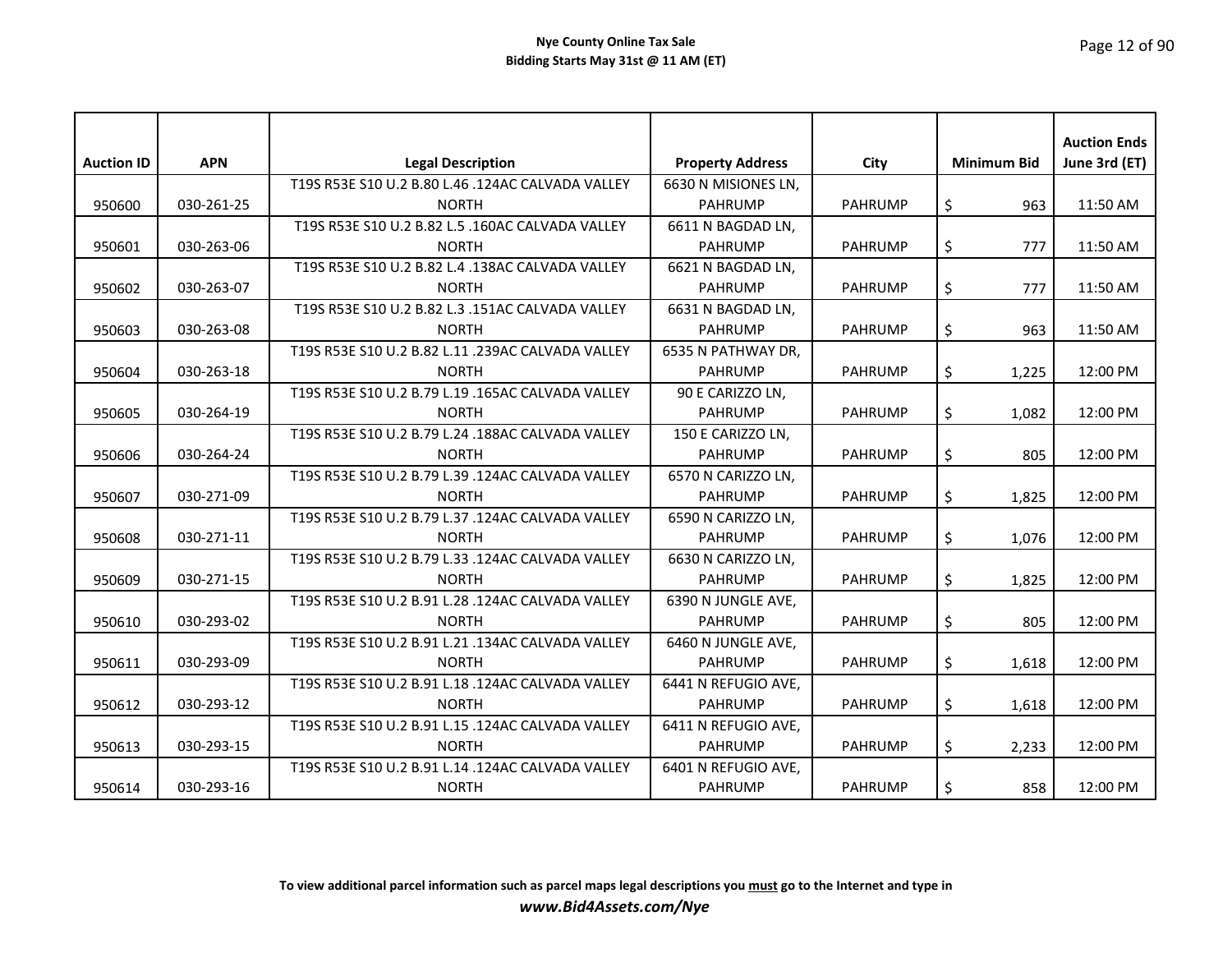**Nye County Online Tax Sale**
**Bidding Starts May 31st @ 11 AM (ET)**

| Auction ID | APN | Legal Description | Property Address | City | Minimum Bid | Auction Ends June 3rd (ET) |
|---|---|---|---|---|---|---|
| 950600 | 030-261-25 | T19S R53E S10 U.2 B.80 L.46 .124AC CALVADA VALLEY NORTH | 6630 N MISIONES LN, PAHRUMP | PAHRUMP | $ 963 | 11:50 AM |
| 950601 | 030-263-06 | T19S R53E S10 U.2 B.82 L.5 .160AC CALVADA VALLEY NORTH | 6611 N BAGDAD LN, PAHRUMP | PAHRUMP | $ 777 | 11:50 AM |
| 950602 | 030-263-07 | T19S R53E S10 U.2 B.82 L.4 .138AC CALVADA VALLEY NORTH | 6621 N BAGDAD LN, PAHRUMP | PAHRUMP | $ 777 | 11:50 AM |
| 950603 | 030-263-08 | T19S R53E S10 U.2 B.82 L.3 .151AC CALVADA VALLEY NORTH | 6631 N BAGDAD LN, PAHRUMP | PAHRUMP | $ 963 | 11:50 AM |
| 950604 | 030-263-18 | T19S R53E S10 U.2 B.82 L.11 .239AC CALVADA VALLEY NORTH | 6535 N PATHWAY DR, PAHRUMP | PAHRUMP | $ 1,225 | 12:00 PM |
| 950605 | 030-264-19 | T19S R53E S10 U.2 B.79 L.19 .165AC CALVADA VALLEY NORTH | 90 E CARIZZO LN, PAHRUMP | PAHRUMP | $ 1,082 | 12:00 PM |
| 950606 | 030-264-24 | T19S R53E S10 U.2 B.79 L.24 .188AC CALVADA VALLEY NORTH | 150 E CARIZZO LN, PAHRUMP | PAHRUMP | $ 805 | 12:00 PM |
| 950607 | 030-271-09 | T19S R53E S10 U.2 B.79 L.39 .124AC CALVADA VALLEY NORTH | 6570 N CARIZZO LN, PAHRUMP | PAHRUMP | $ 1,825 | 12:00 PM |
| 950608 | 030-271-11 | T19S R53E S10 U.2 B.79 L.37 .124AC CALVADA VALLEY NORTH | 6590 N CARIZZO LN, PAHRUMP | PAHRUMP | $ 1,076 | 12:00 PM |
| 950609 | 030-271-15 | T19S R53E S10 U.2 B.79 L.33 .124AC CALVADA VALLEY NORTH | 6630 N CARIZZO LN, PAHRUMP | PAHRUMP | $ 1,825 | 12:00 PM |
| 950610 | 030-293-02 | T19S R53E S10 U.2 B.91 L.28 .124AC CALVADA VALLEY NORTH | 6390 N JUNGLE AVE, PAHRUMP | PAHRUMP | $ 805 | 12:00 PM |
| 950611 | 030-293-09 | T19S R53E S10 U.2 B.91 L.21 .134AC CALVADA VALLEY NORTH | 6460 N JUNGLE AVE, PAHRUMP | PAHRUMP | $ 1,618 | 12:00 PM |
| 950612 | 030-293-12 | T19S R53E S10 U.2 B.91 L.18 .124AC CALVADA VALLEY NORTH | 6441 N REFUGIO AVE, PAHRUMP | PAHRUMP | $ 1,618 | 12:00 PM |
| 950613 | 030-293-15 | T19S R53E S10 U.2 B.91 L.15 .124AC CALVADA VALLEY NORTH | 6411 N REFUGIO AVE, PAHRUMP | PAHRUMP | $ 2,233 | 12:00 PM |
| 950614 | 030-293-16 | T19S R53E S10 U.2 B.91 L.14 .124AC CALVADA VALLEY NORTH | 6401 N REFUGIO AVE, PAHRUMP | PAHRUMP | $ 858 | 12:00 PM |

**To view additional parcel information such as parcel maps legal descriptions you must go to the Internet and type in**
***www.Bid4Assets.com/Nye***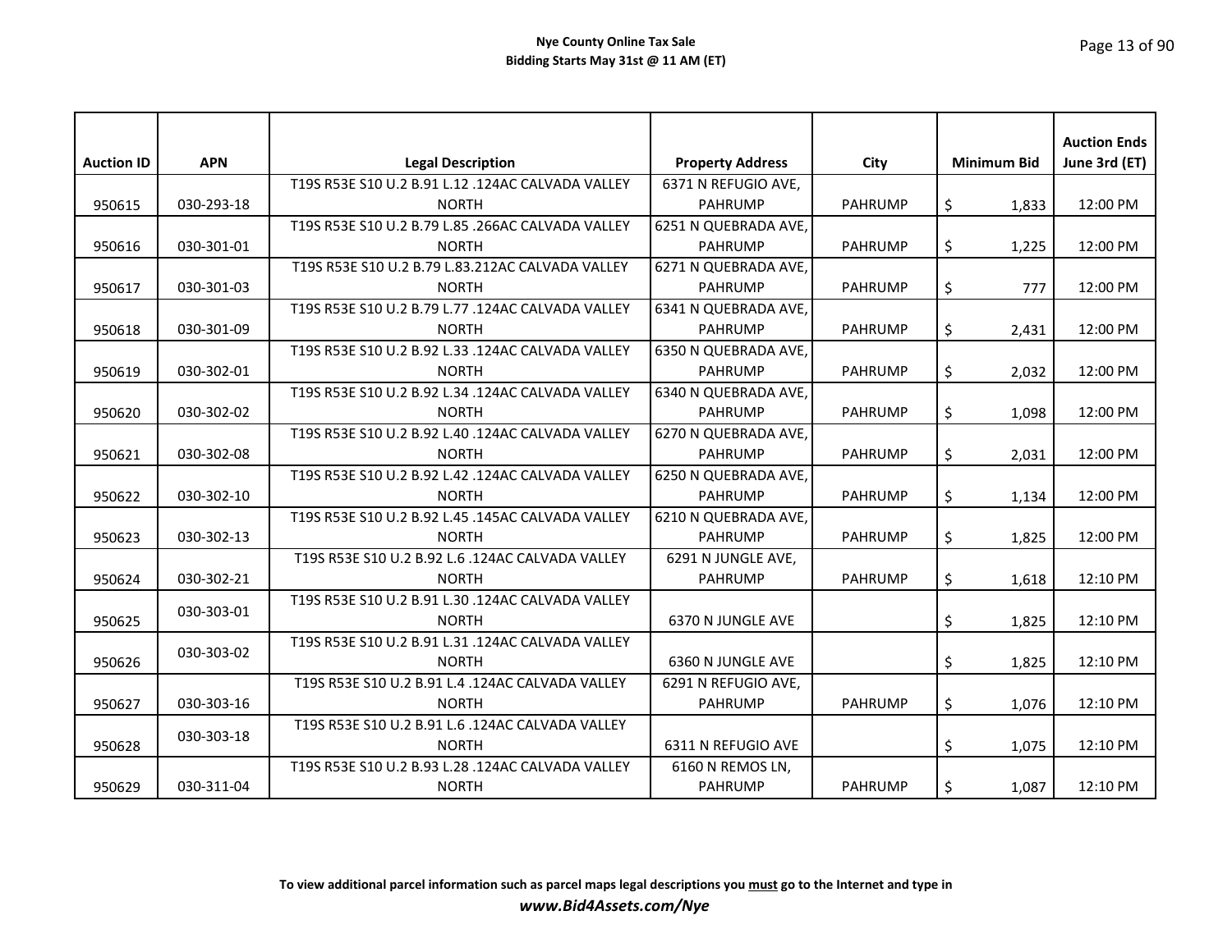| Auction ID | APN | Legal Description | Property Address | City | Minimum Bid | Auction Ends June 3rd (ET) |
|---|---|---|---|---|---|---|
| 950615 | 030-293-18 | T19S R53E S10 U.2 B.91 L.12 .124AC CALVADA VALLEY NORTH | 6371 N REFUGIO AVE, PAHRUMP | PAHRUMP | $ 1,833 | 12:00 PM |
| 950616 | 030-301-01 | T19S R53E S10 U.2 B.79 L.85 .266AC CALVADA VALLEY NORTH | 6251 N QUEBRADA AVE, PAHRUMP | PAHRUMP | $ 1,225 | 12:00 PM |
| 950617 | 030-301-03 | T19S R53E S10 U.2 B.79 L.83.212AC CALVADA VALLEY NORTH | 6271 N QUEBRADA AVE, PAHRUMP | PAHRUMP | $ 777 | 12:00 PM |
| 950618 | 030-301-09 | T19S R53E S10 U.2 B.79 L.77 .124AC CALVADA VALLEY NORTH | 6341 N QUEBRADA AVE, PAHRUMP | PAHRUMP | $ 2,431 | 12:00 PM |
| 950619 | 030-302-01 | T19S R53E S10 U.2 B.92 L.33 .124AC CALVADA VALLEY NORTH | 6350 N QUEBRADA AVE, PAHRUMP | PAHRUMP | $ 2,032 | 12:00 PM |
| 950620 | 030-302-02 | T19S R53E S10 U.2 B.92 L.34 .124AC CALVADA VALLEY NORTH | 6340 N QUEBRADA AVE, PAHRUMP | PAHRUMP | $ 1,098 | 12:00 PM |
| 950621 | 030-302-08 | T19S R53E S10 U.2 B.92 L.40 .124AC CALVADA VALLEY NORTH | 6270 N QUEBRADA AVE, PAHRUMP | PAHRUMP | $ 2,031 | 12:00 PM |
| 950622 | 030-302-10 | T19S R53E S10 U.2 B.92 L.42 .124AC CALVADA VALLEY NORTH | 6250 N QUEBRADA AVE, PAHRUMP | PAHRUMP | $ 1,134 | 12:00 PM |
| 950623 | 030-302-13 | T19S R53E S10 U.2 B.92 L.45 .145AC CALVADA VALLEY NORTH | 6210 N QUEBRADA AVE, PAHRUMP | PAHRUMP | $ 1,825 | 12:00 PM |
| 950624 | 030-302-21 | T19S R53E S10 U.2 B.92 L.6 .124AC CALVADA VALLEY NORTH | 6291 N JUNGLE AVE, PAHRUMP | PAHRUMP | $ 1,618 | 12:10 PM |
| 950625 | 030-303-01 | T19S R53E S10 U.2 B.91 L.30 .124AC CALVADA VALLEY NORTH | 6370 N JUNGLE AVE | | $ 1,825 | 12:10 PM |
| 950626 | 030-303-02 | T19S R53E S10 U.2 B.91 L.31 .124AC CALVADA VALLEY NORTH | 6360 N JUNGLE AVE | | $ 1,825 | 12:10 PM |
| 950627 | 030-303-16 | T19S R53E S10 U.2 B.91 L.4 .124AC CALVADA VALLEY NORTH | 6291 N REFUGIO AVE, PAHRUMP | PAHRUMP | $ 1,076 | 12:10 PM |
| 950628 | 030-303-18 | T19S R53E S10 U.2 B.91 L.6 .124AC CALVADA VALLEY NORTH | 6311 N REFUGIO AVE | | $ 1,075 | 12:10 PM |
| 950629 | 030-311-04 | T19S R53E S10 U.2 B.93 L.28 .124AC CALVADA VALLEY NORTH | 6160 N REMOS LN, PAHRUMP | PAHRUMP | $ 1,087 | 12:10 PM |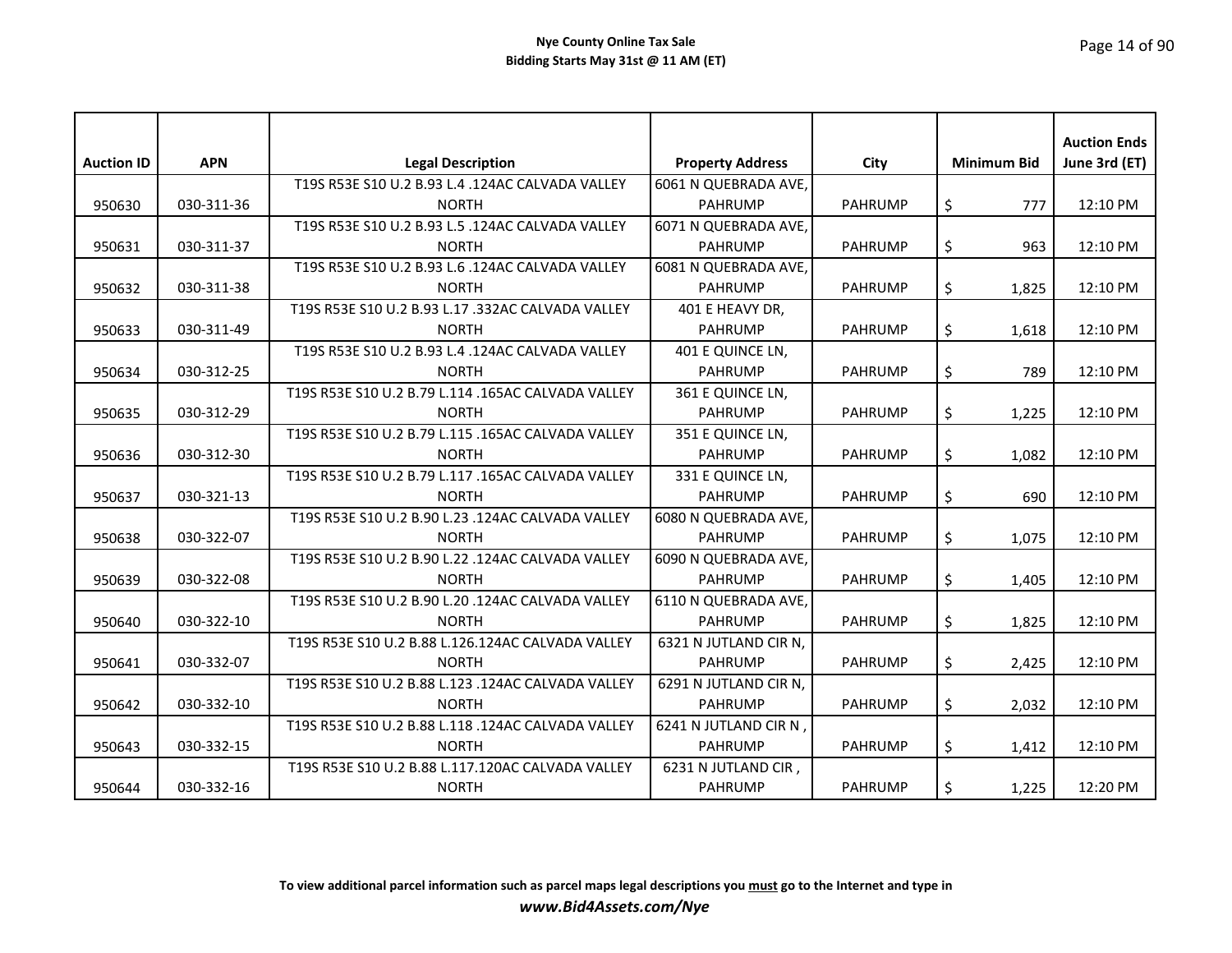**Nye County Online Tax Sale**
**Bidding Starts May 31st @ 11 AM (ET)**

| Auction ID | APN | Legal Description | Property Address | City | Minimum Bid | Auction Ends June 3rd (ET) |
|---|---|---|---|---|---|---|
| 950630 | 030-311-36 | T19S R53E S10 U.2 B.93 L.4 .124AC CALVADA VALLEY NORTH | 6061 N QUEBRADA AVE, PAHRUMP | PAHRUMP | $ 777 | 12:10 PM |
| 950631 | 030-311-37 | T19S R53E S10 U.2 B.93 L.5 .124AC CALVADA VALLEY NORTH | 6071 N QUEBRADA AVE, PAHRUMP | PAHRUMP | $ 963 | 12:10 PM |
| 950632 | 030-311-38 | T19S R53E S10 U.2 B.93 L.6 .124AC CALVADA VALLEY NORTH | 6081 N QUEBRADA AVE, PAHRUMP | PAHRUMP | $ 1,825 | 12:10 PM |
| 950633 | 030-311-49 | T19S R53E S10 U.2 B.93 L.17 .332AC CALVADA VALLEY NORTH | 401 E HEAVY DR, PAHRUMP | PAHRUMP | $ 1,618 | 12:10 PM |
| 950634 | 030-312-25 | T19S R53E S10 U.2 B.93 L.4 .124AC CALVADA VALLEY NORTH | 401 E QUINCE LN, PAHRUMP | PAHRUMP | $ 789 | 12:10 PM |
| 950635 | 030-312-29 | T19S R53E S10 U.2 B.79 L.114 .165AC CALVADA VALLEY NORTH | 361 E QUINCE LN, PAHRUMP | PAHRUMP | $ 1,225 | 12:10 PM |
| 950636 | 030-312-30 | T19S R53E S10 U.2 B.79 L.115 .165AC CALVADA VALLEY NORTH | 351 E QUINCE LN, PAHRUMP | PAHRUMP | $ 1,082 | 12:10 PM |
| 950637 | 030-321-13 | T19S R53E S10 U.2 B.79 L.117 .165AC CALVADA VALLEY NORTH | 331 E QUINCE LN, PAHRUMP | PAHRUMP | $ 690 | 12:10 PM |
| 950638 | 030-322-07 | T19S R53E S10 U.2 B.90 L.23 .124AC CALVADA VALLEY NORTH | 6080 N QUEBRADA AVE, PAHRUMP | PAHRUMP | $ 1,075 | 12:10 PM |
| 950639 | 030-322-08 | T19S R53E S10 U.2 B.90 L.22 .124AC CALVADA VALLEY NORTH | 6090 N QUEBRADA AVE, PAHRUMP | PAHRUMP | $ 1,405 | 12:10 PM |
| 950640 | 030-322-10 | T19S R53E S10 U.2 B.90 L.20 .124AC CALVADA VALLEY NORTH | 6110 N QUEBRADA AVE, PAHRUMP | PAHRUMP | $ 1,825 | 12:10 PM |
| 950641 | 030-332-07 | T19S R53E S10 U.2 B.88 L.126.124AC CALVADA VALLEY NORTH | 6321 N JUTLAND CIR N, PAHRUMP | PAHRUMP | $ 2,425 | 12:10 PM |
| 950642 | 030-332-10 | T19S R53E S10 U.2 B.88 L.123 .124AC CALVADA VALLEY NORTH | 6291 N JUTLAND CIR N, PAHRUMP | PAHRUMP | $ 2,032 | 12:10 PM |
| 950643 | 030-332-15 | T19S R53E S10 U.2 B.88 L.118 .124AC CALVADA VALLEY NORTH | 6241 N JUTLAND CIR N , PAHRUMP | PAHRUMP | $ 1,412 | 12:10 PM |
| 950644 | 030-332-16 | T19S R53E S10 U.2 B.88 L.117.120AC CALVADA VALLEY NORTH | 6231 N JUTLAND CIR , PAHRUMP | PAHRUMP | $ 1,225 | 12:20 PM |

**To view additional parcel information such as parcel maps legal descriptions you must go to the Internet and type in**
***www.Bid4Assets.com/Nye***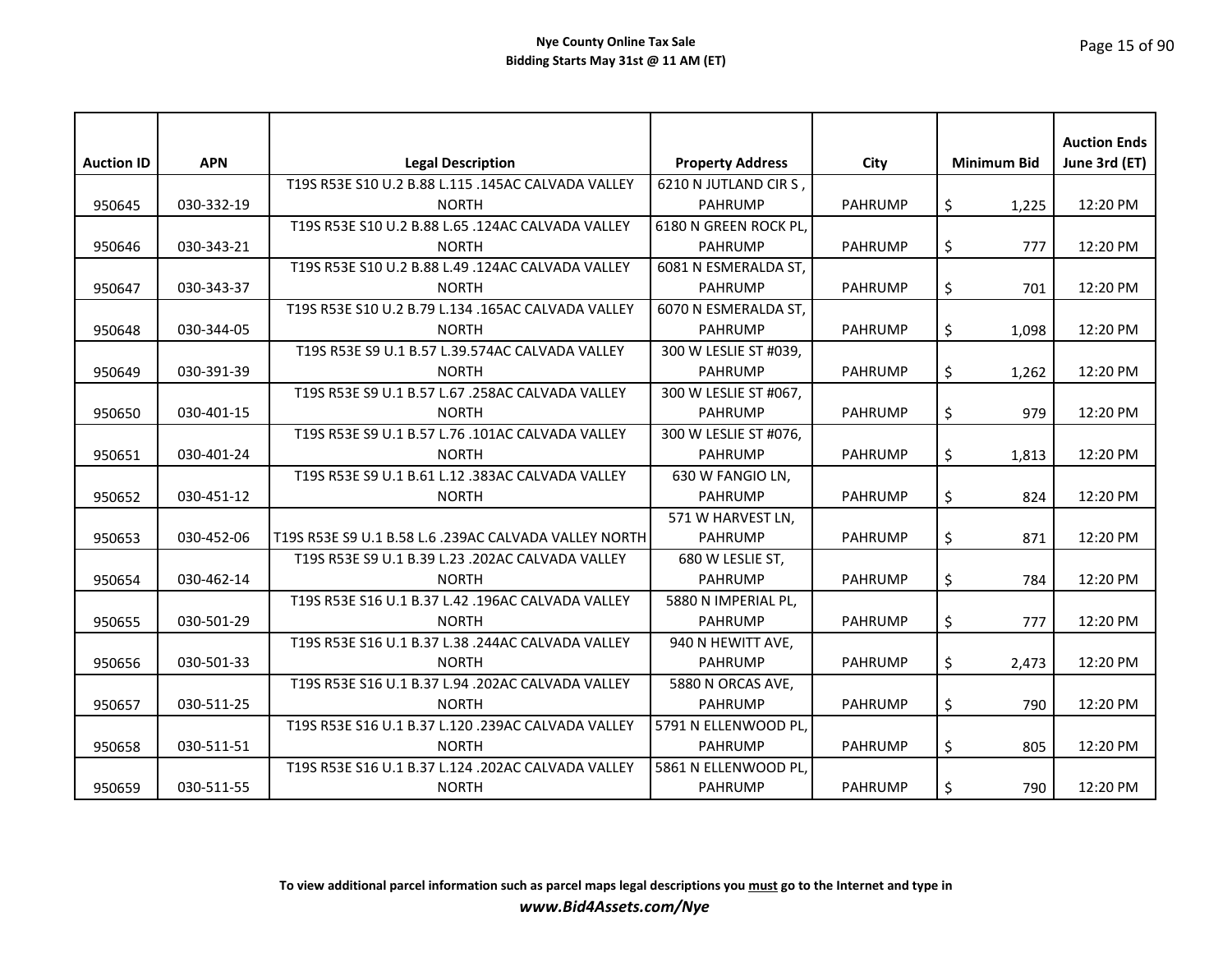| Auction ID | APN | Legal Description | Property Address | City | Minimum Bid | Auction Ends June 3rd (ET) |
|---|---|---|---|---|---|---|
| 950645 | 030-332-19 | T19S R53E S10 U.2 B.88 L.115 .145AC CALVADA VALLEY NORTH | 6210 N JUTLAND CIR S , PAHRUMP | PAHRUMP | $ 1,225 | 12:20 PM |
| 950646 | 030-343-21 | T19S R53E S10 U.2 B.88 L.65 .124AC CALVADA VALLEY NORTH | 6180 N GREEN ROCK PL, PAHRUMP | PAHRUMP | $ 777 | 12:20 PM |
| 950647 | 030-343-37 | T19S R53E S10 U.2 B.88 L.49 .124AC CALVADA VALLEY NORTH | 6081 N ESMERALDA ST, PAHRUMP | PAHRUMP | $ 701 | 12:20 PM |
| 950648 | 030-344-05 | T19S R53E S10 U.2 B.79 L.134 .165AC CALVADA VALLEY NORTH | 6070 N ESMERALDA ST, PAHRUMP | PAHRUMP | $ 1,098 | 12:20 PM |
| 950649 | 030-391-39 | T19S R53E S9 U.1 B.57 L.39.574AC CALVADA VALLEY NORTH | 300 W LESLIE ST #039, PAHRUMP | PAHRUMP | $ 1,262 | 12:20 PM |
| 950650 | 030-401-15 | T19S R53E S9 U.1 B.57 L.67 .258AC CALVADA VALLEY NORTH | 300 W LESLIE ST #067, PAHRUMP | PAHRUMP | $ 979 | 12:20 PM |
| 950651 | 030-401-24 | T19S R53E S9 U.1 B.57 L.76 .101AC CALVADA VALLEY NORTH | 300 W LESLIE ST #076, PAHRUMP | PAHRUMP | $ 1,813 | 12:20 PM |
| 950652 | 030-451-12 | T19S R53E S9 U.1 B.61 L.12 .383AC CALVADA VALLEY NORTH | 630 W FANGIO LN, PAHRUMP | PAHRUMP | $ 824 | 12:20 PM |
| 950653 | 030-452-06 | T19S R53E S9 U.1 B.58 L.6 .239AC CALVADA VALLEY NORTH | 571 W HARVEST LN, PAHRUMP | PAHRUMP | $ 871 | 12:20 PM |
| 950654 | 030-462-14 | T19S R53E S9 U.1 B.39 L.23 .202AC CALVADA VALLEY NORTH | 680 W LESLIE ST, PAHRUMP | PAHRUMP | $ 784 | 12:20 PM |
| 950655 | 030-501-29 | T19S R53E S16 U.1 B.37 L.42 .196AC CALVADA VALLEY NORTH | 5880 N IMPERIAL PL, PAHRUMP | PAHRUMP | $ 777 | 12:20 PM |
| 950656 | 030-501-33 | T19S R53E S16 U.1 B.37 L.38 .244AC CALVADA VALLEY NORTH | 940 N HEWITT AVE, PAHRUMP | PAHRUMP | $ 2,473 | 12:20 PM |
| 950657 | 030-511-25 | T19S R53E S16 U.1 B.37 L.94 .202AC CALVADA VALLEY NORTH | 5880 N ORCAS AVE, PAHRUMP | PAHRUMP | $ 790 | 12:20 PM |
| 950658 | 030-511-51 | T19S R53E S16 U.1 B.37 L.120 .239AC CALVADA VALLEY NORTH | 5791 N ELLENWOOD PL, PAHRUMP | PAHRUMP | $ 805 | 12:20 PM |
| 950659 | 030-511-55 | T19S R53E S16 U.1 B.37 L.124 .202AC CALVADA VALLEY NORTH | 5861 N ELLENWOOD PL, PAHRUMP | PAHRUMP | $ 790 | 12:20 PM |

**To view additional parcel information such as parcel maps legal descriptions you must go to the Internet and type in**

***www.Bid4Assets.com/Nye***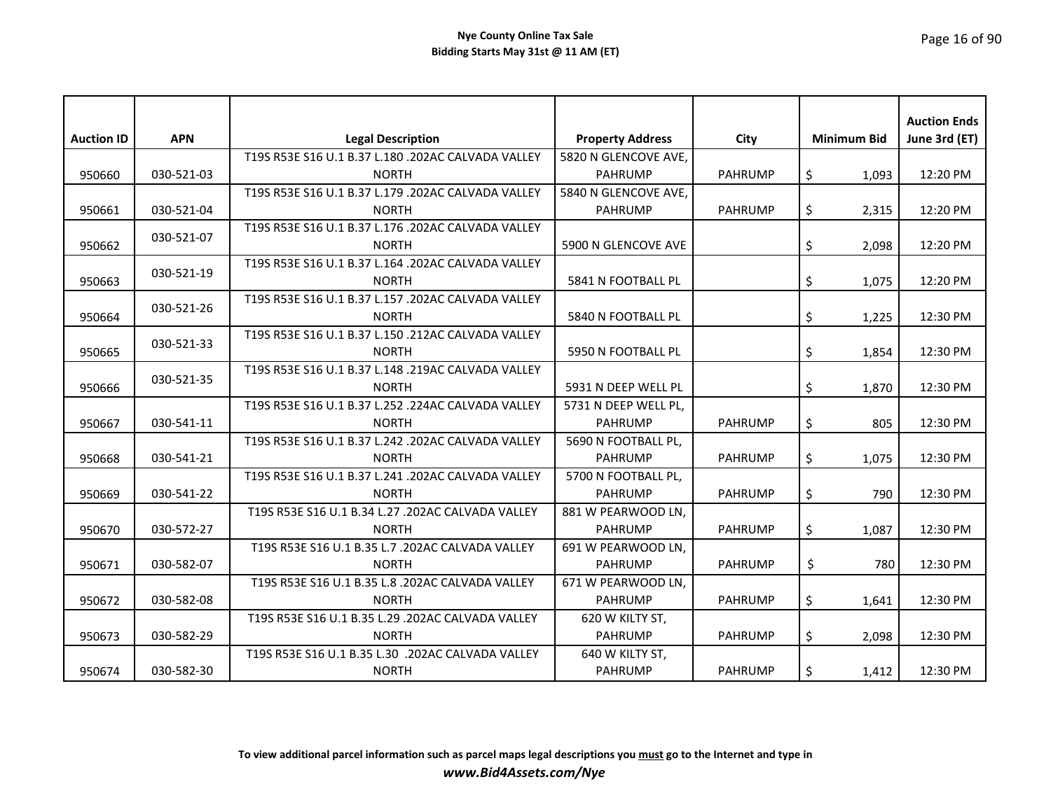**Nye County Online Tax Sale**
**Bidding Starts May 31st @ 11 AM (ET)**

| Auction ID | APN | Legal Description | Property Address | City | Minimum Bid | Auction Ends June 3rd (ET) |
|---|---|---|---|---|---|---|
| 950660 | 030-521-03 | T19S R53E S16 U.1 B.37 L.180 .202AC CALVADA VALLEY NORTH | 5820 N GLENCOVE AVE, PAHRUMP | PAHRUMP | $ 1,093 | 12:20 PM |
| 950661 | 030-521-04 | T19S R53E S16 U.1 B.37 L.179 .202AC CALVADA VALLEY NORTH | 5840 N GLENCOVE AVE, PAHRUMP | PAHRUMP | $ 2,315 | 12:20 PM |
| 950662 | 030-521-07 | T19S R53E S16 U.1 B.37 L.176 .202AC CALVADA VALLEY NORTH | 5900 N GLENCOVE AVE | | $ 2,098 | 12:20 PM |
| 950663 | 030-521-19 | T19S R53E S16 U.1 B.37 L.164 .202AC CALVADA VALLEY NORTH | 5841 N FOOTBALL PL | | $ 1,075 | 12:20 PM |
| 950664 | 030-521-26 | T19S R53E S16 U.1 B.37 L.157 .202AC CALVADA VALLEY NORTH | 5840 N FOOTBALL PL | | $ 1,225 | 12:30 PM |
| 950665 | 030-521-33 | T19S R53E S16 U.1 B.37 L.150 .212AC CALVADA VALLEY NORTH | 5950 N FOOTBALL PL | | $ 1,854 | 12:30 PM |
| 950666 | 030-521-35 | T19S R53E S16 U.1 B.37 L.148 .219AC CALVADA VALLEY NORTH | 5931 N DEEP WELL PL | | $ 1,870 | 12:30 PM |
| 950667 | 030-541-11 | T19S R53E S16 U.1 B.37 L.252 .224AC CALVADA VALLEY NORTH | 5731 N DEEP WELL PL, PAHRUMP | PAHRUMP | $ 805 | 12:30 PM |
| 950668 | 030-541-21 | T19S R53E S16 U.1 B.37 L.242 .202AC CALVADA VALLEY NORTH | 5690 N FOOTBALL PL, PAHRUMP | PAHRUMP | $ 1,075 | 12:30 PM |
| 950669 | 030-541-22 | T19S R53E S16 U.1 B.37 L.241 .202AC CALVADA VALLEY NORTH | 5700 N FOOTBALL PL, PAHRUMP | PAHRUMP | $ 790 | 12:30 PM |
| 950670 | 030-572-27 | T19S R53E S16 U.1 B.34 L.27 .202AC CALVADA VALLEY NORTH | 881 W PEARWOOD LN, PAHRUMP | PAHRUMP | $ 1,087 | 12:30 PM |
| 950671 | 030-582-07 | T19S R53E S16 U.1 B.35 L.7 .202AC CALVADA VALLEY NORTH | 691 W PEARWOOD LN, PAHRUMP | PAHRUMP | $ 780 | 12:30 PM |
| 950672 | 030-582-08 | T19S R53E S16 U.1 B.35 L.8 .202AC CALVADA VALLEY NORTH | 671 W PEARWOOD LN, PAHRUMP | PAHRUMP | $ 1,641 | 12:30 PM |
| 950673 | 030-582-29 | T19S R53E S16 U.1 B.35 L.29 .202AC CALVADA VALLEY NORTH | 620 W KILTY ST, PAHRUMP | PAHRUMP | $ 2,098 | 12:30 PM |
| 950674 | 030-582-30 | T19S R53E S16 U.1 B.35 L.30 .202AC CALVADA VALLEY NORTH | 640 W KILTY ST, PAHRUMP | PAHRUMP | $ 1,412 | 12:30 PM |

**To view additional parcel information such as parcel maps legal descriptions you must go to the Internet and type in**
***www.Bid4Assets.com/Nye***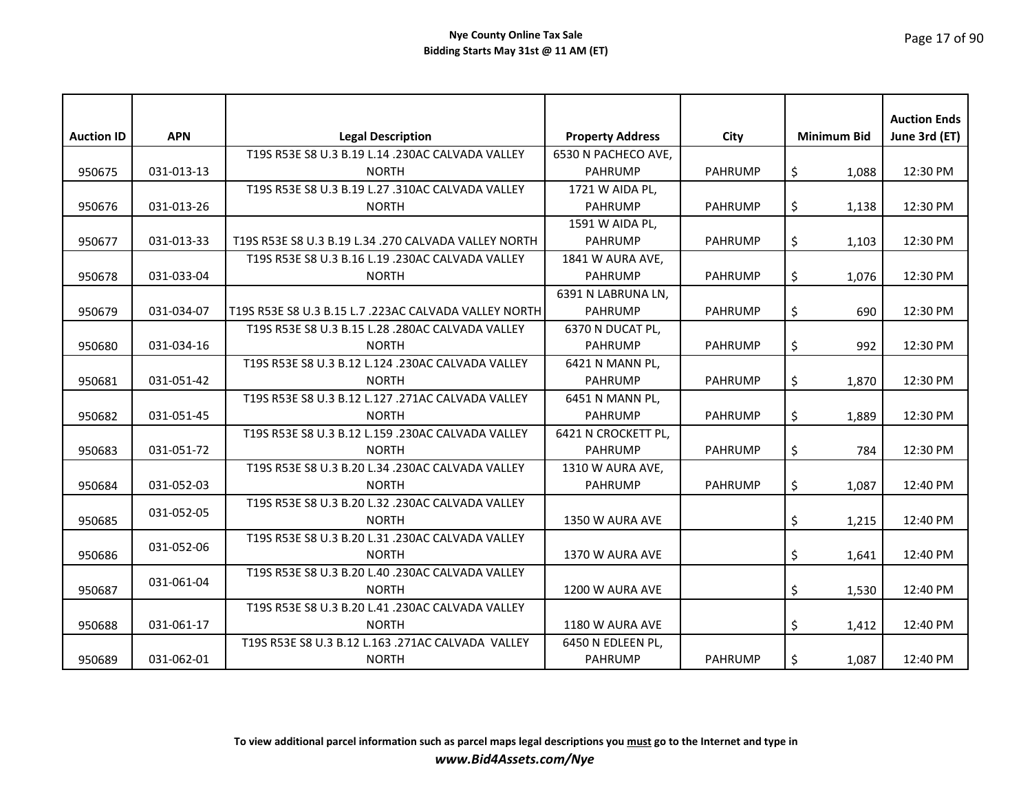**Nye County Online Tax Sale**
**Bidding Starts May 31st @ 11 AM (ET)**

| Auction ID | APN | Legal Description | Property Address | City | Minimum Bid | Auction Ends June 3rd (ET) |
|---|---|---|---|---|---|---|
| 950675 | 031-013-13 | T19S R53E S8 U.3 B.19 L.14 .230AC CALVADA VALLEY NORTH | 6530 N PACHECO AVE, PAHRUMP | PAHRUMP | $ 1,088 | 12:30 PM |
| 950676 | 031-013-26 | T19S R53E S8 U.3 B.19 L.27 .310AC CALVADA VALLEY NORTH | 1721 W AIDA PL, PAHRUMP | PAHRUMP | $ 1,138 | 12:30 PM |
| 950677 | 031-013-33 | T19S R53E S8 U.3 B.19 L.34 .270 CALVADA VALLEY NORTH | 1591 W AIDA PL, PAHRUMP | PAHRUMP | $ 1,103 | 12:30 PM |
| 950678 | 031-033-04 | T19S R53E S8 U.3 B.16 L.19 .230AC CALVADA VALLEY NORTH | 1841 W AURA AVE, PAHRUMP | PAHRUMP | $ 1,076 | 12:30 PM |
| 950679 | 031-034-07 | T19S R53E S8 U.3 B.15 L.7 .223AC CALVADA VALLEY NORTH | 6391 N LABRUNA LN, PAHRUMP | PAHRUMP | $ 690 | 12:30 PM |
| 950680 | 031-034-16 | T19S R53E S8 U.3 B.15 L.28 .280AC CALVADA VALLEY NORTH | 6370 N DUCAT PL, PAHRUMP | PAHRUMP | $ 992 | 12:30 PM |
| 950681 | 031-051-42 | T19S R53E S8 U.3 B.12 L.124 .230AC CALVADA VALLEY NORTH | 6421 N MANN PL, PAHRUMP | PAHRUMP | $ 1,870 | 12:30 PM |
| 950682 | 031-051-45 | T19S R53E S8 U.3 B.12 L.127 .271AC CALVADA VALLEY NORTH | 6451 N MANN PL, PAHRUMP | PAHRUMP | $ 1,889 | 12:30 PM |
| 950683 | 031-051-72 | T19S R53E S8 U.3 B.12 L.159 .230AC CALVADA VALLEY NORTH | 6421 N CROCKETT PL, PAHRUMP | PAHRUMP | $ 784 | 12:30 PM |
| 950684 | 031-052-03 | T19S R53E S8 U.3 B.20 L.34 .230AC CALVADA VALLEY NORTH | 1310 W AURA AVE, PAHRUMP | PAHRUMP | $ 1,087 | 12:40 PM |
| 950685 | 031-052-05 | T19S R53E S8 U.3 B.20 L.32 .230AC CALVADA VALLEY NORTH | 1350 W AURA AVE | | $ 1,215 | 12:40 PM |
| 950686 | 031-052-06 | T19S R53E S8 U.3 B.20 L.31 .230AC CALVADA VALLEY NORTH | 1370 W AURA AVE | | $ 1,641 | 12:40 PM |
| 950687 | 031-061-04 | T19S R53E S8 U.3 B.20 L.40 .230AC CALVADA VALLEY NORTH | 1200 W AURA AVE | | $ 1,530 | 12:40 PM |
| 950688 | 031-061-17 | T19S R53E S8 U.3 B.20 L.41 .230AC CALVADA VALLEY NORTH | 1180 W AURA AVE | | $ 1,412 | 12:40 PM |
| 950689 | 031-062-01 | T19S R53E S8 U.3 B.12 L.163 .271AC CALVADA VALLEY NORTH | 6450 N EDLEEN PL, PAHRUMP | PAHRUMP | $ 1,087 | 12:40 PM |

**To view additional parcel information such as parcel maps legal descriptions you must go to the Internet and type in**
***www.Bid4Assets.com/Nye***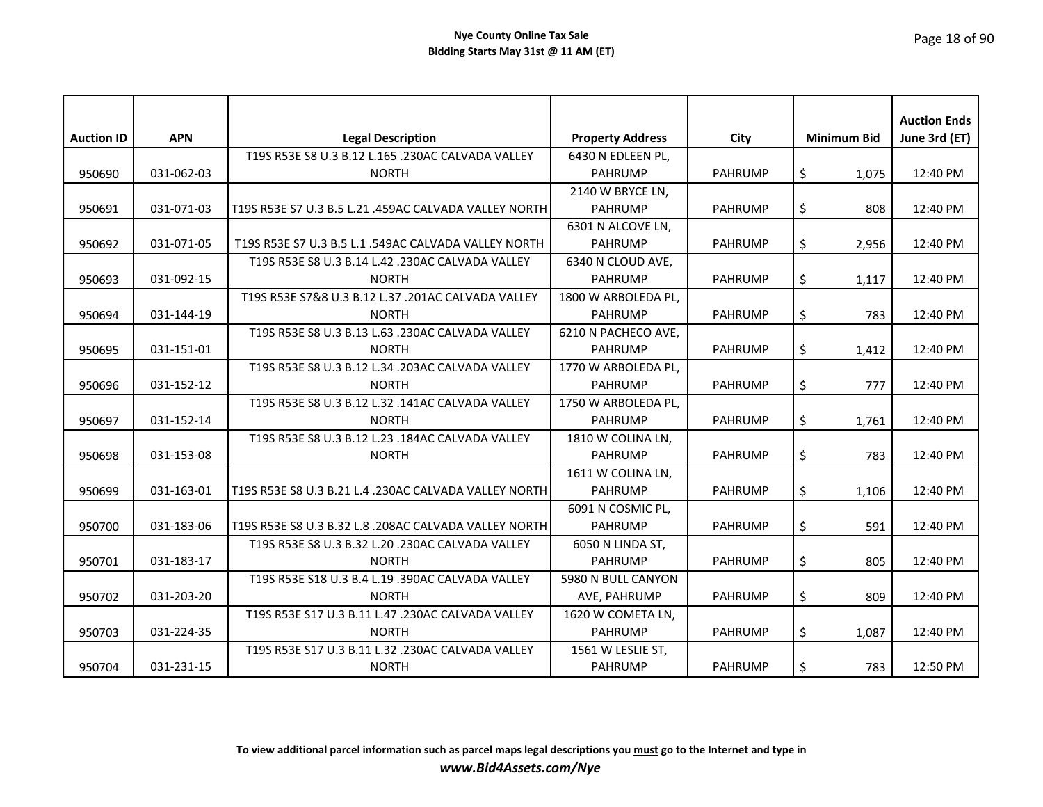| Auction ID | APN | Legal Description | Property Address | City | Minimum Bid | Auction Ends June 3rd (ET) |
|---|---|---|---|---|---|---|
| 950690 | 031-062-03 | T19S R53E S8 U.3 B.12 L.165 .230AC CALVADA VALLEY NORTH | 6430 N EDLEEN PL, PAHRUMP | PAHRUMP | $ 1,075 | 12:40 PM |
| 950691 | 031-071-03 | T19S R53E S7 U.3 B.5 L.21 .459AC CALVADA VALLEY NORTH | 2140 W BRYCE LN, PAHRUMP | PAHRUMP | $ 808 | 12:40 PM |
| 950692 | 031-071-05 | T19S R53E S7 U.3 B.5 L.1 .549AC CALVADA VALLEY NORTH | 6301 N ALCOVE LN, PAHRUMP | PAHRUMP | $ 2,956 | 12:40 PM |
| 950693 | 031-092-15 | T19S R53E S8 U.3 B.14 L.42 .230AC CALVADA VALLEY NORTH | 6340 N CLOUD AVE, PAHRUMP | PAHRUMP | $ 1,117 | 12:40 PM |
| 950694 | 031-144-19 | T19S R53E S7&8 U.3 B.12 L.37 .201AC CALVADA VALLEY NORTH | 1800 W ARBOLEDA PL, PAHRUMP | PAHRUMP | $ 783 | 12:40 PM |
| 950695 | 031-151-01 | T19S R53E S8 U.3 B.13 L.63 .230AC CALVADA VALLEY NORTH | 6210 N PACHECO AVE, PAHRUMP | PAHRUMP | $ 1,412 | 12:40 PM |
| 950696 | 031-152-12 | T19S R53E S8 U.3 B.12 L.34 .203AC CALVADA VALLEY NORTH | 1770 W ARBOLEDA PL, PAHRUMP | PAHRUMP | $ 777 | 12:40 PM |
| 950697 | 031-152-14 | T19S R53E S8 U.3 B.12 L.32 .141AC CALVADA VALLEY NORTH | 1750 W ARBOLEDA PL, PAHRUMP | PAHRUMP | $ 1,761 | 12:40 PM |
| 950698 | 031-153-08 | T19S R53E S8 U.3 B.12 L.23 .184AC CALVADA VALLEY NORTH | 1810 W COLINA LN, PAHRUMP | PAHRUMP | $ 783 | 12:40 PM |
| 950699 | 031-163-01 | T19S R53E S8 U.3 B.21 L.4 .230AC CALVADA VALLEY NORTH | 1611 W COLINA LN, PAHRUMP | PAHRUMP | $ 1,106 | 12:40 PM |
| 950700 | 031-183-06 | T19S R53E S8 U.3 B.32 L.8 .208AC CALVADA VALLEY NORTH | 6091 N COSMIC PL, PAHRUMP | PAHRUMP | $ 591 | 12:40 PM |
| 950701 | 031-183-17 | T19S R53E S8 U.3 B.32 L.20 .230AC CALVADA VALLEY NORTH | 6050 N LINDA ST, PAHRUMP | PAHRUMP | $ 805 | 12:40 PM |
| 950702 | 031-203-20 | T19S R53E S18 U.3 B.4 L.19 .390AC CALVADA VALLEY NORTH | 5980 N BULL CANYON AVE, PAHRUMP | PAHRUMP | $ 809 | 12:40 PM |
| 950703 | 031-224-35 | T19S R53E S17 U.3 B.11 L.47 .230AC CALVADA VALLEY NORTH | 1620 W COMETA LN, PAHRUMP | PAHRUMP | $ 1,087 | 12:40 PM |
| 950704 | 031-231-15 | T19S R53E S17 U.3 B.11 L.32 .230AC CALVADA VALLEY NORTH | 1561 W LESLIE ST, PAHRUMP | PAHRUMP | $ 783 | 12:50 PM |

**To view additional parcel information such as parcel maps legal descriptions you must go to the Internet and type in**

***www.Bid4Assets.com/Nye***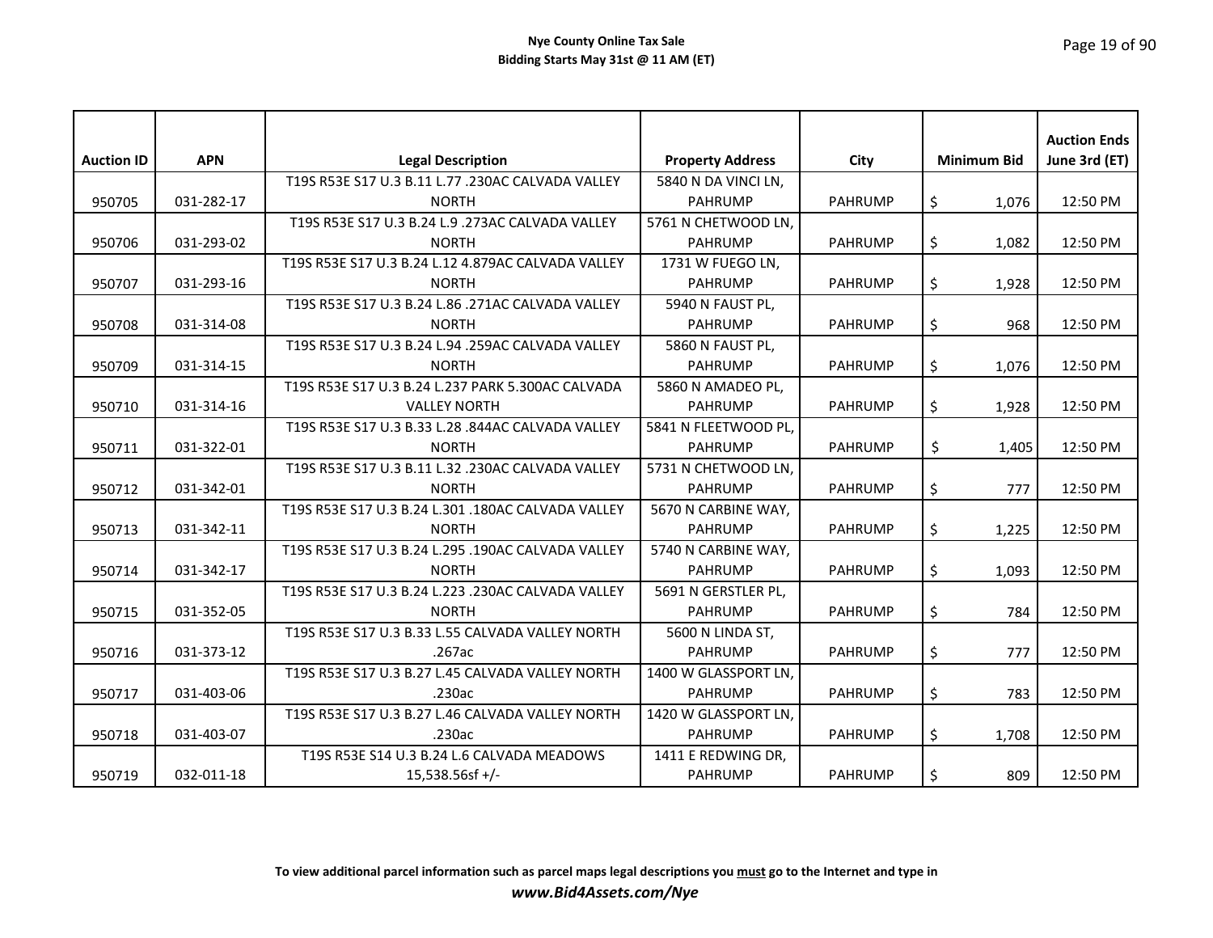| Auction ID | APN | Legal Description | Property Address | City | Minimum Bid | Auction Ends June 3rd (ET) |
|---|---|---|---|---|---|---|
| 950705 | 031-282-17 | T19S R53E S17 U.3 B.11 L.77 .230AC CALVADA VALLEY NORTH | 5840 N DA VINCI LN, PAHRUMP | PAHRUMP | $ 1,076 | 12:50 PM |
| 950706 | 031-293-02 | T19S R53E S17 U.3 B.24 L.9 .273AC CALVADA VALLEY NORTH | 5761 N CHETWOOD LN, PAHRUMP | PAHRUMP | $ 1,082 | 12:50 PM |
| 950707 | 031-293-16 | T19S R53E S17 U.3 B.24 L.12 4.879AC CALVADA VALLEY NORTH | 1731 W FUEGO LN, PAHRUMP | PAHRUMP | $ 1,928 | 12:50 PM |
| 950708 | 031-314-08 | T19S R53E S17 U.3 B.24 L.86 .271AC CALVADA VALLEY NORTH | 5940 N FAUST PL, PAHRUMP | PAHRUMP | $ 968 | 12:50 PM |
| 950709 | 031-314-15 | T19S R53E S17 U.3 B.24 L.94 .259AC CALVADA VALLEY NORTH | 5860 N FAUST PL, PAHRUMP | PAHRUMP | $ 1,076 | 12:50 PM |
| 950710 | 031-314-16 | T19S R53E S17 U.3 B.24 L.237 PARK 5.300AC CALVADA VALLEY NORTH | 5860 N AMADEO PL, PAHRUMP | PAHRUMP | $ 1,928 | 12:50 PM |
| 950711 | 031-322-01 | T19S R53E S17 U.3 B.33 L.28 .844AC CALVADA VALLEY NORTH | 5841 N FLEETWOOD PL, PAHRUMP | PAHRUMP | $ 1,405 | 12:50 PM |
| 950712 | 031-342-01 | T19S R53E S17 U.3 B.11 L.32 .230AC CALVADA VALLEY NORTH | 5731 N CHETWOOD LN, PAHRUMP | PAHRUMP | $ 777 | 12:50 PM |
| 950713 | 031-342-11 | T19S R53E S17 U.3 B.24 L.301 .180AC CALVADA VALLEY NORTH | 5670 N CARBINE WAY, PAHRUMP | PAHRUMP | $ 1,225 | 12:50 PM |
| 950714 | 031-342-17 | T19S R53E S17 U.3 B.24 L.295 .190AC CALVADA VALLEY NORTH | 5740 N CARBINE WAY, PAHRUMP | PAHRUMP | $ 1,093 | 12:50 PM |
| 950715 | 031-352-05 | T19S R53E S17 U.3 B.24 L.223 .230AC CALVADA VALLEY NORTH | 5691 N GERSTLER PL, PAHRUMP | PAHRUMP | $ 784 | 12:50 PM |
| 950716 | 031-373-12 | T19S R53E S17 U.3 B.33 L.55 CALVADA VALLEY NORTH .267ac | 5600 N LINDA ST, PAHRUMP | PAHRUMP | $ 777 | 12:50 PM |
| 950717 | 031-403-06 | T19S R53E S17 U.3 B.27 L.45 CALVADA VALLEY NORTH .230ac | 1400 W GLASSPORT LN, PAHRUMP | PAHRUMP | $ 783 | 12:50 PM |
| 950718 | 031-403-07 | T19S R53E S17 U.3 B.27 L.46 CALVADA VALLEY NORTH .230ac | 1420 W GLASSPORT LN, PAHRUMP | PAHRUMP | $ 1,708 | 12:50 PM |
| 950719 | 032-011-18 | T19S R53E S14 U.3 B.24 L.6 CALVADA MEADOWS 15,538.56sf +/- | 1411 E REDWING DR, PAHRUMP | PAHRUMP | $ 809 | 12:50 PM |

**To view additional parcel information such as parcel maps legal descriptions you must go to the Internet and type in**
***www.Bid4Assets.com/Nye***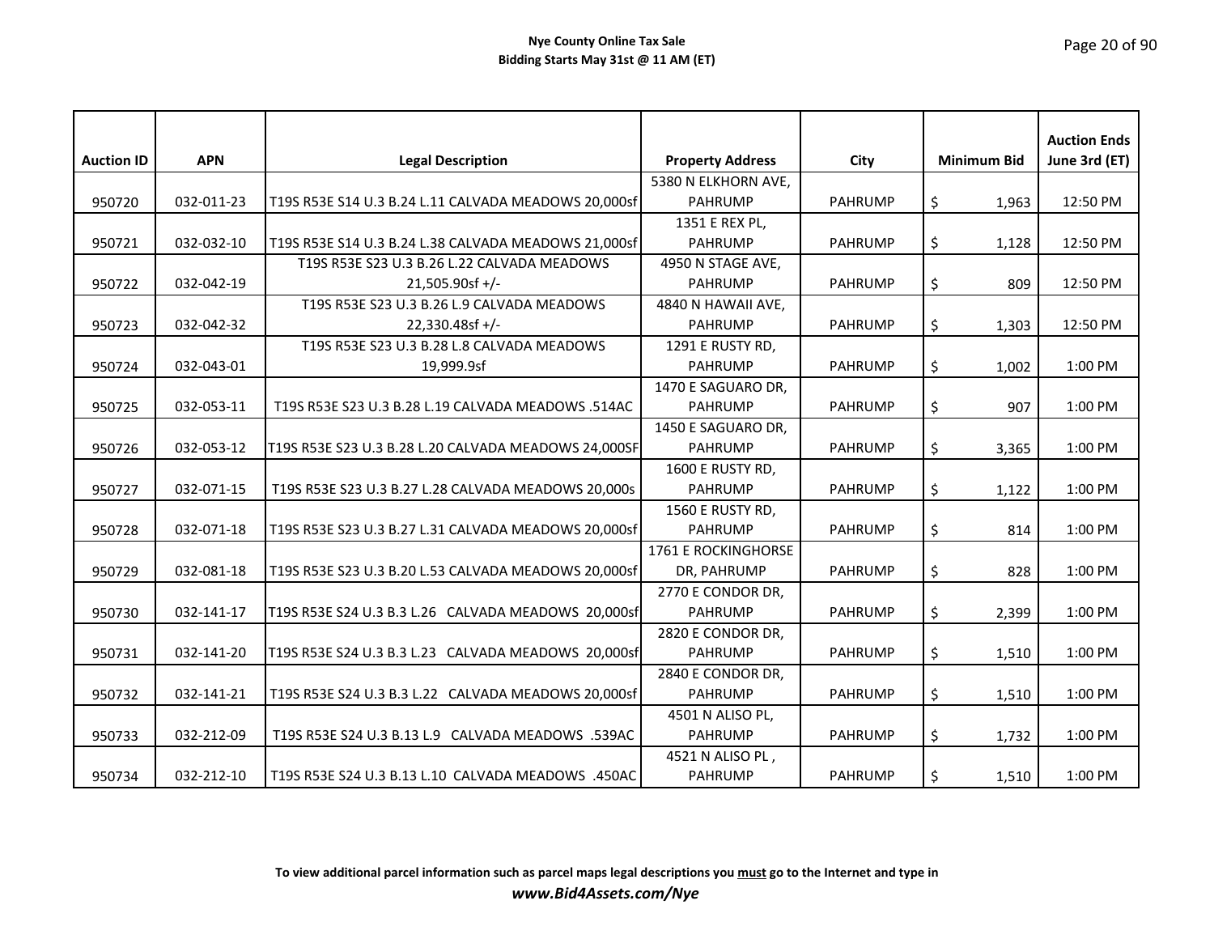**Nye County Online Tax Sale**
**Bidding Starts May 31st @ 11 AM (ET)**

| Auction ID | APN | Legal Description | Property Address | City | Minimum Bid | Auction Ends June 3rd (ET) |
|---|---|---|---|---|---|---|
| 950720 | 032-011-23 | T19S R53E S14 U.3 B.24 L.11 CALVADA MEADOWS 20,000sf | 5380 N ELKHORN AVE, PAHRUMP | PAHRUMP | $ 1,963 | 12:50 PM |
| 950721 | 032-032-10 | T19S R53E S14 U.3 B.24 L.38 CALVADA MEADOWS 21,000sf | 1351 E REX PL, PAHRUMP | PAHRUMP | $ 1,128 | 12:50 PM |
| 950722 | 032-042-19 | T19S R53E S23 U.3 B.26 L.22 CALVADA MEADOWS 21,505.90sf +/- | 4950 N STAGE AVE, PAHRUMP | PAHRUMP | $ 809 | 12:50 PM |
| 950723 | 032-042-32 | T19S R53E S23 U.3 B.26 L.9 CALVADA MEADOWS 22,330.48sf +/- | 4840 N HAWAII AVE, PAHRUMP | PAHRUMP | $ 1,303 | 12:50 PM |
| 950724 | 032-043-01 | T19S R53E S23 U.3 B.28 L.8 CALVADA MEADOWS 19,999.9sf | 1291 E RUSTY RD, PAHRUMP | PAHRUMP | $ 1,002 | 1:00 PM |
| 950725 | 032-053-11 | T19S R53E S23 U.3 B.28 L.19 CALVADA MEADOWS .514AC | 1470 E SAGUARO DR, PAHRUMP | PAHRUMP | $ 907 | 1:00 PM |
| 950726 | 032-053-12 | T19S R53E S23 U.3 B.28 L.20 CALVADA MEADOWS 24,000SF | 1450 E SAGUARO DR, PAHRUMP | PAHRUMP | $ 3,365 | 1:00 PM |
| 950727 | 032-071-15 | T19S R53E S23 U.3 B.27 L.28 CALVADA MEADOWS 20,000s | 1600 E RUSTY RD, PAHRUMP | PAHRUMP | $ 1,122 | 1:00 PM |
| 950728 | 032-071-18 | T19S R53E S23 U.3 B.27 L.31 CALVADA MEADOWS 20,000sf | 1560 E RUSTY RD, PAHRUMP | PAHRUMP | $ 814 | 1:00 PM |
| 950729 | 032-081-18 | T19S R53E S23 U.3 B.20 L.53 CALVADA MEADOWS 20,000sf | 1761 E ROCKINGHORSE DR, PAHRUMP | PAHRUMP | $ 828 | 1:00 PM |
| 950730 | 032-141-17 | T19S R53E S24 U.3 B.3 L.26 CALVADA MEADOWS 20,000sf | 2770 E CONDOR DR, PAHRUMP | PAHRUMP | $ 2,399 | 1:00 PM |
| 950731 | 032-141-20 | T19S R53E S24 U.3 B.3 L.23 CALVADA MEADOWS 20,000sf | 2820 E CONDOR DR, PAHRUMP | PAHRUMP | $ 1,510 | 1:00 PM |
| 950732 | 032-141-21 | T19S R53E S24 U.3 B.3 L.22 CALVADA MEADOWS 20,000sf | 2840 E CONDOR DR, PAHRUMP | PAHRUMP | $ 1,510 | 1:00 PM |
| 950733 | 032-212-09 | T19S R53E S24 U.3 B.13 L.9 CALVADA MEADOWS .539AC | 4501 N ALISO PL, PAHRUMP | PAHRUMP | $ 1,732 | 1:00 PM |
| 950734 | 032-212-10 | T19S R53E S24 U.3 B.13 L.10 CALVADA MEADOWS .450AC | 4521 N ALISO PL , PAHRUMP | PAHRUMP | $ 1,510 | 1:00 PM |

**To view additional parcel information such as parcel maps legal descriptions you must go to the Internet and type in**
***www.Bid4Assets.com/Nye***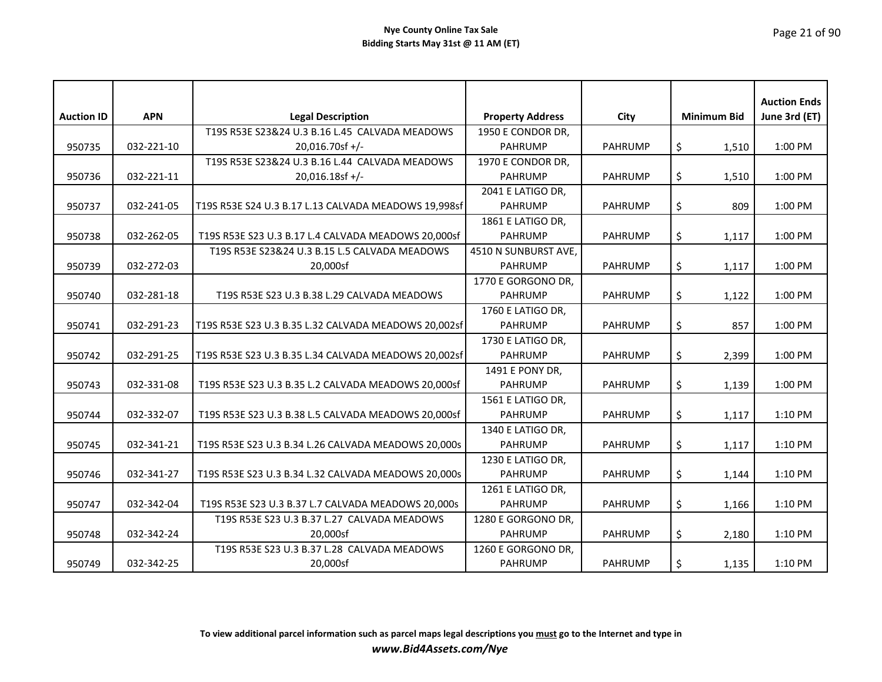**Nye County Online Tax Sale**
**Bidding Starts May 31st @ 11 AM (ET)**

| Auction ID | APN | Legal Description | Property Address | City | Minimum Bid | Auction Ends June 3rd (ET) |
|---|---|---|---|---|---|---|
| 950735 | 032-221-10 | T19S R53E S23&24 U.3 B.16 L.45 CALVADA MEADOWS 20,016.70sf +/- | 1950 E CONDOR DR, PAHRUMP | PAHRUMP | $ 1,510 | 1:00 PM |
| 950736 | 032-221-11 | T19S R53E S23&24 U.3 B.16 L.44 CALVADA MEADOWS 20,016.18sf +/- | 1970 E CONDOR DR, PAHRUMP | PAHRUMP | $ 1,510 | 1:00 PM |
| 950737 | 032-241-05 | T19S R53E S24 U.3 B.17 L.13 CALVADA MEADOWS 19,998sf | 2041 E LATIGO DR, PAHRUMP | PAHRUMP | $ 809 | 1:00 PM |
| 950738 | 032-262-05 | T19S R53E S23 U.3 B.17 L.4 CALVADA MEADOWS 20,000sf | 1861 E LATIGO DR, PAHRUMP | PAHRUMP | $ 1,117 | 1:00 PM |
| 950739 | 032-272-03 | T19S R53E S23&24 U.3 B.15 L.5 CALVADA MEADOWS 20,000sf | 4510 N SUNBURST AVE, PAHRUMP | PAHRUMP | $ 1,117 | 1:00 PM |
| 950740 | 032-281-18 | T19S R53E S23 U.3 B.38 L.29 CALVADA MEADOWS | 1770 E GORGONO DR, PAHRUMP | PAHRUMP | $ 1,122 | 1:00 PM |
| 950741 | 032-291-23 | T19S R53E S23 U.3 B.35 L.32 CALVADA MEADOWS 20,002sf | 1760 E LATIGO DR, PAHRUMP | PAHRUMP | $ 857 | 1:00 PM |
| 950742 | 032-291-25 | T19S R53E S23 U.3 B.35 L.34 CALVADA MEADOWS 20,002sf | 1730 E LATIGO DR, PAHRUMP | PAHRUMP | $ 2,399 | 1:00 PM |
| 950743 | 032-331-08 | T19S R53E S23 U.3 B.35 L.2 CALVADA MEADOWS 20,000sf | 1491 E PONY DR, PAHRUMP | PAHRUMP | $ 1,139 | 1:00 PM |
| 950744 | 032-332-07 | T19S R53E S23 U.3 B.38 L.5 CALVADA MEADOWS 20,000sf | 1561 E LATIGO DR, PAHRUMP | PAHRUMP | $ 1,117 | 1:10 PM |
| 950745 | 032-341-21 | T19S R53E S23 U.3 B.34 L.26 CALVADA MEADOWS 20,000s | 1340 E LATIGO DR, PAHRUMP | PAHRUMP | $ 1,117 | 1:10 PM |
| 950746 | 032-341-27 | T19S R53E S23 U.3 B.34 L.32 CALVADA MEADOWS 20,000s | 1230 E LATIGO DR, PAHRUMP | PAHRUMP | $ 1,144 | 1:10 PM |
| 950747 | 032-342-04 | T19S R53E S23 U.3 B.37 L.7 CALVADA MEADOWS 20,000s | 1261 E LATIGO DR, PAHRUMP | PAHRUMP | $ 1,166 | 1:10 PM |
| 950748 | 032-342-24 | T19S R53E S23 U.3 B.37 L.27 CALVADA MEADOWS 20,000sf | 1280 E GORGONO DR, PAHRUMP | PAHRUMP | $ 2,180 | 1:10 PM |
| 950749 | 032-342-25 | T19S R53E S23 U.3 B.37 L.28 CALVADA MEADOWS 20,000sf | 1260 E GORGONO DR, PAHRUMP | PAHRUMP | $ 1,135 | 1:10 PM |

**To view additional parcel information such as parcel maps legal descriptions you must go to the Internet and type in**
***www.Bid4Assets.com/Nye***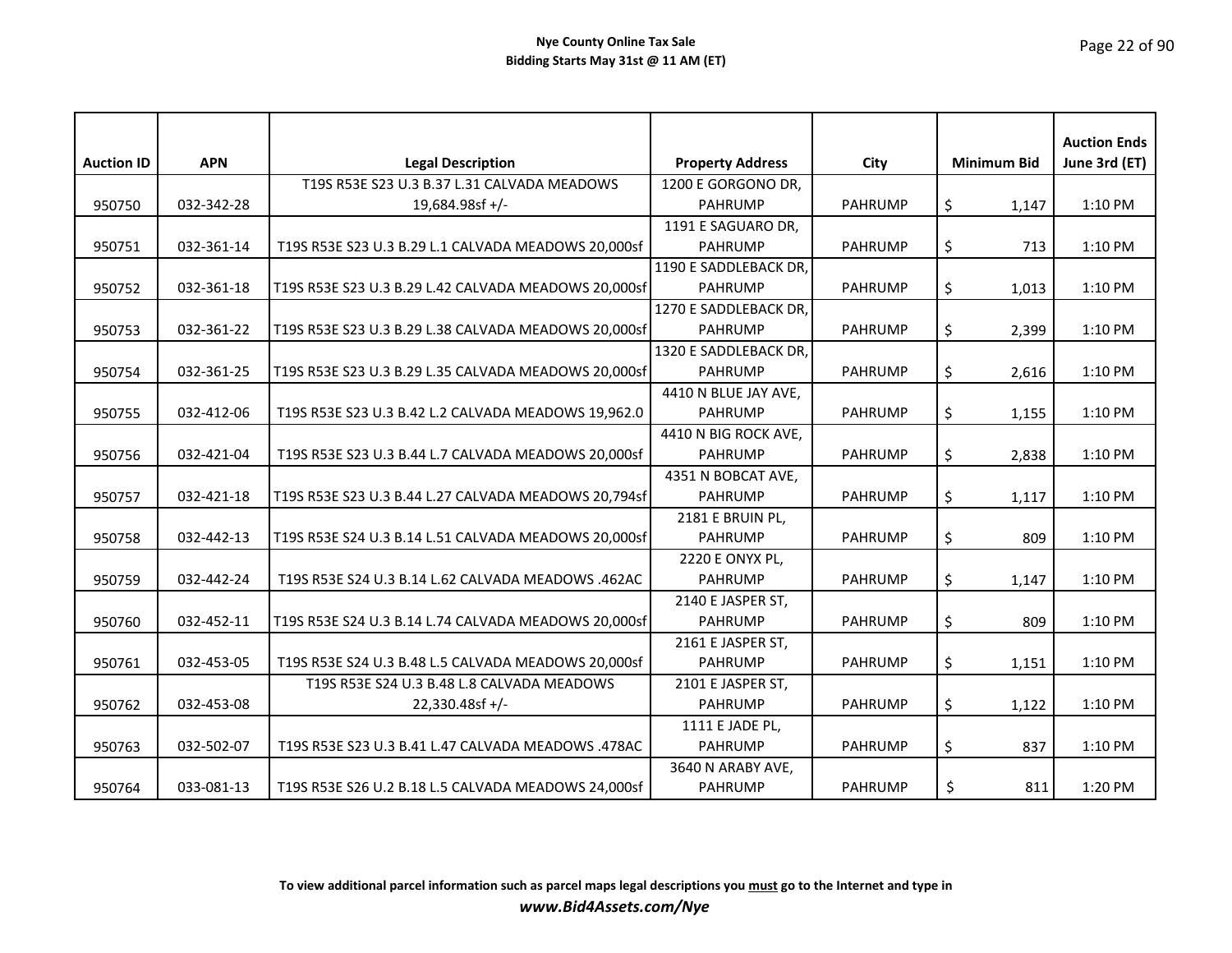**Nye County Online Tax Sale**
**Bidding Starts May 31st @ 11 AM (ET)**

| Auction ID | APN | Legal Description | Property Address | City | Minimum Bid | Auction Ends June 3rd (ET) |
|---|---|---|---|---|---|---|
| 950750 | 032-342-28 | T19S R53E S23 U.3 B.37 L.31 CALVADA MEADOWS 19,684.98sf +/- | 1200 E GORGONO DR, PAHRUMP | PAHRUMP | $ 1,147 | 1:10 PM |
| 950751 | 032-361-14 | T19S R53E S23 U.3 B.29 L.1 CALVADA MEADOWS 20,000sf | 1191 E SAGUARO DR, PAHRUMP | PAHRUMP | $ 713 | 1:10 PM |
| 950752 | 032-361-18 | T19S R53E S23 U.3 B.29 L.42 CALVADA MEADOWS 20,000sf | 1190 E SADDLEBACK DR, PAHRUMP | PAHRUMP | $ 1,013 | 1:10 PM |
| 950753 | 032-361-22 | T19S R53E S23 U.3 B.29 L.38 CALVADA MEADOWS 20,000sf | 1270 E SADDLEBACK DR, PAHRUMP | PAHRUMP | $ 2,399 | 1:10 PM |
| 950754 | 032-361-25 | T19S R53E S23 U.3 B.29 L.35 CALVADA MEADOWS 20,000sf | 1320 E SADDLEBACK DR, PAHRUMP | PAHRUMP | $ 2,616 | 1:10 PM |
| 950755 | 032-412-06 | T19S R53E S23 U.3 B.42 L.2 CALVADA MEADOWS 19,962.0 | 4410 N BLUE JAY AVE, PAHRUMP | PAHRUMP | $ 1,155 | 1:10 PM |
| 950756 | 032-421-04 | T19S R53E S23 U.3 B.44 L.7 CALVADA MEADOWS 20,000sf | 4410 N BIG ROCK AVE, PAHRUMP | PAHRUMP | $ 2,838 | 1:10 PM |
| 950757 | 032-421-18 | T19S R53E S23 U.3 B.44 L.27 CALVADA MEADOWS 20,794sf | 4351 N BOBCAT AVE, PAHRUMP | PAHRUMP | $ 1,117 | 1:10 PM |
| 950758 | 032-442-13 | T19S R53E S24 U.3 B.14 L.51 CALVADA MEADOWS 20,000sf | 2181 E BRUIN PL, PAHRUMP | PAHRUMP | $ 809 | 1:10 PM |
| 950759 | 032-442-24 | T19S R53E S24 U.3 B.14 L.62 CALVADA MEADOWS .462AC | 2220 E ONYX PL, PAHRUMP | PAHRUMP | $ 1,147 | 1:10 PM |
| 950760 | 032-452-11 | T19S R53E S24 U.3 B.14 L.74 CALVADA MEADOWS 20,000sf | 2140 E JASPER ST, PAHRUMP | PAHRUMP | $ 809 | 1:10 PM |
| 950761 | 032-453-05 | T19S R53E S24 U.3 B.48 L.5 CALVADA MEADOWS 20,000sf | 2161 E JASPER ST, PAHRUMP | PAHRUMP | $ 1,151 | 1:10 PM |
| 950762 | 032-453-08 | T19S R53E S24 U.3 B.48 L.8 CALVADA MEADOWS 22,330.48sf +/- | 2101 E JASPER ST, PAHRUMP | PAHRUMP | $ 1,122 | 1:10 PM |
| 950763 | 032-502-07 | T19S R53E S23 U.3 B.41 L.47 CALVADA MEADOWS .478AC | 1111 E JADE PL, PAHRUMP | PAHRUMP | $ 837 | 1:10 PM |
| 950764 | 033-081-13 | T19S R53E S26 U.2 B.18 L.5 CALVADA MEADOWS 24,000sf | 3640 N ARABY AVE, PAHRUMP | PAHRUMP | $ 811 | 1:20 PM |

**To view additional parcel information such as parcel maps legal descriptions you must go to the Internet and type in**
***www.Bid4Assets.com/Nye***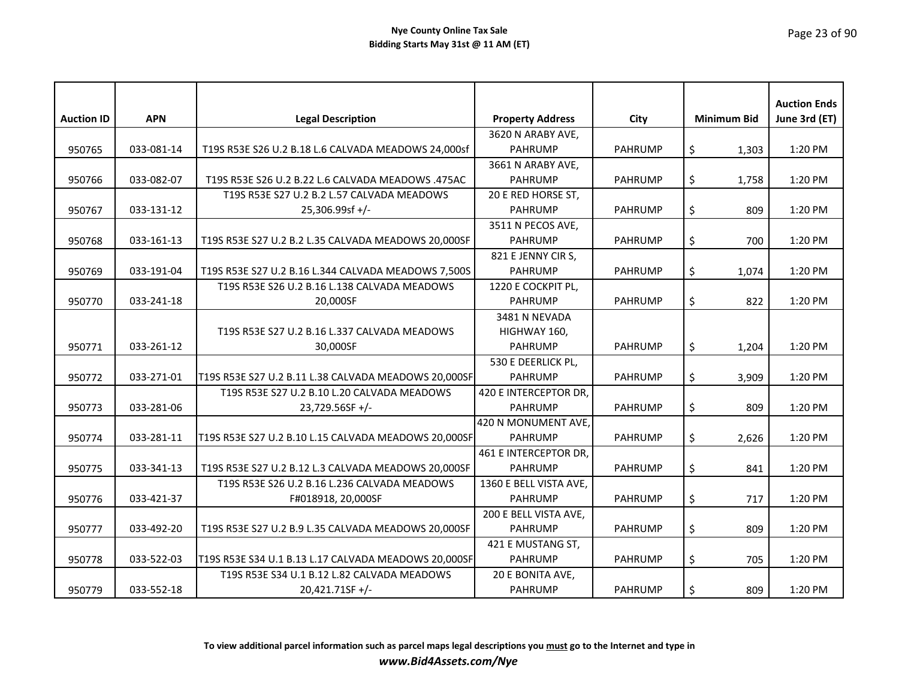**Nye County Online Tax Sale**
**Bidding Starts May 31st @ 11 AM (ET)**

| Auction ID | APN | Legal Description | Property Address | City | Minimum Bid | Auction Ends June 3rd (ET) |
|---|---|---|---|---|---|---|
| 950765 | 033-081-14 | T19S R53E S26 U.2 B.18 L.6 CALVADA MEADOWS 24,000sf | 3620 N ARABY AVE, PAHRUMP | PAHRUMP | $ 1,303 | 1:20 PM |
| 950766 | 033-082-07 | T19S R53E S26 U.2 B.22 L.6 CALVADA MEADOWS .475AC | 3661 N ARABY AVE, PAHRUMP | PAHRUMP | $ 1,758 | 1:20 PM |
| 950767 | 033-131-12 | T19S R53E S27 U.2 B.2 L.57 CALVADA MEADOWS 25,306.99sf +/- | 20 E RED HORSE ST, PAHRUMP | PAHRUMP | $ 809 | 1:20 PM |
| 950768 | 033-161-13 | T19S R53E S27 U.2 B.2 L.35 CALVADA MEADOWS 20,000SF | 3511 N PECOS AVE, PAHRUMP | PAHRUMP | $ 700 | 1:20 PM |
| 950769 | 033-191-04 | T19S R53E S27 U.2 B.16 L.344 CALVADA MEADOWS 7,500S | 821 E JENNY CIR S, PAHRUMP | PAHRUMP | $ 1,074 | 1:20 PM |
| 950770 | 033-241-18 | T19S R53E S26 U.2 B.16 L.138 CALVADA MEADOWS 20,000SF | 1220 E COCKPIT PL, PAHRUMP | PAHRUMP | $ 822 | 1:20 PM |
| 950771 | 033-261-12 | T19S R53E S27 U.2 B.16 L.337 CALVADA MEADOWS 30,000SF | 3481 N NEVADA HIGHWAY 160, PAHRUMP | PAHRUMP | $ 1,204 | 1:20 PM |
| 950772 | 033-271-01 | T19S R53E S27 U.2 B.11 L.38 CALVADA MEADOWS 20,000SF | 530 E DEERLICK PL, PAHRUMP | PAHRUMP | $ 3,909 | 1:20 PM |
| 950773 | 033-281-06 | T19S R53E S27 U.2 B.10 L.20 CALVADA MEADOWS 23,729.56SF +/- | 420 E INTERCEPTOR DR, PAHRUMP | PAHRUMP | $ 809 | 1:20 PM |
| 950774 | 033-281-11 | T19S R53E S27 U.2 B.10 L.15 CALVADA MEADOWS 20,000SF | 420 N MONUMENT AVE, PAHRUMP | PAHRUMP | $ 2,626 | 1:20 PM |
| 950775 | 033-341-13 | T19S R53E S27 U.2 B.12 L.3 CALVADA MEADOWS 20,000SF | 461 E INTERCEPTOR DR, PAHRUMP | PAHRUMP | $ 841 | 1:20 PM |
| 950776 | 033-421-37 | T19S R53E S26 U.2 B.16 L.236 CALVADA MEADOWS F#018918, 20,000SF | 1360 E BELL VISTA AVE, PAHRUMP | PAHRUMP | $ 717 | 1:20 PM |
| 950777 | 033-492-20 | T19S R53E S27 U.2 B.9 L.35 CALVADA MEADOWS 20,000SF | 200 E BELL VISTA AVE, PAHRUMP | PAHRUMP | $ 809 | 1:20 PM |
| 950778 | 033-522-03 | T19S R53E S34 U.1 B.13 L.17 CALVADA MEADOWS 20,000SF | 421 E MUSTANG ST, PAHRUMP | PAHRUMP | $ 705 | 1:20 PM |
| 950779 | 033-552-18 | T19S R53E S34 U.1 B.12 L.82 CALVADA MEADOWS 20,421.71SF +/- | 20 E BONITA AVE, PAHRUMP | PAHRUMP | $ 809 | 1:20 PM |

**To view additional parcel information such as parcel maps legal descriptions you must go to the Internet and type in**
***www.Bid4Assets.com/Nye***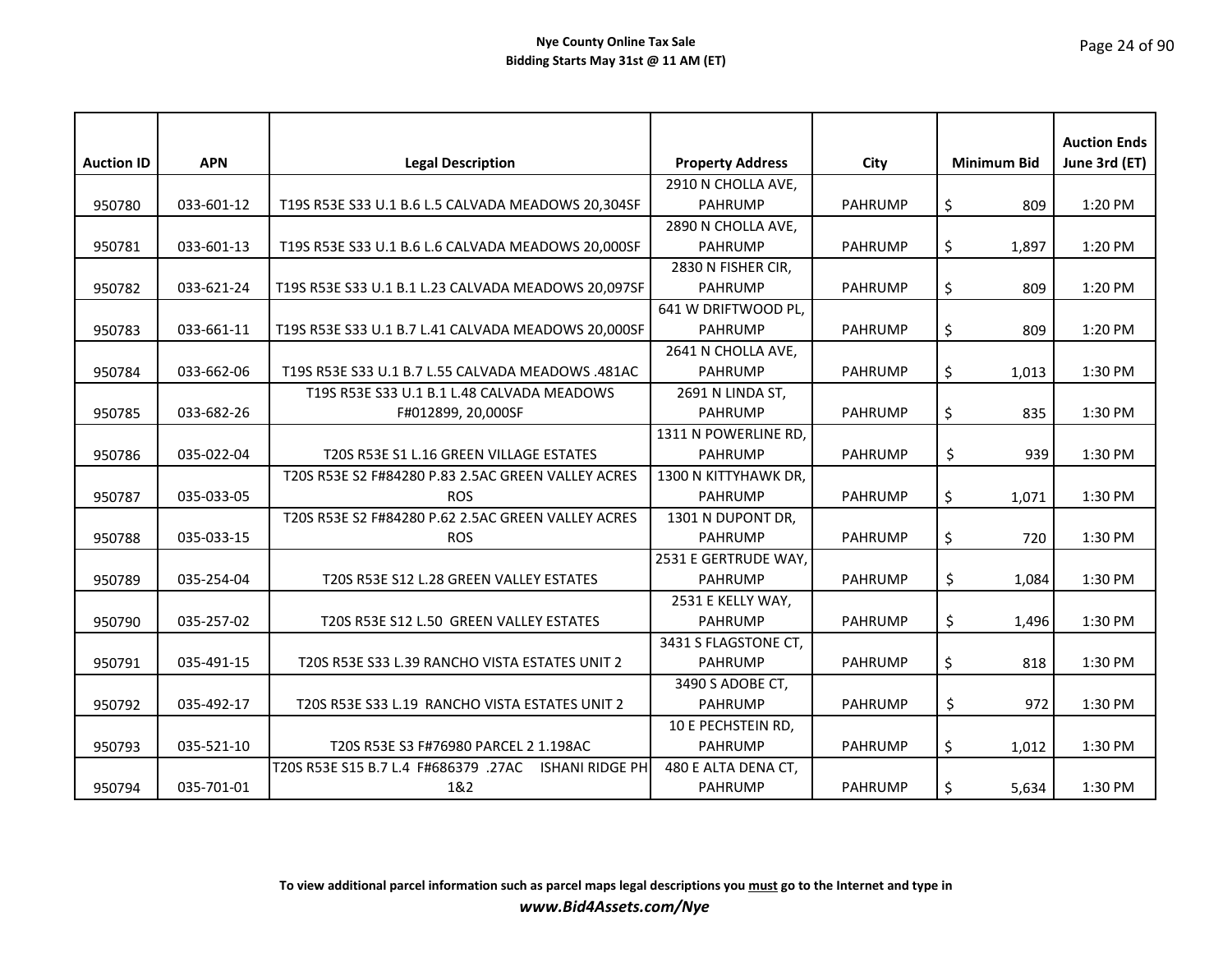**Nye County Online Tax Sale**
**Bidding Starts May 31st @ 11 AM (ET)**

| Auction ID | APN | Legal Description | Property Address | City | Minimum Bid | Auction Ends June 3rd (ET) |
|---|---|---|---|---|---|---|
| 950780 | 033-601-12 | T19S R53E S33 U.1 B.6 L.5 CALVADA MEADOWS 20,304SF | 2910 N CHOLLA AVE, PAHRUMP | PAHRUMP | $ 809 | 1:20 PM |
| 950781 | 033-601-13 | T19S R53E S33 U.1 B.6 L.6 CALVADA MEADOWS 20,000SF | 2890 N CHOLLA AVE, PAHRUMP | PAHRUMP | $ 1,897 | 1:20 PM |
| 950782 | 033-621-24 | T19S R53E S33 U.1 B.1 L.23 CALVADA MEADOWS 20,097SF | 2830 N FISHER CIR, PAHRUMP | PAHRUMP | $ 809 | 1:20 PM |
| 950783 | 033-661-11 | T19S R53E S33 U.1 B.7 L.41 CALVADA MEADOWS 20,000SF | 641 W DRIFTWOOD PL, PAHRUMP | PAHRUMP | $ 809 | 1:20 PM |
| 950784 | 033-662-06 | T19S R53E S33 U.1 B.7 L.55 CALVADA MEADOWS .481AC | 2641 N CHOLLA AVE, PAHRUMP | PAHRUMP | $ 1,013 | 1:30 PM |
| 950785 | 033-682-26 | T19S R53E S33 U.1 B.1 L.48 CALVADA MEADOWS F#012899, 20,000SF | 2691 N LINDA ST, PAHRUMP | PAHRUMP | $ 835 | 1:30 PM |
| 950786 | 035-022-04 | T20S R53E S1 L.16 GREEN VILLAGE ESTATES | 1311 N POWERLINE RD, PAHRUMP | PAHRUMP | $ 939 | 1:30 PM |
| 950787 | 035-033-05 | T20S R53E S2 F#84280 P.83 2.5AC GREEN VALLEY ACRES ROS | 1300 N KITTYHAWK DR, PAHRUMP | PAHRUMP | $ 1,071 | 1:30 PM |
| 950788 | 035-033-15 | T20S R53E S2 F#84280 P.62 2.5AC GREEN VALLEY ACRES ROS | 1301 N DUPONT DR, PAHRUMP | PAHRUMP | $ 720 | 1:30 PM |
| 950789 | 035-254-04 | T20S R53E S12 L.28 GREEN VALLEY ESTATES | 2531 E GERTRUDE WAY, PAHRUMP | PAHRUMP | $ 1,084 | 1:30 PM |
| 950790 | 035-257-02 | T20S R53E S12 L.50 GREEN VALLEY ESTATES | 2531 E KELLY WAY, PAHRUMP | PAHRUMP | $ 1,496 | 1:30 PM |
| 950791 | 035-491-15 | T20S R53E S33 L.39 RANCHO VISTA ESTATES UNIT 2 | 3431 S FLAGSTONE CT, PAHRUMP | PAHRUMP | $ 818 | 1:30 PM |
| 950792 | 035-492-17 | T20S R53E S33 L.19 RANCHO VISTA ESTATES UNIT 2 | 3490 S ADOBE CT, PAHRUMP | PAHRUMP | $ 972 | 1:30 PM |
| 950793 | 035-521-10 | T20S R53E S3 F#76980 PARCEL 2 1.198AC | 10 E PECHSTEIN RD, PAHRUMP | PAHRUMP | $ 1,012 | 1:30 PM |
| 950794 | 035-701-01 | T20S R53E S15 B.7 L.4 F#686379 .27AC ISHANI RIDGE PH 1&2 | 480 E ALTA DENA CT, PAHRUMP | PAHRUMP | $ 5,634 | 1:30 PM |

**To view additional parcel information such as parcel maps legal descriptions you must go to the Internet and type in**
***www.Bid4Assets.com/Nye***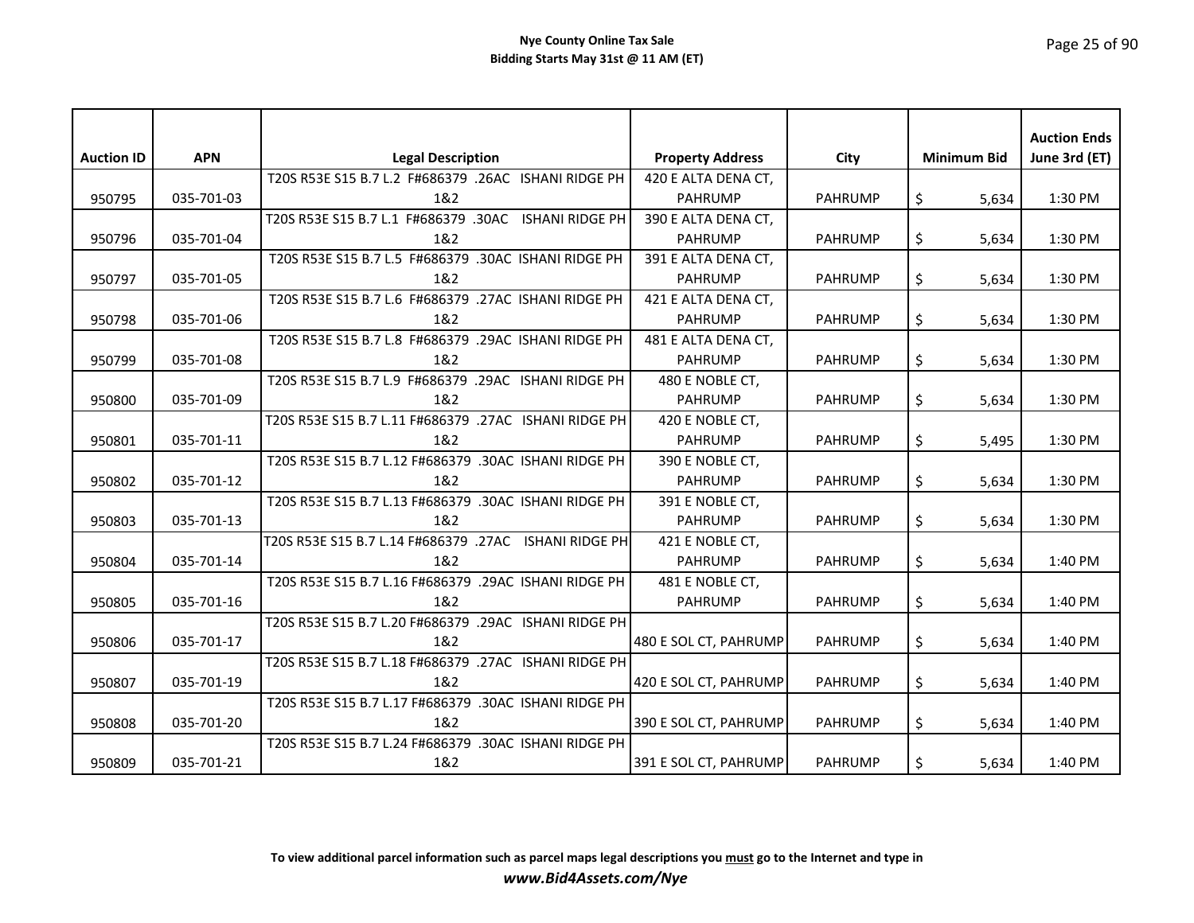| Auction ID | APN | Legal Description | Property Address | City | Minimum Bid | Auction Ends June 3rd (ET) |
|---|---|---|---|---|---|---|
| 950795 | 035-701-03 | T20S R53E S15 B.7 L.2 F#686379 .26AC ISHANI RIDGE PH 1&2 | 420 E ALTA DENA CT, PAHRUMP | PAHRUMP | $ 5,634 | 1:30 PM |
| 950796 | 035-701-04 | T20S R53E S15 B.7 L.1 F#686379 .30AC ISHANI RIDGE PH 1&2 | 390 E ALTA DENA CT, PAHRUMP | PAHRUMP | $ 5,634 | 1:30 PM |
| 950797 | 035-701-05 | T20S R53E S15 B.7 L.5 F#686379 .30AC ISHANI RIDGE PH 1&2 | 391 E ALTA DENA CT, PAHRUMP | PAHRUMP | $ 5,634 | 1:30 PM |
| 950798 | 035-701-06 | T20S R53E S15 B.7 L.6 F#686379 .27AC ISHANI RIDGE PH 1&2 | 421 E ALTA DENA CT, PAHRUMP | PAHRUMP | $ 5,634 | 1:30 PM |
| 950799 | 035-701-08 | T20S R53E S15 B.7 L.8 F#686379 .29AC ISHANI RIDGE PH 1&2 | 481 E ALTA DENA CT, PAHRUMP | PAHRUMP | $ 5,634 | 1:30 PM |
| 950800 | 035-701-09 | T20S R53E S15 B.7 L.9 F#686379 .29AC ISHANI RIDGE PH 1&2 | 480 E NOBLE CT, PAHRUMP | PAHRUMP | $ 5,634 | 1:30 PM |
| 950801 | 035-701-11 | T20S R53E S15 B.7 L.11 F#686379 .27AC ISHANI RIDGE PH 1&2 | 420 E NOBLE CT, PAHRUMP | PAHRUMP | $ 5,495 | 1:30 PM |
| 950802 | 035-701-12 | T20S R53E S15 B.7 L.12 F#686379 .30AC ISHANI RIDGE PH 1&2 | 390 E NOBLE CT, PAHRUMP | PAHRUMP | $ 5,634 | 1:30 PM |
| 950803 | 035-701-13 | T20S R53E S15 B.7 L.13 F#686379 .30AC ISHANI RIDGE PH 1&2 | 391 E NOBLE CT, PAHRUMP | PAHRUMP | $ 5,634 | 1:30 PM |
| 950804 | 035-701-14 | T20S R53E S15 B.7 L.14 F#686379 .27AC ISHANI RIDGE PH 1&2 | 421 E NOBLE CT, PAHRUMP | PAHRUMP | $ 5,634 | 1:40 PM |
| 950805 | 035-701-16 | T20S R53E S15 B.7 L.16 F#686379 .29AC ISHANI RIDGE PH 1&2 | 481 E NOBLE CT, PAHRUMP | PAHRUMP | $ 5,634 | 1:40 PM |
| 950806 | 035-701-17 | T20S R53E S15 B.7 L.20 F#686379 .29AC ISHANI RIDGE PH 1&2 | 480 E SOL CT, PAHRUMP | PAHRUMP | $ 5,634 | 1:40 PM |
| 950807 | 035-701-19 | T20S R53E S15 B.7 L.18 F#686379 .27AC ISHANI RIDGE PH 1&2 | 420 E SOL CT, PAHRUMP | PAHRUMP | $ 5,634 | 1:40 PM |
| 950808 | 035-701-20 | T20S R53E S15 B.7 L.17 F#686379 .30AC ISHANI RIDGE PH 1&2 | 390 E SOL CT, PAHRUMP | PAHRUMP | $ 5,634 | 1:40 PM |
| 950809 | 035-701-21 | T20S R53E S15 B.7 L.24 F#686379 .30AC ISHANI RIDGE PH 1&2 | 391 E SOL CT, PAHRUMP | PAHRUMP | $ 5,634 | 1:40 PM |

**To view additional parcel information such as parcel maps legal descriptions you must go to the Internet and type in**

***www.Bid4Assets.com/Nye***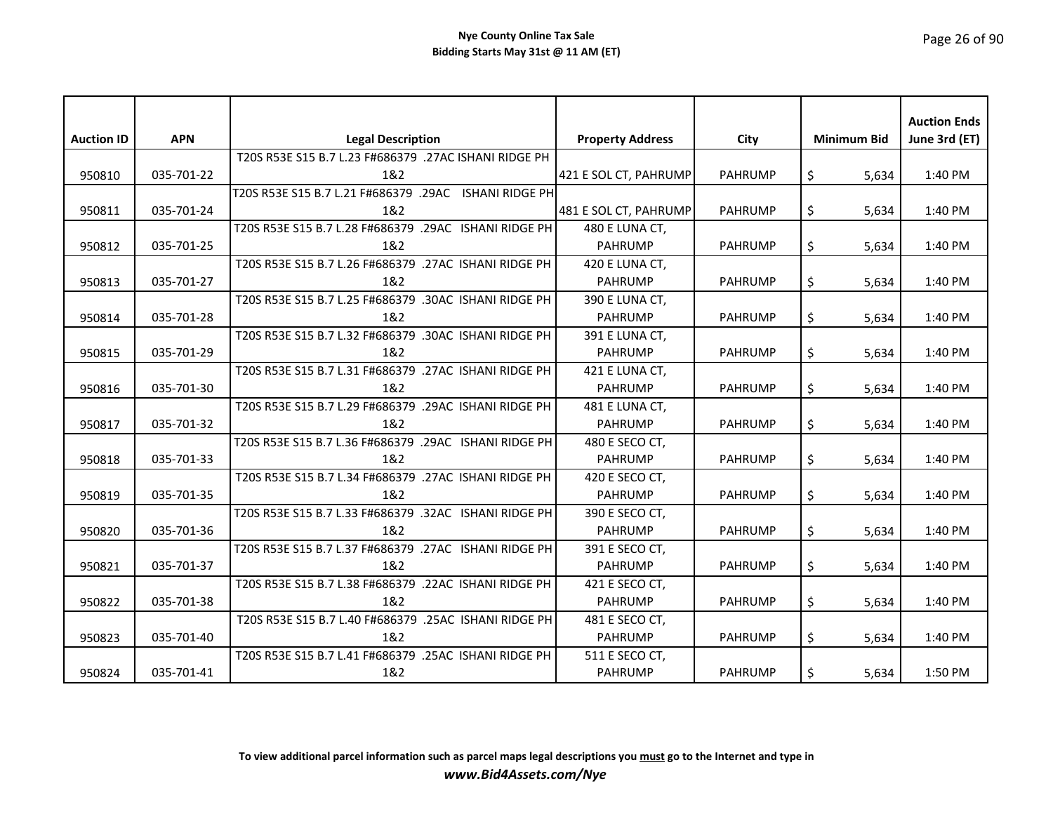| Auction ID | APN | Legal Description | Property Address | City | Minimum Bid | Auction Ends June 3rd (ET) |
|---|---|---|---|---|---|---|
| 950810 | 035-701-22 | T20S R53E S15 B.7 L.23 F#686379 .27AC ISHANI RIDGE PH 1&2 | 421 E SOL CT, PAHRUMP | PAHRUMP | $ 5,634 | 1:40 PM |
| 950811 | 035-701-24 | T20S R53E S15 B.7 L.21 F#686379 .29AC ISHANI RIDGE PH 1&2 | 481 E SOL CT, PAHRUMP | PAHRUMP | $ 5,634 | 1:40 PM |
| 950812 | 035-701-25 | T20S R53E S15 B.7 L.28 F#686379 .29AC ISHANI RIDGE PH 1&2 | 480 E LUNA CT, PAHRUMP | PAHRUMP | $ 5,634 | 1:40 PM |
| 950813 | 035-701-27 | T20S R53E S15 B.7 L.26 F#686379 .27AC ISHANI RIDGE PH 1&2 | 420 E LUNA CT, PAHRUMP | PAHRUMP | $ 5,634 | 1:40 PM |
| 950814 | 035-701-28 | T20S R53E S15 B.7 L.25 F#686379 .30AC ISHANI RIDGE PH 1&2 | 390 E LUNA CT, PAHRUMP | PAHRUMP | $ 5,634 | 1:40 PM |
| 950815 | 035-701-29 | T20S R53E S15 B.7 L.32 F#686379 .30AC ISHANI RIDGE PH 1&2 | 391 E LUNA CT, PAHRUMP | PAHRUMP | $ 5,634 | 1:40 PM |
| 950816 | 035-701-30 | T20S R53E S15 B.7 L.31 F#686379 .27AC ISHANI RIDGE PH 1&2 | 421 E LUNA CT, PAHRUMP | PAHRUMP | $ 5,634 | 1:40 PM |
| 950817 | 035-701-32 | T20S R53E S15 B.7 L.29 F#686379 .29AC ISHANI RIDGE PH 1&2 | 481 E LUNA CT, PAHRUMP | PAHRUMP | $ 5,634 | 1:40 PM |
| 950818 | 035-701-33 | T20S R53E S15 B.7 L.36 F#686379 .29AC ISHANI RIDGE PH 1&2 | 480 E SECO CT, PAHRUMP | PAHRUMP | $ 5,634 | 1:40 PM |
| 950819 | 035-701-35 | T20S R53E S15 B.7 L.34 F#686379 .27AC ISHANI RIDGE PH 1&2 | 420 E SECO CT, PAHRUMP | PAHRUMP | $ 5,634 | 1:40 PM |
| 950820 | 035-701-36 | T20S R53E S15 B.7 L.33 F#686379 .32AC ISHANI RIDGE PH 1&2 | 390 E SECO CT, PAHRUMP | PAHRUMP | $ 5,634 | 1:40 PM |
| 950821 | 035-701-37 | T20S R53E S15 B.7 L.37 F#686379 .27AC ISHANI RIDGE PH 1&2 | 391 E SECO CT, PAHRUMP | PAHRUMP | $ 5,634 | 1:40 PM |
| 950822 | 035-701-38 | T20S R53E S15 B.7 L.38 F#686379 .22AC ISHANI RIDGE PH 1&2 | 421 E SECO CT, PAHRUMP | PAHRUMP | $ 5,634 | 1:40 PM |
| 950823 | 035-701-40 | T20S R53E S15 B.7 L.40 F#686379 .25AC ISHANI RIDGE PH 1&2 | 481 E SECO CT, PAHRUMP | PAHRUMP | $ 5,634 | 1:40 PM |
| 950824 | 035-701-41 | T20S R53E S15 B.7 L.41 F#686379 .25AC ISHANI RIDGE PH 1&2 | 511 E SECO CT, PAHRUMP | PAHRUMP | $ 5,634 | 1:50 PM |

**To view additional parcel information such as parcel maps legal descriptions you must go to the Internet and type in**

***www.Bid4Assets.com/Nye***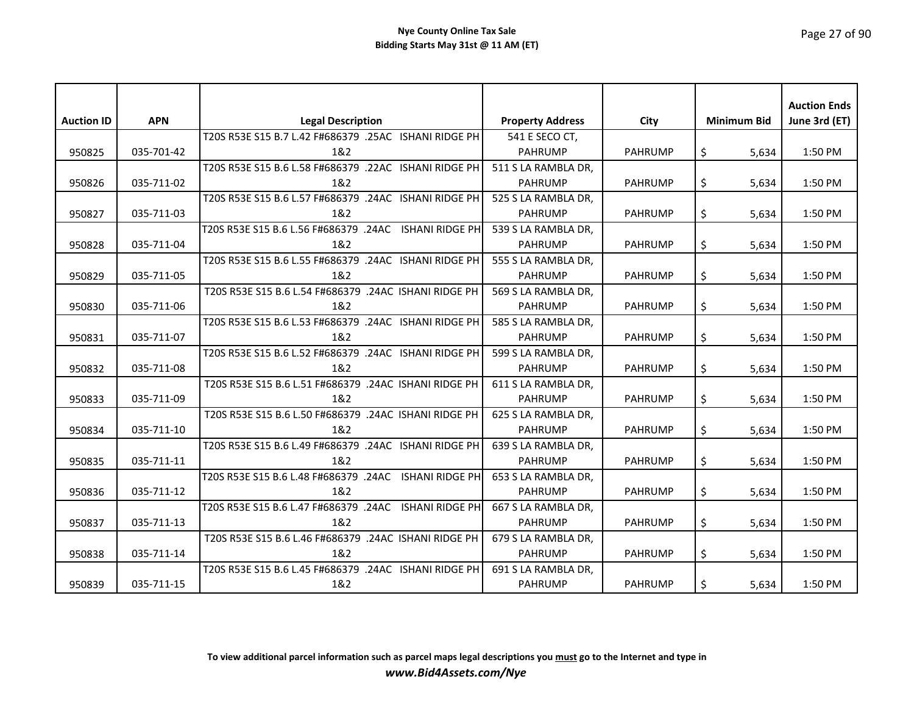**Nye County Online Tax Sale**
**Bidding Starts May 31st @ 11 AM (ET)**

| Auction ID | APN | Legal Description | Property Address | City | Minimum Bid | Auction Ends June 3rd (ET) |
|---|---|---|---|---|---|---|
| 950825 | 035-701-42 | T20S R53E S15 B.7 L.42 F#686379 .25AC ISHANI RIDGE PH 1&2 | 541 E SECO CT, PAHRUMP | PAHRUMP | $ 5,634 | 1:50 PM |
| 950826 | 035-711-02 | T20S R53E S15 B.6 L.58 F#686379 .22AC ISHANI RIDGE PH 1&2 | 511 S LA RAMBLA DR, PAHRUMP | PAHRUMP | $ 5,634 | 1:50 PM |
| 950827 | 035-711-03 | T20S R53E S15 B.6 L.57 F#686379 .24AC ISHANI RIDGE PH 1&2 | 525 S LA RAMBLA DR, PAHRUMP | PAHRUMP | $ 5,634 | 1:50 PM |
| 950828 | 035-711-04 | T20S R53E S15 B.6 L.56 F#686379 .24AC ISHANI RIDGE PH 1&2 | 539 S LA RAMBLA DR, PAHRUMP | PAHRUMP | $ 5,634 | 1:50 PM |
| 950829 | 035-711-05 | T20S R53E S15 B.6 L.55 F#686379 .24AC ISHANI RIDGE PH 1&2 | 555 S LA RAMBLA DR, PAHRUMP | PAHRUMP | $ 5,634 | 1:50 PM |
| 950830 | 035-711-06 | T20S R53E S15 B.6 L.54 F#686379 .24AC ISHANI RIDGE PH 1&2 | 569 S LA RAMBLA DR, PAHRUMP | PAHRUMP | $ 5,634 | 1:50 PM |
| 950831 | 035-711-07 | T20S R53E S15 B.6 L.53 F#686379 .24AC ISHANI RIDGE PH 1&2 | 585 S LA RAMBLA DR, PAHRUMP | PAHRUMP | $ 5,634 | 1:50 PM |
| 950832 | 035-711-08 | T20S R53E S15 B.6 L.52 F#686379 .24AC ISHANI RIDGE PH 1&2 | 599 S LA RAMBLA DR, PAHRUMP | PAHRUMP | $ 5,634 | 1:50 PM |
| 950833 | 035-711-09 | T20S R53E S15 B.6 L.51 F#686379 .24AC ISHANI RIDGE PH 1&2 | 611 S LA RAMBLA DR, PAHRUMP | PAHRUMP | $ 5,634 | 1:50 PM |
| 950834 | 035-711-10 | T20S R53E S15 B.6 L.50 F#686379 .24AC ISHANI RIDGE PH 1&2 | 625 S LA RAMBLA DR, PAHRUMP | PAHRUMP | $ 5,634 | 1:50 PM |
| 950835 | 035-711-11 | T20S R53E S15 B.6 L.49 F#686379 .24AC ISHANI RIDGE PH 1&2 | 639 S LA RAMBLA DR, PAHRUMP | PAHRUMP | $ 5,634 | 1:50 PM |
| 950836 | 035-711-12 | T20S R53E S15 B.6 L.48 F#686379 .24AC ISHANI RIDGE PH 1&2 | 653 S LA RAMBLA DR, PAHRUMP | PAHRUMP | $ 5,634 | 1:50 PM |
| 950837 | 035-711-13 | T20S R53E S15 B.6 L.47 F#686379 .24AC ISHANI RIDGE PH 1&2 | 667 S LA RAMBLA DR, PAHRUMP | PAHRUMP | $ 5,634 | 1:50 PM |
| 950838 | 035-711-14 | T20S R53E S15 B.6 L.46 F#686379 .24AC ISHANI RIDGE PH 1&2 | 679 S LA RAMBLA DR, PAHRUMP | PAHRUMP | $ 5,634 | 1:50 PM |
| 950839 | 035-711-15 | T20S R53E S15 B.6 L.45 F#686379 .24AC ISHANI RIDGE PH 1&2 | 691 S LA RAMBLA DR, PAHRUMP | PAHRUMP | $ 5,634 | 1:50 PM |

**To view additional parcel information such as parcel maps legal descriptions you <u>must</u> go to the Internet and type in**
***www.Bid4Assets.com/Nye***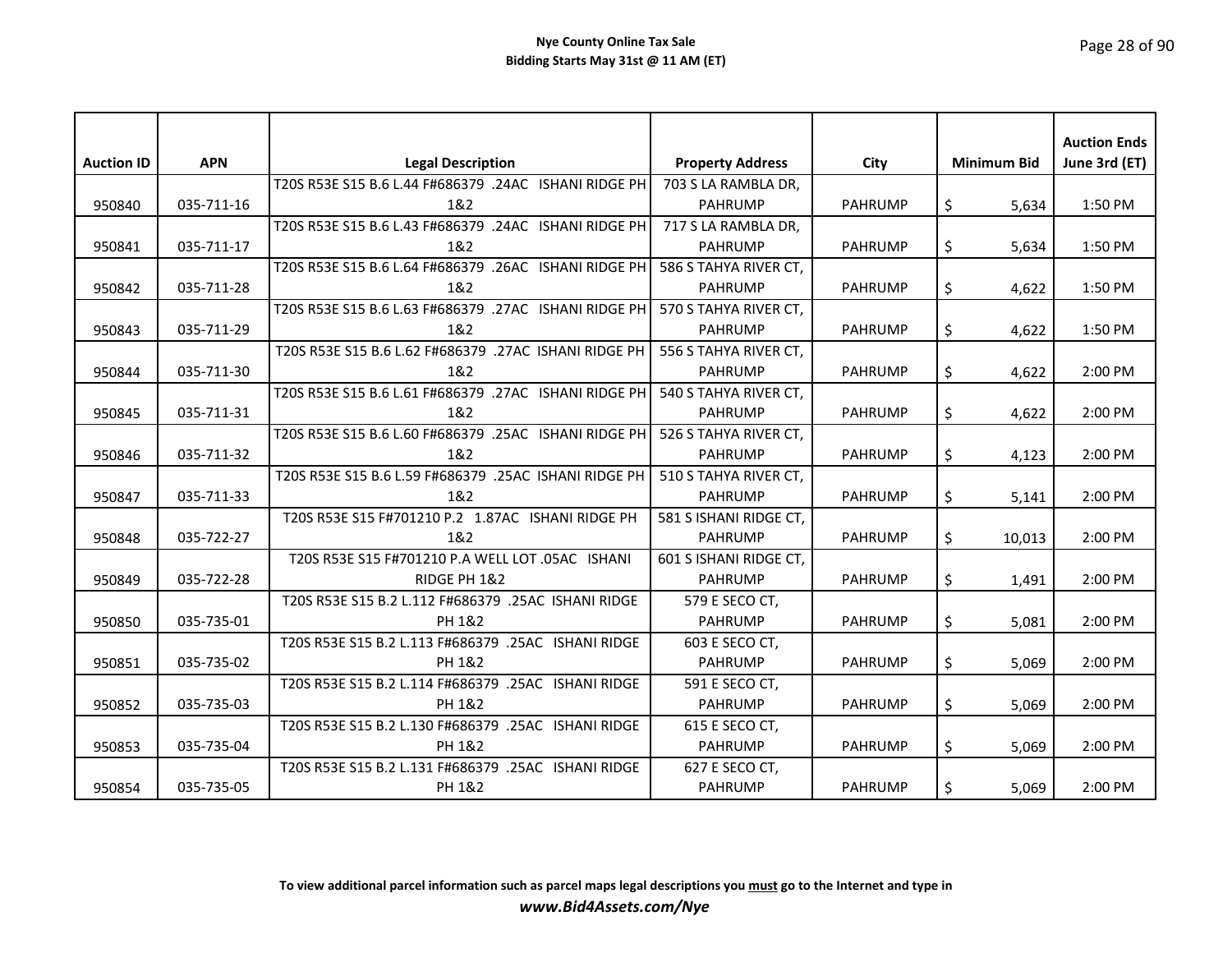**Nye County Online Tax Sale**
**Bidding Starts May 31st @ 11 AM (ET)**

| Auction ID | APN | Legal Description | Property Address | City | Minimum Bid | Auction Ends June 3rd (ET) |
|---|---|---|---|---|---|---|
| 950840 | 035-711-16 | T20S R53E S15 B.6 L.44 F#686379 .24AC ISHANI RIDGE PH 1&2 | 703 S LA RAMBLA DR, PAHRUMP | PAHRUMP | $ 5,634 | 1:50 PM |
| 950841 | 035-711-17 | T20S R53E S15 B.6 L.43 F#686379 .24AC ISHANI RIDGE PH 1&2 | 717 S LA RAMBLA DR, PAHRUMP | PAHRUMP | $ 5,634 | 1:50 PM |
| 950842 | 035-711-28 | T20S R53E S15 B.6 L.64 F#686379 .26AC ISHANI RIDGE PH 1&2 | 586 S TAHYA RIVER CT, PAHRUMP | PAHRUMP | $ 4,622 | 1:50 PM |
| 950843 | 035-711-29 | T20S R53E S15 B.6 L.63 F#686379 .27AC ISHANI RIDGE PH 1&2 | 570 S TAHYA RIVER CT, PAHRUMP | PAHRUMP | $ 4,622 | 1:50 PM |
| 950844 | 035-711-30 | T20S R53E S15 B.6 L.62 F#686379 .27AC ISHANI RIDGE PH 1&2 | 556 S TAHYA RIVER CT, PAHRUMP | PAHRUMP | $ 4,622 | 2:00 PM |
| 950845 | 035-711-31 | T20S R53E S15 B.6 L.61 F#686379 .27AC ISHANI RIDGE PH 1&2 | 540 S TAHYA RIVER CT, PAHRUMP | PAHRUMP | $ 4,622 | 2:00 PM |
| 950846 | 035-711-32 | T20S R53E S15 B.6 L.60 F#686379 .25AC ISHANI RIDGE PH 1&2 | 526 S TAHYA RIVER CT, PAHRUMP | PAHRUMP | $ 4,123 | 2:00 PM |
| 950847 | 035-711-33 | T20S R53E S15 B.6 L.59 F#686379 .25AC ISHANI RIDGE PH 1&2 | 510 S TAHYA RIVER CT, PAHRUMP | PAHRUMP | $ 5,141 | 2:00 PM |
| 950848 | 035-722-27 | T20S R53E S15 F#701210 P.2 1.87AC ISHANI RIDGE PH 1&2 | 581 S ISHANI RIDGE CT, PAHRUMP | PAHRUMP | $ 10,013 | 2:00 PM |
| 950849 | 035-722-28 | T20S R53E S15 F#701210 P.A WELL LOT .05AC ISHANI RIDGE PH 1&2 | 601 S ISHANI RIDGE CT, PAHRUMP | PAHRUMP | $ 1,491 | 2:00 PM |
| 950850 | 035-735-01 | T20S R53E S15 B.2 L.112 F#686379 .25AC ISHANI RIDGE PH 1&2 | 579 E SECO CT, PAHRUMP | PAHRUMP | $ 5,081 | 2:00 PM |
| 950851 | 035-735-02 | T20S R53E S15 B.2 L.113 F#686379 .25AC ISHANI RIDGE PH 1&2 | 603 E SECO CT, PAHRUMP | PAHRUMP | $ 5,069 | 2:00 PM |
| 950852 | 035-735-03 | T20S R53E S15 B.2 L.114 F#686379 .25AC ISHANI RIDGE PH 1&2 | 591 E SECO CT, PAHRUMP | PAHRUMP | $ 5,069 | 2:00 PM |
| 950853 | 035-735-04 | T20S R53E S15 B.2 L.130 F#686379 .25AC ISHANI RIDGE PH 1&2 | 615 E SECO CT, PAHRUMP | PAHRUMP | $ 5,069 | 2:00 PM |
| 950854 | 035-735-05 | T20S R53E S15 B.2 L.131 F#686379 .25AC ISHANI RIDGE PH 1&2 | 627 E SECO CT, PAHRUMP | PAHRUMP | $ 5,069 | 2:00 PM |

**To view additional parcel information such as parcel maps legal descriptions you must go to the Internet and type in**
***www.Bid4Assets.com/Nye***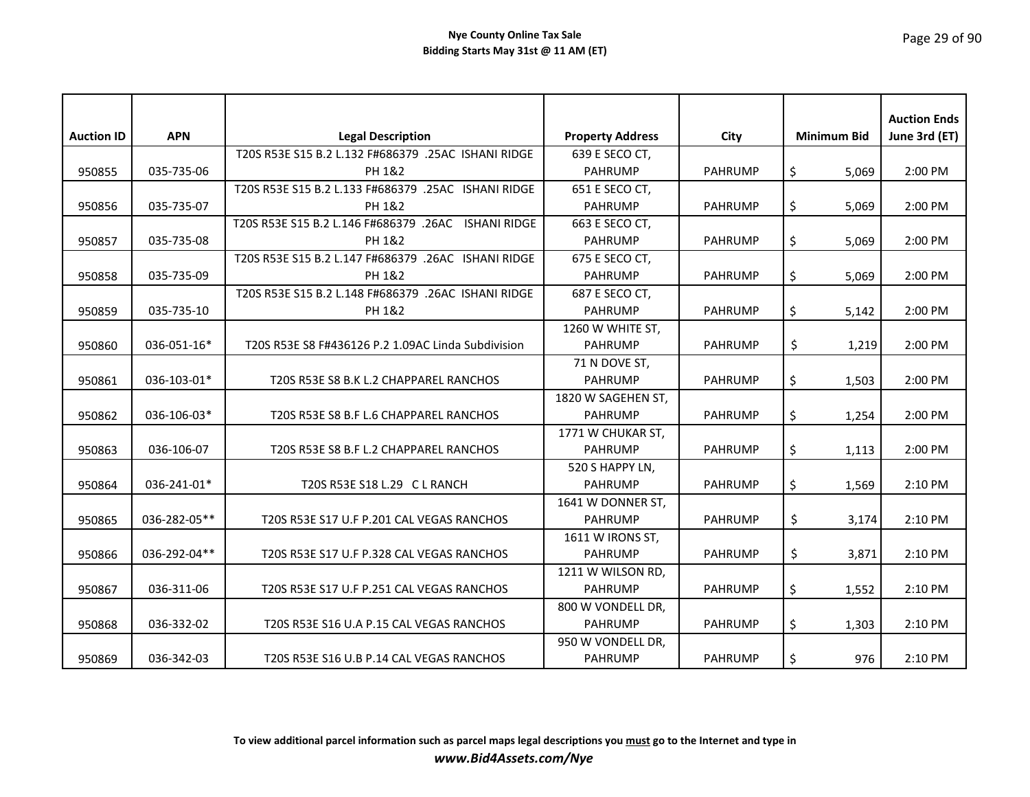| Auction ID | APN | Legal Description | Property Address | City | Minimum Bid | Auction Ends June 3rd (ET) |
|---|---|---|---|---|---|---|
| 950855 | 035-735-06 | T20S R53E S15 B.2 L.132 F#686379 .25AC ISHANI RIDGE PH 1&2 | 639 E SECO CT, PAHRUMP | PAHRUMP | $ 5,069 | 2:00 PM |
| 950856 | 035-735-07 | T20S R53E S15 B.2 L.133 F#686379 .25AC ISHANI RIDGE PH 1&2 | 651 E SECO CT, PAHRUMP | PAHRUMP | $ 5,069 | 2:00 PM |
| 950857 | 035-735-08 | T20S R53E S15 B.2 L.146 F#686379 .26AC ISHANI RIDGE PH 1&2 | 663 E SECO CT, PAHRUMP | PAHRUMP | $ 5,069 | 2:00 PM |
| 950858 | 035-735-09 | T20S R53E S15 B.2 L.147 F#686379 .26AC ISHANI RIDGE PH 1&2 | 675 E SECO CT, PAHRUMP | PAHRUMP | $ 5,069 | 2:00 PM |
| 950859 | 035-735-10 | T20S R53E S15 B.2 L.148 F#686379 .26AC ISHANI RIDGE PH 1&2 | 687 E SECO CT, PAHRUMP | PAHRUMP | $ 5,142 | 2:00 PM |
| 950860 | 036-051-16* | T20S R53E S8 F#436126 P.2 1.09AC Linda Subdivision | 1260 W WHITE ST, PAHRUMP | PAHRUMP | $ 1,219 | 2:00 PM |
| 950861 | 036-103-01* | T20S R53E S8 B.K L.2 CHAPPAREL RANCHOS | 71 N DOVE ST, PAHRUMP | PAHRUMP | $ 1,503 | 2:00 PM |
| 950862 | 036-106-03* | T20S R53E S8 B.F L.6 CHAPPAREL RANCHOS | 1820 W SAGEHEN ST, PAHRUMP | PAHRUMP | $ 1,254 | 2:00 PM |
| 950863 | 036-106-07 | T20S R53E S8 B.F L.2 CHAPPAREL RANCHOS | 1771 W CHUKAR ST, PAHRUMP | PAHRUMP | $ 1,113 | 2:00 PM |
| 950864 | 036-241-01* | T20S R53E S18 L.29 C L RANCH | 520 S HAPPY LN, PAHRUMP | PAHRUMP | $ 1,569 | 2:10 PM |
| 950865 | 036-282-05** | T20S R53E S17 U.F P.201 CAL VEGAS RANCHOS | 1641 W DONNER ST, PAHRUMP | PAHRUMP | $ 3,174 | 2:10 PM |
| 950866 | 036-292-04** | T20S R53E S17 U.F P.328 CAL VEGAS RANCHOS | 1611 W IRONS ST, PAHRUMP | PAHRUMP | $ 3,871 | 2:10 PM |
| 950867 | 036-311-06 | T20S R53E S17 U.F P.251 CAL VEGAS RANCHOS | 1211 W WILSON RD, PAHRUMP | PAHRUMP | $ 1,552 | 2:10 PM |
| 950868 | 036-332-02 | T20S R53E S16 U.A P.15 CAL VEGAS RANCHOS | 800 W VONDELL DR, PAHRUMP | PAHRUMP | $ 1,303 | 2:10 PM |
| 950869 | 036-342-03 | T20S R53E S16 U.B P.14 CAL VEGAS RANCHOS | 950 W VONDELL DR, PAHRUMP | PAHRUMP | $ 976 | 2:10 PM |

**To view additional parcel information such as parcel maps legal descriptions you must go to the Internet and type in**

***www.Bid4Assets.com/Nye***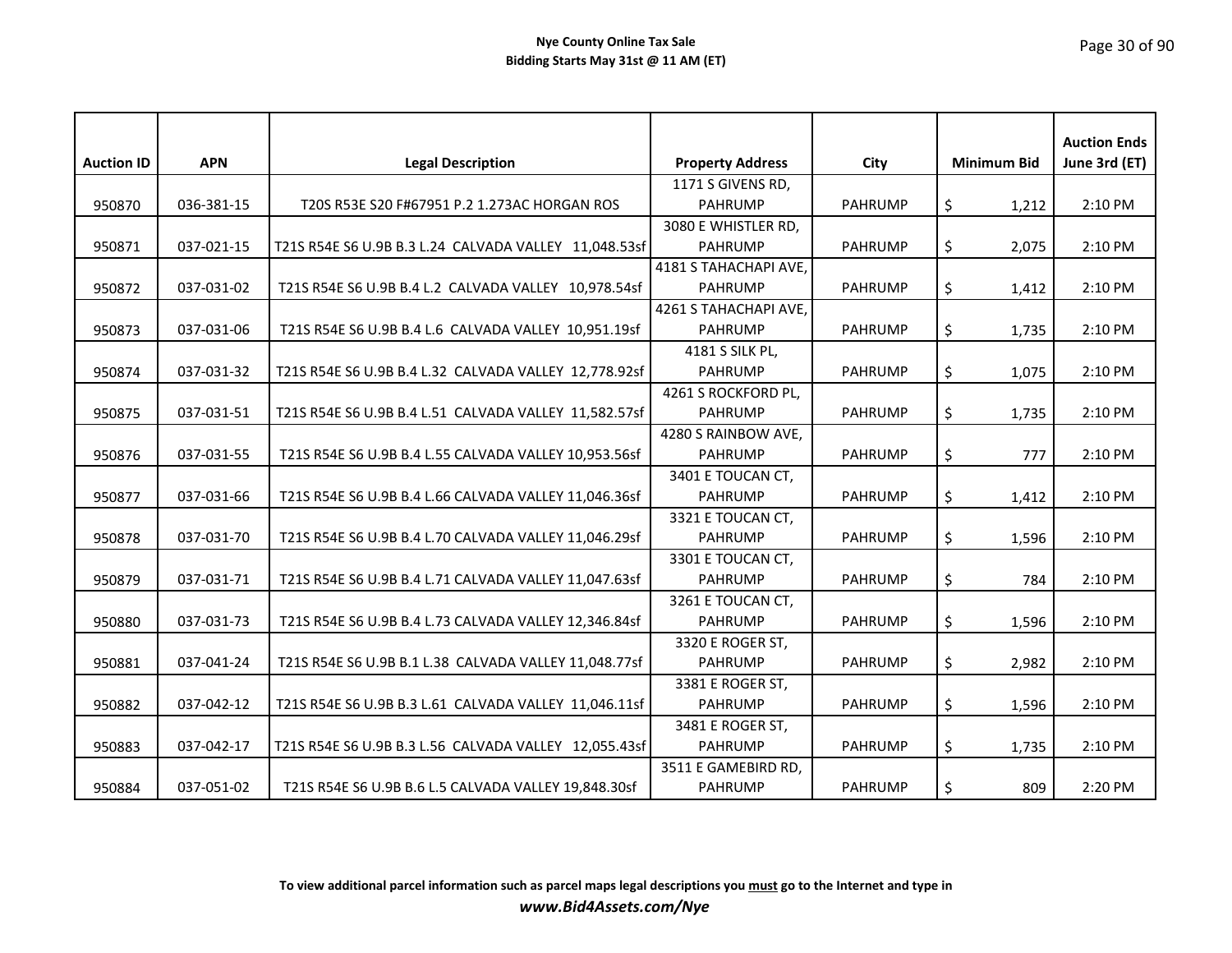**Nye County Online Tax Sale**
**Bidding Starts May 31st @ 11 AM (ET)**

| Auction ID | APN | Legal Description | Property Address | City | Minimum Bid | Auction Ends June 3rd (ET) |
|---|---|---|---|---|---|---|
| 950870 | 036-381-15 | T20S R53E S20 F#67951 P.2 1.273AC HORGAN ROS | 1171 S GIVENS RD, PAHRUMP | PAHRUMP | $ 1,212 | 2:10 PM |
| 950871 | 037-021-15 | T21S R54E S6 U.9B B.3 L.24 CALVADA VALLEY 11,048.53sf | 3080 E WHISTLER RD, PAHRUMP | PAHRUMP | $ 2,075 | 2:10 PM |
| 950872 | 037-031-02 | T21S R54E S6 U.9B B.4 L.2 CALVADA VALLEY 10,978.54sf | 4181 S TAHACHAPI AVE, PAHRUMP | PAHRUMP | $ 1,412 | 2:10 PM |
| 950873 | 037-031-06 | T21S R54E S6 U.9B B.4 L.6 CALVADA VALLEY 10,951.19sf | 4261 S TAHACHAPI AVE, PAHRUMP | PAHRUMP | $ 1,735 | 2:10 PM |
| 950874 | 037-031-32 | T21S R54E S6 U.9B B.4 L.32 CALVADA VALLEY 12,778.92sf | 4181 S SILK PL, PAHRUMP | PAHRUMP | $ 1,075 | 2:10 PM |
| 950875 | 037-031-51 | T21S R54E S6 U.9B B.4 L.51 CALVADA VALLEY 11,582.57sf | 4261 S ROCKFORD PL, PAHRUMP | PAHRUMP | $ 1,735 | 2:10 PM |
| 950876 | 037-031-55 | T21S R54E S6 U.9B B.4 L.55 CALVADA VALLEY 10,953.56sf | 4280 S RAINBOW AVE, PAHRUMP | PAHRUMP | $ 777 | 2:10 PM |
| 950877 | 037-031-66 | T21S R54E S6 U.9B B.4 L.66 CALVADA VALLEY 11,046.36sf | 3401 E TOUCAN CT, PAHRUMP | PAHRUMP | $ 1,412 | 2:10 PM |
| 950878 | 037-031-70 | T21S R54E S6 U.9B B.4 L.70 CALVADA VALLEY 11,046.29sf | 3321 E TOUCAN CT, PAHRUMP | PAHRUMP | $ 1,596 | 2:10 PM |
| 950879 | 037-031-71 | T21S R54E S6 U.9B B.4 L.71 CALVADA VALLEY 11,047.63sf | 3301 E TOUCAN CT, PAHRUMP | PAHRUMP | $ 784 | 2:10 PM |
| 950880 | 037-031-73 | T21S R54E S6 U.9B B.4 L.73 CALVADA VALLEY 12,346.84sf | 3261 E TOUCAN CT, PAHRUMP | PAHRUMP | $ 1,596 | 2:10 PM |
| 950881 | 037-041-24 | T21S R54E S6 U.9B B.1 L.38 CALVADA VALLEY 11,048.77sf | 3320 E ROGER ST, PAHRUMP | PAHRUMP | $ 2,982 | 2:10 PM |
| 950882 | 037-042-12 | T21S R54E S6 U.9B B.3 L.61 CALVADA VALLEY 11,046.11sf | 3381 E ROGER ST, PAHRUMP | PAHRUMP | $ 1,596 | 2:10 PM |
| 950883 | 037-042-17 | T21S R54E S6 U.9B B.3 L.56 CALVADA VALLEY 12,055.43sf | 3481 E ROGER ST, PAHRUMP | PAHRUMP | $ 1,735 | 2:10 PM |
| 950884 | 037-051-02 | T21S R54E S6 U.9B B.6 L.5 CALVADA VALLEY 19,848.30sf | 3511 E GAMEBIRD RD, PAHRUMP | PAHRUMP | $ 809 | 2:20 PM |

**To view additional parcel information such as parcel maps legal descriptions you <u>must</u> go to the Internet and type in**
***www.Bid4Assets.com/Nye***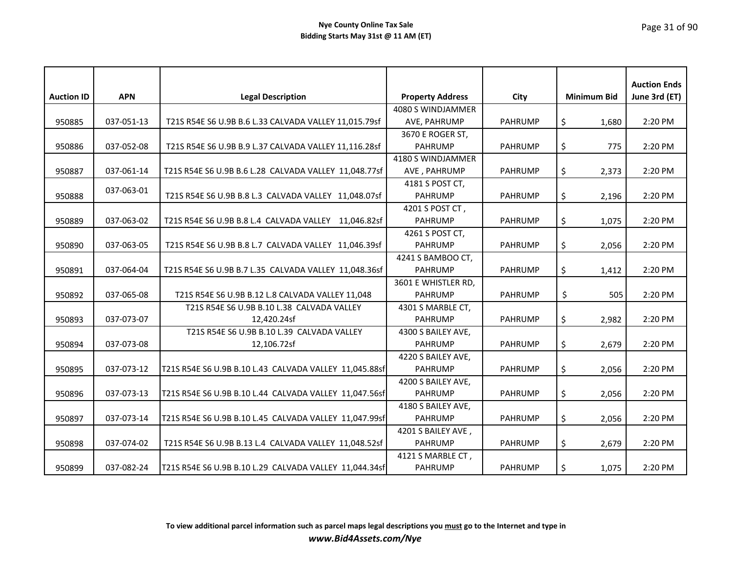**Nye County Online Tax Sale**
**Bidding Starts May 31st @ 11 AM (ET)**

| Auction ID | APN | Legal Description | Property Address | City | Minimum Bid | Auction Ends June 3rd (ET) |
|---|---|---|---|---|---|---|
| 950885 | 037-051-13 | T21S R54E S6 U.9B B.6 L.33 CALVADA VALLEY 11,015.79sf | 4080 S WINDJAMMER AVE, PAHRUMP | PAHRUMP | $ 1,680 | 2:20 PM |
| 950886 | 037-052-08 | T21S R54E S6 U.9B B.9 L.37 CALVADA VALLEY 11,116.28sf | 3670 E ROGER ST, PAHRUMP | PAHRUMP | $ 775 | 2:20 PM |
| 950887 | 037-061-14 | T21S R54E S6 U.9B B.6 L.28 CALVADA VALLEY 11,048.77sf | 4180 S WINDJAMMER AVE , PAHRUMP | PAHRUMP | $ 2,373 | 2:20 PM |
| 950888 | 037-063-01 | T21S R54E S6 U.9B B.8 L.3 CALVADA VALLEY 11,048.07sf | 4181 S POST CT, PAHRUMP | PAHRUMP | $ 2,196 | 2:20 PM |
| 950889 | 037-063-02 | T21S R54E S6 U.9B B.8 L.4 CALVADA VALLEY 11,046.82sf | 4201 S POST CT , PAHRUMP | PAHRUMP | $ 1,075 | 2:20 PM |
| 950890 | 037-063-05 | T21S R54E S6 U.9B B.8 L.7 CALVADA VALLEY 11,046.39sf | 4261 S POST CT, PAHRUMP | PAHRUMP | $ 2,056 | 2:20 PM |
| 950891 | 037-064-04 | T21S R54E S6 U.9B B.7 L.35 CALVADA VALLEY 11,048.36sf | 4241 S BAMBOO CT, PAHRUMP | PAHRUMP | $ 1,412 | 2:20 PM |
| 950892 | 037-065-08 | T21S R54E S6 U.9B B.12 L.8 CALVADA VALLEY 11,048 | 3601 E WHISTLER RD, PAHRUMP | PAHRUMP | $ 505 | 2:20 PM |
| 950893 | 037-073-07 | T21S R54E S6 U.9B B.10 L.38 CALVADA VALLEY 12,420.24sf | 4301 S MARBLE CT, PAHRUMP | PAHRUMP | $ 2,982 | 2:20 PM |
| 950894 | 037-073-08 | T21S R54E S6 U.9B B.10 L.39 CALVADA VALLEY 12,106.72sf | 4300 S BAILEY AVE, PAHRUMP | PAHRUMP | $ 2,679 | 2:20 PM |
| 950895 | 037-073-12 | T21S R54E S6 U.9B B.10 L.43 CALVADA VALLEY 11,045.88sf | 4220 S BAILEY AVE, PAHRUMP | PAHRUMP | $ 2,056 | 2:20 PM |
| 950896 | 037-073-13 | T21S R54E S6 U.9B B.10 L.44 CALVADA VALLEY 11,047.56sf | 4200 S BAILEY AVE, PAHRUMP | PAHRUMP | $ 2,056 | 2:20 PM |
| 950897 | 037-073-14 | T21S R54E S6 U.9B B.10 L.45 CALVADA VALLEY 11,047.99sf | 4180 S BAILEY AVE, PAHRUMP | PAHRUMP | $ 2,056 | 2:20 PM |
| 950898 | 037-074-02 | T21S R54E S6 U.9B B.13 L.4 CALVADA VALLEY 11,048.52sf | 4201 S BAILEY AVE , PAHRUMP | PAHRUMP | $ 2,679 | 2:20 PM |
| 950899 | 037-082-24 | T21S R54E S6 U.9B B.10 L.29 CALVADA VALLEY 11,044.34sf | 4121 S MARBLE CT , PAHRUMP | PAHRUMP | $ 1,075 | 2:20 PM |

**To view additional parcel information such as parcel maps legal descriptions you <u>must</u> go to the Internet and type in**
***www.Bid4Assets.com/Nye***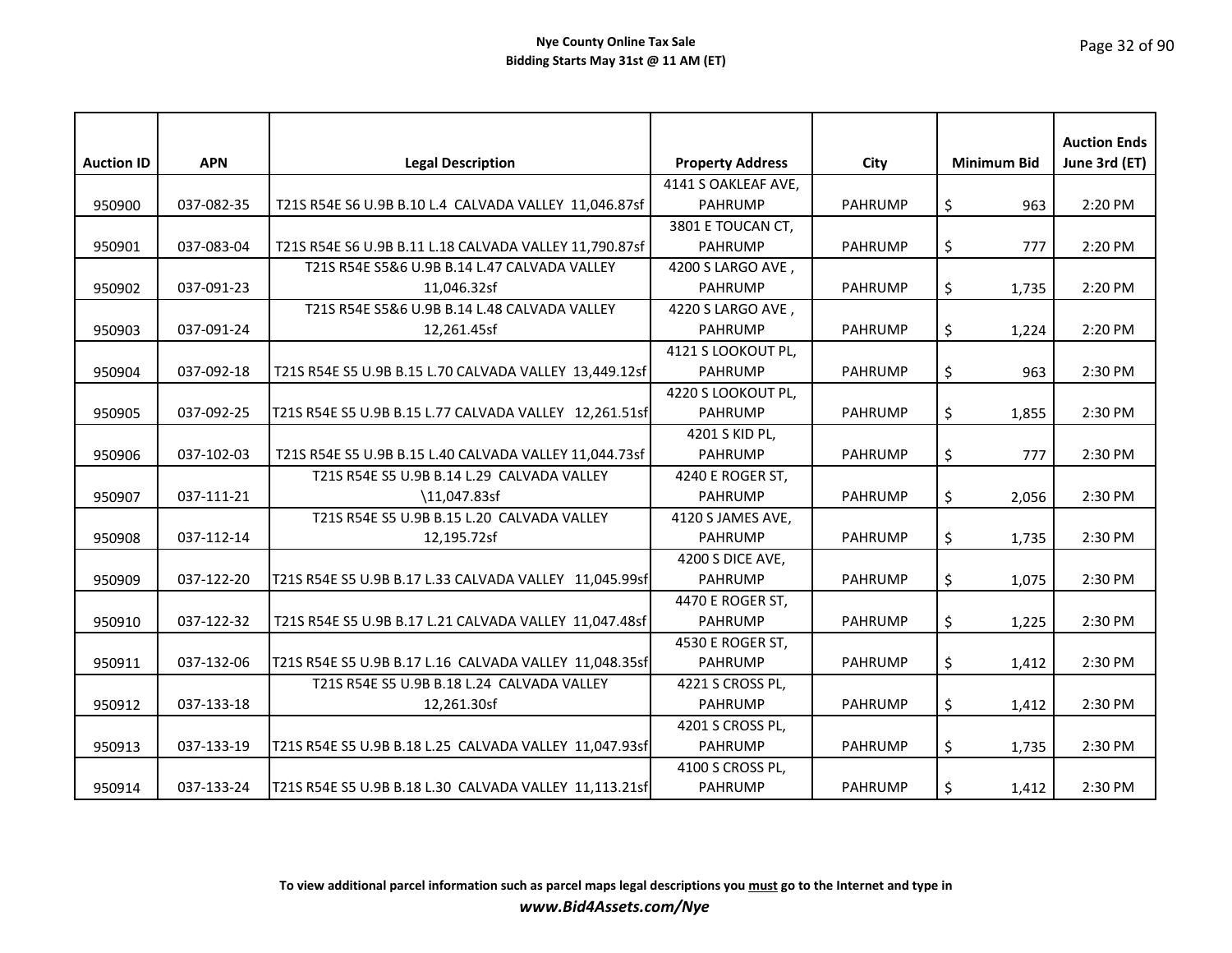**Nye County Online Tax Sale**
**Bidding Starts May 31st @ 11 AM (ET)**

| Auction ID | APN | Legal Description | Property Address | City | Minimum Bid | Auction Ends June 3rd (ET) |
|---|---|---|---|---|---|---|
| 950900 | 037-082-35 | T21S R54E S6 U.9B B.10 L.4 CALVADA VALLEY 11,046.87sf | 4141 S OAKLEAF AVE, PAHRUMP | PAHRUMP | $ 963 | 2:20 PM |
| 950901 | 037-083-04 | T21S R54E S6 U.9B B.11 L.18 CALVADA VALLEY 11,790.87sf | 3801 E TOUCAN CT, PAHRUMP | PAHRUMP | $ 777 | 2:20 PM |
| 950902 | 037-091-23 | T21S R54E S5&6 U.9B B.14 L.47 CALVADA VALLEY 11,046.32sf | 4200 S LARGO AVE , PAHRUMP | PAHRUMP | $ 1,735 | 2:20 PM |
| 950903 | 037-091-24 | T21S R54E S5&6 U.9B B.14 L.48 CALVADA VALLEY 12,261.45sf | 4220 S LARGO AVE , PAHRUMP | PAHRUMP | $ 1,224 | 2:20 PM |
| 950904 | 037-092-18 | T21S R54E S5 U.9B B.15 L.70 CALVADA VALLEY 13,449.12sf | 4121 S LOOKOUT PL, PAHRUMP | PAHRUMP | $ 963 | 2:30 PM |
| 950905 | 037-092-25 | T21S R54E S5 U.9B B.15 L.77 CALVADA VALLEY 12,261.51sf | 4220 S LOOKOUT PL, PAHRUMP | PAHRUMP | $ 1,855 | 2:30 PM |
| 950906 | 037-102-03 | T21S R54E S5 U.9B B.15 L.40 CALVADA VALLEY 11,044.73sf | 4201 S KID PL, PAHRUMP | PAHRUMP | $ 777 | 2:30 PM |
| 950907 | 037-111-21 | T21S R54E S5 U.9B B.14 L.29 CALVADA VALLEY \11,047.83sf | 4240 E ROGER ST, PAHRUMP | PAHRUMP | $ 2,056 | 2:30 PM |
| 950908 | 037-112-14 | T21S R54E S5 U.9B B.15 L.20 CALVADA VALLEY 12,195.72sf | 4120 S JAMES AVE, PAHRUMP | PAHRUMP | $ 1,735 | 2:30 PM |
| 950909 | 037-122-20 | T21S R54E S5 U.9B B.17 L.33 CALVADA VALLEY 11,045.99sf | 4200 S DICE AVE, PAHRUMP | PAHRUMP | $ 1,075 | 2:30 PM |
| 950910 | 037-122-32 | T21S R54E S5 U.9B B.17 L.21 CALVADA VALLEY 11,047.48sf | 4470 E ROGER ST, PAHRUMP | PAHRUMP | $ 1,225 | 2:30 PM |
| 950911 | 037-132-06 | T21S R54E S5 U.9B B.17 L.16 CALVADA VALLEY 11,048.35sf | 4530 E ROGER ST, PAHRUMP | PAHRUMP | $ 1,412 | 2:30 PM |
| 950912 | 037-133-18 | T21S R54E S5 U.9B B.18 L.24 CALVADA VALLEY 12,261.30sf | 4221 S CROSS PL, PAHRUMP | PAHRUMP | $ 1,412 | 2:30 PM |
| 950913 | 037-133-19 | T21S R54E S5 U.9B B.18 L.25 CALVADA VALLEY 11,047.93sf | 4201 S CROSS PL, PAHRUMP | PAHRUMP | $ 1,735 | 2:30 PM |
| 950914 | 037-133-24 | T21S R54E S5 U.9B B.18 L.30 CALVADA VALLEY 11,113.21sf | 4100 S CROSS PL, PAHRUMP | PAHRUMP | $ 1,412 | 2:30 PM |

**To view additional parcel information such as parcel maps legal descriptions you must go to the Internet and type in**
***www.Bid4Assets.com/Nye***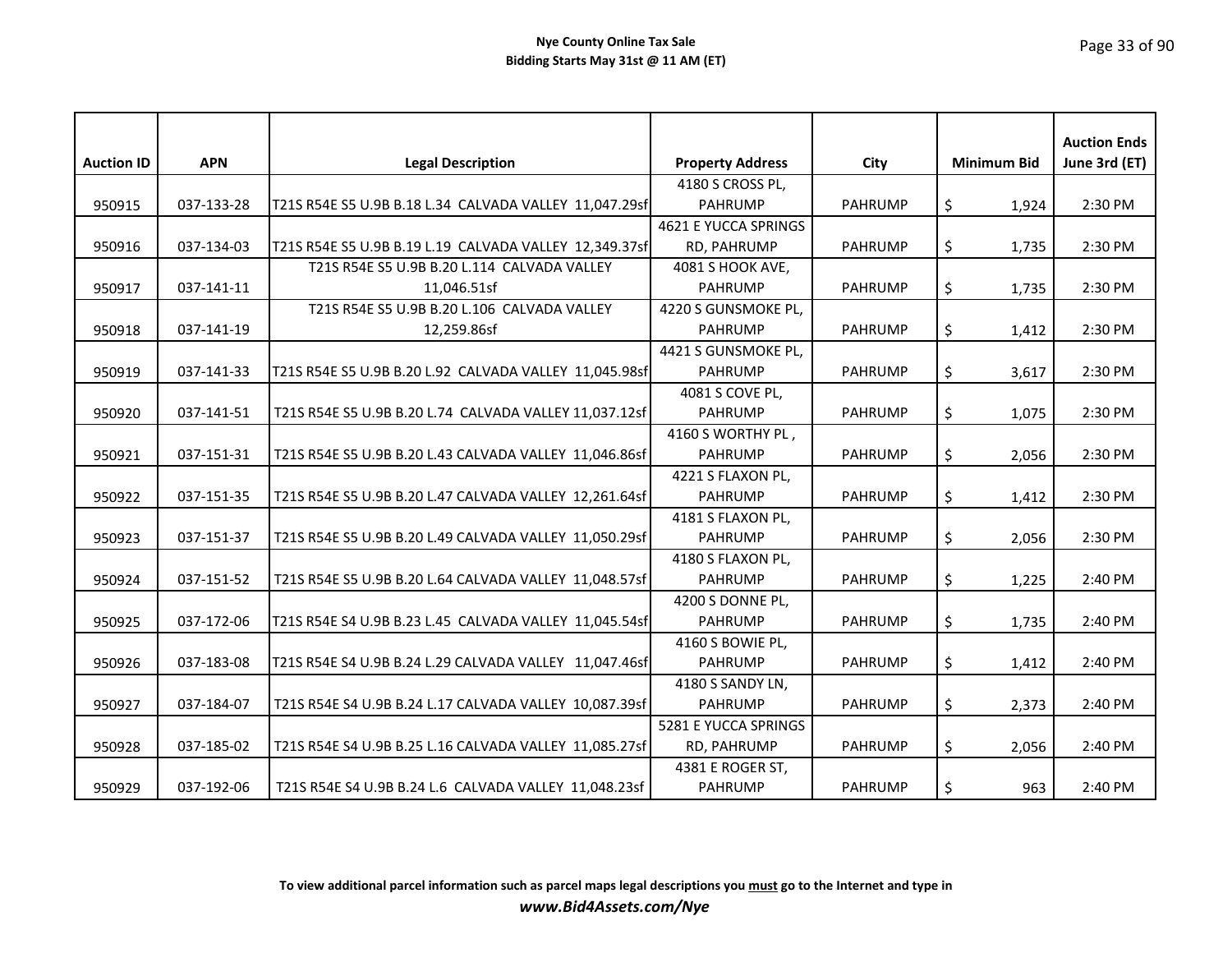**Nye County Online Tax Sale**
**Bidding Starts May 31st @ 11 AM (ET)**

| Auction ID | APN | Legal Description | Property Address | City | Minimum Bid | Auction Ends June 3rd (ET) |
|---|---|---|---|---|---|---|
| 950915 | 037-133-28 | T21S R54E S5 U.9B B.18 L.34 CALVADA VALLEY 11,047.29sf | 4180 S CROSS PL, PAHRUMP | PAHRUMP | $ 1,924 | 2:30 PM |
| 950916 | 037-134-03 | T21S R54E S5 U.9B B.19 L.19 CALVADA VALLEY 12,349.37sf | 4621 E YUCCA SPRINGS RD, PAHRUMP | PAHRUMP | $ 1,735 | 2:30 PM |
| 950917 | 037-141-11 | T21S R54E S5 U.9B B.20 L.114 CALVADA VALLEY 11,046.51sf | 4081 S HOOK AVE, PAHRUMP | PAHRUMP | $ 1,735 | 2:30 PM |
| 950918 | 037-141-19 | T21S R54E S5 U.9B B.20 L.106 CALVADA VALLEY 12,259.86sf | 4220 S GUNSMOKE PL, PAHRUMP | PAHRUMP | $ 1,412 | 2:30 PM |
| 950919 | 037-141-33 | T21S R54E S5 U.9B B.20 L.92 CALVADA VALLEY 11,045.98sf | 4421 S GUNSMOKE PL, PAHRUMP | PAHRUMP | $ 3,617 | 2:30 PM |
| 950920 | 037-141-51 | T21S R54E S5 U.9B B.20 L.74 CALVADA VALLEY 11,037.12sf | 4081 S COVE PL, PAHRUMP | PAHRUMP | $ 1,075 | 2:30 PM |
| 950921 | 037-151-31 | T21S R54E S5 U.9B B.20 L.43 CALVADA VALLEY 11,046.86sf | 4160 S WORTHY PL , PAHRUMP | PAHRUMP | $ 2,056 | 2:30 PM |
| 950922 | 037-151-35 | T21S R54E S5 U.9B B.20 L.47 CALVADA VALLEY 12,261.64sf | 4221 S FLAXON PL, PAHRUMP | PAHRUMP | $ 1,412 | 2:30 PM |
| 950923 | 037-151-37 | T21S R54E S5 U.9B B.20 L.49 CALVADA VALLEY 11,050.29sf | 4181 S FLAXON PL, PAHRUMP | PAHRUMP | $ 2,056 | 2:30 PM |
| 950924 | 037-151-52 | T21S R54E S5 U.9B B.20 L.64 CALVADA VALLEY 11,048.57sf | 4180 S FLAXON PL, PAHRUMP | PAHRUMP | $ 1,225 | 2:40 PM |
| 950925 | 037-172-06 | T21S R54E S4 U.9B B.23 L.45 CALVADA VALLEY 11,045.54sf | 4200 S DONNE PL, PAHRUMP | PAHRUMP | $ 1,735 | 2:40 PM |
| 950926 | 037-183-08 | T21S R54E S4 U.9B B.24 L.29 CALVADA VALLEY 11,047.46sf | 4160 S BOWIE PL, PAHRUMP | PAHRUMP | $ 1,412 | 2:40 PM |
| 950927 | 037-184-07 | T21S R54E S4 U.9B B.24 L.17 CALVADA VALLEY 10,087.39sf | 4180 S SANDY LN, PAHRUMP | PAHRUMP | $ 2,373 | 2:40 PM |
| 950928 | 037-185-02 | T21S R54E S4 U.9B B.25 L.16 CALVADA VALLEY 11,085.27sf | 5281 E YUCCA SPRINGS RD, PAHRUMP | PAHRUMP | $ 2,056 | 2:40 PM |
| 950929 | 037-192-06 | T21S R54E S4 U.9B B.24 L.6 CALVADA VALLEY 11,048.23sf | 4381 E ROGER ST, PAHRUMP | PAHRUMP | $ 963 | 2:40 PM |

**To view additional parcel information such as parcel maps legal descriptions you must go to the Internet and type in**
***www.Bid4Assets.com/Nye***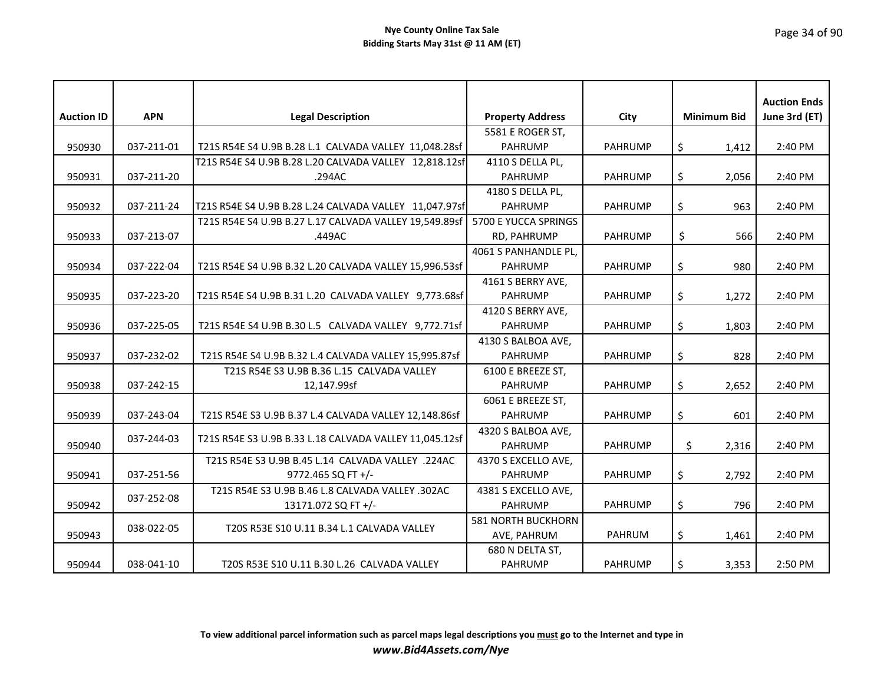**Nye County Online Tax Sale**
**Bidding Starts May 31st @ 11 AM (ET)**

| Auction ID | APN | Legal Description | Property Address | City | Minimum Bid | Auction Ends June 3rd (ET) |
|---|---|---|---|---|---|---|
| 950930 | 037-211-01 | T21S R54E S4 U.9B B.28 L.1 CALVADA VALLEY 11,048.28sf | 5581 E ROGER ST, PAHRUMP | PAHRUMP | $ 1,412 | 2:40 PM |
| 950931 | 037-211-20 | T21S R54E S4 U.9B B.28 L.20 CALVADA VALLEY 12,818.12sf .294AC | 4110 S DELLA PL, PAHRUMP | PAHRUMP | $ 2,056 | 2:40 PM |
| 950932 | 037-211-24 | T21S R54E S4 U.9B B.28 L.24 CALVADA VALLEY 11,047.97sf | 4180 S DELLA PL, PAHRUMP | PAHRUMP | $ 963 | 2:40 PM |
| 950933 | 037-213-07 | T21S R54E S4 U.9B B.27 L.17 CALVADA VALLEY 19,549.89sf .449AC | 5700 E YUCCA SPRINGS RD, PAHRUMP | PAHRUMP | $ 566 | 2:40 PM |
| 950934 | 037-222-04 | T21S R54E S4 U.9B B.32 L.20 CALVADA VALLEY 15,996.53sf | 4061 S PANHANDLE PL, PAHRUMP | PAHRUMP | $ 980 | 2:40 PM |
| 950935 | 037-223-20 | T21S R54E S4 U.9B B.31 L.20 CALVADA VALLEY 9,773.68sf | 4161 S BERRY AVE, PAHRUMP | PAHRUMP | $ 1,272 | 2:40 PM |
| 950936 | 037-225-05 | T21S R54E S4 U.9B B.30 L.5 CALVADA VALLEY 9,772.71sf | 4120 S BERRY AVE, PAHRUMP | PAHRUMP | $ 1,803 | 2:40 PM |
| 950937 | 037-232-02 | T21S R54E S4 U.9B B.32 L.4 CALVADA VALLEY 15,995.87sf | 4130 S BALBOA AVE, PAHRUMP | PAHRUMP | $ 828 | 2:40 PM |
| 950938 | 037-242-15 | T21S R54E S3 U.9B B.36 L.15 CALVADA VALLEY 12,147.99sf | 6100 E BREEZE ST, PAHRUMP | PAHRUMP | $ 2,652 | 2:40 PM |
| 950939 | 037-243-04 | T21S R54E S3 U.9B B.37 L.4 CALVADA VALLEY 12,148.86sf | 6061 E BREEZE ST, PAHRUMP | PAHRUMP | $ 601 | 2:40 PM |
| 950940 | 037-244-03 | T21S R54E S3 U.9B B.33 L.18 CALVADA VALLEY 11,045.12sf | 4320 S BALBOA AVE, PAHRUMP | PAHRUMP | $ 2,316 | 2:40 PM |
| 950941 | 037-251-56 | T21S R54E S3 U.9B B.45 L.14 CALVADA VALLEY .224AC 9772.465 SQ FT +/- | 4370 S EXCELLO AVE, PAHRUMP | PAHRUMP | $ 2,792 | 2:40 PM |
| 950942 | 037-252-08 | T21S R54E S3 U.9B B.46 L.8 CALVADA VALLEY .302AC 13171.072 SQ FT +/- | 4381 S EXCELLO AVE, PAHRUMP | PAHRUMP | $ 796 | 2:40 PM |
| 950943 | 038-022-05 | T20S R53E S10 U.11 B.34 L.1 CALVADA VALLEY | 581 NORTH BUCKHORN AVE, PAHRUM | PAHRUM | $ 1,461 | 2:40 PM |
| 950944 | 038-041-10 | T20S R53E S10 U.11 B.30 L.26 CALVADA VALLEY | 680 N DELTA ST, PAHRUMP | PAHRUMP | $ 3,353 | 2:50 PM |

**To view additional parcel information such as parcel maps legal descriptions you <u>must</u> go to the Internet and type in**
***www.Bid4Assets.com/Nye***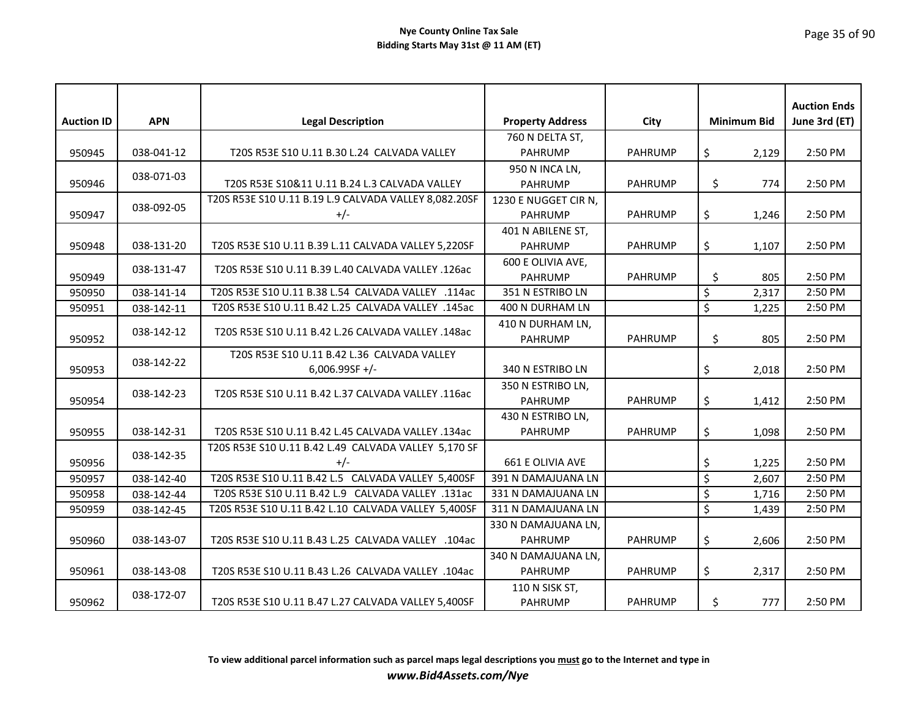**Nye County Online Tax Sale**
**Bidding Starts May 31st @ 11 AM (ET)**

| Auction ID | APN | Legal Description | Property Address | City | Minimum Bid | Auction Ends June 3rd (ET) |
|---|---|---|---|---|---|---|
| 950945 | 038-041-12 | T20S R53E S10 U.11 B.30 L.24 CALVADA VALLEY | 760 N DELTA ST, PAHRUMP | PAHRUMP | $ 2,129 | 2:50 PM |
| 950946 | 038-071-03 | T20S R53E S10&11 U.11 B.24 L.3 CALVADA VALLEY | 950 N INCA LN, PAHRUMP | PAHRUMP | $ 774 | 2:50 PM |
| 950947 | 038-092-05 | T20S R53E S10 U.11 B.19 L.9 CALVADA VALLEY 8,082.20SF +/- | 1230 E NUGGET CIR N, PAHRUMP | PAHRUMP | $ 1,246 | 2:50 PM |
| 950948 | 038-131-20 | T20S R53E S10 U.11 B.39 L.11 CALVADA VALLEY 5,220SF | 401 N ABILENE ST, PAHRUMP | PAHRUMP | $ 1,107 | 2:50 PM |
| 950949 | 038-131-47 | T20S R53E S10 U.11 B.39 L.40 CALVADA VALLEY .126ac | 600 E OLIVIA AVE, PAHRUMP | PAHRUMP | $ 805 | 2:50 PM |
| 950950 | 038-141-14 | T20S R53E S10 U.11 B.38 L.54 CALVADA VALLEY .114ac | 351 N ESTRIBO LN | | $ 2,317 | 2:50 PM |
| 950951 | 038-142-11 | T20S R53E S10 U.11 B.42 L.25 CALVADA VALLEY .145ac | 400 N DURHAM LN | | $ 1,225 | 2:50 PM |
| 950952 | 038-142-12 | T20S R53E S10 U.11 B.42 L.26 CALVADA VALLEY .148ac | 410 N DURHAM LN, PAHRUMP | PAHRUMP | $ 805 | 2:50 PM |
| 950953 | 038-142-22 | T20S R53E S10 U.11 B.42 L.36 CALVADA VALLEY 6,006.99SF +/- | 340 N ESTRIBO LN | | $ 2,018 | 2:50 PM |
| 950954 | 038-142-23 | T20S R53E S10 U.11 B.42 L.37 CALVADA VALLEY .116ac | 350 N ESTRIBO LN, PAHRUMP | PAHRUMP | $ 1,412 | 2:50 PM |
| 950955 | 038-142-31 | T20S R53E S10 U.11 B.42 L.45 CALVADA VALLEY .134ac | 430 N ESTRIBO LN, PAHRUMP | PAHRUMP | $ 1,098 | 2:50 PM |
| 950956 | 038-142-35 | T20S R53E S10 U.11 B.42 L.49 CALVADA VALLEY 5,170 SF +/- | 661 E OLIVIA AVE | | $ 1,225 | 2:50 PM |
| 950957 | 038-142-40 | T20S R53E S10 U.11 B.42 L.5 CALVADA VALLEY 5,400SF | 391 N DAMAJUANA LN | | $ 2,607 | 2:50 PM |
| 950958 | 038-142-44 | T20S R53E S10 U.11 B.42 L.9 CALVADA VALLEY .131ac | 331 N DAMAJUANA LN | | $ 1,716 | 2:50 PM |
| 950959 | 038-142-45 | T20S R53E S10 U.11 B.42 L.10 CALVADA VALLEY 5,400SF | 311 N DAMAJUANA LN | | $ 1,439 | 2:50 PM |
| 950960 | 038-143-07 | T20S R53E S10 U.11 B.43 L.25 CALVADA VALLEY .104ac | 330 N DAMAJUANA LN, PAHRUMP | PAHRUMP | $ 2,606 | 2:50 PM |
| 950961 | 038-143-08 | T20S R53E S10 U.11 B.43 L.26 CALVADA VALLEY .104ac | 340 N DAMAJUANA LN, PAHRUMP | PAHRUMP | $ 2,317 | 2:50 PM |
| 950962 | 038-172-07 | T20S R53E S10 U.11 B.47 L.27 CALVADA VALLEY 5,400SF | 110 N SISK ST, PAHRUMP | PAHRUMP | $ 777 | 2:50 PM |

**To view additional parcel information such as parcel maps legal descriptions you must go to the Internet and type in**
***www.Bid4Assets.com/Nye***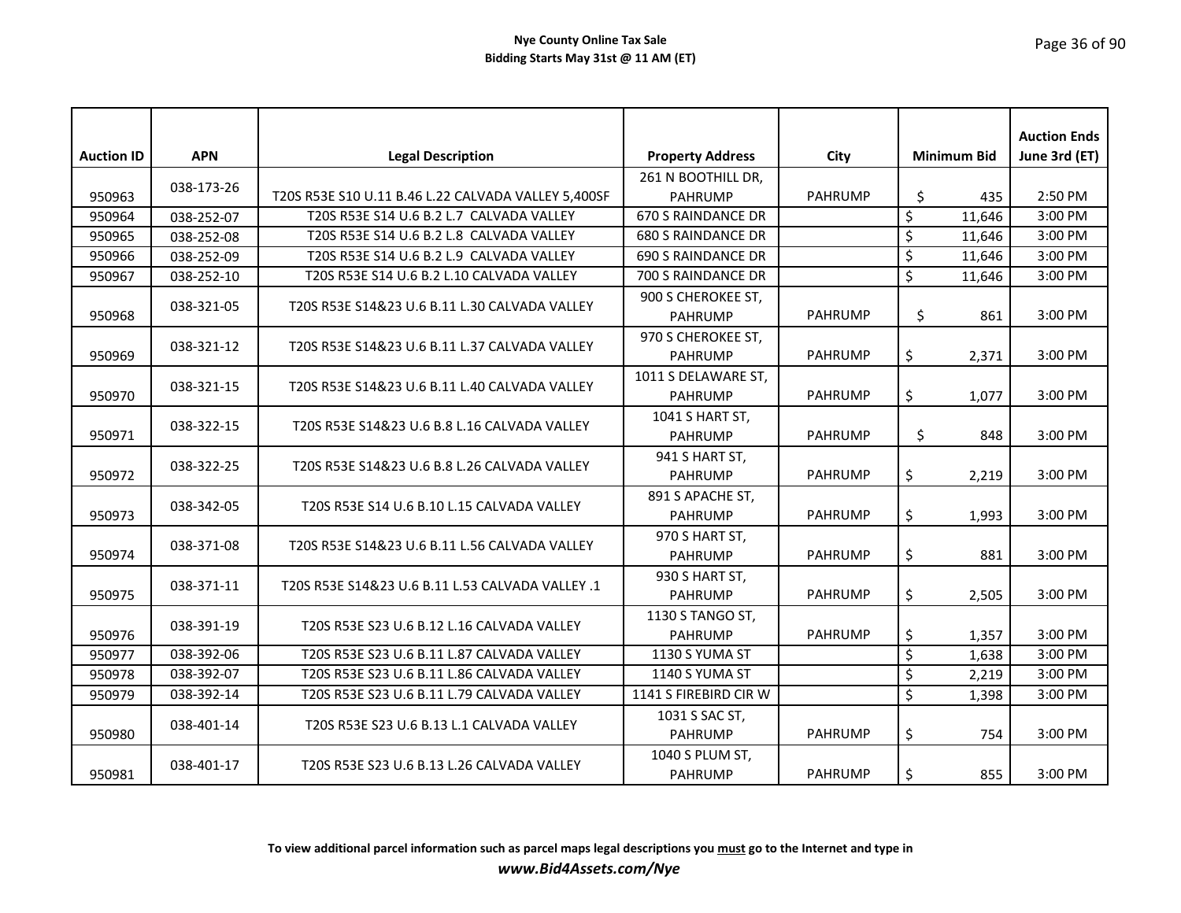**Nye County Online Tax Sale**
**Bidding Starts May 31st @ 11 AM (ET)**

| Auction ID | APN | Legal Description | Property Address | City | Minimum Bid | Auction Ends June 3rd (ET) |
|---|---|---|---|---|---|---|
| 950963 | 038-173-26 | T20S R53E S10 U.11 B.46 L.22 CALVADA VALLEY 5,400SF | 261 N BOOTHILL DR, PAHRUMP | PAHRUMP | $ 435 | 2:50 PM |
| 950964 | 038-252-07 | T20S R53E S14 U.6 B.2 L.7 CALVADA VALLEY | 670 S RAINDANCE DR | | $ 11,646 | 3:00 PM |
| 950965 | 038-252-08 | T20S R53E S14 U.6 B.2 L.8 CALVADA VALLEY | 680 S RAINDANCE DR | | $ 11,646 | 3:00 PM |
| 950966 | 038-252-09 | T20S R53E S14 U.6 B.2 L.9 CALVADA VALLEY | 690 S RAINDANCE DR | | $ 11,646 | 3:00 PM |
| 950967 | 038-252-10 | T20S R53E S14 U.6 B.2 L.10 CALVADA VALLEY | 700 S RAINDANCE DR | | $ 11,646 | 3:00 PM |
| 950968 | 038-321-05 | T20S R53E S14&23 U.6 B.11 L.30 CALVADA VALLEY | 900 S CHEROKEE ST, PAHRUMP | PAHRUMP | $ 861 | 3:00 PM |
| 950969 | 038-321-12 | T20S R53E S14&23 U.6 B.11 L.37 CALVADA VALLEY | 970 S CHEROKEE ST, PAHRUMP | PAHRUMP | $ 2,371 | 3:00 PM |
| 950970 | 038-321-15 | T20S R53E S14&23 U.6 B.11 L.40 CALVADA VALLEY | 1011 S DELAWARE ST, PAHRUMP | PAHRUMP | $ 1,077 | 3:00 PM |
| 950971 | 038-322-15 | T20S R53E S14&23 U.6 B.8 L.16 CALVADA VALLEY | 1041 S HART ST, PAHRUMP | PAHRUMP | $ 848 | 3:00 PM |
| 950972 | 038-322-25 | T20S R53E S14&23 U.6 B.8 L.26 CALVADA VALLEY | 941 S HART ST, PAHRUMP | PAHRUMP | $ 2,219 | 3:00 PM |
| 950973 | 038-342-05 | T20S R53E S14 U.6 B.10 L.15 CALVADA VALLEY | 891 S APACHE ST, PAHRUMP | PAHRUMP | $ 1,993 | 3:00 PM |
| 950974 | 038-371-08 | T20S R53E S14&23 U.6 B.11 L.56 CALVADA VALLEY | 970 S HART ST, PAHRUMP | PAHRUMP | $ 881 | 3:00 PM |
| 950975 | 038-371-11 | T20S R53E S14&23 U.6 B.11 L.53 CALVADA VALLEY .1 | 930 S HART ST, PAHRUMP | PAHRUMP | $ 2,505 | 3:00 PM |
| 950976 | 038-391-19 | T20S R53E S23 U.6 B.12 L.16 CALVADA VALLEY | 1130 S TANGO ST, PAHRUMP | PAHRUMP | $ 1,357 | 3:00 PM |
| 950977 | 038-392-06 | T20S R53E S23 U.6 B.11 L.87 CALVADA VALLEY | 1130 S YUMA ST | | $ 1,638 | 3:00 PM |
| 950978 | 038-392-07 | T20S R53E S23 U.6 B.11 L.86 CALVADA VALLEY | 1140 S YUMA ST | | $ 2,219 | 3:00 PM |
| 950979 | 038-392-14 | T20S R53E S23 U.6 B.11 L.79 CALVADA VALLEY | 1141 S FIREBIRD CIR W | | $ 1,398 | 3:00 PM |
| 950980 | 038-401-14 | T20S R53E S23 U.6 B.13 L.1 CALVADA VALLEY | 1031 S SAC ST, PAHRUMP | PAHRUMP | $ 754 | 3:00 PM |
| 950981 | 038-401-17 | T20S R53E S23 U.6 B.13 L.26 CALVADA VALLEY | 1040 S PLUM ST, PAHRUMP | PAHRUMP | $ 855 | 3:00 PM |

**To view additional parcel information such as parcel maps legal descriptions you must go to the Internet and type in**
***www.Bid4Assets.com/Nye***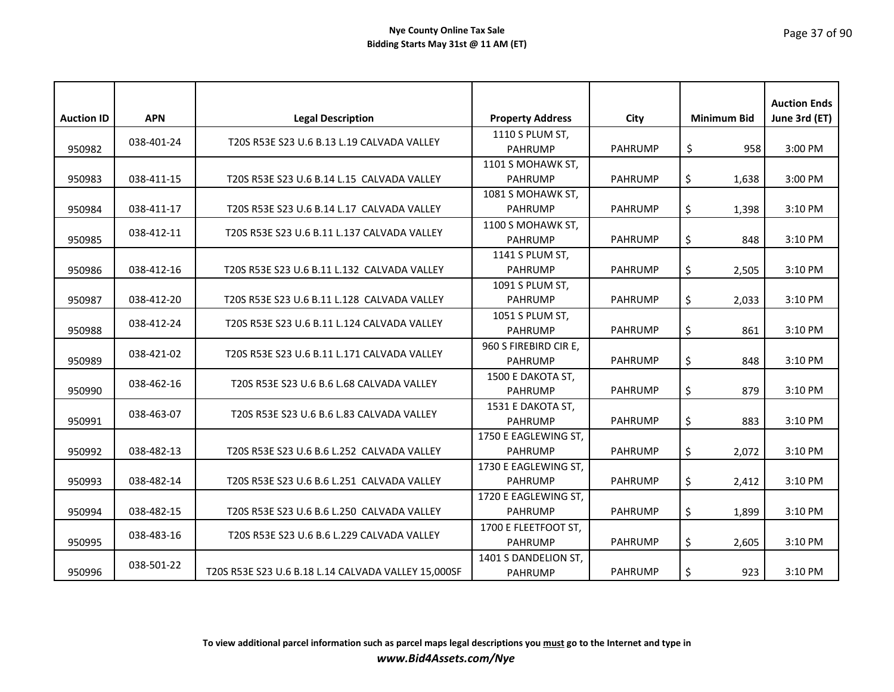| Auction ID | APN | Legal Description | Property Address | City | Minimum Bid | Auction Ends June 3rd (ET) |
|---|---|---|---|---|---|---|
| 950982 | 038-401-24 | T20S R53E S23 U.6 B.13 L.19 CALVADA VALLEY | 1110 S PLUM ST, PAHRUMP | PAHRUMP | $ 958 | 3:00 PM |
| 950983 | 038-411-15 | T20S R53E S23 U.6 B.14 L.15 CALVADA VALLEY | 1101 S MOHAWK ST, PAHRUMP | PAHRUMP | $ 1,638 | 3:00 PM |
| 950984 | 038-411-17 | T20S R53E S23 U.6 B.14 L.17 CALVADA VALLEY | 1081 S MOHAWK ST, PAHRUMP | PAHRUMP | $ 1,398 | 3:10 PM |
| 950985 | 038-412-11 | T20S R53E S23 U.6 B.11 L.137 CALVADA VALLEY | 1100 S MOHAWK ST, PAHRUMP | PAHRUMP | $ 848 | 3:10 PM |
| 950986 | 038-412-16 | T20S R53E S23 U.6 B.11 L.132 CALVADA VALLEY | 1141 S PLUM ST, PAHRUMP | PAHRUMP | $ 2,505 | 3:10 PM |
| 950987 | 038-412-20 | T20S R53E S23 U.6 B.11 L.128 CALVADA VALLEY | 1091 S PLUM ST, PAHRUMP | PAHRUMP | $ 2,033 | 3:10 PM |
| 950988 | 038-412-24 | T20S R53E S23 U.6 B.11 L.124 CALVADA VALLEY | 1051 S PLUM ST, PAHRUMP | PAHRUMP | $ 861 | 3:10 PM |
| 950989 | 038-421-02 | T20S R53E S23 U.6 B.11 L.171 CALVADA VALLEY | 960 S FIREBIRD CIR E, PAHRUMP | PAHRUMP | $ 848 | 3:10 PM |
| 950990 | 038-462-16 | T20S R53E S23 U.6 B.6 L.68 CALVADA VALLEY | 1500 E DAKOTA ST, PAHRUMP | PAHRUMP | $ 879 | 3:10 PM |
| 950991 | 038-463-07 | T20S R53E S23 U.6 B.6 L.83 CALVADA VALLEY | 1531 E DAKOTA ST, PAHRUMP | PAHRUMP | $ 883 | 3:10 PM |
| 950992 | 038-482-13 | T20S R53E S23 U.6 B.6 L.252 CALVADA VALLEY | 1750 E EAGLEWING ST, PAHRUMP | PAHRUMP | $ 2,072 | 3:10 PM |
| 950993 | 038-482-14 | T20S R53E S23 U.6 B.6 L.251 CALVADA VALLEY | 1730 E EAGLEWING ST, PAHRUMP | PAHRUMP | $ 2,412 | 3:10 PM |
| 950994 | 038-482-15 | T20S R53E S23 U.6 B.6 L.250 CALVADA VALLEY | 1720 E EAGLEWING ST, PAHRUMP | PAHRUMP | $ 1,899 | 3:10 PM |
| 950995 | 038-483-16 | T20S R53E S23 U.6 B.6 L.229 CALVADA VALLEY | 1700 E FLEETFOOT ST, PAHRUMP | PAHRUMP | $ 2,605 | 3:10 PM |
| 950996 | 038-501-22 | T20S R53E S23 U.6 B.18 L.14 CALVADA VALLEY 15,000SF | 1401 S DANDELION ST, PAHRUMP | PAHRUMP | $ 923 | 3:10 PM |

**To view additional parcel information such as parcel maps legal descriptions you must go to the Internet and type in**

***www.Bid4Assets.com/Nye***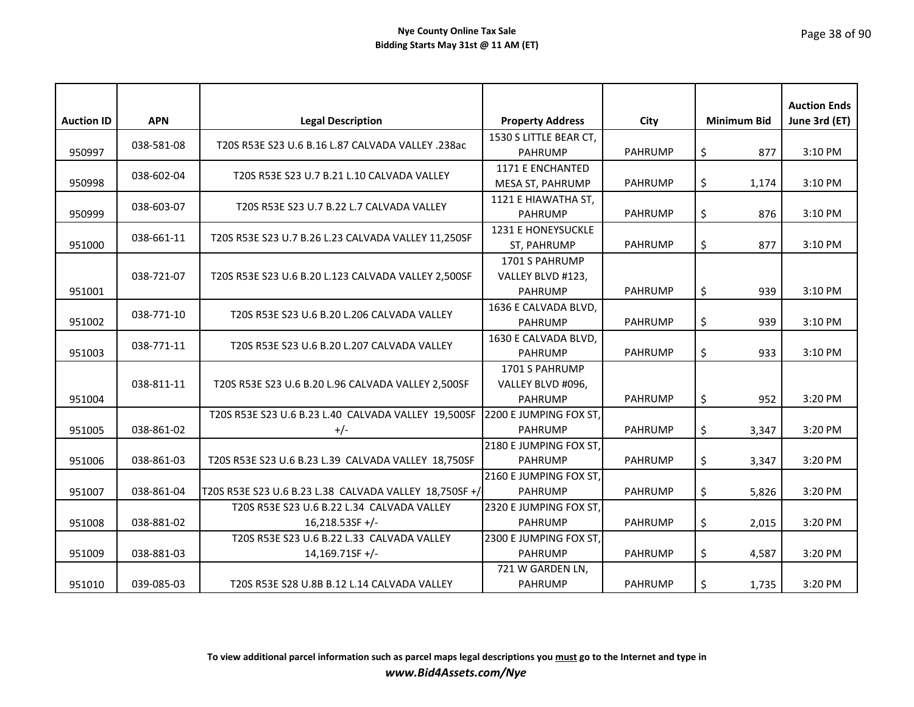**Nye County Online Tax Sale**
**Bidding Starts May 31st @ 11 AM (ET)**

| Auction ID | APN | Legal Description | Property Address | City | Minimum Bid | Auction Ends June 3rd (ET) |
|---|---|---|---|---|---|---|
| 950997 | 038-581-08 | T20S R53E S23 U.6 B.16 L.87 CALVADA VALLEY .238ac | 1530 S LITTLE BEAR CT, PAHRUMP | PAHRUMP | $ 877 | 3:10 PM |
| 950998 | 038-602-04 | T20S R53E S23 U.7 B.21 L.10 CALVADA VALLEY | 1171 E ENCHANTED MESA ST, PAHRUMP | PAHRUMP | $ 1,174 | 3:10 PM |
| 950999 | 038-603-07 | T20S R53E S23 U.7 B.22 L.7 CALVADA VALLEY | 1121 E HIAWATHA ST, PAHRUMP | PAHRUMP | $ 876 | 3:10 PM |
| 951000 | 038-661-11 | T20S R53E S23 U.7 B.26 L.23 CALVADA VALLEY 11,250SF | 1231 E HONEYSUCKLE ST, PAHRUMP | PAHRUMP | $ 877 | 3:10 PM |
| 951001 | 038-721-07 | T20S R53E S23 U.6 B.20 L.123 CALVADA VALLEY 2,500SF | 1701 S PAHRUMP VALLEY BLVD #123, PAHRUMP | PAHRUMP | $ 939 | 3:10 PM |
| 951002 | 038-771-10 | T20S R53E S23 U.6 B.20 L.206 CALVADA VALLEY | 1636 E CALVADA BLVD, PAHRUMP | PAHRUMP | $ 939 | 3:10 PM |
| 951003 | 038-771-11 | T20S R53E S23 U.6 B.20 L.207 CALVADA VALLEY | 1630 E CALVADA BLVD, PAHRUMP | PAHRUMP | $ 933 | 3:10 PM |
| 951004 | 038-811-11 | T20S R53E S23 U.6 B.20 L.96 CALVADA VALLEY 2,500SF | 1701 S PAHRUMP VALLEY BLVD #096, PAHRUMP | PAHRUMP | $ 952 | 3:20 PM |
| 951005 | 038-861-02 | T20S R53E S23 U.6 B.23 L.40 CALVADA VALLEY 19,500SF +/- | 2200 E JUMPING FOX ST, PAHRUMP | PAHRUMP | $ 3,347 | 3:20 PM |
| 951006 | 038-861-03 | T20S R53E S23 U.6 B.23 L.39 CALVADA VALLEY 18,750SF | 2180 E JUMPING FOX ST, PAHRUMP | PAHRUMP | $ 3,347 | 3:20 PM |
| 951007 | 038-861-04 | T20S R53E S23 U.6 B.23 L.38 CALVADA VALLEY 18,750SF +/- | 2160 E JUMPING FOX ST, PAHRUMP | PAHRUMP | $ 5,826 | 3:20 PM |
| 951008 | 038-881-02 | T20S R53E S23 U.6 B.22 L.34 CALVADA VALLEY 16,218.53SF +/- | 2320 E JUMPING FOX ST, PAHRUMP | PAHRUMP | $ 2,015 | 3:20 PM |
| 951009 | 038-881-03 | T20S R53E S23 U.6 B.22 L.33 CALVADA VALLEY 14,169.71SF +/- | 2300 E JUMPING FOX ST, PAHRUMP | PAHRUMP | $ 4,587 | 3:20 PM |
| 951010 | 039-085-03 | T20S R53E S28 U.8B B.12 L.14 CALVADA VALLEY | 721 W GARDEN LN, PAHRUMP | PAHRUMP | $ 1,735 | 3:20 PM |

**To view additional parcel information such as parcel maps legal descriptions you must go to the Internet and type in**
***www.Bid4Assets.com/Nye***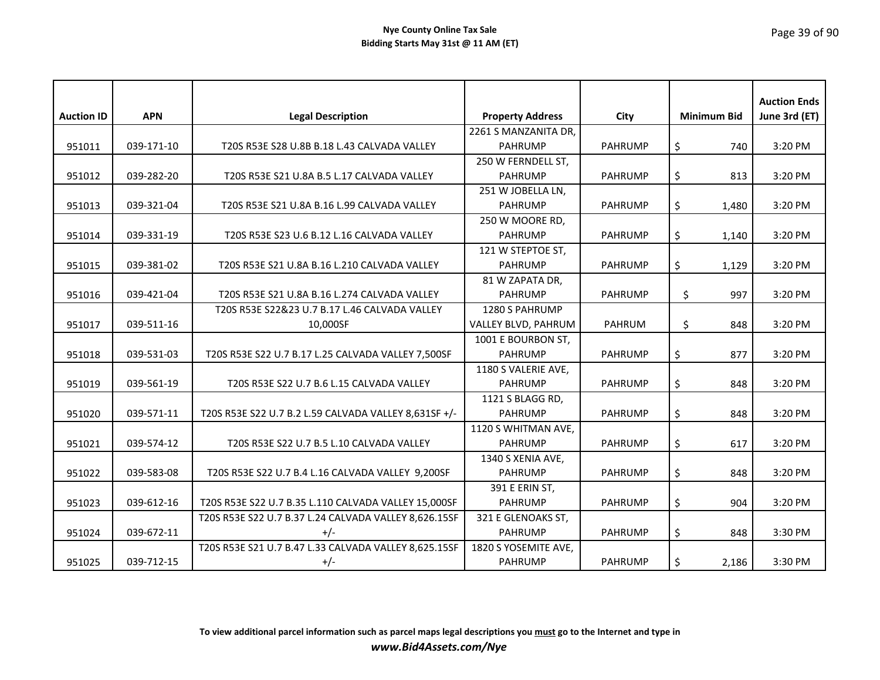**Nye County Online Tax Sale**
**Bidding Starts May 31st @ 11 AM (ET)**

| Auction ID | APN | Legal Description | Property Address | City | Minimum Bid | Auction Ends June 3rd (ET) |
|---|---|---|---|---|---|---|
| 951011 | 039-171-10 | T20S R53E S28 U.8B B.18 L.43 CALVADA VALLEY | 2261 S MANZANITA DR, PAHRUMP | PAHRUMP | $ 740 | 3:20 PM |
| 951012 | 039-282-20 | T20S R53E S21 U.8A B.5 L.17 CALVADA VALLEY | 250 W FERNDELL ST, PAHRUMP | PAHRUMP | $ 813 | 3:20 PM |
| 951013 | 039-321-04 | T20S R53E S21 U.8A B.16 L.99 CALVADA VALLEY | 251 W JOBELLA LN, PAHRUMP | PAHRUMP | $ 1,480 | 3:20 PM |
| 951014 | 039-331-19 | T20S R53E S23 U.6 B.12 L.16 CALVADA VALLEY | 250 W MOORE RD, PAHRUMP | PAHRUMP | $ 1,140 | 3:20 PM |
| 951015 | 039-381-02 | T20S R53E S21 U.8A B.16 L.210 CALVADA VALLEY | 121 W STEPTOE ST, PAHRUMP | PAHRUMP | $ 1,129 | 3:20 PM |
| 951016 | 039-421-04 | T20S R53E S21 U.8A B.16 L.274 CALVADA VALLEY | 81 W ZAPATA DR, PAHRUMP | PAHRUMP | $ 997 | 3:20 PM |
| 951017 | 039-511-16 | T20S R53E S22&23 U.7 B.17 L.46 CALVADA VALLEY 10,000SF | 1280 S PAHRUMP VALLEY BLVD, PAHRUM | PAHRUM | $ 848 | 3:20 PM |
| 951018 | 039-531-03 | T20S R53E S22 U.7 B.17 L.25 CALVADA VALLEY 7,500SF | 1001 E BOURBON ST, PAHRUMP | PAHRUMP | $ 877 | 3:20 PM |
| 951019 | 039-561-19 | T20S R53E S22 U.7 B.6 L.15 CALVADA VALLEY | 1180 S VALERIE AVE, PAHRUMP | PAHRUMP | $ 848 | 3:20 PM |
| 951020 | 039-571-11 | T20S R53E S22 U.7 B.2 L.59 CALVADA VALLEY 8,631SF +/- | 1121 S BLAGG RD, PAHRUMP | PAHRUMP | $ 848 | 3:20 PM |
| 951021 | 039-574-12 | T20S R53E S22 U.7 B.5 L.10 CALVADA VALLEY | 1120 S WHITMAN AVE, PAHRUMP | PAHRUMP | $ 617 | 3:20 PM |
| 951022 | 039-583-08 | T20S R53E S22 U.7 B.4 L.16 CALVADA VALLEY 9,200SF | 1340 S XENIA AVE, PAHRUMP | PAHRUMP | $ 848 | 3:20 PM |
| 951023 | 039-612-16 | T20S R53E S22 U.7 B.35 L.110 CALVADA VALLEY 15,000SF | 391 E ERIN ST, PAHRUMP | PAHRUMP | $ 904 | 3:20 PM |
| 951024 | 039-672-11 | T20S R53E S22 U.7 B.37 L.24 CALVADA VALLEY 8,626.15SF +/- | 321 E GLENOAKS ST, PAHRUMP | PAHRUMP | $ 848 | 3:30 PM |
| 951025 | 039-712-15 | T20S R53E S21 U.7 B.47 L.33 CALVADA VALLEY 8,625.15SF +/- | 1820 S YOSEMITE AVE, PAHRUMP | PAHRUMP | $ 2,186 | 3:30 PM |

**To view additional parcel information such as parcel maps legal descriptions you must go to the Internet and type in**
***www.Bid4Assets.com/Nye***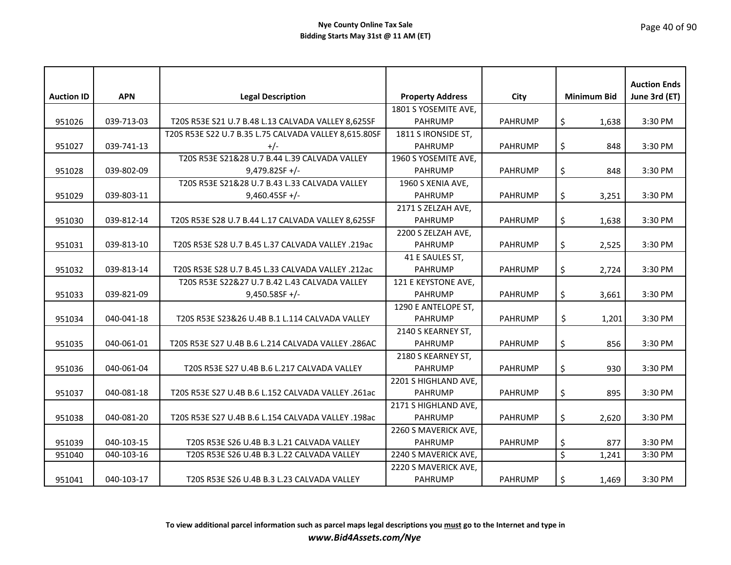**Nye County Online Tax Sale**
**Bidding Starts May 31st @ 11 AM (ET)**

| Auction ID | APN | Legal Description | Property Address | City | Minimum Bid | Auction Ends June 3rd (ET) |
|---|---|---|---|---|---|---|
| 951026 | 039-713-03 | T20S R53E S21 U.7 B.48 L.13 CALVADA VALLEY 8,625SF | 1801 S YOSEMITE AVE, PAHRUMP | PAHRUMP | $ 1,638 | 3:30 PM |
| 951027 | 039-741-13 | T20S R53E S22 U.7 B.35 L.75 CALVADA VALLEY 8,615.80SF +/- | 1811 S IRONSIDE ST, PAHRUMP | PAHRUMP | $ 848 | 3:30 PM |
| 951028 | 039-802-09 | T20S R53E S21&28 U.7 B.44 L.39 CALVADA VALLEY 9,479.82SF +/- | 1960 S YOSEMITE AVE, PAHRUMP | PAHRUMP | $ 848 | 3:30 PM |
| 951029 | 039-803-11 | T20S R53E S21&28 U.7 B.43 L.33 CALVADA VALLEY 9,460.45SF +/- | 1960 S XENIA AVE, PAHRUMP | PAHRUMP | $ 3,251 | 3:30 PM |
| 951030 | 039-812-14 | T20S R53E S28 U.7 B.44 L.17 CALVADA VALLEY 8,625SF | 2171 S ZELZAH AVE, PAHRUMP | PAHRUMP | $ 1,638 | 3:30 PM |
| 951031 | 039-813-10 | T20S R53E S28 U.7 B.45 L.37 CALVADA VALLEY .219ac | 2200 S ZELZAH AVE, PAHRUMP | PAHRUMP | $ 2,525 | 3:30 PM |
| 951032 | 039-813-14 | T20S R53E S28 U.7 B.45 L.33 CALVADA VALLEY .212ac | 41 E SAULES ST, PAHRUMP | PAHRUMP | $ 2,724 | 3:30 PM |
| 951033 | 039-821-09 | T20S R53E S22&27 U.7 B.42 L.43 CALVADA VALLEY 9,450.58SF +/- | 121 E KEYSTONE AVE, PAHRUMP | PAHRUMP | $ 3,661 | 3:30 PM |
| 951034 | 040-041-18 | T20S R53E S23&26 U.4B B.1 L.114 CALVADA VALLEY | 1290 E ANTELOPE ST, PAHRUMP | PAHRUMP | $ 1,201 | 3:30 PM |
| 951035 | 040-061-01 | T20S R53E S27 U.4B B.6 L.214 CALVADA VALLEY .286AC | 2140 S KEARNEY ST, PAHRUMP | PAHRUMP | $ 856 | 3:30 PM |
| 951036 | 040-061-04 | T20S R53E S27 U.4B B.6 L.217 CALVADA VALLEY | 2180 S KEARNEY ST, PAHRUMP | PAHRUMP | $ 930 | 3:30 PM |
| 951037 | 040-081-18 | T20S R53E S27 U.4B B.6 L.152 CALVADA VALLEY .261ac | 2201 S HIGHLAND AVE, PAHRUMP | PAHRUMP | $ 895 | 3:30 PM |
| 951038 | 040-081-20 | T20S R53E S27 U.4B B.6 L.154 CALVADA VALLEY .198ac | 2171 S HIGHLAND AVE, PAHRUMP | PAHRUMP | $ 2,620 | 3:30 PM |
| 951039 | 040-103-15 | T20S R53E S26 U.4B B.3 L.21 CALVADA VALLEY | 2260 S MAVERICK AVE, PAHRUMP | PAHRUMP | $ 877 | 3:30 PM |
| 951040 | 040-103-16 | T20S R53E S26 U.4B B.3 L.22 CALVADA VALLEY | 2240 S MAVERICK AVE, | | $ 1,241 | 3:30 PM |
| 951041 | 040-103-17 | T20S R53E S26 U.4B B.3 L.23 CALVADA VALLEY | 2220 S MAVERICK AVE, PAHRUMP | PAHRUMP | $ 1,469 | 3:30 PM |

**To view additional parcel information such as parcel maps legal descriptions you must go to the Internet and type in**
***www.Bid4Assets.com/Nye***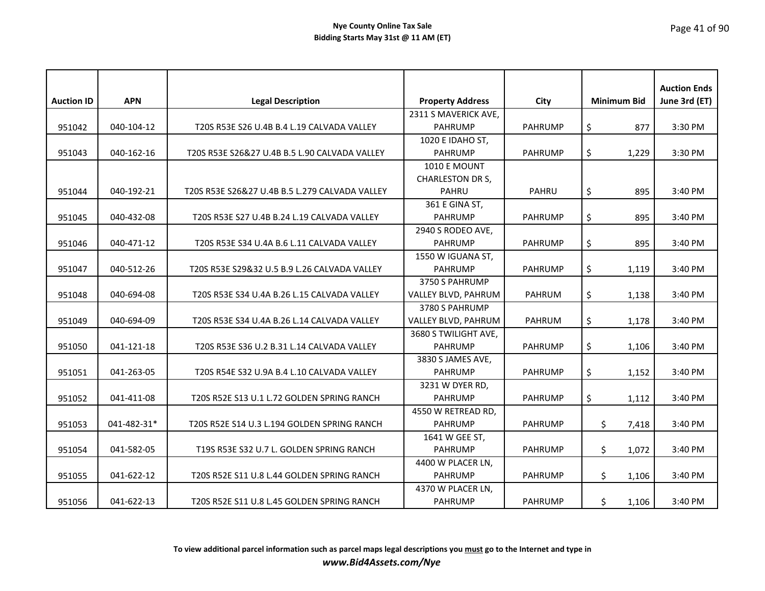**Nye County Online Tax Sale**
**Bidding Starts May 31st @ 11 AM (ET)**

| Auction ID | APN | Legal Description | Property Address | City | Minimum Bid | Auction Ends June 3rd (ET) |
|---|---|---|---|---|---|---|
| 951042 | 040-104-12 | T20S R53E S26 U.4B B.4 L.19 CALVADA VALLEY | 2311 S MAVERICK AVE, PAHRUMP | PAHRUMP | $ 877 | 3:30 PM |
| 951043 | 040-162-16 | T20S R53E S26&27 U.4B B.5 L.90 CALVADA VALLEY | 1020 E IDAHO ST, PAHRUMP | PAHRUMP | $ 1,229 | 3:30 PM |
| 951044 | 040-192-21 | T20S R53E S26&27 U.4B B.5 L.279 CALVADA VALLEY | 1010 E MOUNT CHARLESTON DR S, PAHRU | PAHRU | $ 895 | 3:40 PM |
| 951045 | 040-432-08 | T20S R53E S27 U.4B B.24 L.19 CALVADA VALLEY | 361 E GINA ST, PAHRUMP | PAHRUMP | $ 895 | 3:40 PM |
| 951046 | 040-471-12 | T20S R53E S34 U.4A B.6 L.11 CALVADA VALLEY | 2940 S RODEO AVE, PAHRUMP | PAHRUMP | $ 895 | 3:40 PM |
| 951047 | 040-512-26 | T20S R53E S29&32 U.5 B.9 L.26 CALVADA VALLEY | 1550 W IGUANA ST, PAHRUMP | PAHRUMP | $ 1,119 | 3:40 PM |
| 951048 | 040-694-08 | T20S R53E S34 U.4A B.26 L.15 CALVADA VALLEY | 3750 S PAHRUMP VALLEY BLVD, PAHRUM | PAHRUM | $ 1,138 | 3:40 PM |
| 951049 | 040-694-09 | T20S R53E S34 U.4A B.26 L.14 CALVADA VALLEY | 3780 S PAHRUMP VALLEY BLVD, PAHRUM | PAHRUM | $ 1,178 | 3:40 PM |
| 951050 | 041-121-18 | T20S R53E S36 U.2 B.31 L.14 CALVADA VALLEY | 3680 S TWILIGHT AVE, PAHRUMP | PAHRUMP | $ 1,106 | 3:40 PM |
| 951051 | 041-263-05 | T20S R54E S32 U.9A B.4 L.10 CALVADA VALLEY | 3830 S JAMES AVE, PAHRUMP | PAHRUMP | $ 1,152 | 3:40 PM |
| 951052 | 041-411-08 | T20S R52E S13 U.1 L.72 GOLDEN SPRING RANCH | 3231 W DYER RD, PAHRUMP | PAHRUMP | $ 1,112 | 3:40 PM |
| 951053 | 041-482-31* | T20S R52E S14 U.3 L.194 GOLDEN SPRING RANCH | 4550 W RETREAD RD, PAHRUMP | PAHRUMP | $ 7,418 | 3:40 PM |
| 951054 | 041-582-05 | T19S R53E S32 U.7 L. GOLDEN SPRING RANCH | 1641 W GEE ST, PAHRUMP | PAHRUMP | $ 1,072 | 3:40 PM |
| 951055 | 041-622-12 | T20S R52E S11 U.8 L.44 GOLDEN SPRING RANCH | 4400 W PLACER LN, PAHRUMP | PAHRUMP | $ 1,106 | 3:40 PM |
| 951056 | 041-622-13 | T20S R52E S11 U.8 L.45 GOLDEN SPRING RANCH | 4370 W PLACER LN, PAHRUMP | PAHRUMP | $ 1,106 | 3:40 PM |

**To view additional parcel information such as parcel maps legal descriptions you must go to the Internet and type in**
***www.Bid4Assets.com/Nye***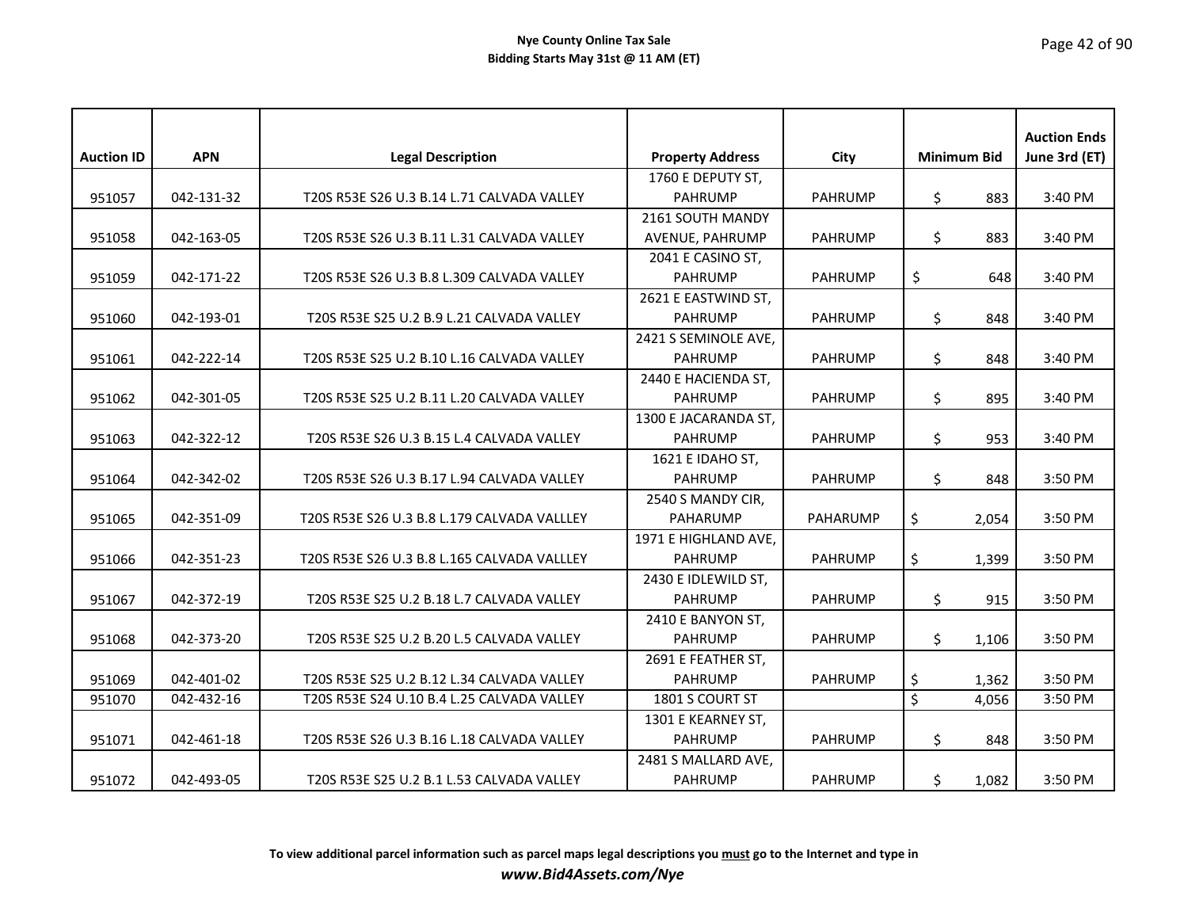| Auction ID | APN | Legal Description | Property Address | City | Minimum Bid | Auction Ends June 3rd (ET) |
|---|---|---|---|---|---|---|
| 951057 | 042-131-32 | T20S R53E S26 U.3 B.14 L.71 CALVADA VALLEY | 1760 E DEPUTY ST, PAHRUMP | PAHRUMP | $ 883 | 3:40 PM |
| 951058 | 042-163-05 | T20S R53E S26 U.3 B.11 L.31 CALVADA VALLEY | 2161 SOUTH MANDY AVENUE, PAHRUMP | PAHRUMP | $ 883 | 3:40 PM |
| 951059 | 042-171-22 | T20S R53E S26 U.3 B.8 L.309 CALVADA VALLEY | 2041 E CASINO ST, PAHRUMP | PAHRUMP | $ 648 | 3:40 PM |
| 951060 | 042-193-01 | T20S R53E S25 U.2 B.9 L.21 CALVADA VALLEY | 2621 E EASTWIND ST, PAHRUMP | PAHRUMP | $ 848 | 3:40 PM |
| 951061 | 042-222-14 | T20S R53E S25 U.2 B.10 L.16 CALVADA VALLEY | 2421 S SEMINOLE AVE, PAHRUMP | PAHRUMP | $ 848 | 3:40 PM |
| 951062 | 042-301-05 | T20S R53E S25 U.2 B.11 L.20 CALVADA VALLEY | 2440 E HACIENDA ST, PAHRUMP | PAHRUMP | $ 895 | 3:40 PM |
| 951063 | 042-322-12 | T20S R53E S26 U.3 B.15 L.4 CALVADA VALLEY | 1300 E JACARANDA ST, PAHRUMP | PAHRUMP | $ 953 | 3:40 PM |
| 951064 | 042-342-02 | T20S R53E S26 U.3 B.17 L.94 CALVADA VALLEY | 1621 E IDAHO ST, PAHRUMP | PAHRUMP | $ 848 | 3:50 PM |
| 951065 | 042-351-09 | T20S R53E S26 U.3 B.8 L.179 CALVADA VALLLEY | 2540 S MANDY CIR, PAHARUMP | PAHARUMP | $ 2,054 | 3:50 PM |
| 951066 | 042-351-23 | T20S R53E S26 U.3 B.8 L.165 CALVADA VALLLEY | 1971 E HIGHLAND AVE, PAHRUMP | PAHRUMP | $ 1,399 | 3:50 PM |
| 951067 | 042-372-19 | T20S R53E S25 U.2 B.18 L.7 CALVADA VALLEY | 2430 E IDLEWILD ST, PAHRUMP | PAHRUMP | $ 915 | 3:50 PM |
| 951068 | 042-373-20 | T20S R53E S25 U.2 B.20 L.5 CALVADA VALLEY | 2410 E BANYON ST, PAHRUMP | PAHRUMP | $ 1,106 | 3:50 PM |
| 951069 | 042-401-02 | T20S R53E S25 U.2 B.12 L.34 CALVADA VALLEY | 2691 E FEATHER ST, PAHRUMP | PAHRUMP | $ 1,362 | 3:50 PM |
| 951070 | 042-432-16 | T20S R53E S24 U.10 B.4 L.25 CALVADA VALLEY | 1801 S COURT ST | | $ 4,056 | 3:50 PM |
| 951071 | 042-461-18 | T20S R53E S26 U.3 B.16 L.18 CALVADA VALLEY | 1301 E KEARNEY ST, PAHRUMP | PAHRUMP | $ 848 | 3:50 PM |
| 951072 | 042-493-05 | T20S R53E S25 U.2 B.1 L.53 CALVADA VALLEY | 2481 S MALLARD AVE, PAHRUMP | PAHRUMP | $ 1,082 | 3:50 PM |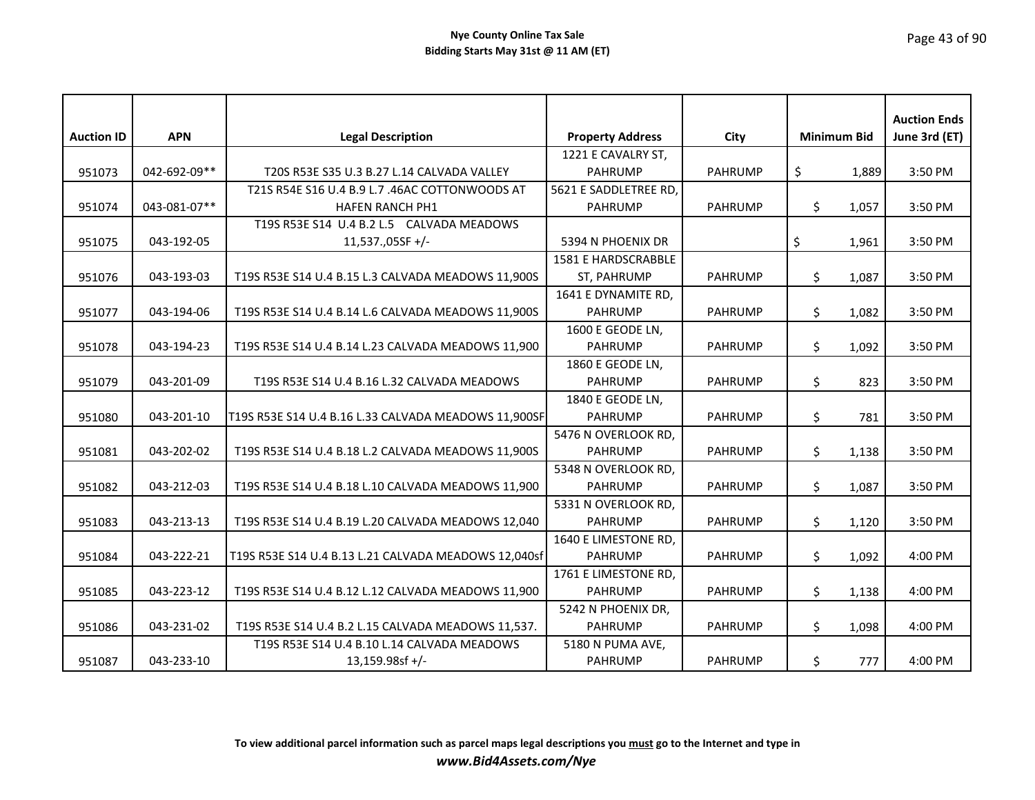**Nye County Online Tax Sale**
**Bidding Starts May 31st @ 11 AM (ET)**

| Auction ID | APN | Legal Description | Property Address | City | Minimum Bid | Auction Ends June 3rd (ET) |
|---|---|---|---|---|---|---|
| 951073 | 042-692-09** | T20S R53E S35 U.3 B.27 L.14 CALVADA VALLEY | 1221 E CAVALRY ST, PAHRUMP | PAHRUMP | $ 1,889 | 3:50 PM |
| 951074 | 043-081-07** | T21S R54E S16 U.4 B.9 L.7 .46AC COTTONWOODS AT HAFEN RANCH PH1 | 5621 E SADDLETREE RD, PAHRUMP | PAHRUMP | $ 1,057 | 3:50 PM |
| 951075 | 043-192-05 | T19S R53E S14 U.4 B.2 L.5 CALVADA MEADOWS 11,537.,05SF +/- | 5394 N PHOENIX DR | | $ 1,961 | 3:50 PM |
| 951076 | 043-193-03 | T19S R53E S14 U.4 B.15 L.3 CALVADA MEADOWS 11,900S | 1581 E HARDSCRABBLE ST, PAHRUMP | PAHRUMP | $ 1,087 | 3:50 PM |
| 951077 | 043-194-06 | T19S R53E S14 U.4 B.14 L.6 CALVADA MEADOWS 11,900S | 1641 E DYNAMITE RD, PAHRUMP | PAHRUMP | $ 1,082 | 3:50 PM |
| 951078 | 043-194-23 | T19S R53E S14 U.4 B.14 L.23 CALVADA MEADOWS 11,900 | 1600 E GEODE LN, PAHRUMP | PAHRUMP | $ 1,092 | 3:50 PM |
| 951079 | 043-201-09 | T19S R53E S14 U.4 B.16 L.32 CALVADA MEADOWS | 1860 E GEODE LN, PAHRUMP | PAHRUMP | $ 823 | 3:50 PM |
| 951080 | 043-201-10 | T19S R53E S14 U.4 B.16 L.33 CALVADA MEADOWS 11,900SF | 1840 E GEODE LN, PAHRUMP | PAHRUMP | $ 781 | 3:50 PM |
| 951081 | 043-202-02 | T19S R53E S14 U.4 B.18 L.2 CALVADA MEADOWS 11,900S | 5476 N OVERLOOK RD, PAHRUMP | PAHRUMP | $ 1,138 | 3:50 PM |
| 951082 | 043-212-03 | T19S R53E S14 U.4 B.18 L.10 CALVADA MEADOWS 11,900 | 5348 N OVERLOOK RD, PAHRUMP | PAHRUMP | $ 1,087 | 3:50 PM |
| 951083 | 043-213-13 | T19S R53E S14 U.4 B.19 L.20 CALVADA MEADOWS 12,040 | 5331 N OVERLOOK RD, PAHRUMP | PAHRUMP | $ 1,120 | 3:50 PM |
| 951084 | 043-222-21 | T19S R53E S14 U.4 B.13 L.21 CALVADA MEADOWS 12,040sf | 1640 E LIMESTONE RD, PAHRUMP | PAHRUMP | $ 1,092 | 4:00 PM |
| 951085 | 043-223-12 | T19S R53E S14 U.4 B.12 L.12 CALVADA MEADOWS 11,900 | 1761 E LIMESTONE RD, PAHRUMP | PAHRUMP | $ 1,138 | 4:00 PM |
| 951086 | 043-231-02 | T19S R53E S14 U.4 B.2 L.15 CALVADA MEADOWS 11,537. | 5242 N PHOENIX DR, PAHRUMP | PAHRUMP | $ 1,098 | 4:00 PM |
| 951087 | 043-233-10 | T19S R53E S14 U.4 B.10 L.14 CALVADA MEADOWS 13,159.98sf +/- | 5180 N PUMA AVE, PAHRUMP | PAHRUMP | $ 777 | 4:00 PM |

**To view additional parcel information such as parcel maps legal descriptions you must go to the Internet and type in**
***www.Bid4Assets.com/Nye***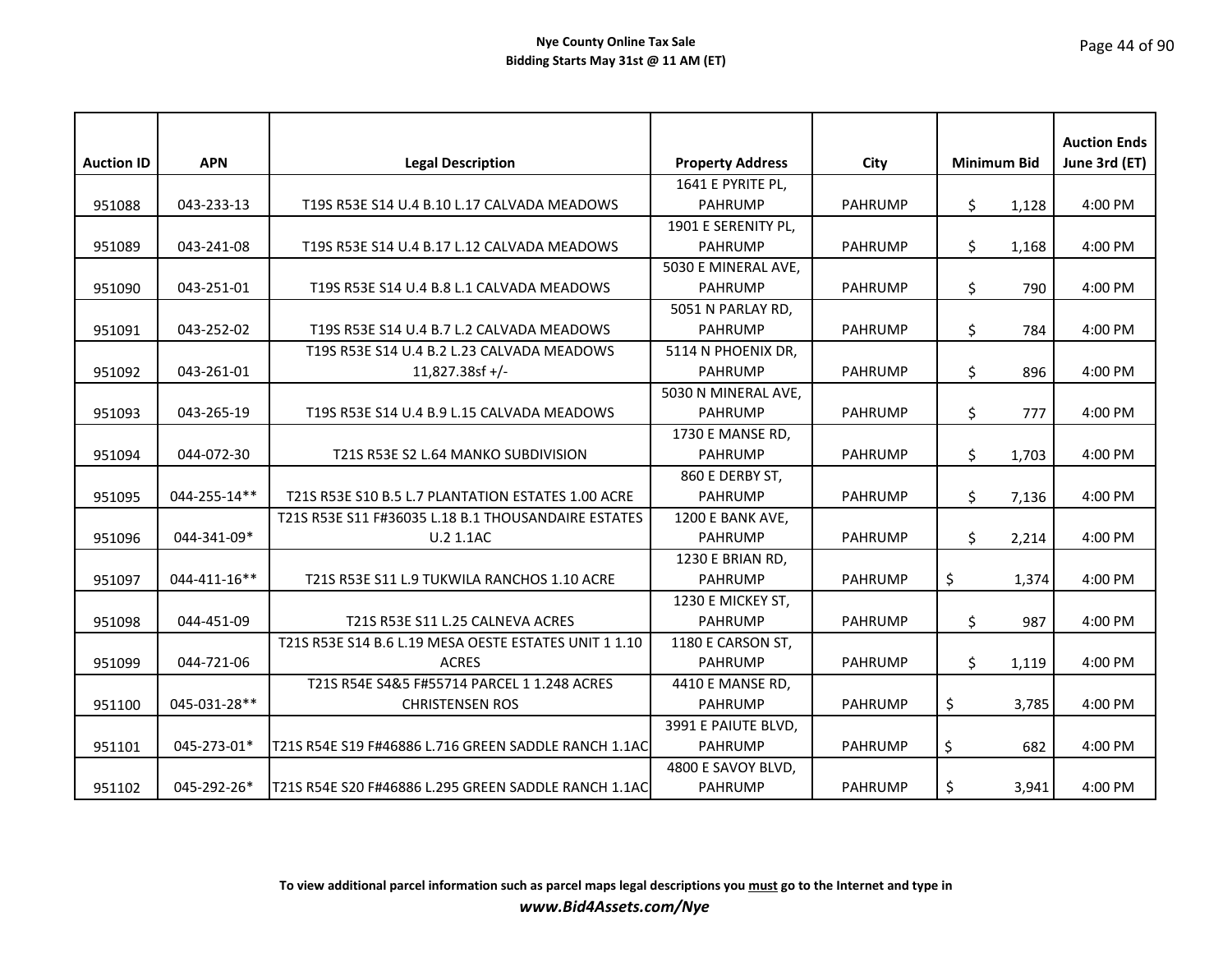**Nye County Online Tax Sale**
**Bidding Starts May 31st @ 11 AM (ET)**

| Auction ID | APN | Legal Description | Property Address | City | Minimum Bid | Auction Ends June 3rd (ET) |
|---|---|---|---|---|---|---|
| 951088 | 043-233-13 | T19S R53E S14 U.4 B.10 L.17 CALVADA MEADOWS | 1641 E PYRITE PL, PAHRUMP | PAHRUMP | $ 1,128 | 4:00 PM |
| 951089 | 043-241-08 | T19S R53E S14 U.4 B.17 L.12 CALVADA MEADOWS | 1901 E SERENITY PL, PAHRUMP | PAHRUMP | $ 1,168 | 4:00 PM |
| 951090 | 043-251-01 | T19S R53E S14 U.4 B.8 L.1 CALVADA MEADOWS | 5030 E MINERAL AVE, PAHRUMP | PAHRUMP | $ 790 | 4:00 PM |
| 951091 | 043-252-02 | T19S R53E S14 U.4 B.7 L.2 CALVADA MEADOWS | 5051 N PARLAY RD, PAHRUMP | PAHRUMP | $ 784 | 4:00 PM |
| 951092 | 043-261-01 | T19S R53E S14 U.4 B.2 L.23 CALVADA MEADOWS 11,827.38sf +/- | 5114 N PHOENIX DR, PAHRUMP | PAHRUMP | $ 896 | 4:00 PM |
| 951093 | 043-265-19 | T19S R53E S14 U.4 B.9 L.15 CALVADA MEADOWS | 5030 N MINERAL AVE, PAHRUMP | PAHRUMP | $ 777 | 4:00 PM |
| 951094 | 044-072-30 | T21S R53E S2 L.64 MANKO SUBDIVISION | 1730 E MANSE RD, PAHRUMP | PAHRUMP | $ 1,703 | 4:00 PM |
| 951095 | 044-255-14** | T21S R53E S10 B.5 L.7 PLANTATION ESTATES 1.00 ACRE | 860 E DERBY ST, PAHRUMP | PAHRUMP | $ 7,136 | 4:00 PM |
| 951096 | 044-341-09* | T21S R53E S11 F#36035 L.18 B.1 THOUSANDAIRE ESTATES U.2 1.1AC | 1200 E BANK AVE, PAHRUMP | PAHRUMP | $ 2,214 | 4:00 PM |
| 951097 | 044-411-16** | T21S R53E S11 L.9 TUKWILA RANCHOS 1.10 ACRE | 1230 E BRIAN RD, PAHRUMP | PAHRUMP | $ 1,374 | 4:00 PM |
| 951098 | 044-451-09 | T21S R53E S11 L.25 CALNEVA ACRES | 1230 E MICKEY ST, PAHRUMP | PAHRUMP | $ 987 | 4:00 PM |
| 951099 | 044-721-06 | T21S R53E S14 B.6 L.19 MESA OESTE ESTATES UNIT 1 1.10 ACRES | 1180 E CARSON ST, PAHRUMP | PAHRUMP | $ 1,119 | 4:00 PM |
| 951100 | 045-031-28** | T21S R54E S4&5 F#55714 PARCEL 1 1.248 ACRES CHRISTENSEN ROS | 4410 E MANSE RD, PAHRUMP | PAHRUMP | $ 3,785 | 4:00 PM |
| 951101 | 045-273-01* | T21S R54E S19 F#46886 L.716 GREEN SADDLE RANCH 1.1AC | 3991 E PAIUTE BLVD, PAHRUMP | PAHRUMP | $ 682 | 4:00 PM |
| 951102 | 045-292-26* | T21S R54E S20 F#46886 L.295 GREEN SADDLE RANCH 1.1AC | 4800 E SAVOY BLVD, PAHRUMP | PAHRUMP | $ 3,941 | 4:00 PM |

**To view additional parcel information such as parcel maps legal descriptions you <u>must</u> go to the Internet and type in**
***www.Bid4Assets.com/Nye***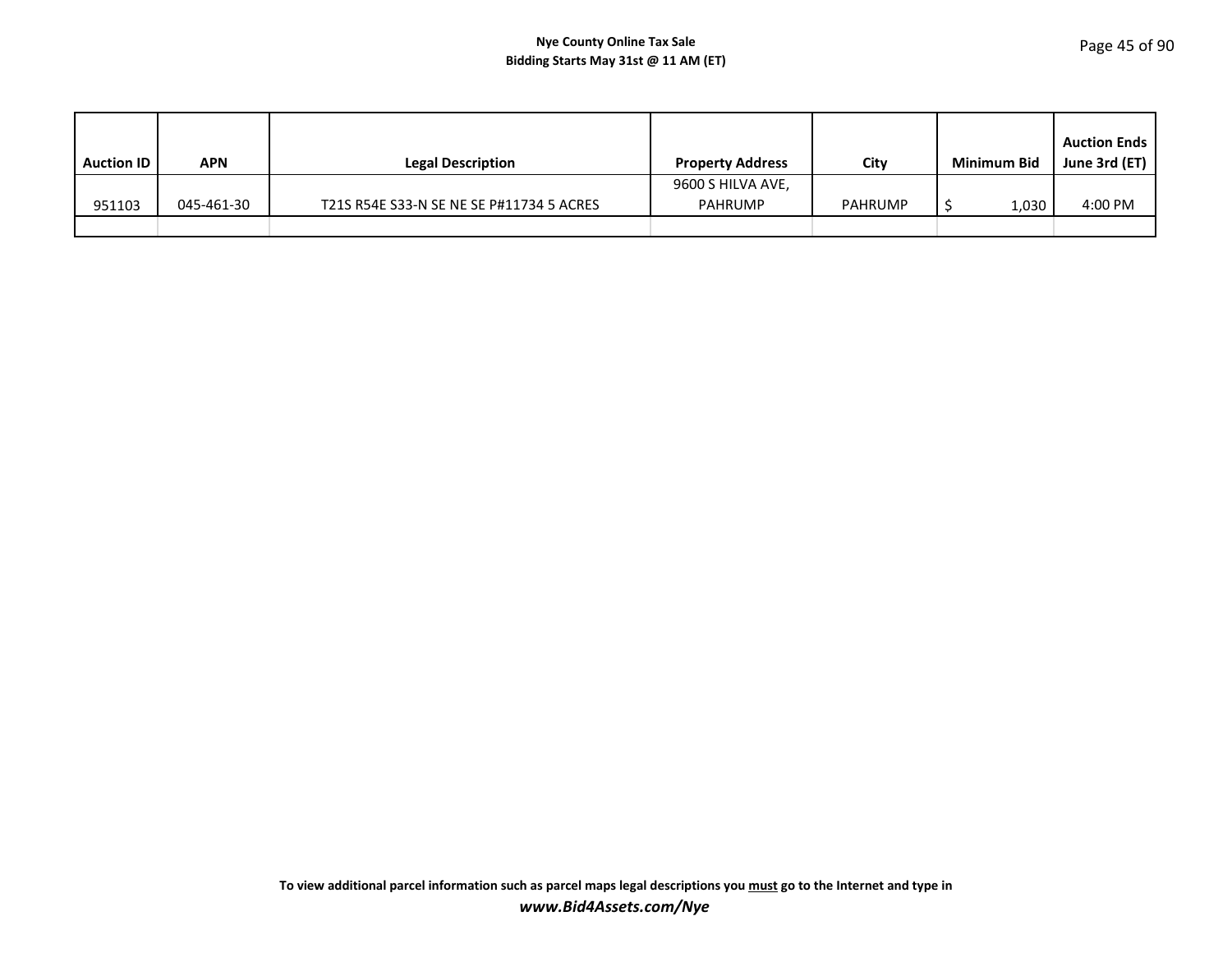**Nye County Online Tax Sale**
**Bidding Starts May 31st @ 11 AM (ET)**

| Auction ID | APN | Legal Description | Property Address | City | Minimum Bid | Auction Ends June 3rd (ET) |
|---|---|---|---|---|---|---|
| 951103 | 045-461-30 | T21S R54E S33-N SE NE SE P#11734 5 ACRES | 9600 S HILVA AVE, PAHRUMP | PAHRUMP | $ 1,030 | 4:00 PM |
| | | | | | | |

**To view additional parcel information such as parcel maps legal descriptions you <u>must</u> go to the Internet and type in**
***www.Bid4Assets.com/Nye***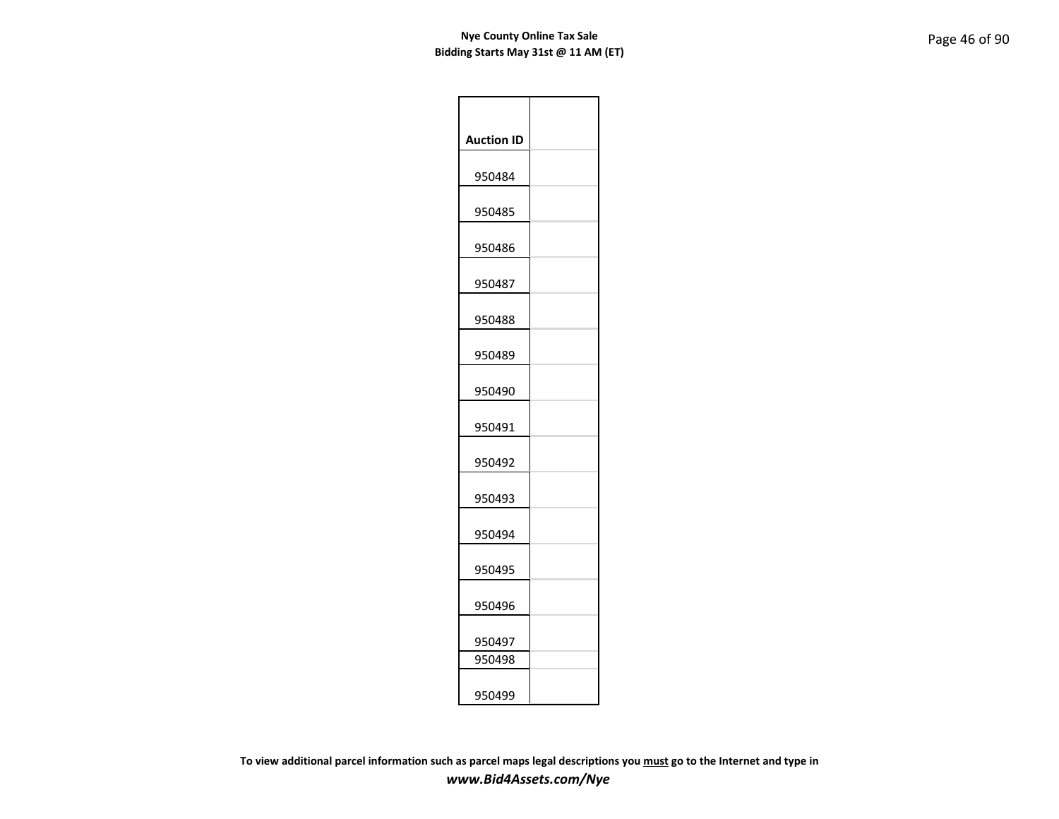| Auction ID | |
|---|---|
| 950484 | |
| 950485 | |
| 950486 | |
| 950487 | |
| 950488 | |
| 950489 | |
| 950490 | |
| 950491 | |
| 950492 | |
| 950493 | |
| 950494 | |
| 950495 | |
| 950496 | |
| 950497 | |
| 950498 | |
| 950499 | |

**To view additional parcel information such as parcel maps legal descriptions you must go to the Internet and type in**

***www.Bid4Assets.com/Nye***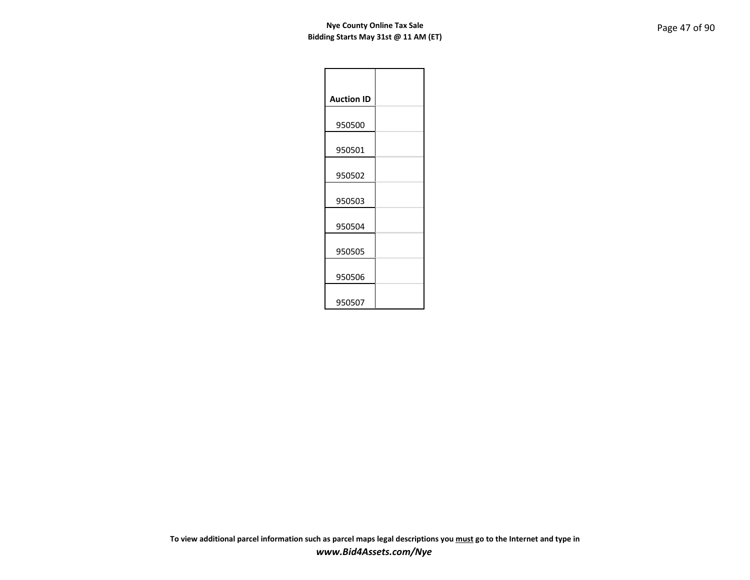| Auction ID | |
|---|---|
| 950500 | |
| 950501 | |
| 950502 | |
| 950503 | |
| 950504 | |
| 950505 | |
| 950506 | |
| 950507 | |

**To view additional parcel information such as parcel maps legal descriptions you <u>must</u> go to the Internet and type in**
***www.Bid4Assets.com/Nye***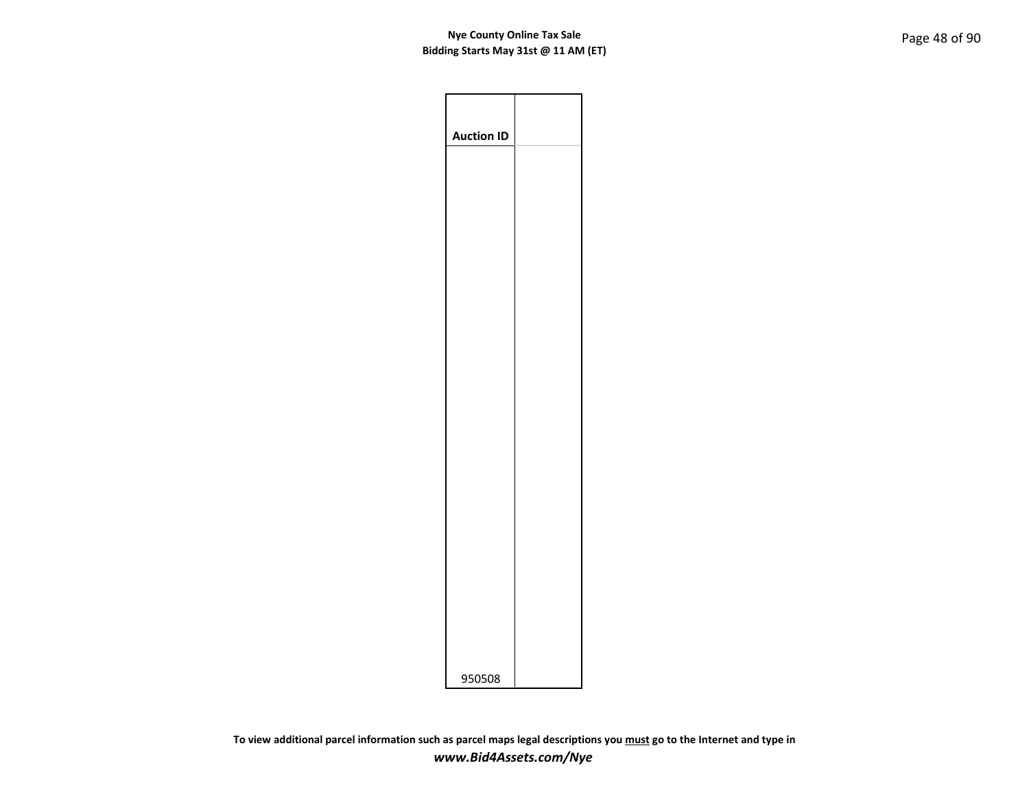| Auction ID | |
|---|---|
| 950508 | |

To view additional parcel information such as parcel maps legal descriptions you must go to the Internet and type in ***www.Bid4Assets.com/Nye***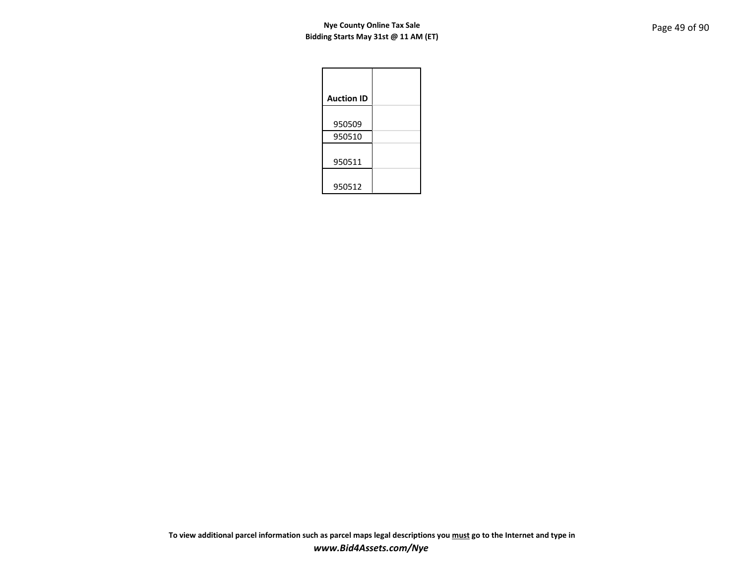| Auction ID | |
|---|---|
| 950509 | |
| 950510 | |
| 950511 | |
| 950512 | |

**To view additional parcel information such as parcel maps legal descriptions you <u>must</u> go to the Internet and type in**
***www.Bid4Assets.com/Nye***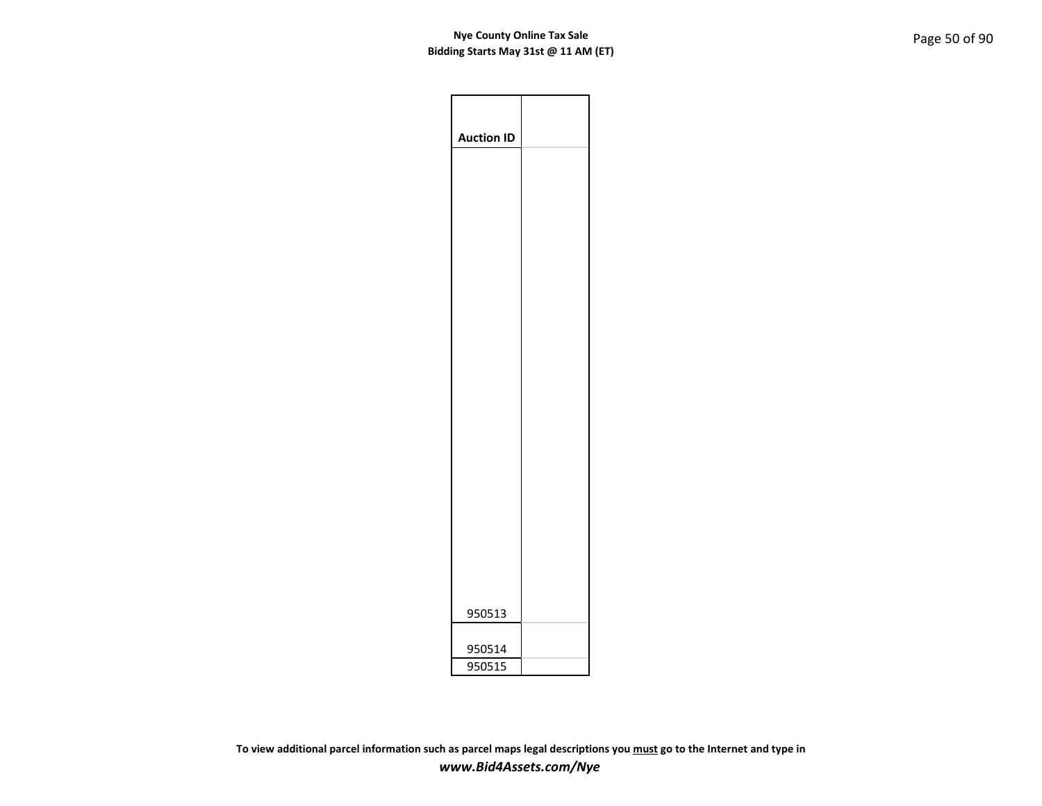| Auction ID | |
|---|---|
| 950513 | |
| 950514 | |
| 950515 | |

**To view additional parcel information such as parcel maps legal descriptions you <u>must</u> go to the Internet and type in**
***www.Bid4Assets.com/Nye***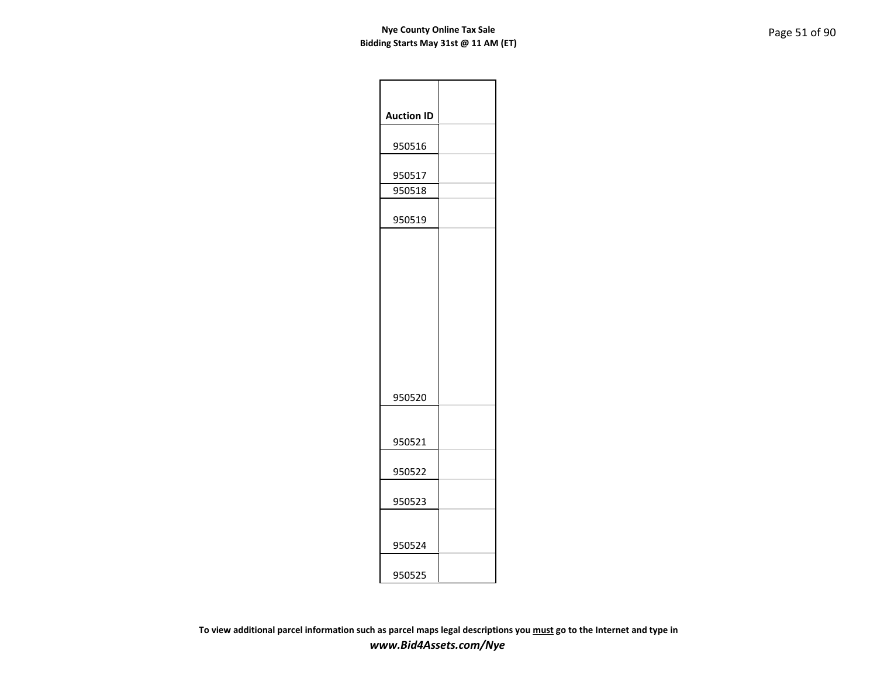| Auction ID | |
|---|---|
| 950516 | |
| 950517 | |
| 950518 | |
| 950519 | |
| 950520 | |
| 950521 | |
| 950522 | |
| 950523 | |
| 950524 | |
| 950525 | |

**To view additional parcel information such as parcel maps legal descriptions you <u>must</u> go to the Internet and type in**

***www.Bid4Assets.com/Nye***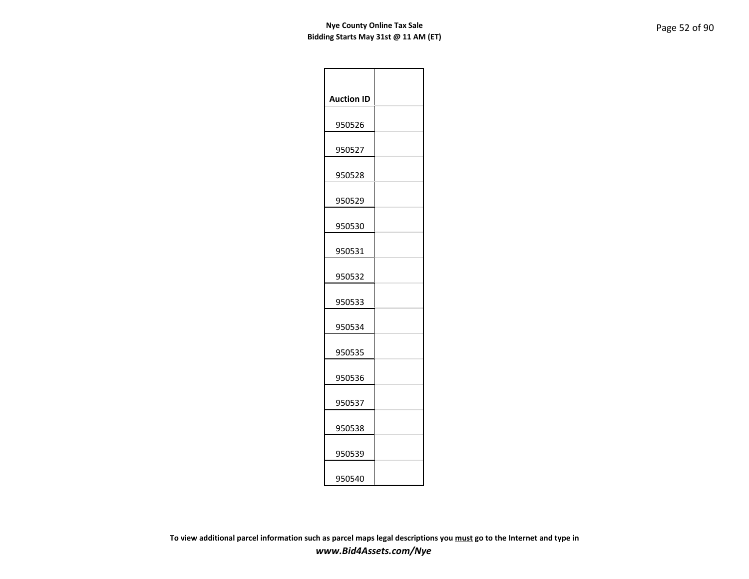**Nye County Online Tax Sale**
**Bidding Starts May 31st @ 11 AM (ET)**

| Auction ID | |
|---|---|
| 950526 | |
| 950527 | |
| 950528 | |
| 950529 | |
| 950530 | |
| 950531 | |
| 950532 | |
| 950533 | |
| 950534 | |
| 950535 | |
| 950536 | |
| 950537 | |
| 950538 | |
| 950539 | |
| 950540 | |

**To view additional parcel information such as parcel maps legal descriptions you must go to the Internet and type in**
***www.Bid4Assets.com/Nye***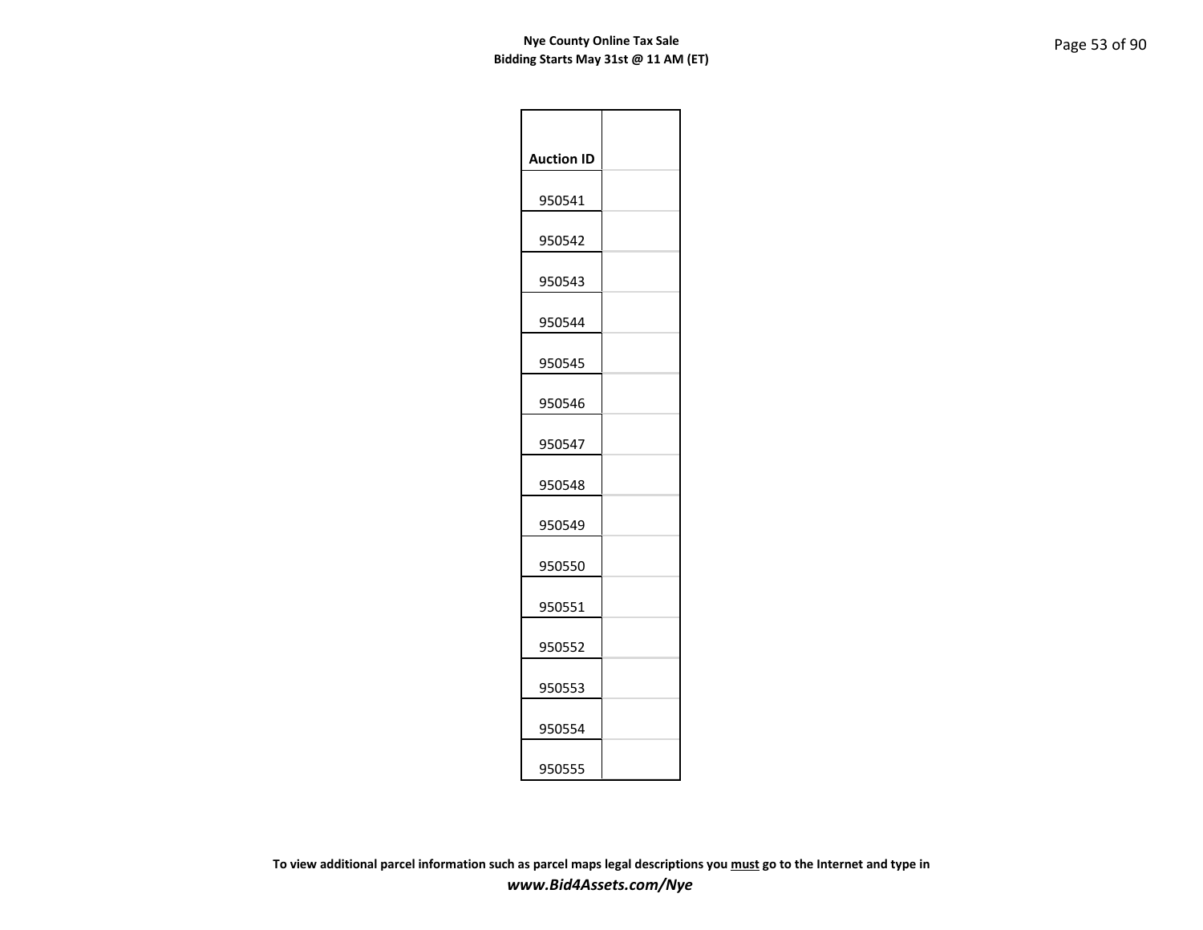| Auction ID | |
|---|---|
| 950541 | |
| 950542 | |
| 950543 | |
| 950544 | |
| 950545 | |
| 950546 | |
| 950547 | |
| 950548 | |
| 950549 | |
| 950550 | |
| 950551 | |
| 950552 | |
| 950553 | |
| 950554 | |
| 950555 | |

**To view additional parcel information such as parcel maps legal descriptions you <u>must</u> go to the Internet and type in**
***www.Bid4Assets.com/Nye***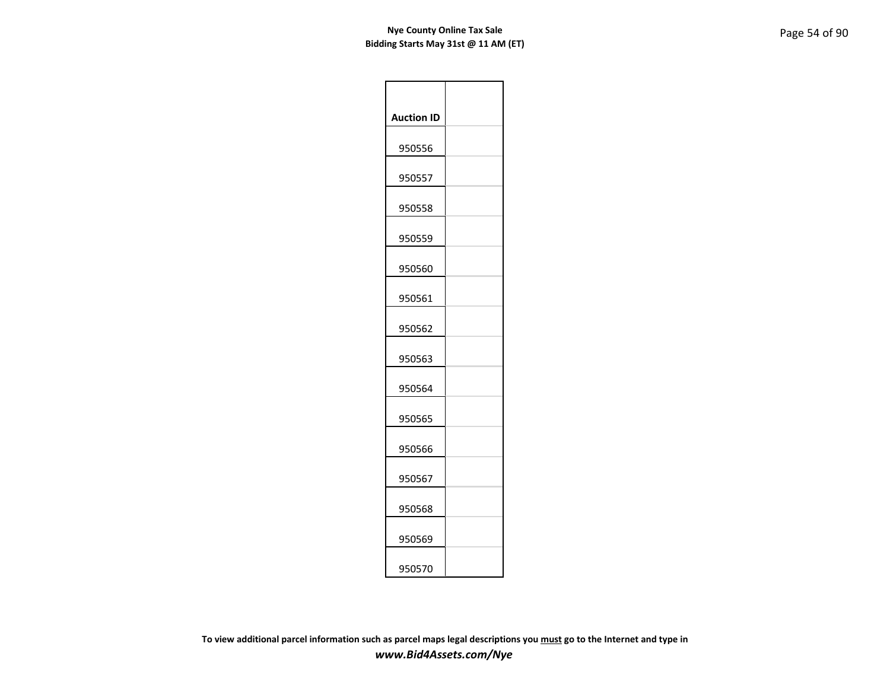| Auction ID | |
|---|---|
| 950556 | |
| 950557 | |
| 950558 | |
| 950559 | |
| 950560 | |
| 950561 | |
| 950562 | |
| 950563 | |
| 950564 | |
| 950565 | |
| 950566 | |
| 950567 | |
| 950568 | |
| 950569 | |
| 950570 | |

**To view additional parcel information such as parcel maps legal descriptions you must go to the Internet and type in**
***www.Bid4Assets.com/Nye***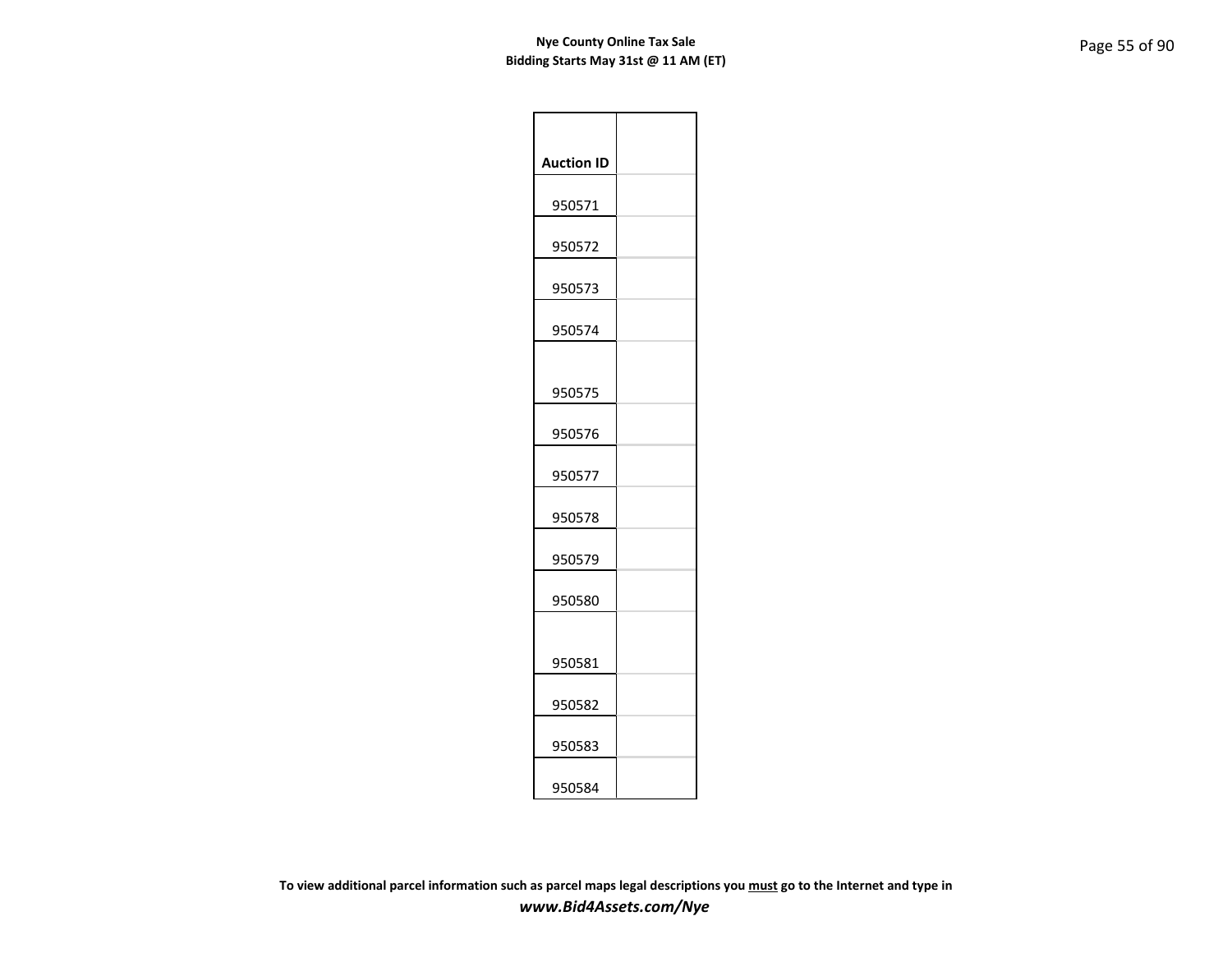| Auction ID | |
|---|---|
| 950571 | |
| 950572 | |
| 950573 | |
| 950574 | |
| 950575 | |
| 950576 | |
| 950577 | |
| 950578 | |
| 950579 | |
| 950580 | |
| 950581 | |
| 950582 | |
| 950583 | |
| 950584 | |

**To view additional parcel information such as parcel maps legal descriptions you <u>must</u> go to the Internet and type in**

***www.Bid4Assets.com/Nye***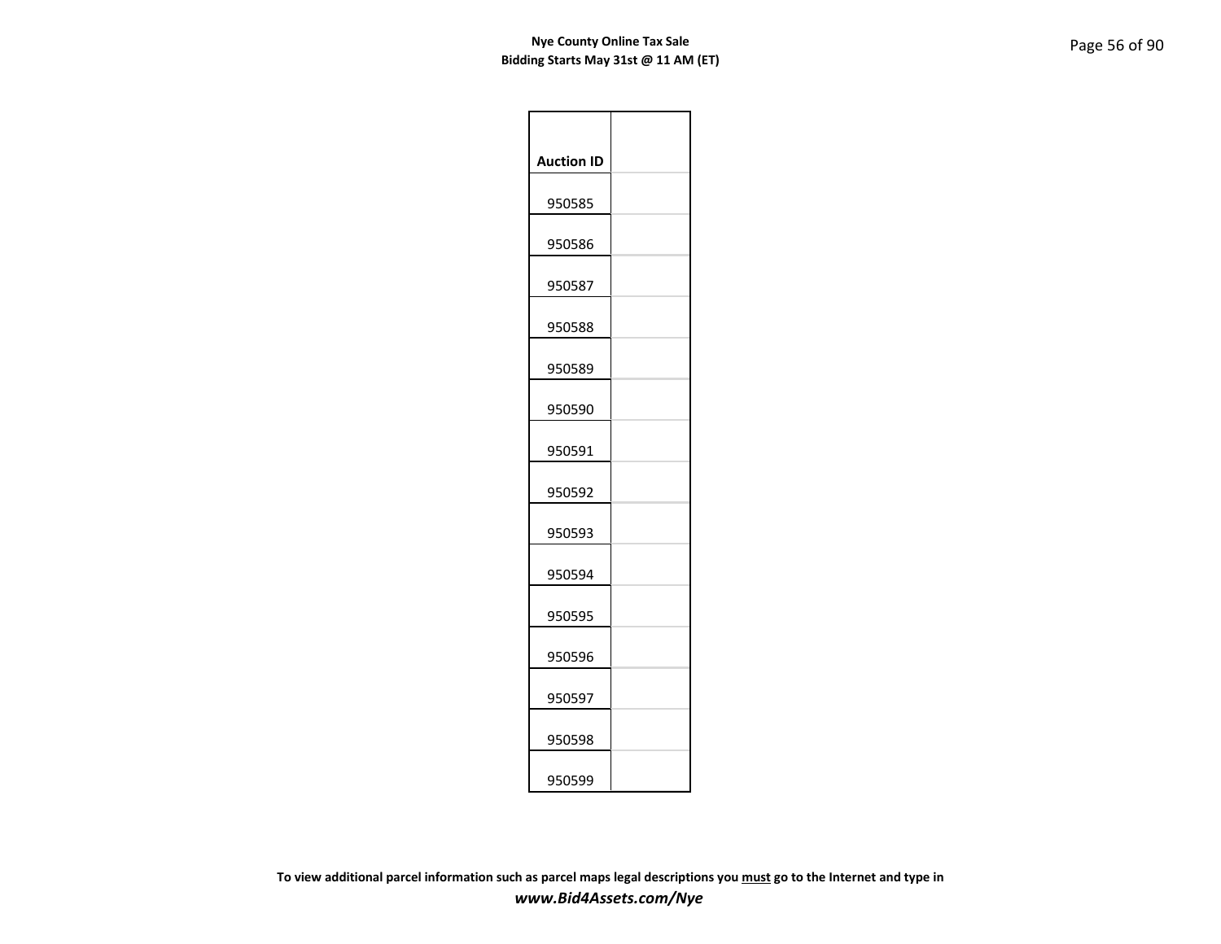| Auction ID | |
|---|---|
| 950585 | |
| 950586 | |
| 950587 | |
| 950588 | |
| 950589 | |
| 950590 | |
| 950591 | |
| 950592 | |
| 950593 | |
| 950594 | |
| 950595 | |
| 950596 | |
| 950597 | |
| 950598 | |
| 950599 | |

**To view additional parcel information such as parcel maps legal descriptions you must go to the Internet and type in**

***www.Bid4Assets.com/Nye***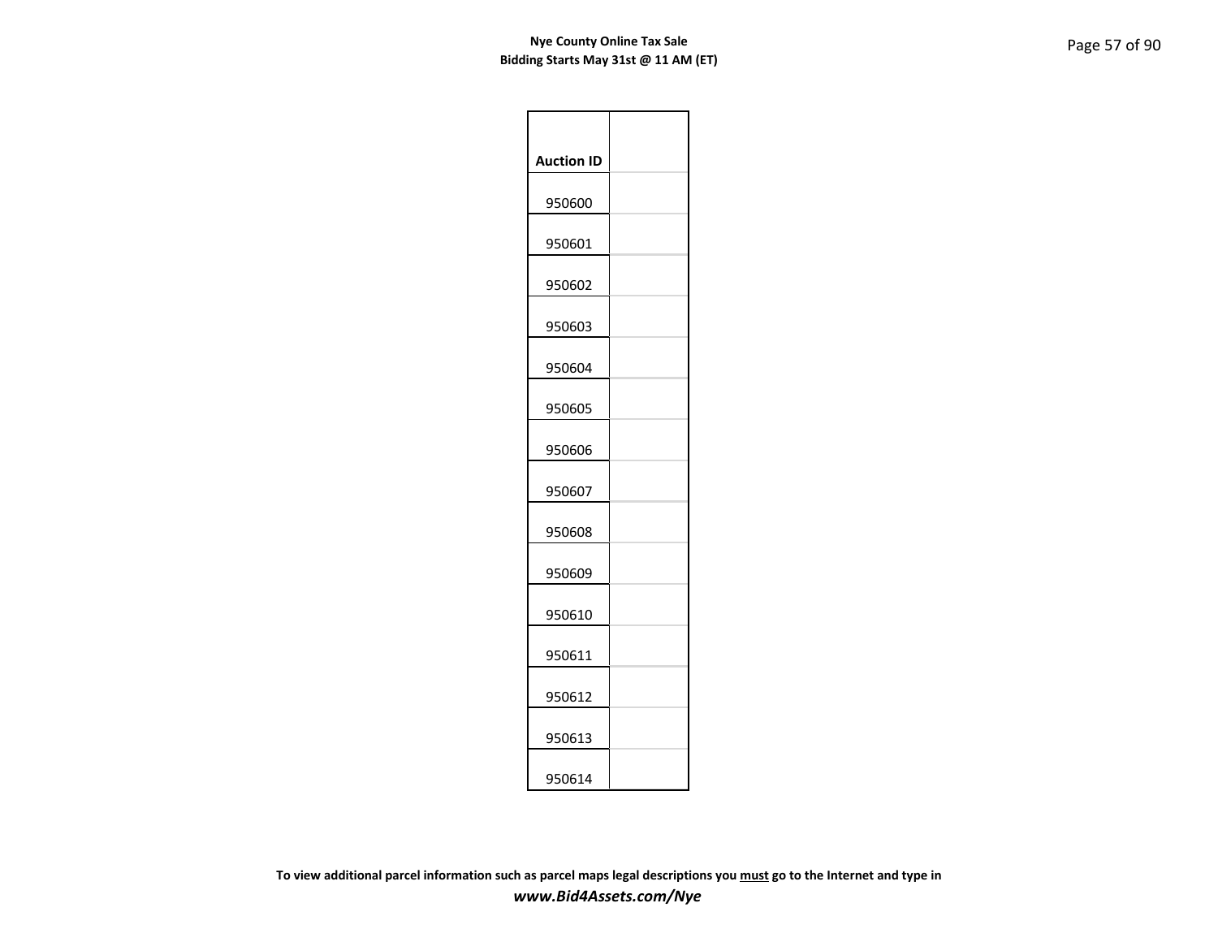| Auction ID | |
|---|---|
| 950600 | |
| 950601 | |
| 950602 | |
| 950603 | |
| 950604 | |
| 950605 | |
| 950606 | |
| 950607 | |
| 950608 | |
| 950609 | |
| 950610 | |
| 950611 | |
| 950612 | |
| 950613 | |
| 950614 | |

**To view additional parcel information such as parcel maps legal descriptions you must go to the Internet and type in**

***www.Bid4Assets.com/Nye***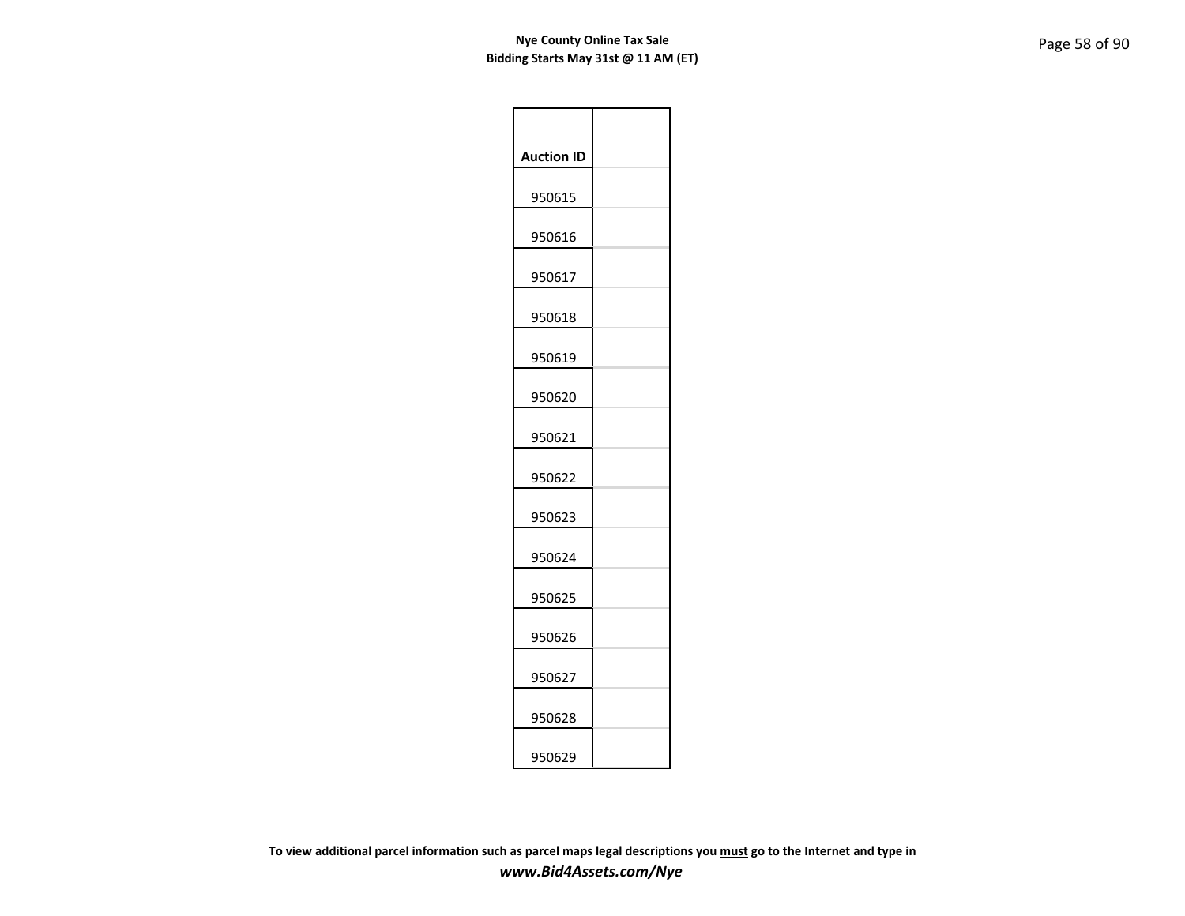| Auction ID | |
|---|---|
| 950615 | |
| 950616 | |
| 950617 | |
| 950618 | |
| 950619 | |
| 950620 | |
| 950621 | |
| 950622 | |
| 950623 | |
| 950624 | |
| 950625 | |
| 950626 | |
| 950627 | |
| 950628 | |
| 950629 | |

**To view additional parcel information such as parcel maps legal descriptions you must go to the Internet and type in**

***www.Bid4Assets.com/Nye***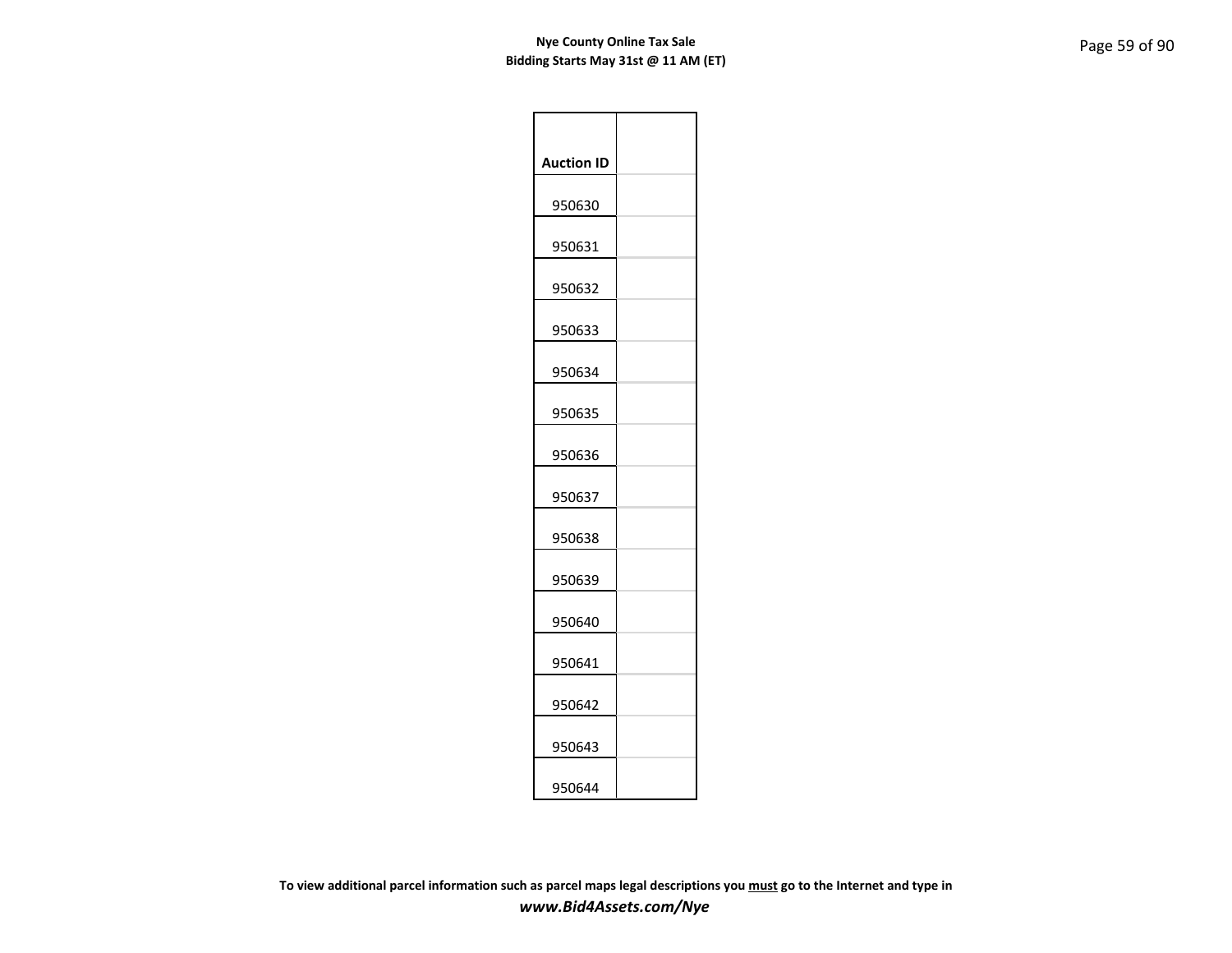| Auction ID | |
|---|---|
| 950630 | |
| 950631 | |
| 950632 | |
| 950633 | |
| 950634 | |
| 950635 | |
| 950636 | |
| 950637 | |
| 950638 | |
| 950639 | |
| 950640 | |
| 950641 | |
| 950642 | |
| 950643 | |
| 950644 | |

**To view additional parcel information such as parcel maps legal descriptions you <u>must</u> go to the Internet and type in**

***www.Bid4Assets.com/Nye***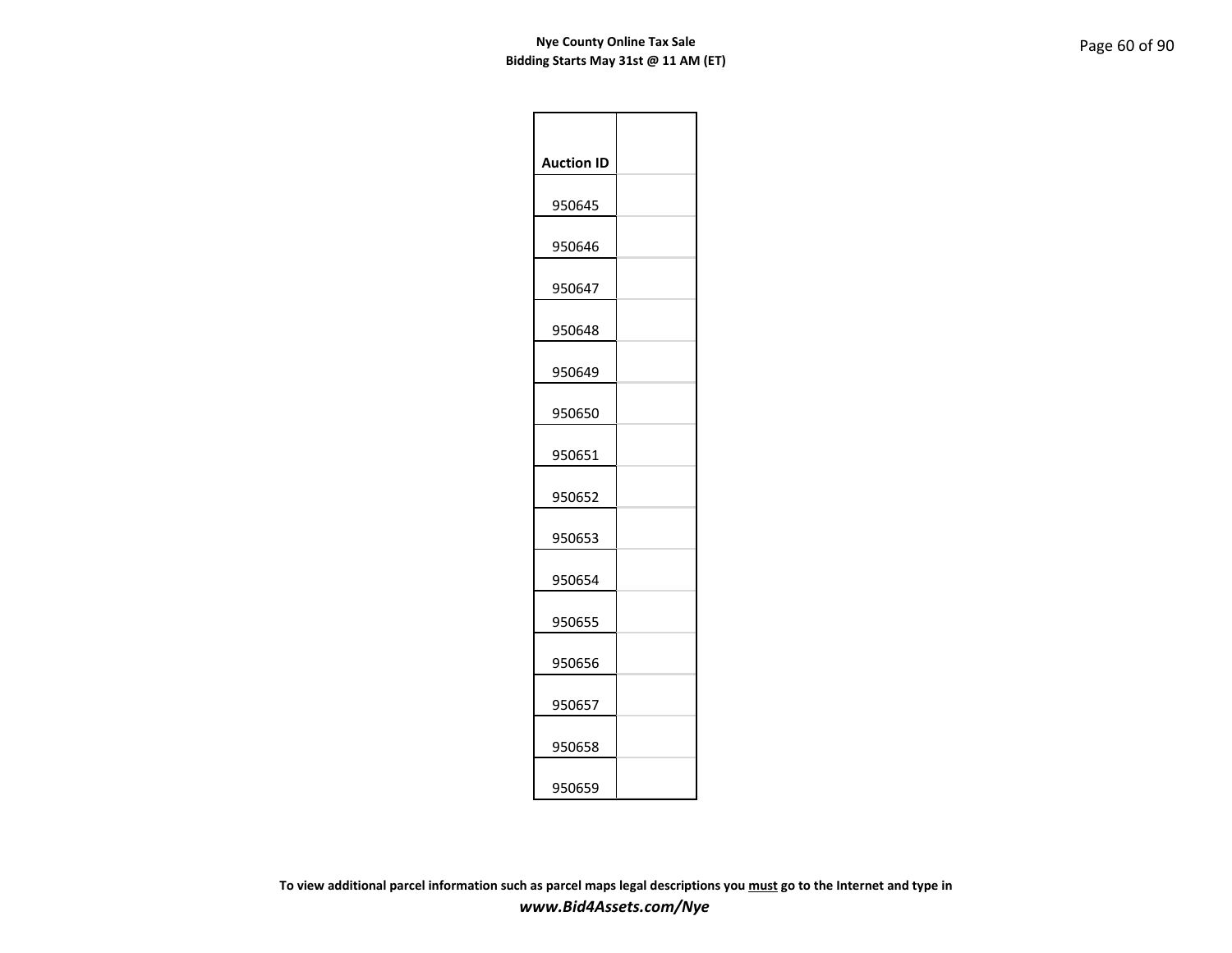**Nye County Online Tax Sale**
**Bidding Starts May 31st @ 11 AM (ET)**

| Auction ID | |
|---|---|
| 950645 | |
| 950646 | |
| 950647 | |
| 950648 | |
| 950649 | |
| 950650 | |
| 950651 | |
| 950652 | |
| 950653 | |
| 950654 | |
| 950655 | |
| 950656 | |
| 950657 | |
| 950658 | |
| 950659 | |

**To view additional parcel information such as parcel maps legal descriptions you must go to the Internet and type in**
***www.Bid4Assets.com/Nye***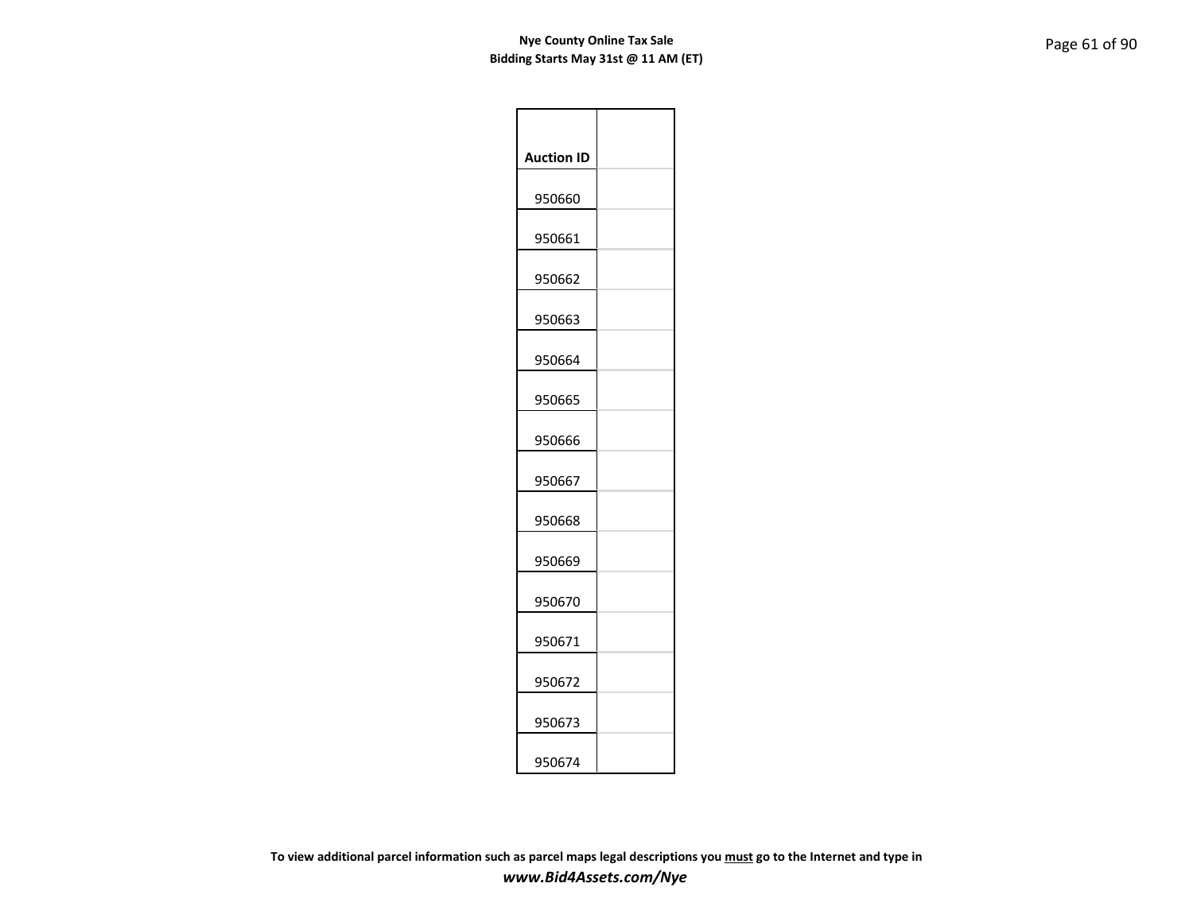| Auction ID | |
|---|---|
| 950660 | |
| 950661 | |
| 950662 | |
| 950663 | |
| 950664 | |
| 950665 | |
| 950666 | |
| 950667 | |
| 950668 | |
| 950669 | |
| 950670 | |
| 950671 | |
| 950672 | |
| 950673 | |
| 950674 | |

**To view additional parcel information such as parcel maps legal descriptions you must go to the Internet and type in**

***www.Bid4Assets.com/Nye***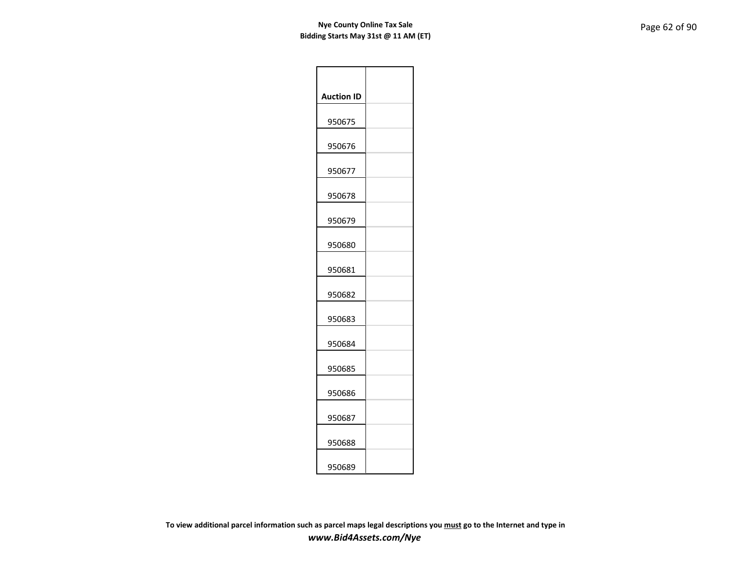| Auction ID | |
|---|---|
| 950675 | |
| 950676 | |
| 950677 | |
| 950678 | |
| 950679 | |
| 950680 | |
| 950681 | |
| 950682 | |
| 950683 | |
| 950684 | |
| 950685 | |
| 950686 | |
| 950687 | |
| 950688 | |
| 950689 | |

**To view additional parcel information such as parcel maps legal descriptions you <u>must</u> go to the Internet and type in**

***www.Bid4Assets.com/Nye***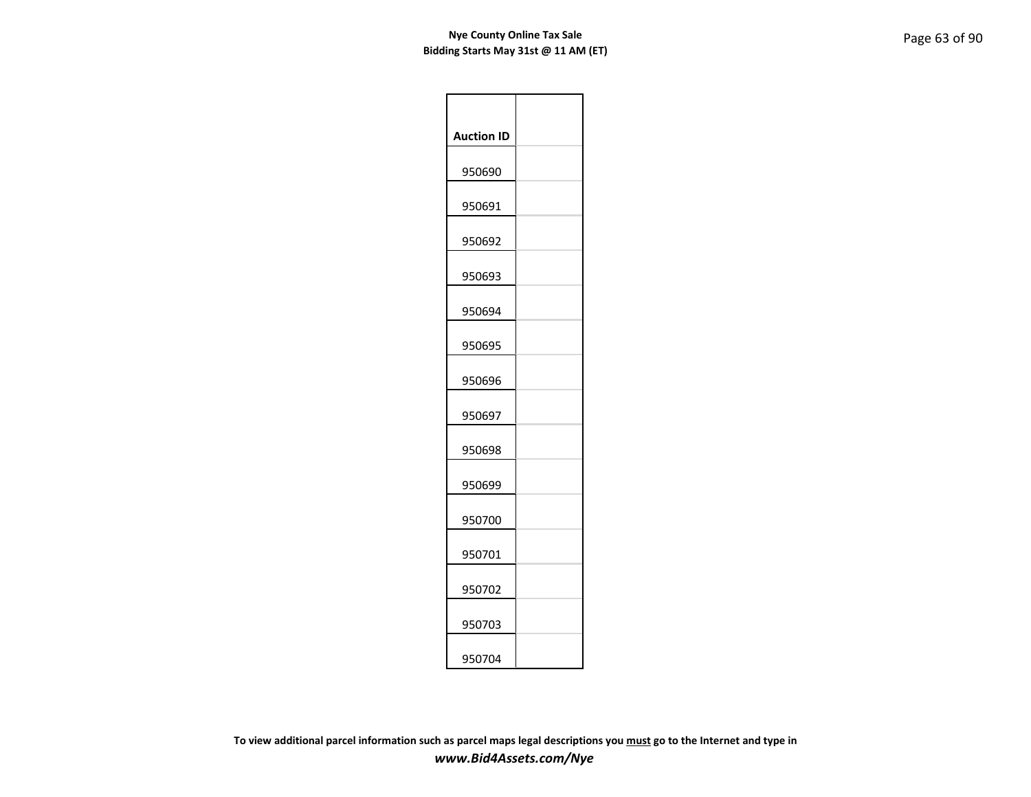| Auction ID | |
|---|---|
| 950690 | |
| 950691 | |
| 950692 | |
| 950693 | |
| 950694 | |
| 950695 | |
| 950696 | |
| 950697 | |
| 950698 | |
| 950699 | |
| 950700 | |
| 950701 | |
| 950702 | |
| 950703 | |
| 950704 | |

**To view additional parcel information such as parcel maps legal descriptions you <u>must</u> go to the Internet and type in**
***www.Bid4Assets.com/Nye***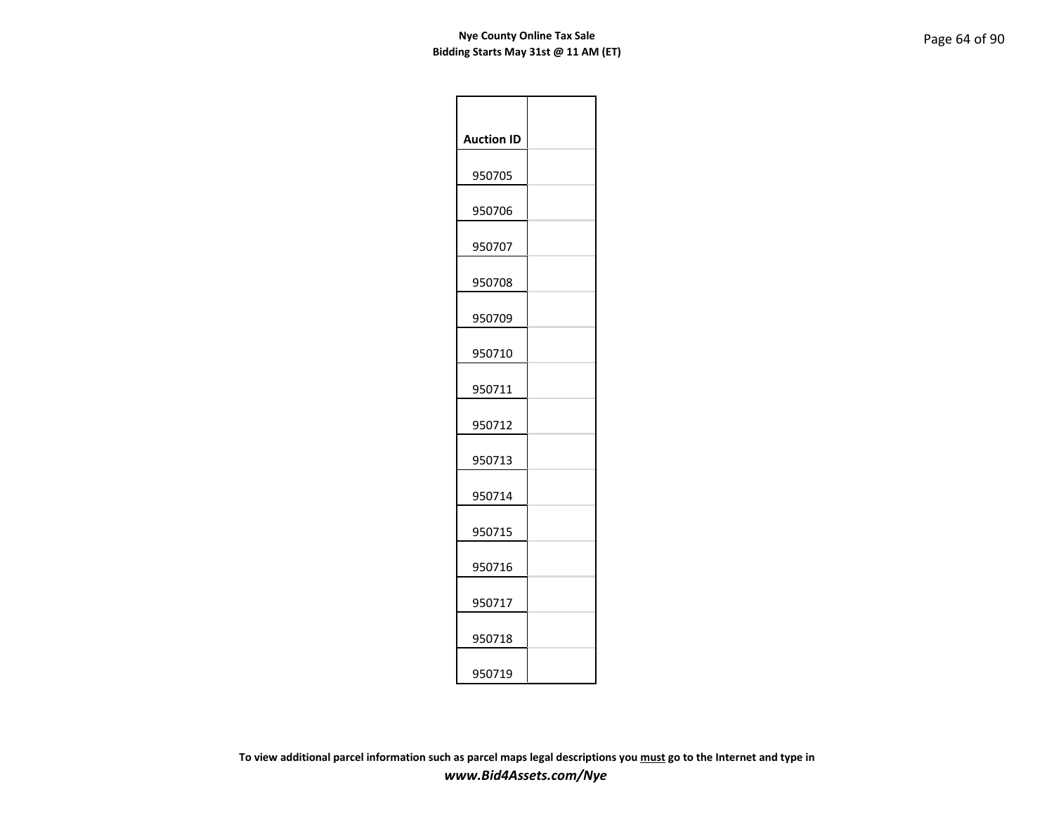**Nye County Online Tax Sale**
**Bidding Starts May 31st @ 11 AM (ET)**

| Auction ID | |
|---|---|
| 950705 | |
| 950706 | |
| 950707 | |
| 950708 | |
| 950709 | |
| 950710 | |
| 950711 | |
| 950712 | |
| 950713 | |
| 950714 | |
| 950715 | |
| 950716 | |
| 950717 | |
| 950718 | |
| 950719 | |

**To view additional parcel information such as parcel maps legal descriptions you <u>must</u> go to the Internet and type in**
***www.Bid4Assets.com/Nye***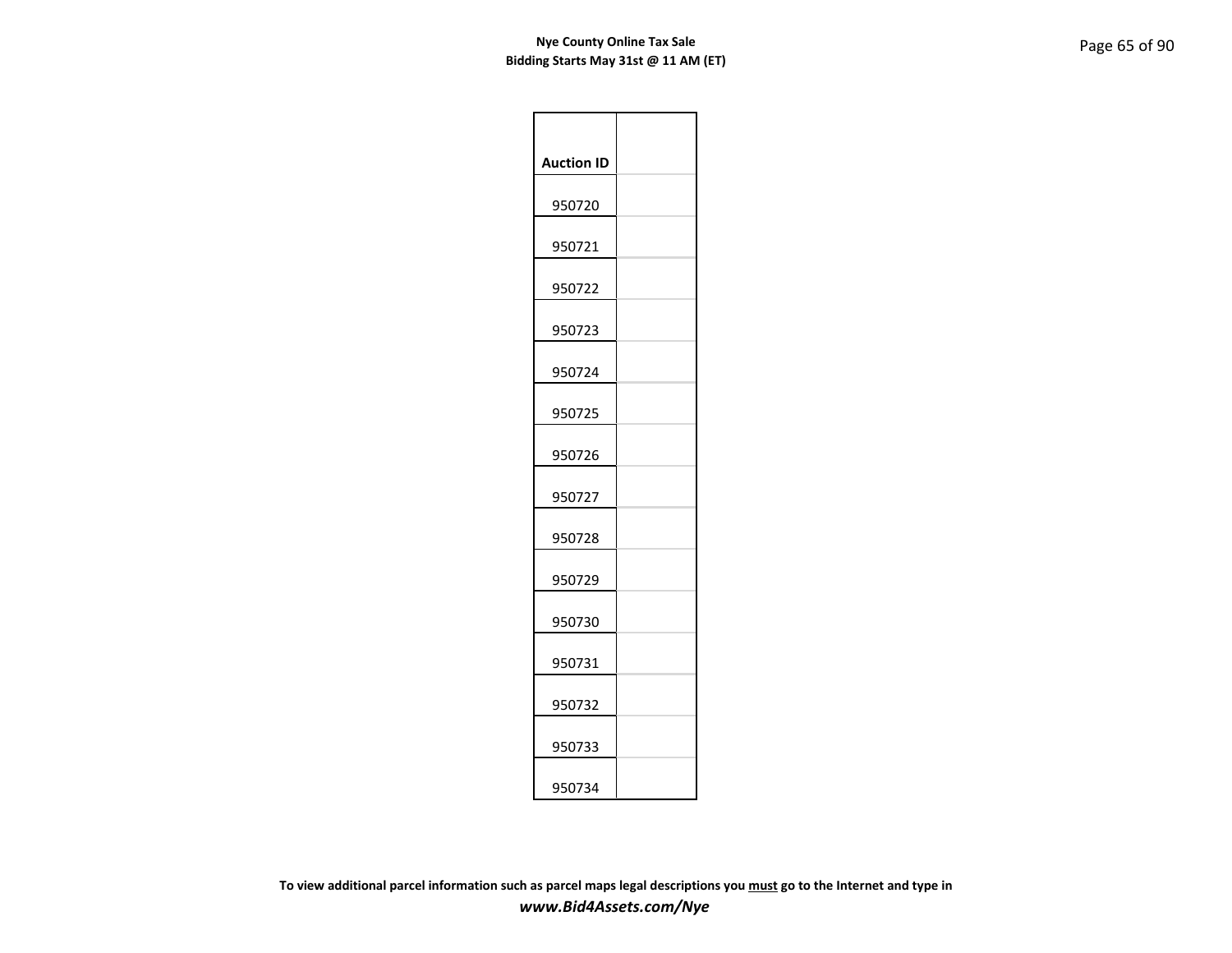| Auction ID | |
|---|---|
| 950720 | |
| 950721 | |
| 950722 | |
| 950723 | |
| 950724 | |
| 950725 | |
| 950726 | |
| 950727 | |
| 950728 | |
| 950729 | |
| 950730 | |
| 950731 | |
| 950732 | |
| 950733 | |
| 950734 | |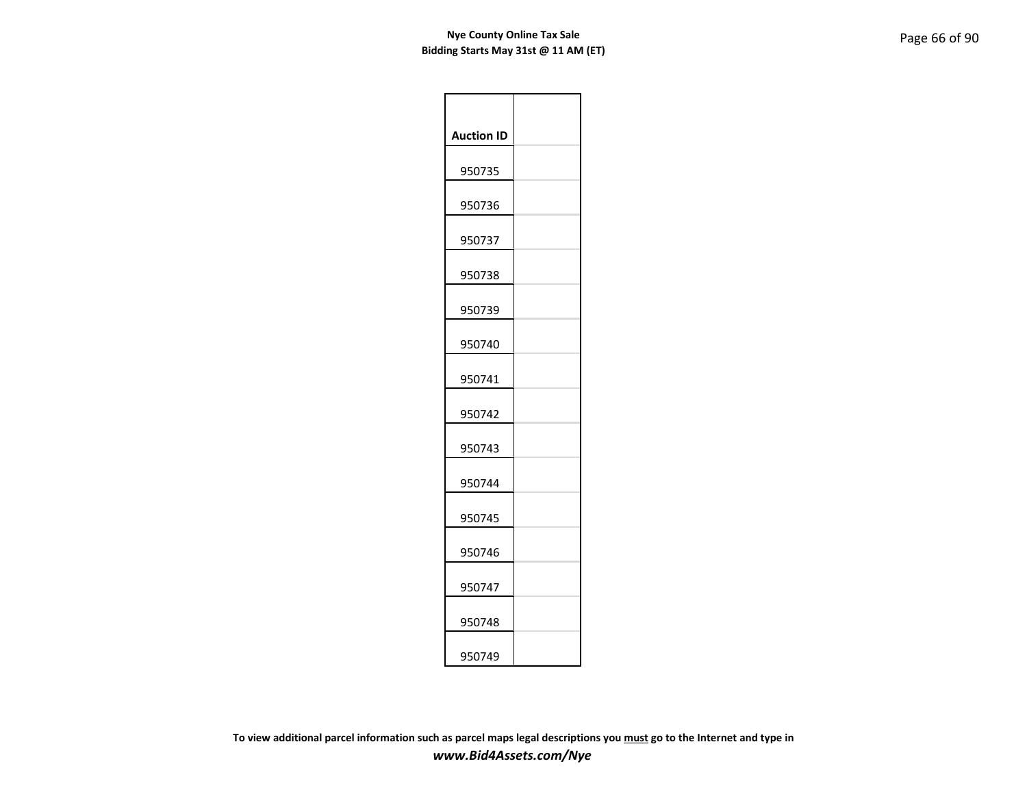| Auction ID | |
|---|---|
| 950735 | |
| 950736 | |
| 950737 | |
| 950738 | |
| 950739 | |
| 950740 | |
| 950741 | |
| 950742 | |
| 950743 | |
| 950744 | |
| 950745 | |
| 950746 | |
| 950747 | |
| 950748 | |
| 950749 | |

**To view additional parcel information such as parcel maps legal descriptions you must go to the Internet and type in**

***www.Bid4Assets.com/Nye***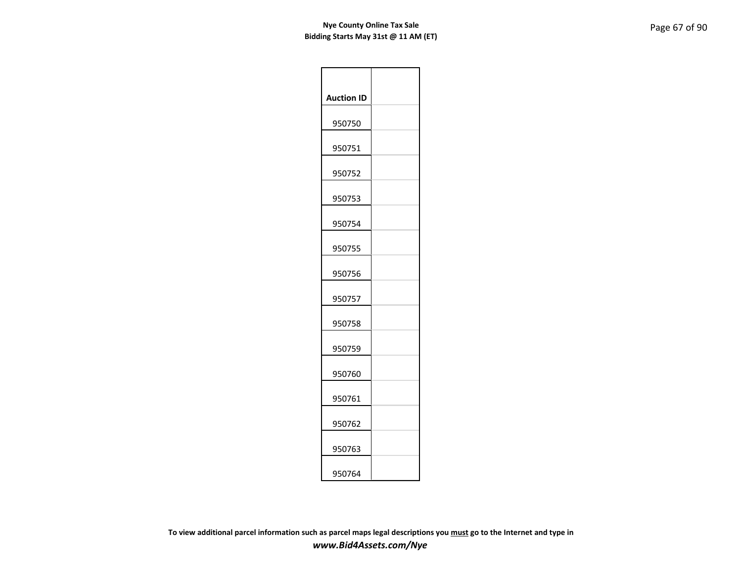| Auction ID | |
| --- | --- |
| 950750 | |
| 950751 | |
| 950752 | |
| 950753 | |
| 950754 | |
| 950755 | |
| 950756 | |
| 950757 | |
| 950758 | |
| 950759 | |
| 950760 | |
| 950761 | |
| 950762 | |
| 950763 | |
| 950764 | |

**To view additional parcel information such as parcel maps legal descriptions you must go to the Internet and type in**
***www.Bid4Assets.com/Nye***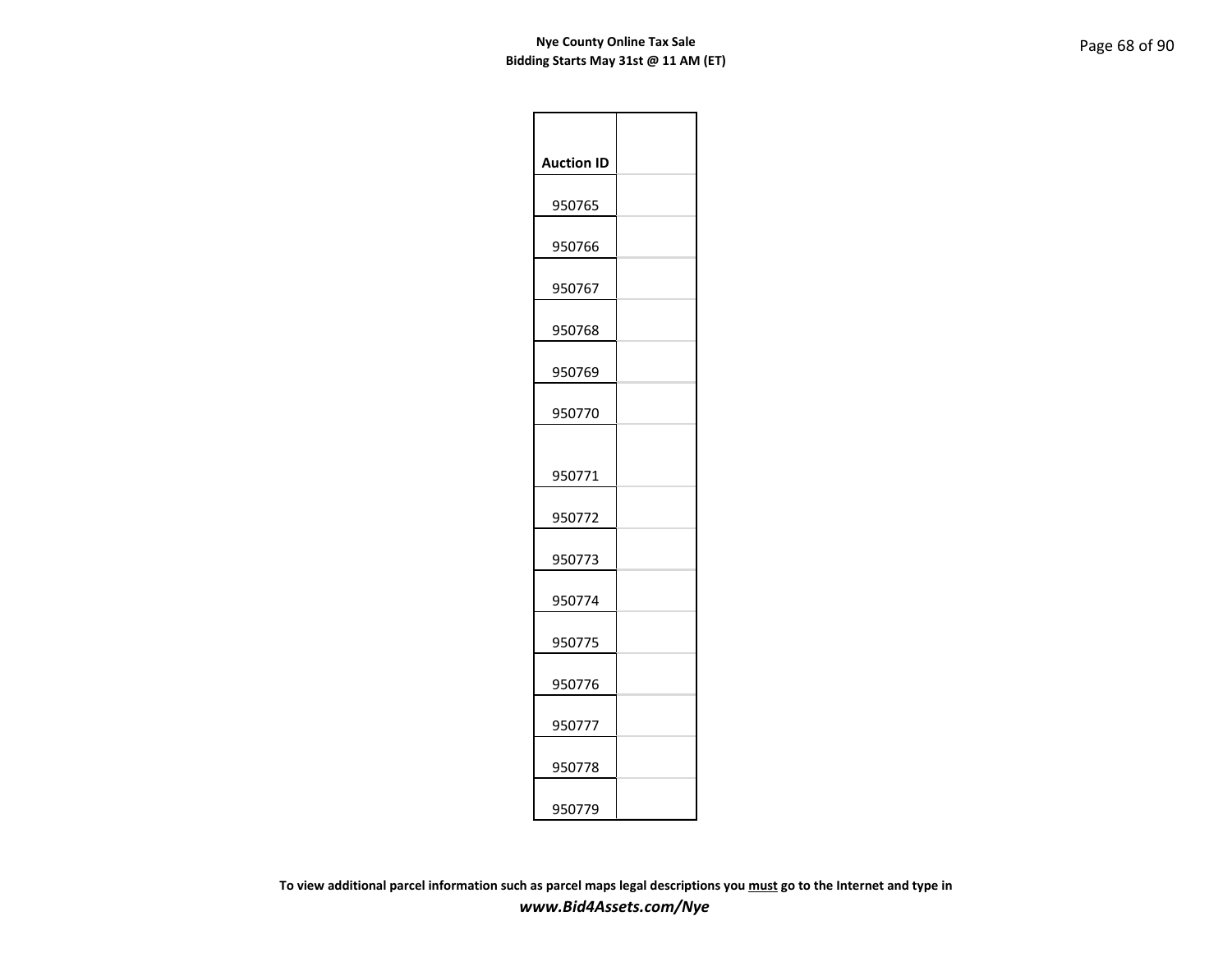| Auction ID | |
|---|---|
| 950765 | |
| 950766 | |
| 950767 | |
| 950768 | |
| 950769 | |
| 950770 | |
| 950771 | |
| 950772 | |
| 950773 | |
| 950774 | |
| 950775 | |
| 950776 | |
| 950777 | |
| 950778 | |
| 950779 | |

**To view additional parcel information such as parcel maps legal descriptions you must go to the Internet and type in**
***www.Bid4Assets.com/Nye***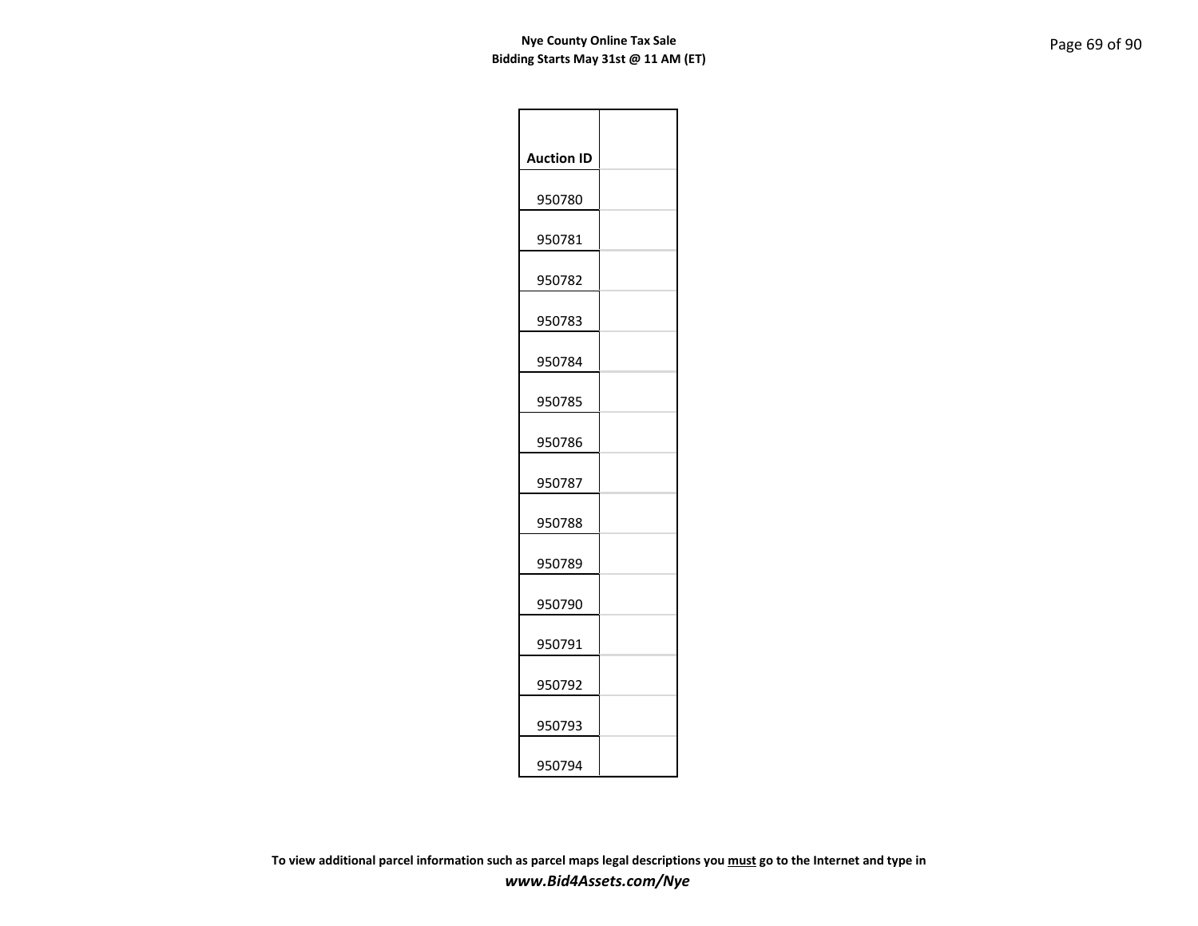| Auction ID | |
|---|---|
| 950780 | |
| 950781 | |
| 950782 | |
| 950783 | |
| 950784 | |
| 950785 | |
| 950786 | |
| 950787 | |
| 950788 | |
| 950789 | |
| 950790 | |
| 950791 | |
| 950792 | |
| 950793 | |
| 950794 | |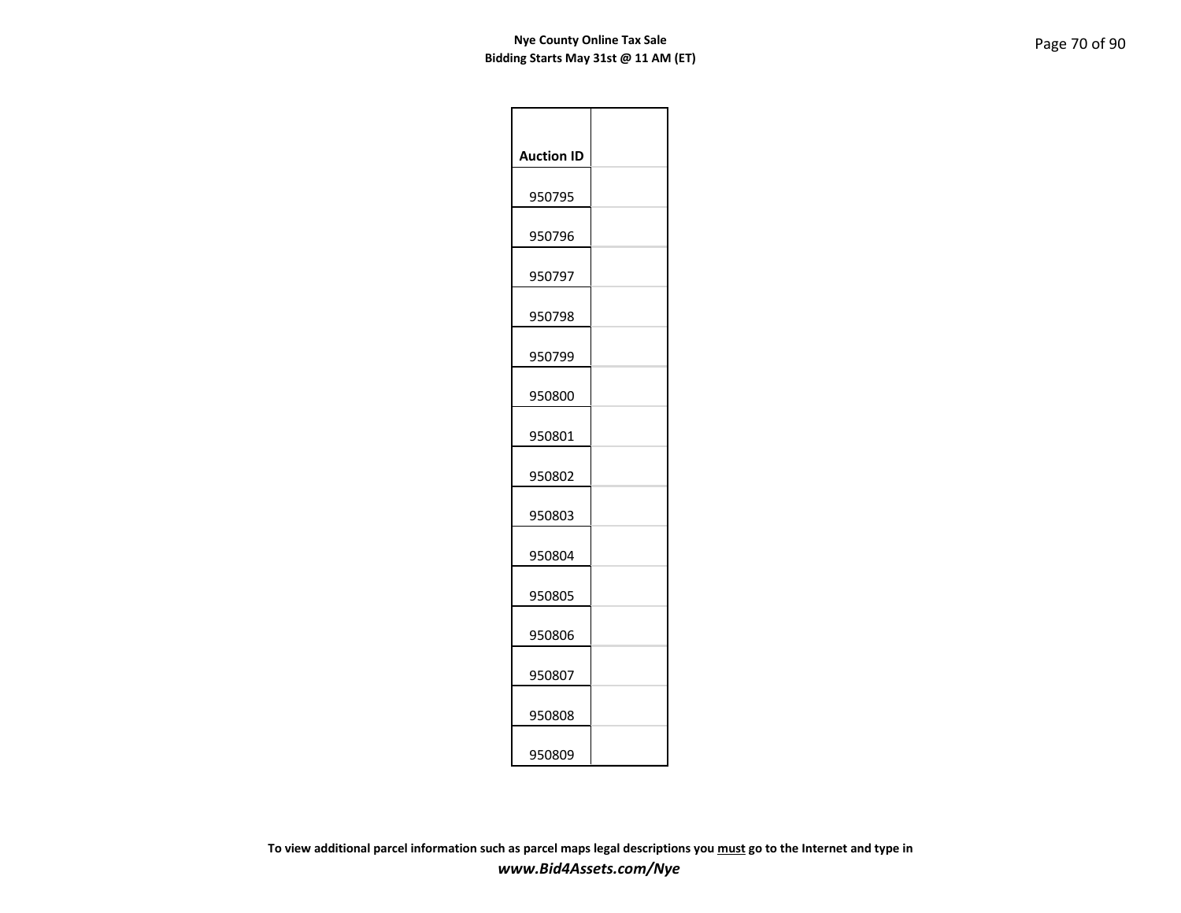| Auction ID | |
|---|---|
| 950795 | |
| 950796 | |
| 950797 | |
| 950798 | |
| 950799 | |
| 950800 | |
| 950801 | |
| 950802 | |
| 950803 | |
| 950804 | |
| 950805 | |
| 950806 | |
| 950807 | |
| 950808 | |
| 950809 | |

**To view additional parcel information such as parcel maps legal descriptions you must go to the Internet and type in**
***www.Bid4Assets.com/Nye***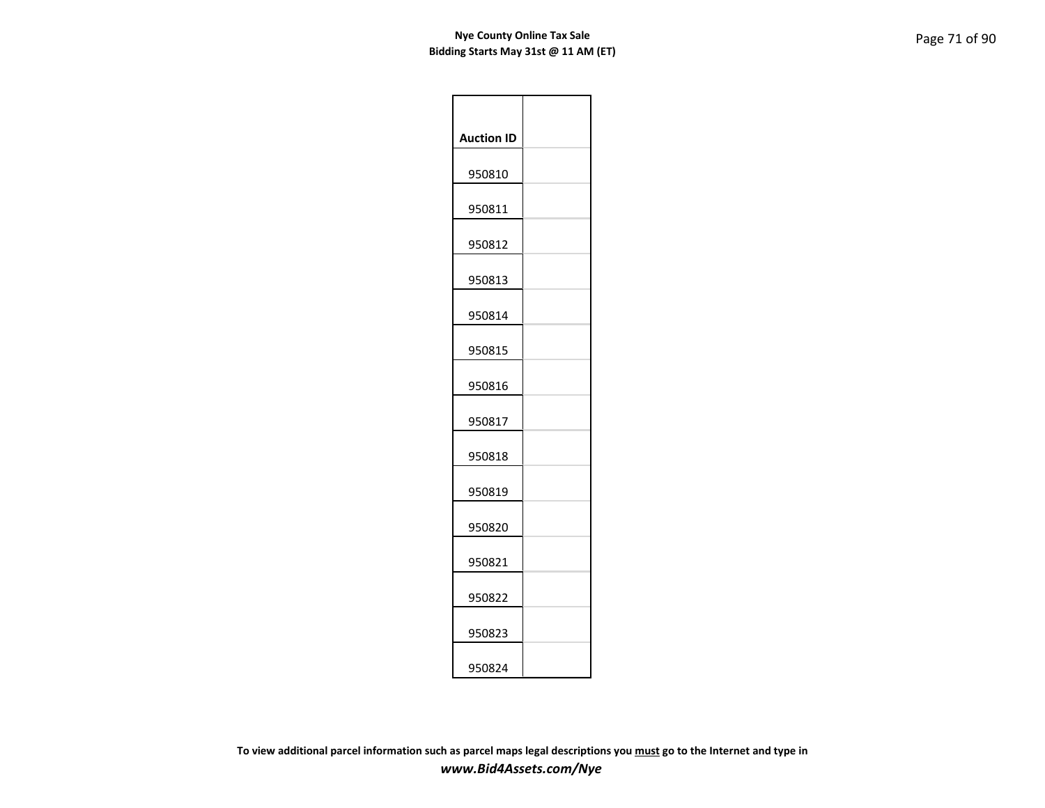| Auction ID | |
|---|---|
| 950810 | |
| 950811 | |
| 950812 | |
| 950813 | |
| 950814 | |
| 950815 | |
| 950816 | |
| 950817 | |
| 950818 | |
| 950819 | |
| 950820 | |
| 950821 | |
| 950822 | |
| 950823 | |
| 950824 | |

**To view additional parcel information such as parcel maps legal descriptions you must go to the Internet and type in**

***www.Bid4Assets.com/Nye***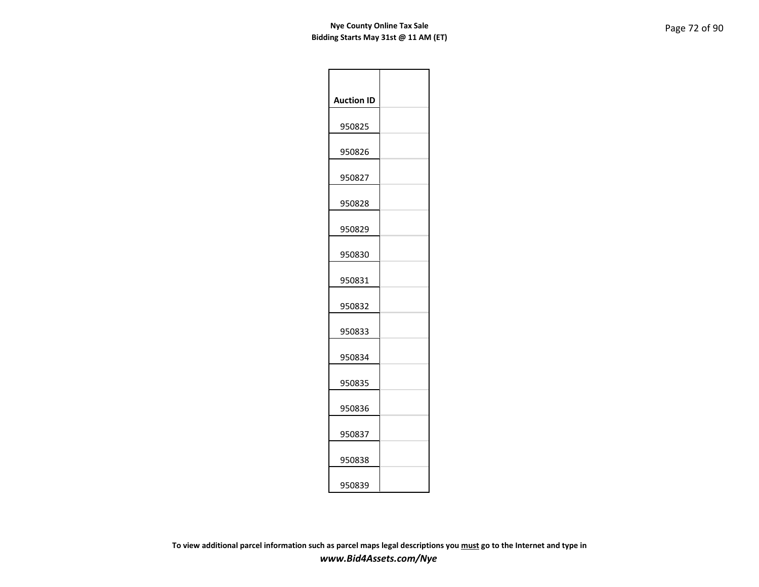| Auction ID | |
|---|---|
| 950825 | |
| 950826 | |
| 950827 | |
| 950828 | |
| 950829 | |
| 950830 | |
| 950831 | |
| 950832 | |
| 950833 | |
| 950834 | |
| 950835 | |
| 950836 | |
| 950837 | |
| 950838 | |
| 950839 | |

**To view additional parcel information such as parcel maps legal descriptions you must go to the Internet and type in**
***www.Bid4Assets.com/Nye***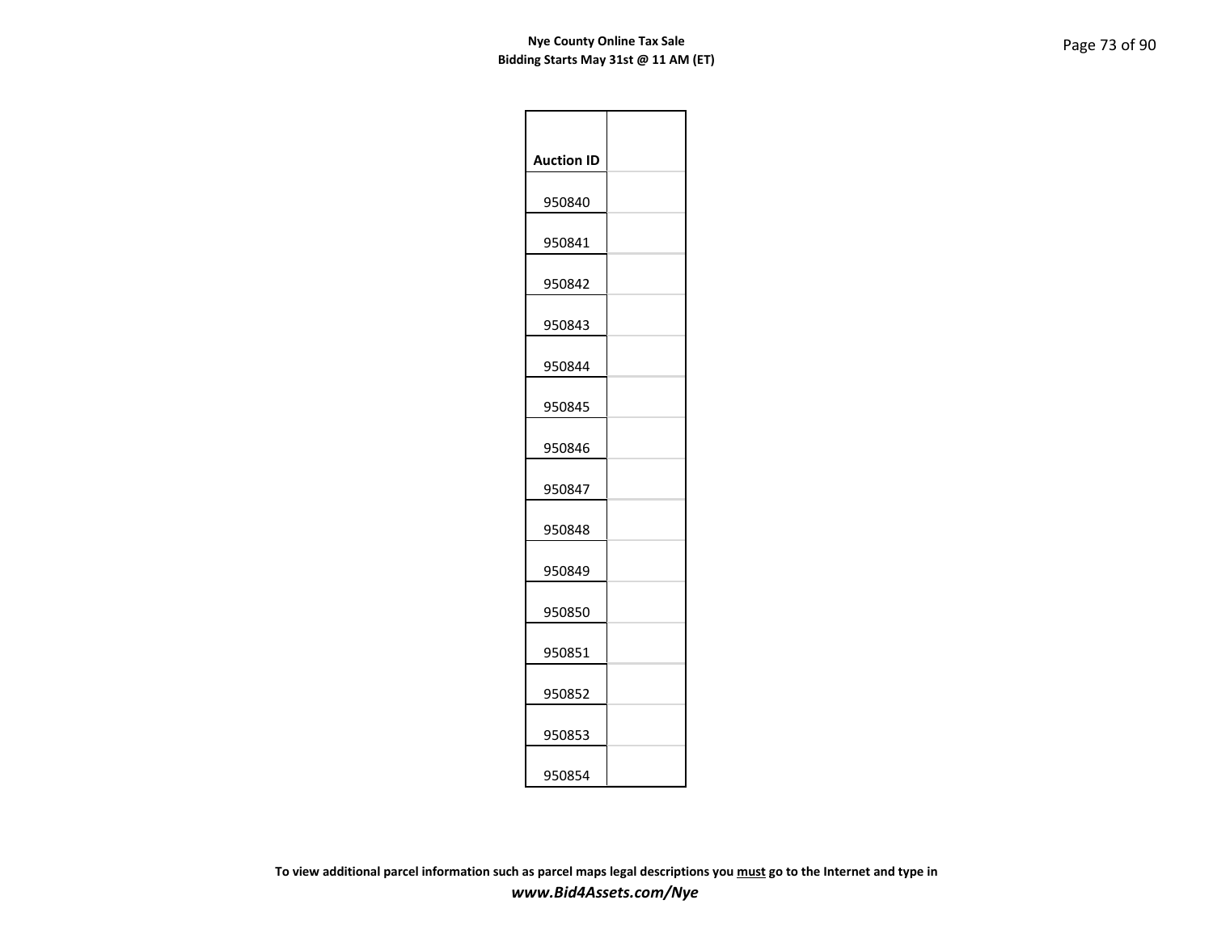| Auction ID | |
|---|---|
| 950840 | |
| 950841 | |
| 950842 | |
| 950843 | |
| 950844 | |
| 950845 | |
| 950846 | |
| 950847 | |
| 950848 | |
| 950849 | |
| 950850 | |
| 950851 | |
| 950852 | |
| 950853 | |
| 950854 | |

**To view additional parcel information such as parcel maps legal descriptions you must go to the Internet and type in**

***www.Bid4Assets.com/Nye***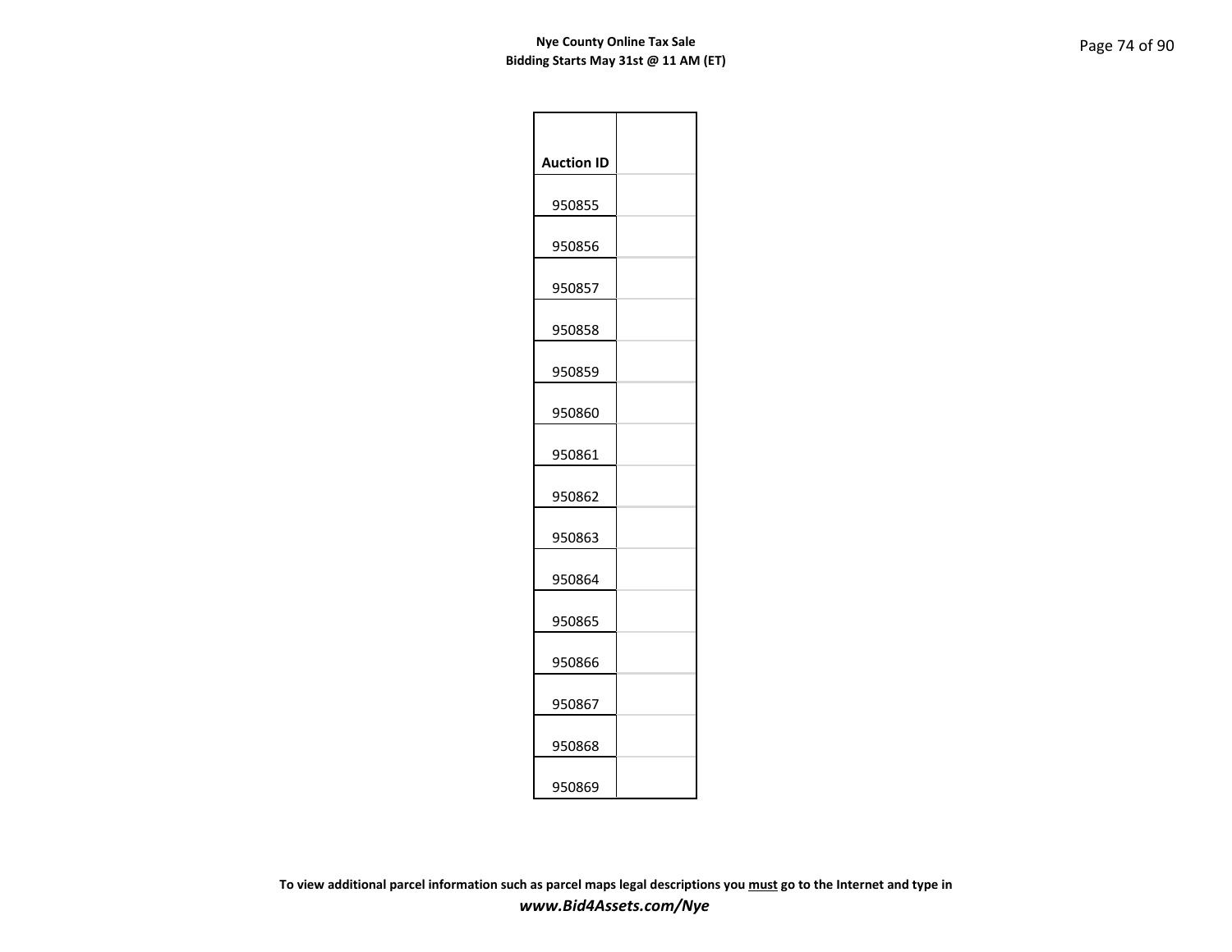| Auction ID | |
|---|---|
| 950855 | |
| 950856 | |
| 950857 | |
| 950858 | |
| 950859 | |
| 950860 | |
| 950861 | |
| 950862 | |
| 950863 | |
| 950864 | |
| 950865 | |
| 950866 | |
| 950867 | |
| 950868 | |
| 950869 | |

**To view additional parcel information such as parcel maps legal descriptions you must go to the Internet and type in**

***www.Bid4Assets.com/Nye***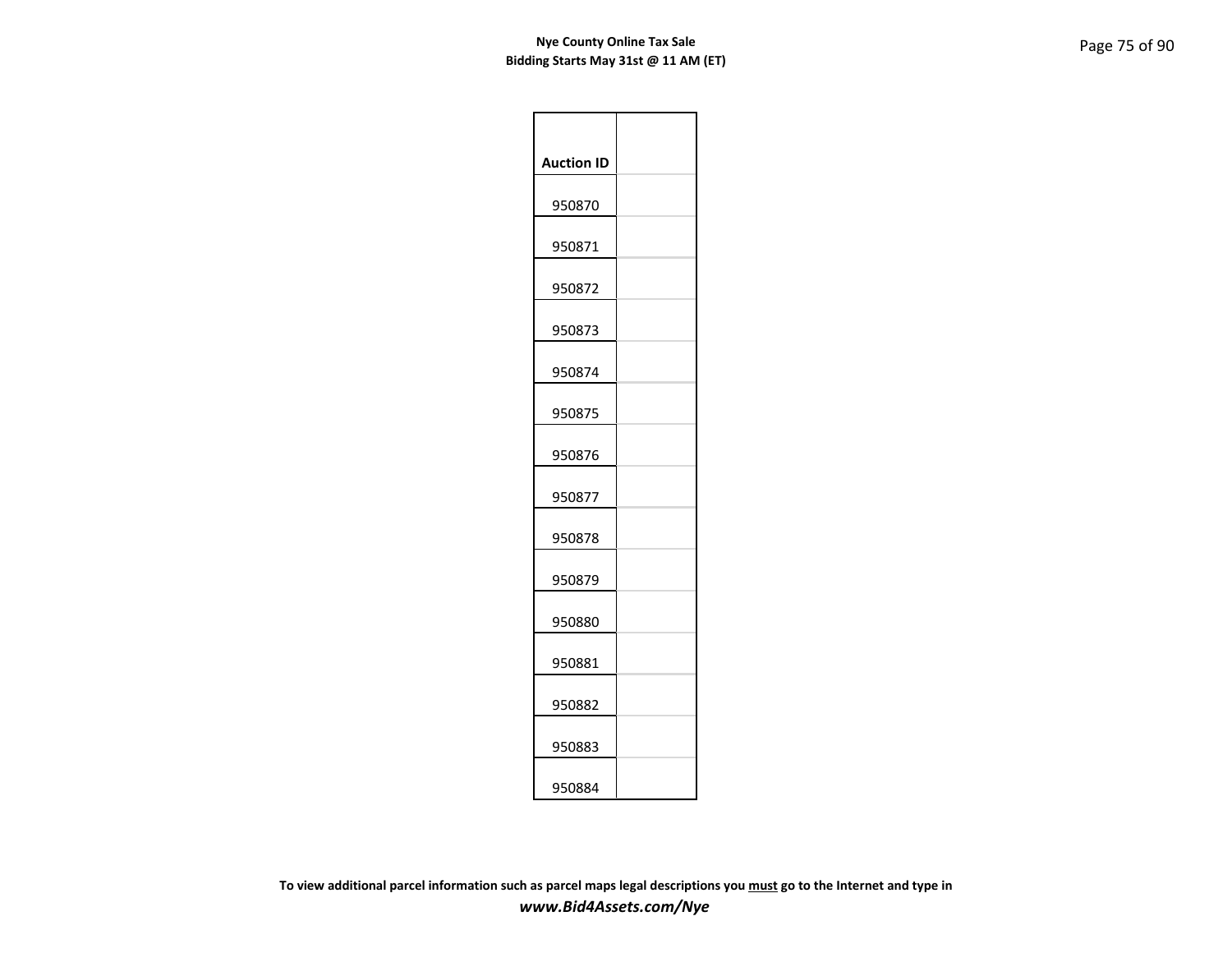**Nye County Online Tax Sale**
**Bidding Starts May 31st @ 11 AM (ET)**

| Auction ID | |
|---|---|
| 950870 | |
| 950871 | |
| 950872 | |
| 950873 | |
| 950874 | |
| 950875 | |
| 950876 | |
| 950877 | |
| 950878 | |
| 950879 | |
| 950880 | |
| 950881 | |
| 950882 | |
| 950883 | |
| 950884 | |

**To view additional parcel information such as parcel maps legal descriptions you must go to the Internet and type in**
***www.Bid4Assets.com/Nye***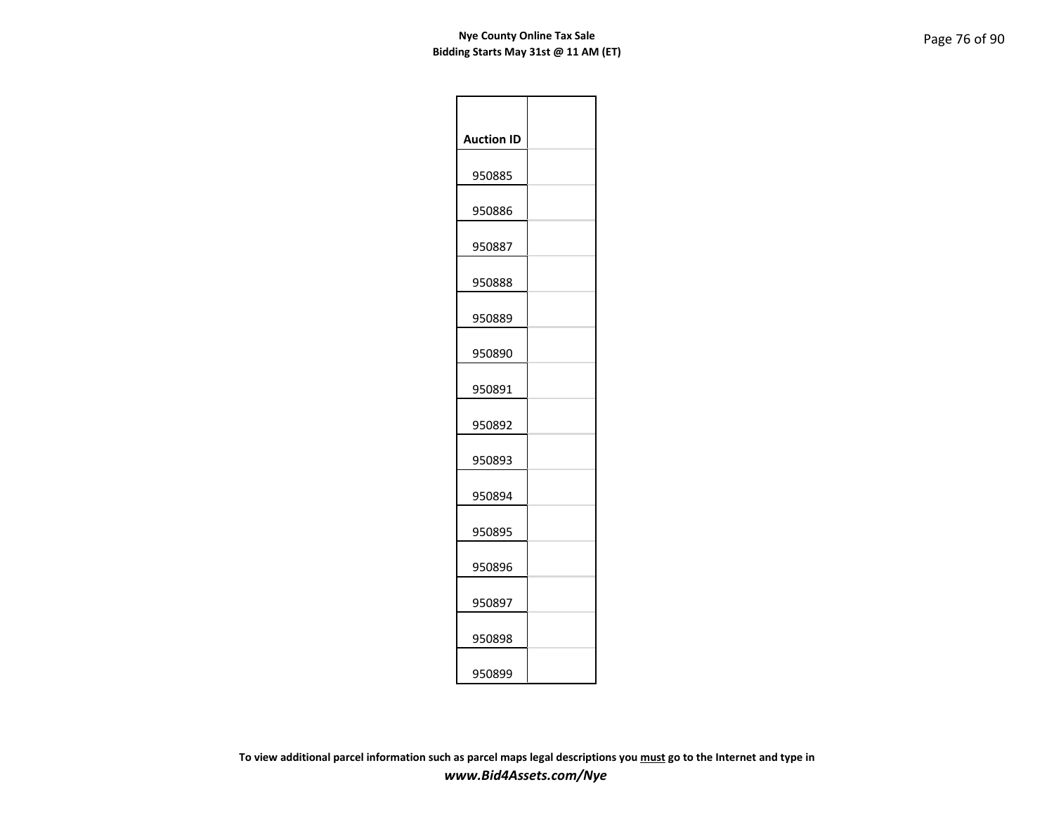| Auction ID | |
|---|---|
| 950885 | |
| 950886 | |
| 950887 | |
| 950888 | |
| 950889 | |
| 950890 | |
| 950891 | |
| 950892 | |
| 950893 | |
| 950894 | |
| 950895 | |
| 950896 | |
| 950897 | |
| 950898 | |
| 950899 | |

**To view additional parcel information such as parcel maps legal descriptions you must go to the Internet and type in**

***www.Bid4Assets.com/Nye***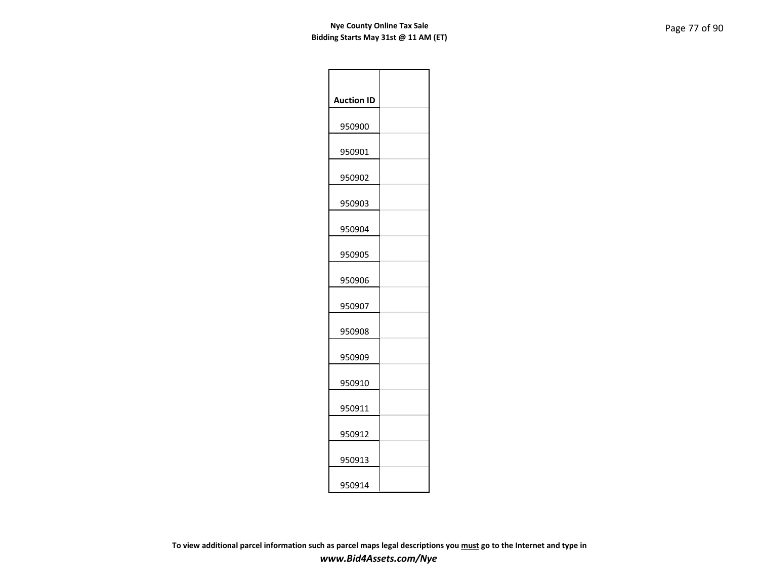| Auction ID | |
|---|---|
| 950900 | |
| 950901 | |
| 950902 | |
| 950903 | |
| 950904 | |
| 950905 | |
| 950906 | |
| 950907 | |
| 950908 | |
| 950909 | |
| 950910 | |
| 950911 | |
| 950912 | |
| 950913 | |
| 950914 | |

**To view additional parcel information such as parcel maps legal descriptions you must go to the Internet and type in**
***www.Bid4Assets.com/Nye***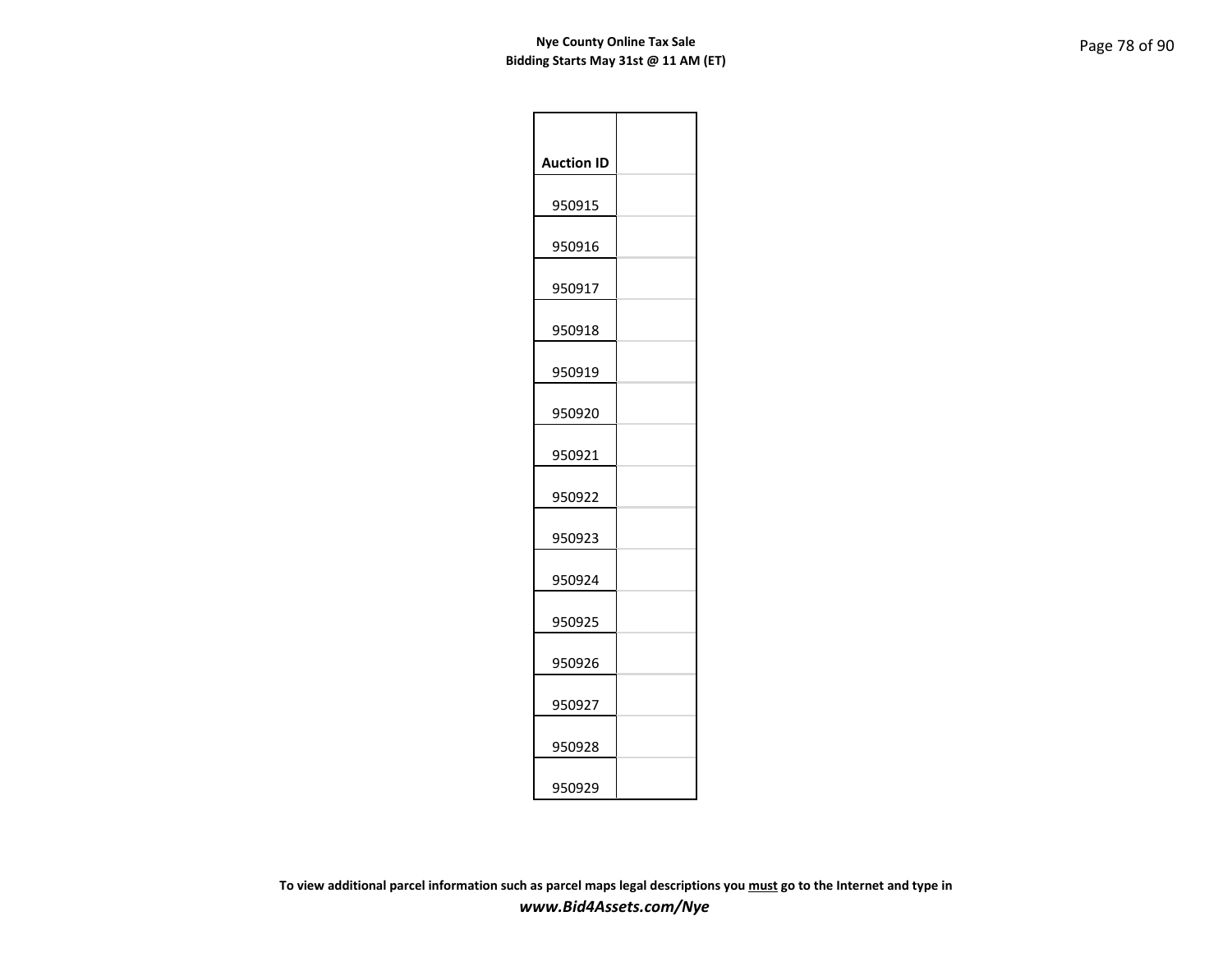| Auction ID | |
|---|---|
| 950915 | |
| 950916 | |
| 950917 | |
| 950918 | |
| 950919 | |
| 950920 | |
| 950921 | |
| 950922 | |
| 950923 | |
| 950924 | |
| 950925 | |
| 950926 | |
| 950927 | |
| 950928 | |
| 950929 | |

**To view additional parcel information such as parcel maps legal descriptions you must go to the Internet and type in**
***www.Bid4Assets.com/Nye***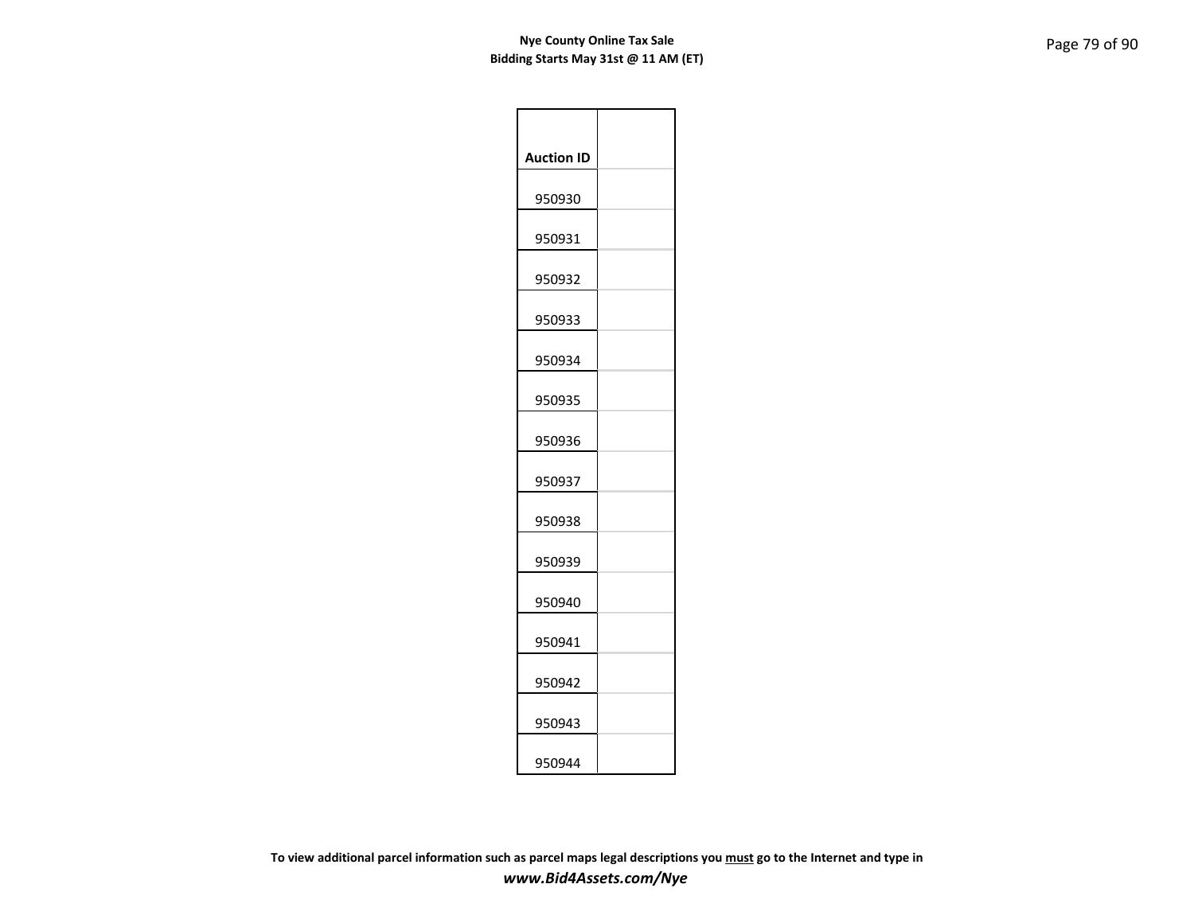| Auction ID | |
|---|---|
| 950930 | |
| 950931 | |
| 950932 | |
| 950933 | |
| 950934 | |
| 950935 | |
| 950936 | |
| 950937 | |
| 950938 | |
| 950939 | |
| 950940 | |
| 950941 | |
| 950942 | |
| 950943 | |
| 950944 | |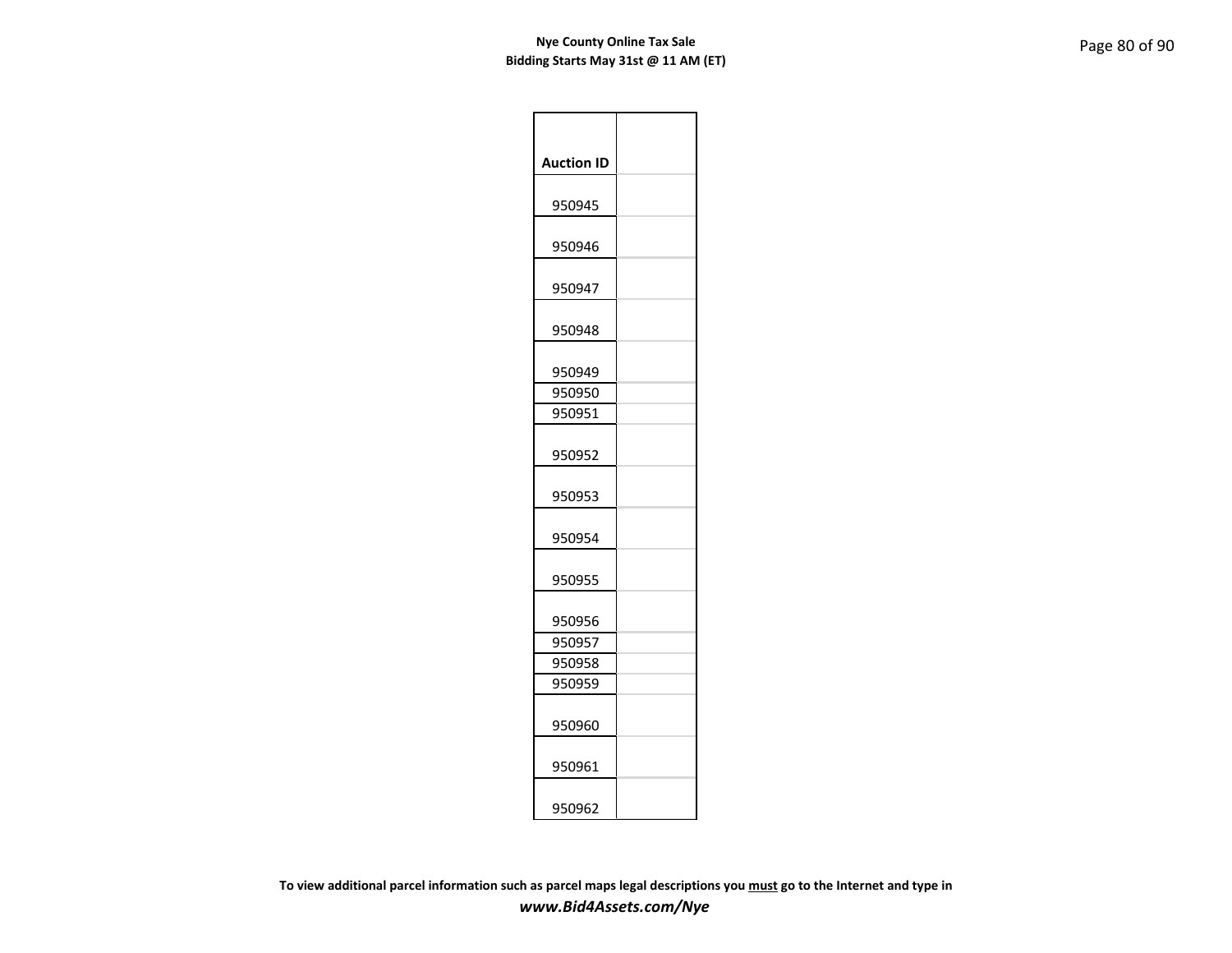| Auction ID | |
|---|---|
| 950945 | |
| 950946 | |
| 950947 | |
| 950948 | |
| 950949 | |
| 950950 | |
| 950951 | |
| 950952 | |
| 950953 | |
| 950954 | |
| 950955 | |
| 950956 | |
| 950957 | |
| 950958 | |
| 950959 | |
| 950960 | |
| 950961 | |
| 950962 | |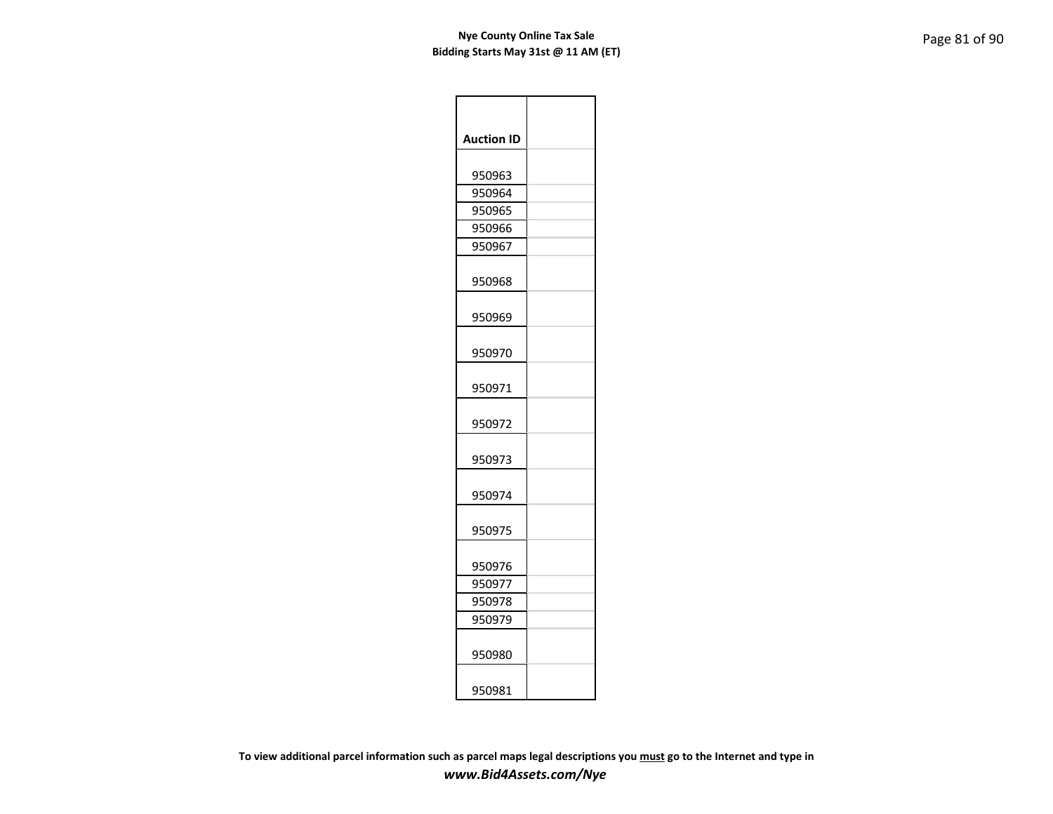| Auction ID | |
|---|---|
| 950963 | |
| 950964 | |
| 950965 | |
| 950966 | |
| 950967 | |
| 950968 | |
| 950969 | |
| 950970 | |
| 950971 | |
| 950972 | |
| 950973 | |
| 950974 | |
| 950975 | |
| 950976 | |
| 950977 | |
| 950978 | |
| 950979 | |
| 950980 | |
| 950981 | |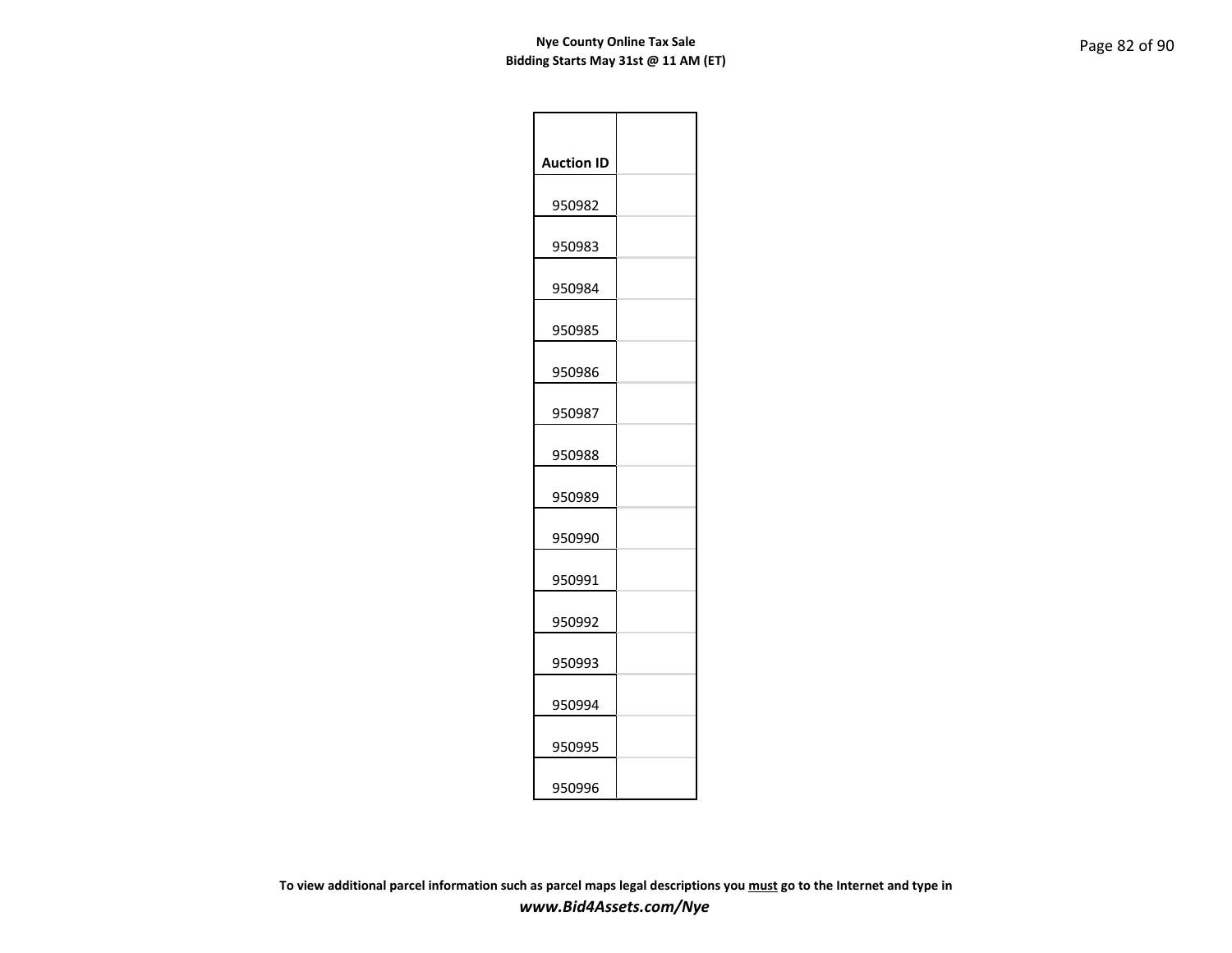| Auction ID | |
|---|---|
| 950982 | |
| 950983 | |
| 950984 | |
| 950985 | |
| 950986 | |
| 950987 | |
| 950988 | |
| 950989 | |
| 950990 | |
| 950991 | |
| 950992 | |
| 950993 | |
| 950994 | |
| 950995 | |
| 950996 | |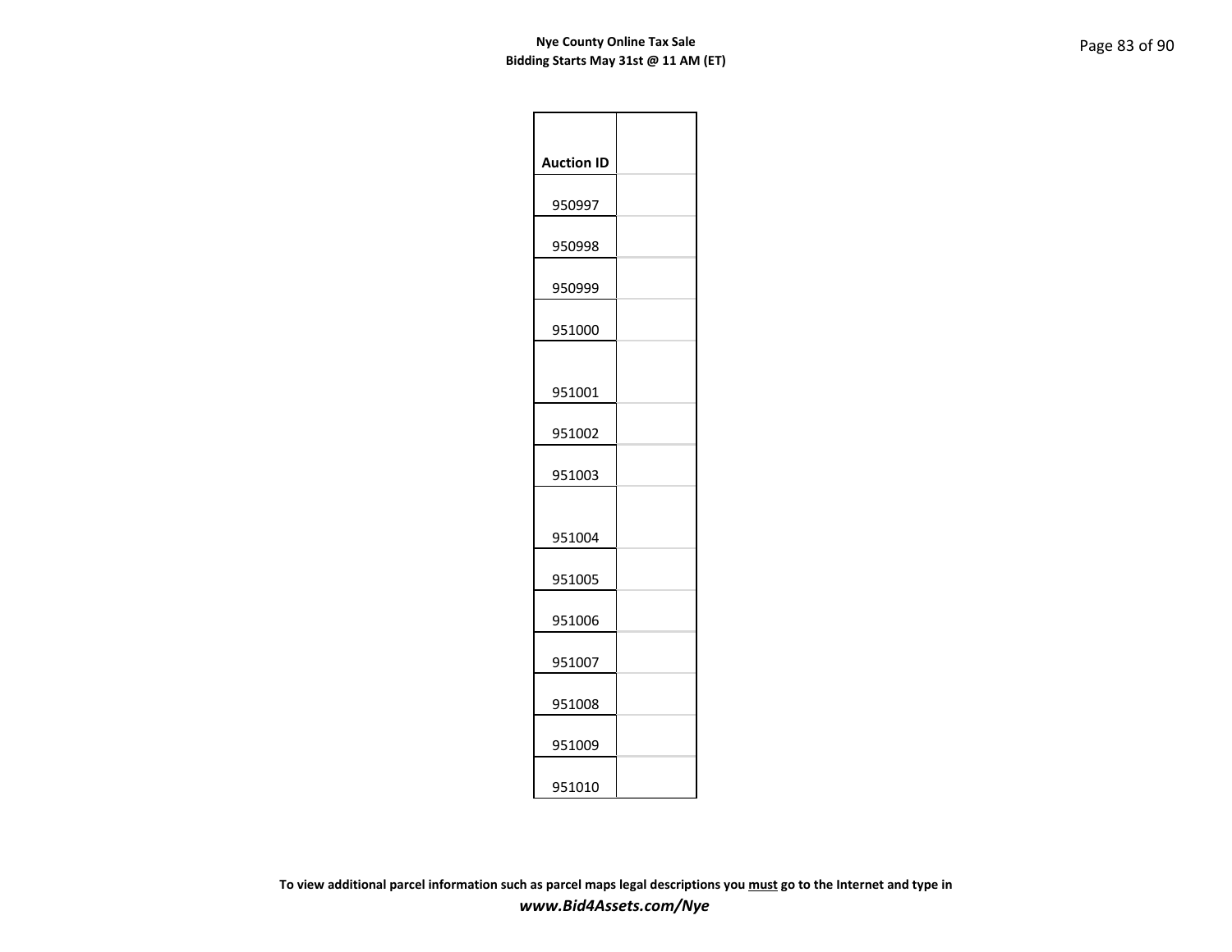| Auction ID | |
|---|---|
| 950997 | |
| 950998 | |
| 950999 | |
| 951000 | |
| 951001 | |
| 951002 | |
| 951003 | |
| 951004 | |
| 951005 | |
| 951006 | |
| 951007 | |
| 951008 | |
| 951009 | |
| 951010 | |

To view additional parcel information such as parcel maps legal descriptions you <u>must</u> go to the Internet and type in

***www.Bid4Assets.com/Nye***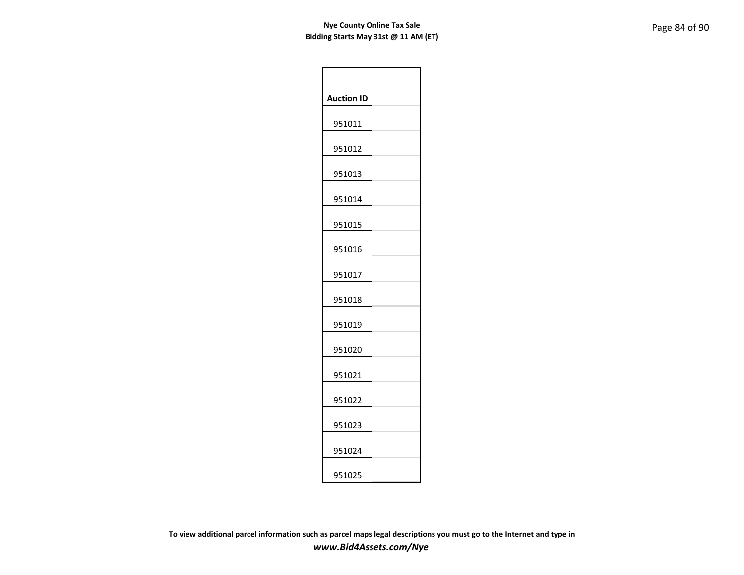| Auction ID | |
|---|---|
| 951011 | |
| 951012 | |
| 951013 | |
| 951014 | |
| 951015 | |
| 951016 | |
| 951017 | |
| 951018 | |
| 951019 | |
| 951020 | |
| 951021 | |
| 951022 | |
| 951023 | |
| 951024 | |
| 951025 | |

**To view additional parcel information such as parcel maps legal descriptions you <u>must</u> go to the Internet and type in**
***www.Bid4Assets.com/Nye***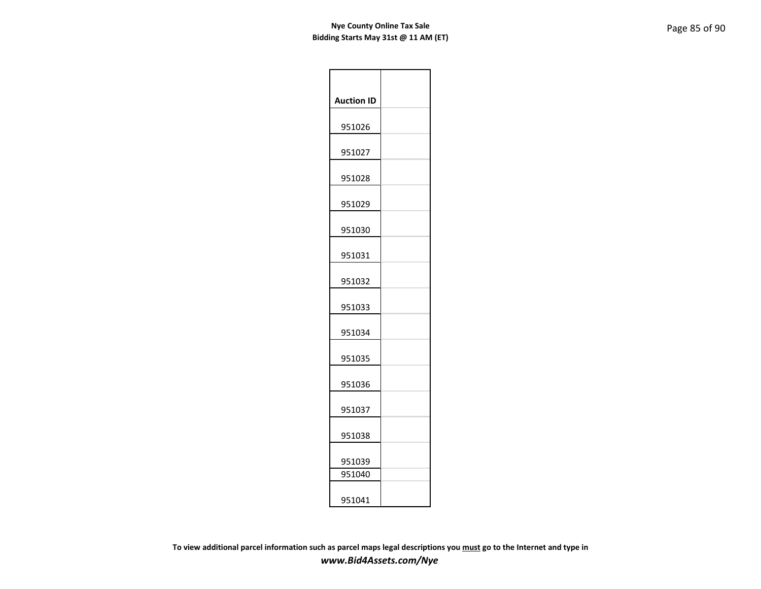**Nye County Online Tax Sale**
**Bidding Starts May 31st @ 11 AM (ET)**

| Auction ID | |
|---|---|
| 951026 | |
| 951027 | |
| 951028 | |
| 951029 | |
| 951030 | |
| 951031 | |
| 951032 | |
| 951033 | |
| 951034 | |
| 951035 | |
| 951036 | |
| 951037 | |
| 951038 | |
| 951039 | |
| 951040 | |
| 951041 | |

**To view additional parcel information such as parcel maps legal descriptions you <u>must</u> go to the Internet and type in**
***www.Bid4Assets.com/Nye***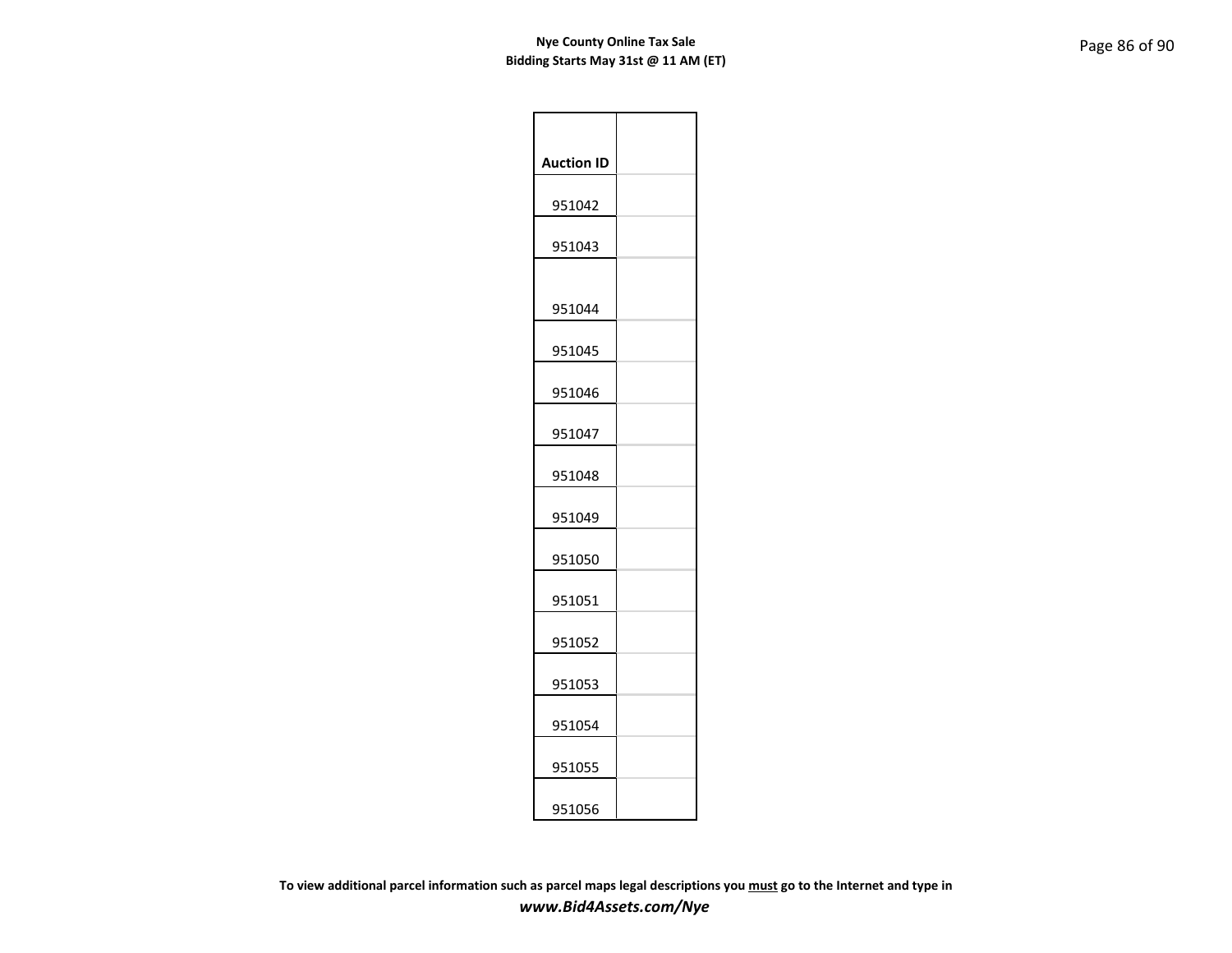| Auction ID | |
|---|---|
| 951042 | |
| 951043 | |
| 951044 | |
| 951045 | |
| 951046 | |
| 951047 | |
| 951048 | |
| 951049 | |
| 951050 | |
| 951051 | |
| 951052 | |
| 951053 | |
| 951054 | |
| 951055 | |
| 951056 | |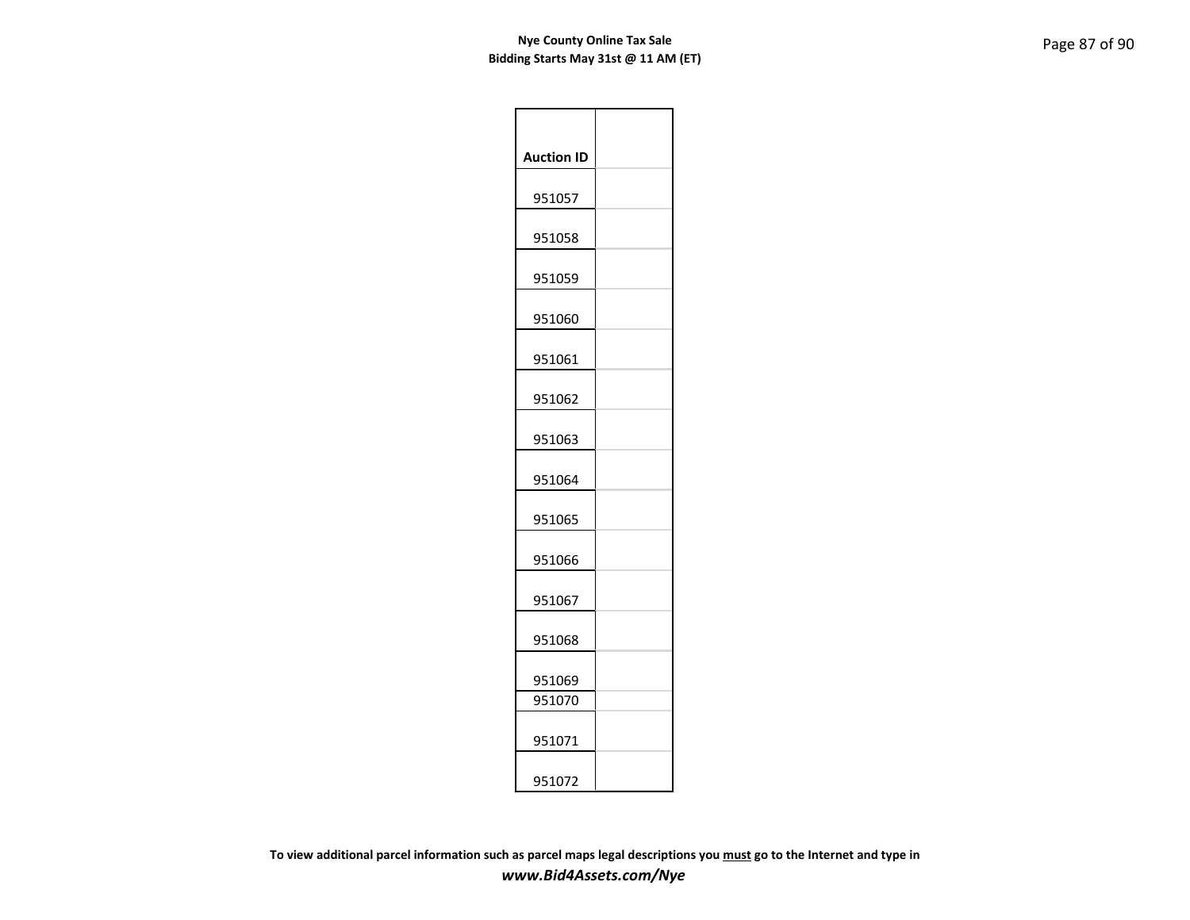| Auction ID | |
|---|---|
| 951057 | |
| 951058 | |
| 951059 | |
| 951060 | |
| 951061 | |
| 951062 | |
| 951063 | |
| 951064 | |
| 951065 | |
| 951066 | |
| 951067 | |
| 951068 | |
| 951069 | |
| 951070 | |
| 951071 | |
| 951072 | |

**To view additional parcel information such as parcel maps legal descriptions you must go to the Internet and type in**

***www.Bid4Assets.com/Nye***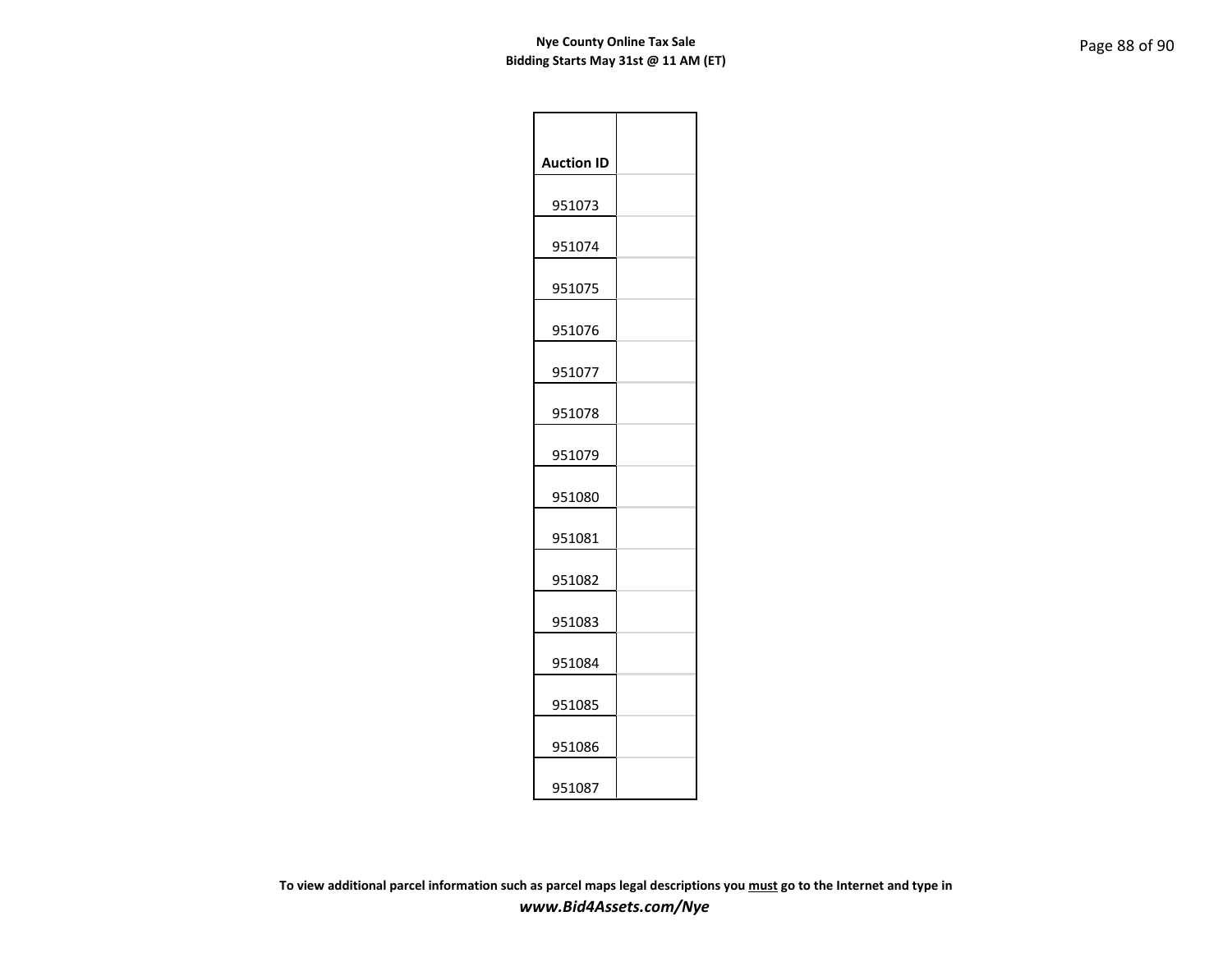| Auction ID | |
|---|---|
| 951073 | |
| 951074 | |
| 951075 | |
| 951076 | |
| 951077 | |
| 951078 | |
| 951079 | |
| 951080 | |
| 951081 | |
| 951082 | |
| 951083 | |
| 951084 | |
| 951085 | |
| 951086 | |
| 951087 | |

**To view additional parcel information such as parcel maps legal descriptions you must go to the Internet and type in**

***www.Bid4Assets.com/Nye***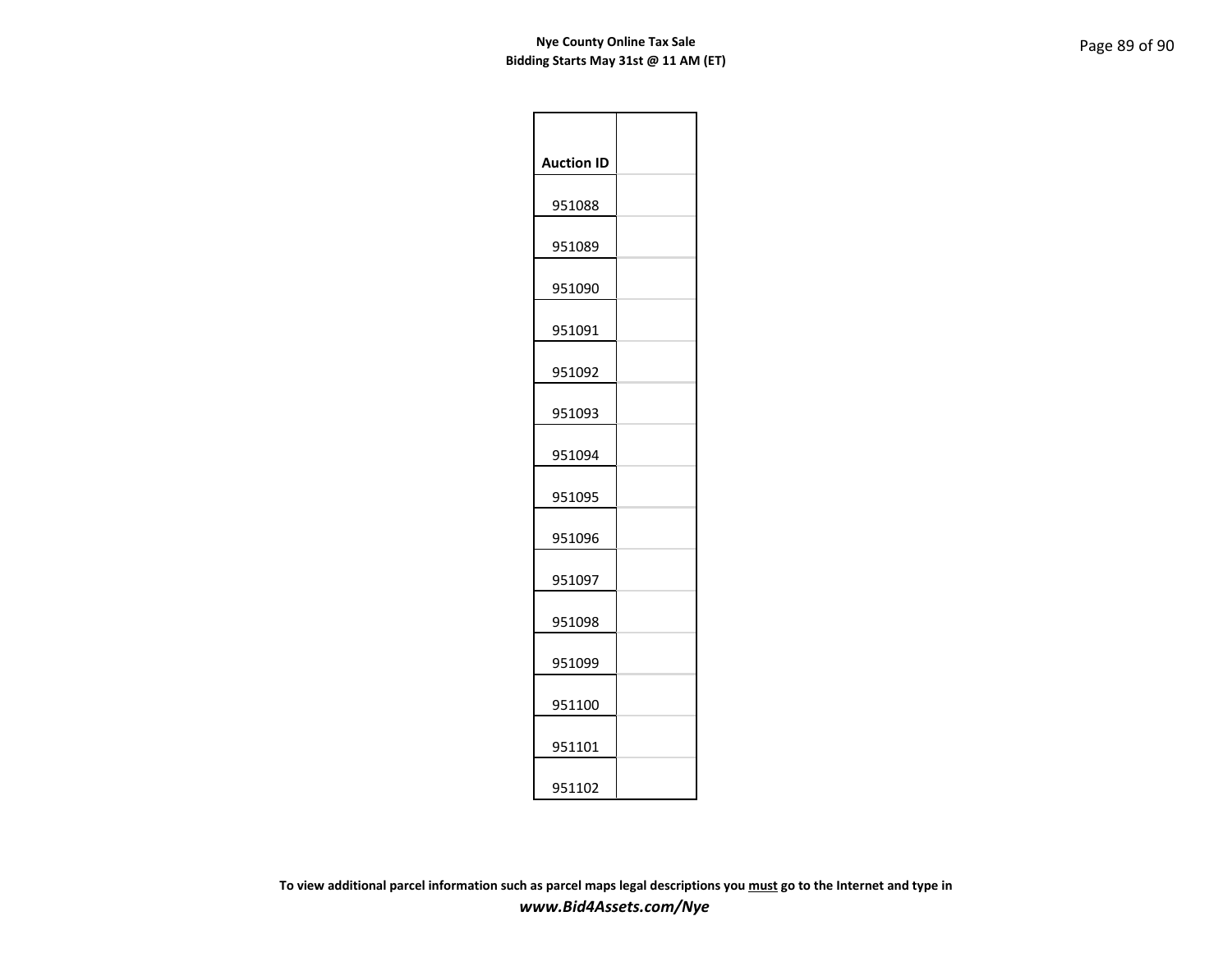| Auction ID | |
|---|---|
| 951088 | |
| 951089 | |
| 951090 | |
| 951091 | |
| 951092 | |
| 951093 | |
| 951094 | |
| 951095 | |
| 951096 | |
| 951097 | |
| 951098 | |
| 951099 | |
| 951100 | |
| 951101 | |
| 951102 | |

**To view additional parcel information such as parcel maps legal descriptions you must go to the Internet and type in**
***www.Bid4Assets.com/Nye***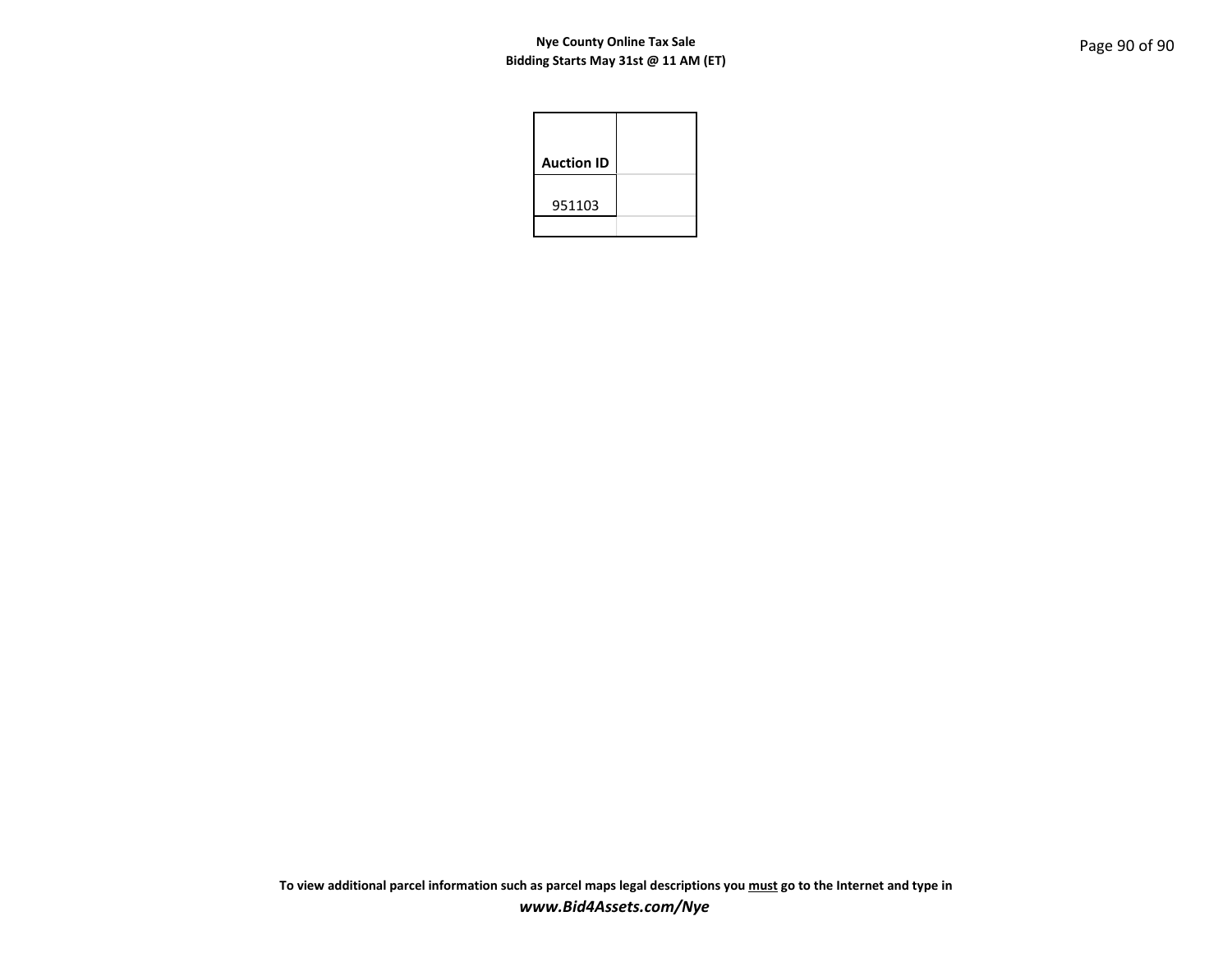| Auction ID | |
|---|---|
| 951103 | |
| | |

To view additional parcel information such as parcel maps legal descriptions you must go to the Internet and type in

***www.Bid4Assets.com/Nye***